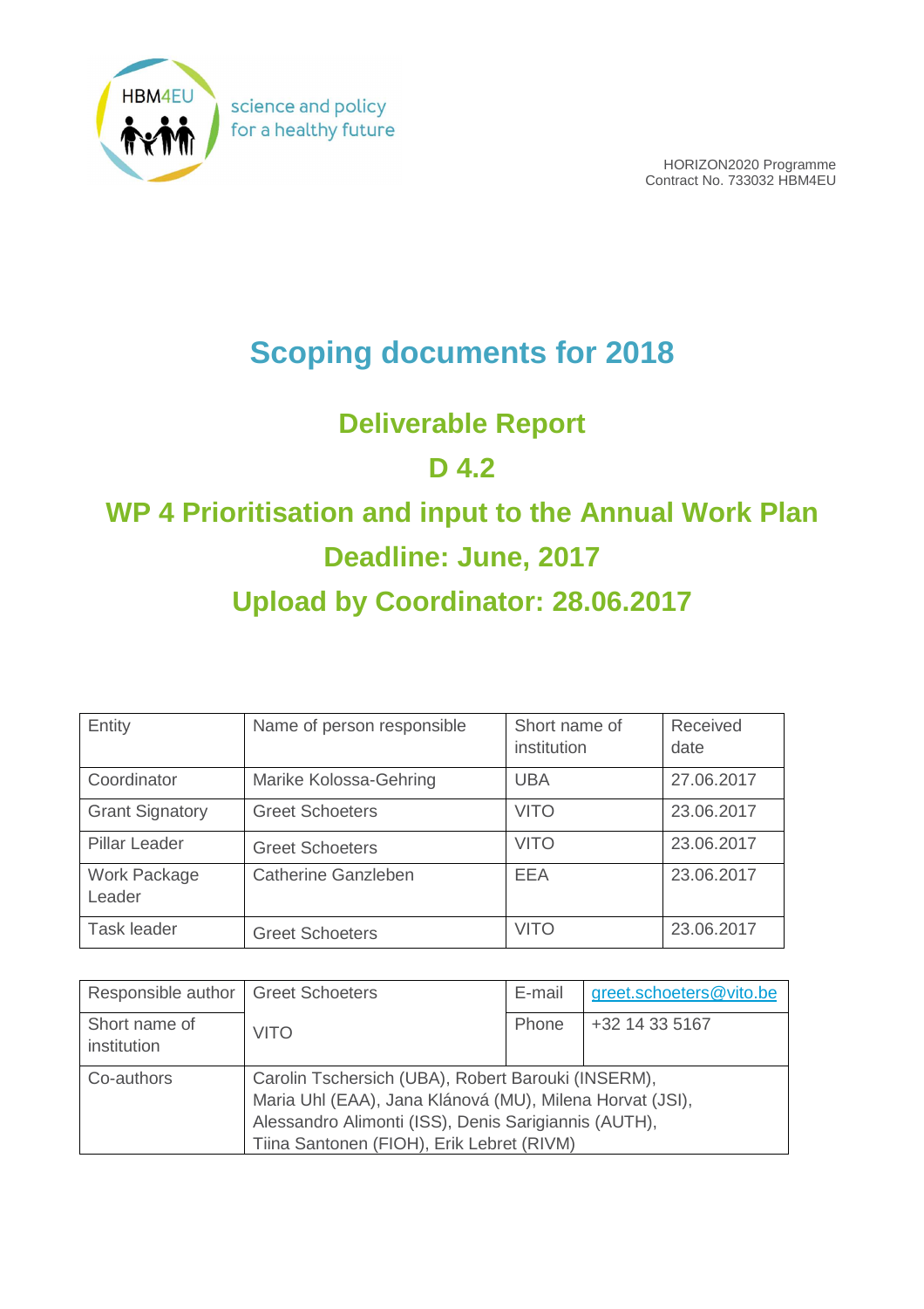HBM4EU science and policy for a healthy future

HORIZON2020 Programme
Contract No. 733032 HBM4EU

# Scoping documents for 2018

## Deliverable Report

## D 4.2

## WP 4 Prioritisation and input to the Annual Work Plan

## Deadline: June, 2017

## Upload by Coordinator: 28.06.2017

| Entity | Name of person responsible | Short name of institution | Received date |
|---|---|---|---|
| Coordinator | Marike Kolossa-Gehring | UBA | 27.06.2017 |
| Grant Signatory | Greet Schoeters | VITO | 23.06.2017 |
| Pillar Leader | Greet Schoeters | VITO | 23.06.2017 |
| Work Package Leader | Catherine Ganzleben | EEA | 23.06.2017 |
| Task leader | Greet Schoeters | VITO | 23.06.2017 |

| Responsible author | Greet Schoeters | E-mail | greet.schoeters@vito.be |
|---|---|---|---|
| Short name of institution | VITO | Phone | +32 14 33 5167 |
| Co-authors | Carolin Tschersich (UBA), Robert Barouki (INSERM), Maria Uhl (EAA), Jana Klánová (MU), Milena Horvat (JSI), Alessandro Alimonti (ISS), Denis Sarigiannis (AUTH), Tiina Santonen (FIOH), Erik Lebret (RIVM) | | |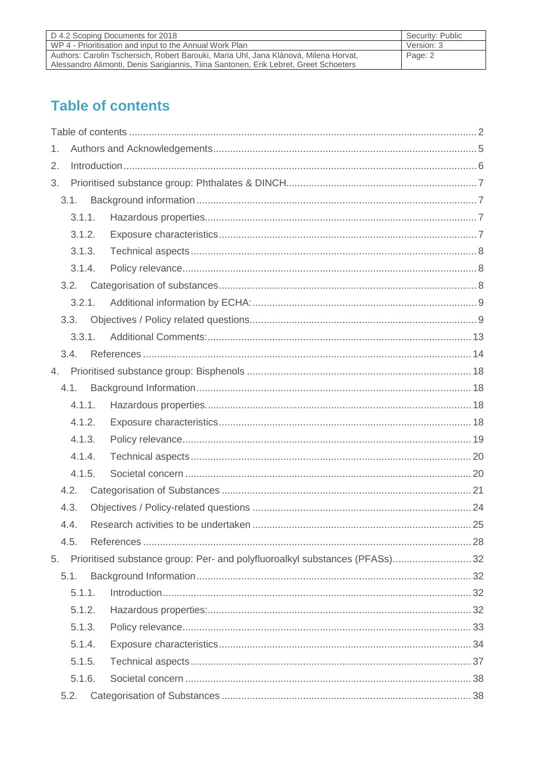# Table of contents

Table of contents .......... 2

1. Authors and Acknowledgements .......... 5
2. Introduction .......... 6
3. Prioritised substance group: Phthalates & DINCH .......... 7
   - 3.1. Background information .......... 7
     - 3.1.1. Hazardous properties .......... 7
     - 3.1.2. Exposure characteristics .......... 7
     - 3.1.3. Technical aspects .......... 8
     - 3.1.4. Policy relevance .......... 8
   - 3.2. Categorisation of substances .......... 8
     - 3.2.1. Additional information by ECHA: .......... 9
   - 3.3. Objectives / Policy related questions .......... 9
     - 3.3.1. Additional Comments: .......... 13
   - 3.4. References .......... 14
4. Prioritised substance group: Bisphenols .......... 18
   - 4.1. Background Information .......... 18
     - 4.1.1. Hazardous properties .......... 18
     - 4.1.2. Exposure characteristics .......... 18
     - 4.1.3. Policy relevance .......... 19
     - 4.1.4. Technical aspects .......... 20
     - 4.1.5. Societal concern .......... 20
   - 4.2. Categorisation of Substances .......... 21
   - 4.3. Objectives / Policy-related questions .......... 24
   - 4.4. Research activities to be undertaken .......... 25
   - 4.5. References .......... 28
5. Prioritised substance group: Per- and polyfluoroalkyl substances (PFASs) .......... 32
   - 5.1. Background Information .......... 32
     - 5.1.1. Introduction .......... 32
     - 5.1.2. Hazardous properties: .......... 32
     - 5.1.3. Policy relevance .......... 33
     - 5.1.4. Exposure characteristics .......... 34
     - 5.1.5. Technical aspects .......... 37
     - 5.1.6. Societal concern .......... 38
   - 5.2. Categorisation of Substances .......... 38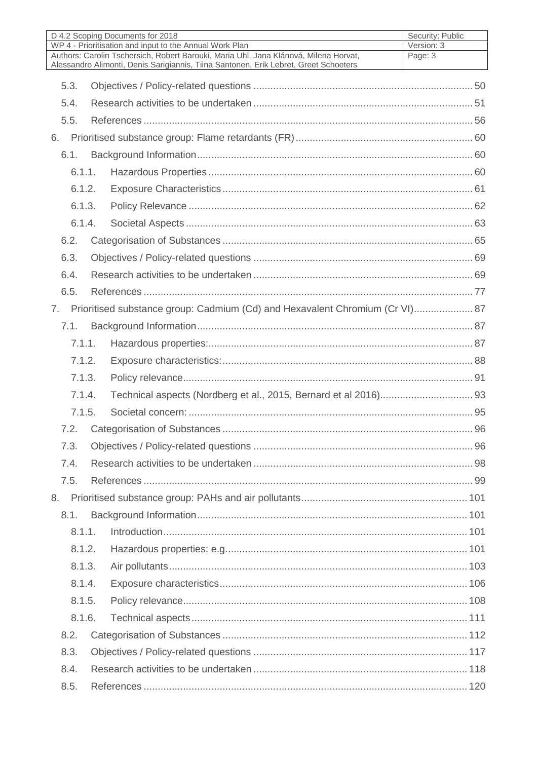- 5.3. Objectives / Policy-related questions ............ 50
- 5.4. Research activities to be undertaken ............ 51
- 5.5. References ............ 56

6. Prioritised substance group: Flame retardants (FR) ............ 60
- 6.1. Background Information ............ 60
  - 6.1.1. Hazardous Properties ............ 60
  - 6.1.2. Exposure Characteristics ............ 61
  - 6.1.3. Policy Relevance ............ 62
  - 6.1.4. Societal Aspects ............ 63
- 6.2. Categorisation of Substances ............ 65
- 6.3. Objectives / Policy-related questions ............ 69
- 6.4. Research activities to be undertaken ............ 69
- 6.5. References ............ 77

7. Prioritised substance group: Cadmium (Cd) and Hexavalent Chromium (Cr VI) ............ 87
- 7.1. Background Information ............ 87
  - 7.1.1. Hazardous properties: ............ 87
  - 7.1.2. Exposure characteristics: ............ 88
  - 7.1.3. Policy relevance ............ 91
  - 7.1.4. Technical aspects (Nordberg et al., 2015, Bernard et al 2016) ............ 93
  - 7.1.5. Societal concern: ............ 95
- 7.2. Categorisation of Substances ............ 96
- 7.3. Objectives / Policy-related questions ............ 96
- 7.4. Research activities to be undertaken ............ 98
- 7.5. References ............ 99

8. Prioritised substance group: PAHs and air pollutants ............ 101
- 8.1. Background Information ............ 101
  - 8.1.1. Introduction ............ 101
  - 8.1.2. Hazardous properties: e.g. ............ 101
  - 8.1.3. Air pollutants ............ 103
  - 8.1.4. Exposure characteristics ............ 106
  - 8.1.5. Policy relevance ............ 108
  - 8.1.6. Technical aspects ............ 111
- 8.2. Categorisation of Substances ............ 112
- 8.3. Objectives / Policy-related questions ............ 117
- 8.4. Research activities to be undertaken ............ 118
- 8.5. References ............ 120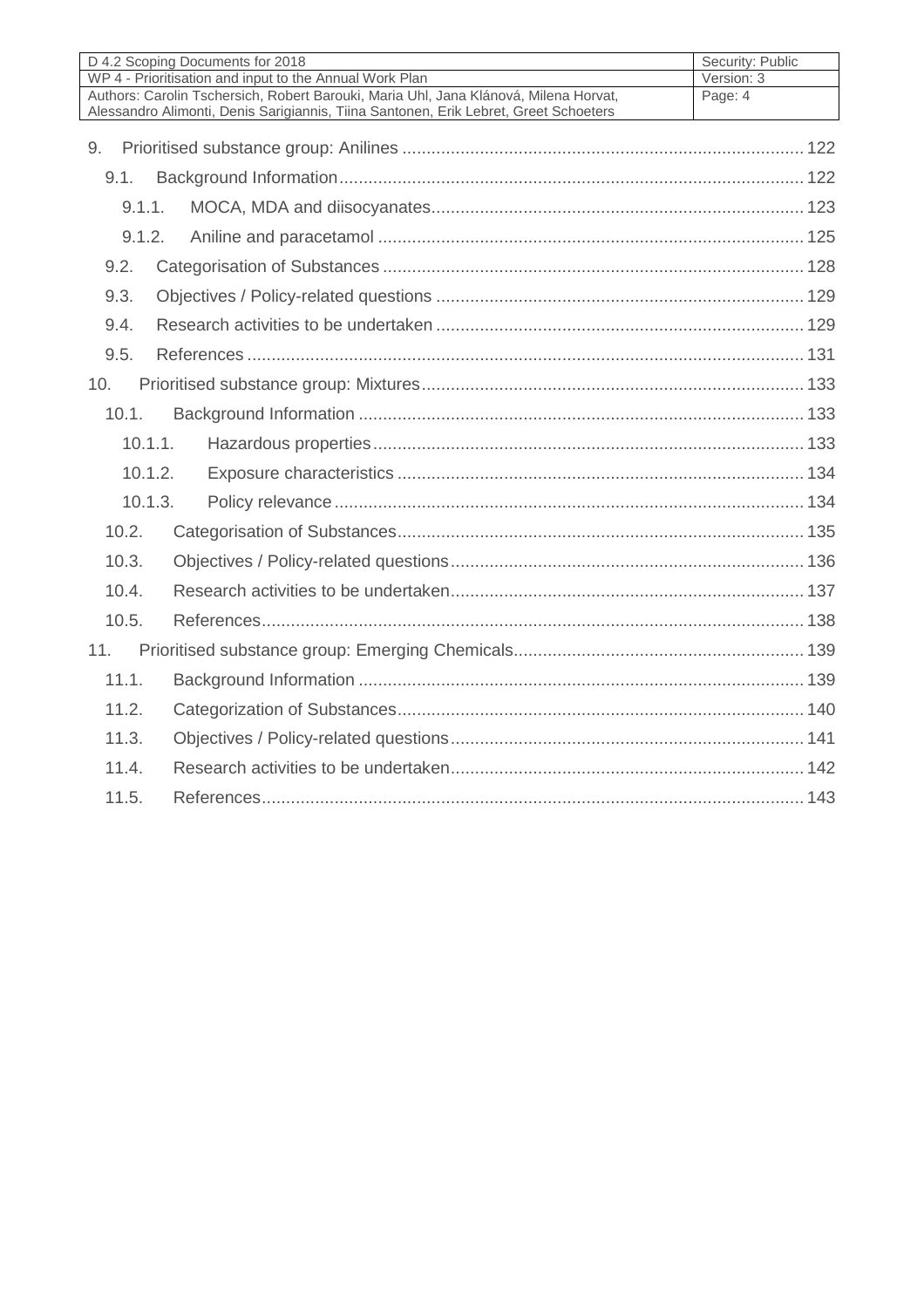9. Prioritised substance group: Anilines ... 122
   - 9.1. Background Information ... 122
     - 9.1.1. MOCA, MDA and diisocyanates ... 123
     - 9.1.2. Aniline and paracetamol ... 125
   - 9.2. Categorisation of Substances ... 128
   - 9.3. Objectives / Policy-related questions ... 129
   - 9.4. Research activities to be undertaken ... 129
   - 9.5. References ... 131

10. Prioritised substance group: Mixtures ... 133
    - 10.1. Background Information ... 133
      - 10.1.1. Hazardous properties ... 133
      - 10.1.2. Exposure characteristics ... 134
      - 10.1.3. Policy relevance ... 134
    - 10.2. Categorisation of Substances ... 135
    - 10.3. Objectives / Policy-related questions ... 136
    - 10.4. Research activities to be undertaken ... 137
    - 10.5. References ... 138

11. Prioritised substance group: Emerging Chemicals ... 139
    - 11.1. Background Information ... 139
    - 11.2. Categorization of Substances ... 140
    - 11.3. Objectives / Policy-related questions ... 141
    - 11.4. Research activities to be undertaken ... 142
    - 11.5. References ... 143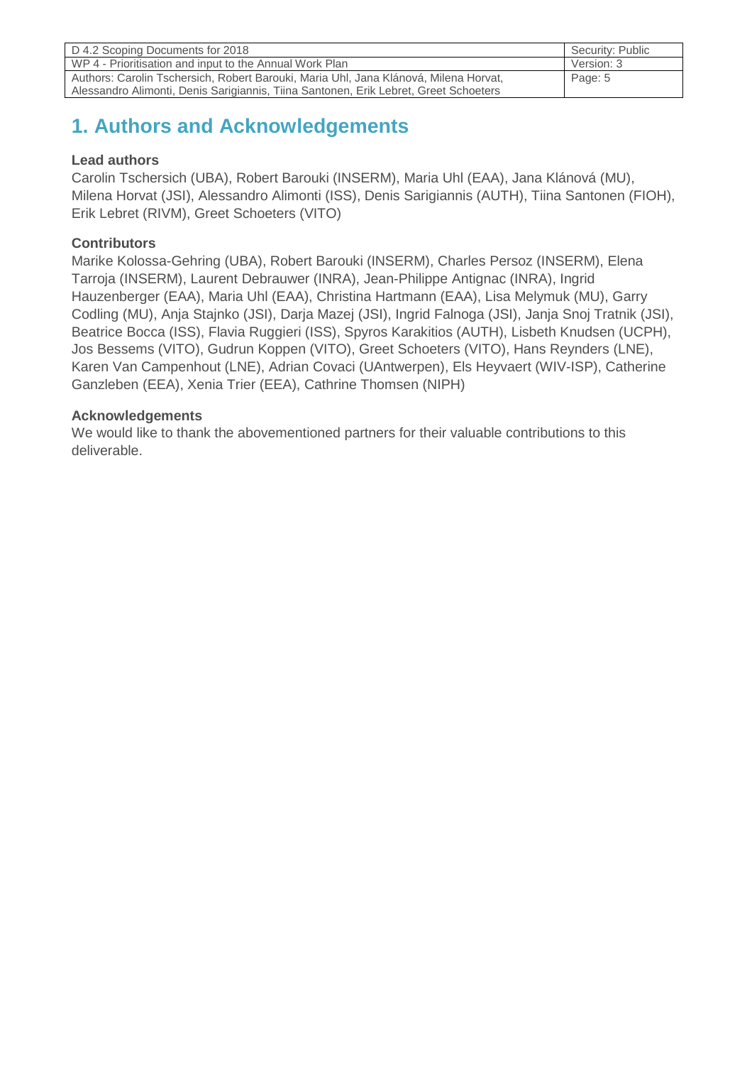# 1. Authors and Acknowledgements

**Lead authors**

Carolin Tschersich (UBA), Robert Barouki (INSERM), Maria Uhl (EAA), Jana Klánová (MU), Milena Horvat (JSI), Alessandro Alimonti (ISS), Denis Sarigiannis (AUTH), Tiina Santonen (FIOH), Erik Lebret (RIVM), Greet Schoeters (VITO)

**Contributors**

Marike Kolossa-Gehring (UBA), Robert Barouki (INSERM), Charles Persoz (INSERM), Elena Tarroja (INSERM), Laurent Debrauwer (INRA), Jean-Philippe Antignac (INRA), Ingrid Hauzenberger (EAA), Maria Uhl (EAA), Christina Hartmann (EAA), Lisa Melymuk (MU), Garry Codling (MU), Anja Stajnko (JSI), Darja Mazej (JSI), Ingrid Falnoga (JSI), Janja Snoj Tratnik (JSI), Beatrice Bocca (ISS), Flavia Ruggieri (ISS), Spyros Karakitios (AUTH), Lisbeth Knudsen (UCPH), Jos Bessems (VITO), Gudrun Koppen (VITO), Greet Schoeters (VITO), Hans Reynders (LNE), Karen Van Campenhout (LNE), Adrian Covaci (UAntwerpen), Els Heyvaert (WIV-ISP), Catherine Ganzleben (EEA), Xenia Trier (EEA), Cathrine Thomsen (NIPH)

**Acknowledgements**

We would like to thank the abovementioned partners for their valuable contributions to this deliverable.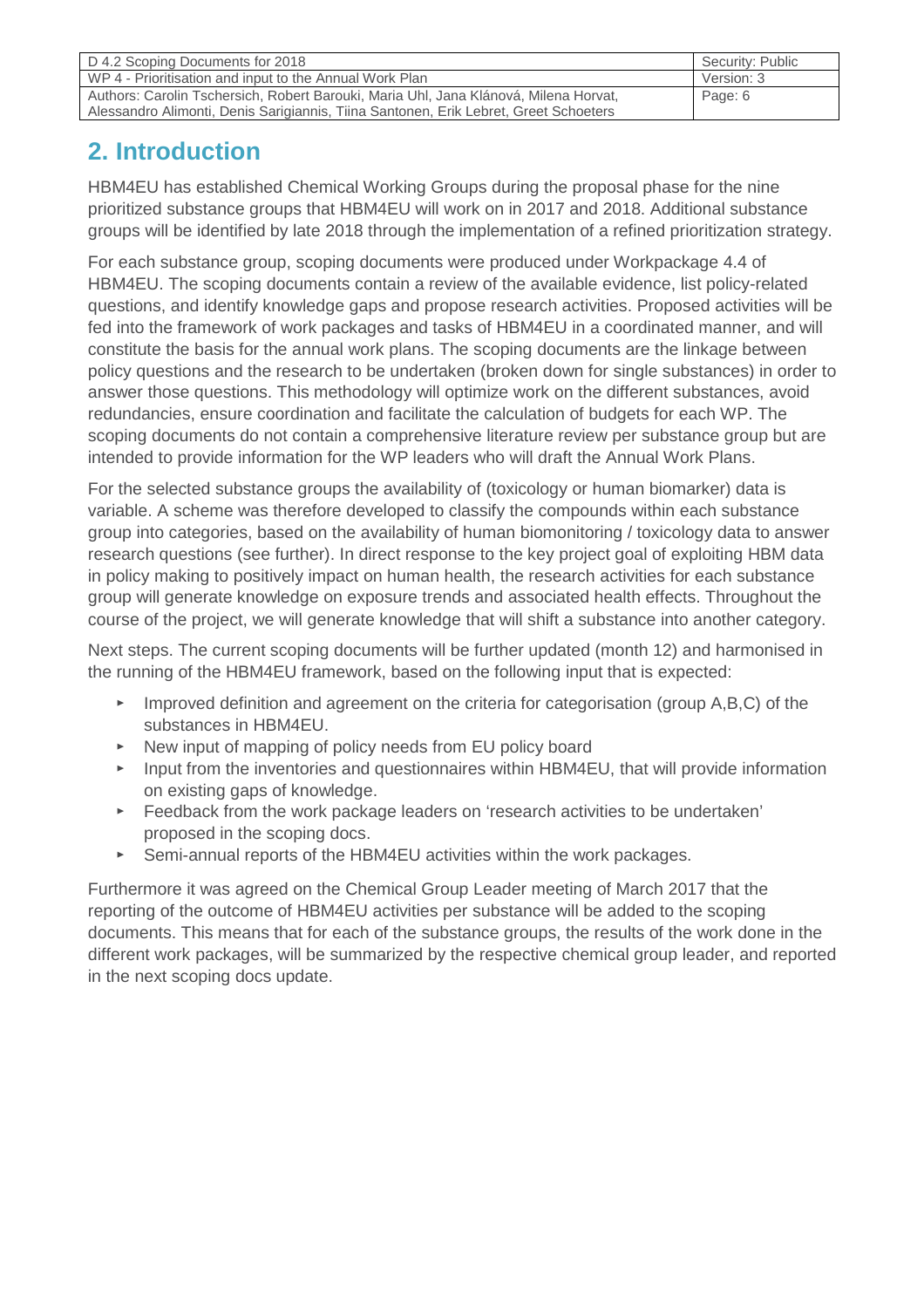## 2. Introduction

HBM4EU has established Chemical Working Groups during the proposal phase for the nine prioritized substance groups that HBM4EU will work on in 2017 and 2018. Additional substance groups will be identified by late 2018 through the implementation of a refined prioritization strategy.

For each substance group, scoping documents were produced under Workpackage 4.4 of HBM4EU. The scoping documents contain a review of the available evidence, list policy-related questions, and identify knowledge gaps and propose research activities. Proposed activities will be fed into the framework of work packages and tasks of HBM4EU in a coordinated manner, and will constitute the basis for the annual work plans. The scoping documents are the linkage between policy questions and the research to be undertaken (broken down for single substances) in order to answer those questions. This methodology will optimize work on the different substances, avoid redundancies, ensure coordination and facilitate the calculation of budgets for each WP. The scoping documents do not contain a comprehensive literature review per substance group but are intended to provide information for the WP leaders who will draft the Annual Work Plans.

For the selected substance groups the availability of (toxicology or human biomarker) data is variable. A scheme was therefore developed to classify the compounds within each substance group into categories, based on the availability of human biomonitoring / toxicology data to answer research questions (see further). In direct response to the key project goal of exploiting HBM data in policy making to positively impact on human health, the research activities for each substance group will generate knowledge on exposure trends and associated health effects. Throughout the course of the project, we will generate knowledge that will shift a substance into another category.

Next steps. The current scoping documents will be further updated (month 12) and harmonised in the running of the HBM4EU framework, based on the following input that is expected:

- Improved definition and agreement on the criteria for categorisation (group A,B,C) of the substances in HBM4EU.
- New input of mapping of policy needs from EU policy board
- Input from the inventories and questionnaires within HBM4EU, that will provide information on existing gaps of knowledge.
- Feedback from the work package leaders on 'research activities to be undertaken' proposed in the scoping docs.
- Semi-annual reports of the HBM4EU activities within the work packages.

Furthermore it was agreed on the Chemical Group Leader meeting of March 2017 that the reporting of the outcome of HBM4EU activities per substance will be added to the scoping documents. This means that for each of the substance groups, the results of the work done in the different work packages, will be summarized by the respective chemical group leader, and reported in the next scoping docs update.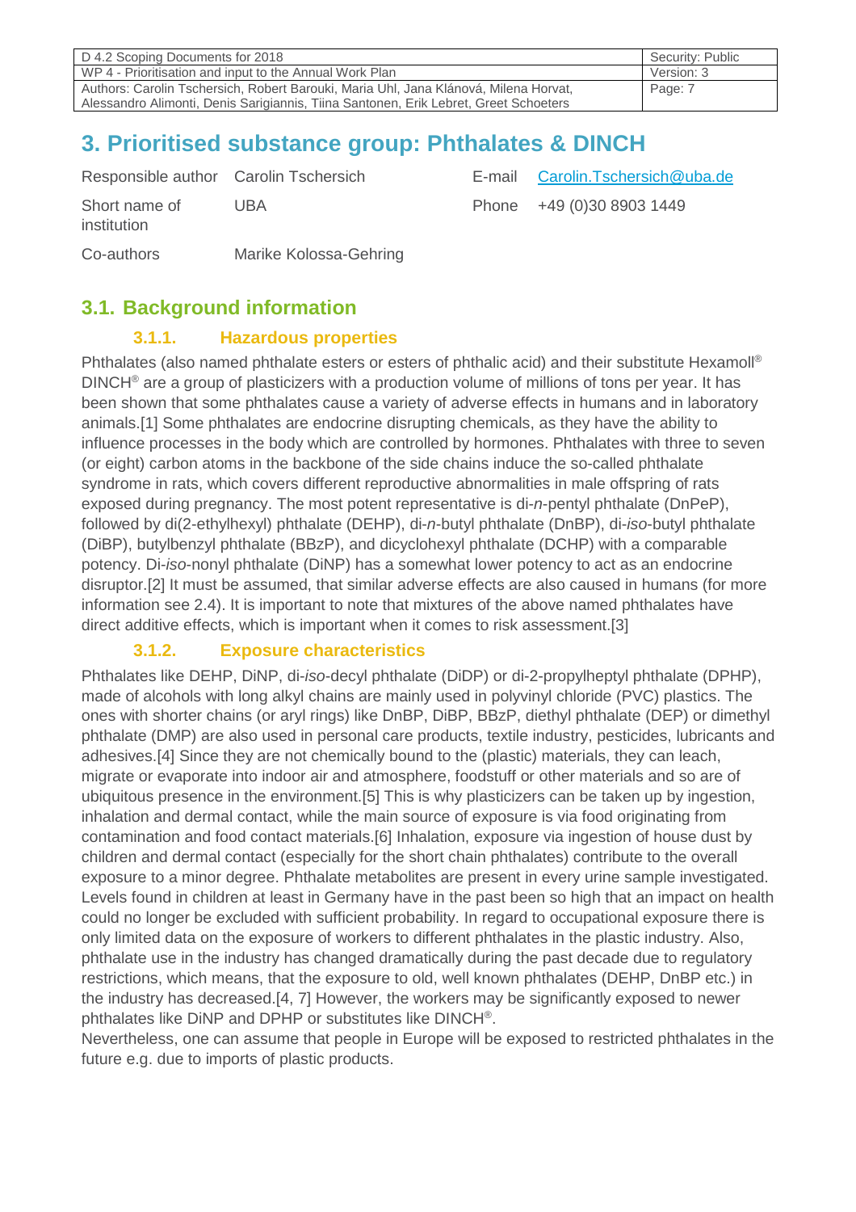# 3. Prioritised substance group: Phthalates & DINCH

| | | | |
|---|---|---|---|
| Responsible author | Carolin Tschersich | E-mail | Carolin.Tschersich@uba.de |
| Short name of institution | UBA | Phone | +49 (0)30 8903 1449 |
| Co-authors | Marike Kolossa-Gehring | | |

## 3.1. Background information

### 3.1.1. Hazardous properties

Phthalates (also named phthalate esters or esters of phthalic acid) and their substitute Hexamoll® DINCH® are a group of plasticizers with a production volume of millions of tons per year. It has been shown that some phthalates cause a variety of adverse effects in humans and in laboratory animals.[1] Some phthalates are endocrine disrupting chemicals, as they have the ability to influence processes in the body which are controlled by hormones. Phthalates with three to seven (or eight) carbon atoms in the backbone of the side chains induce the so-called phthalate syndrome in rats, which covers different reproductive abnormalities in male offspring of rats exposed during pregnancy. The most potent representative is di-*n*-pentyl phthalate (DnPeP), followed by di(2-ethylhexyl) phthalate (DEHP), di-*n*-butyl phthalate (DnBP), di-*iso*-butyl phthalate (DiBP), butylbenzyl phthalate (BBzP), and dicyclohexyl phthalate (DCHP) with a comparable potency. Di-*iso*-nonyl phthalate (DiNP) has a somewhat lower potency to act as an endocrine disruptor.[2] It must be assumed, that similar adverse effects are also caused in humans (for more information see 2.4). It is important to note that mixtures of the above named phthalates have direct additive effects, which is important when it comes to risk assessment.[3]

### 3.1.2. Exposure characteristics

Phthalates like DEHP, DiNP, di-*iso*-decyl phthalate (DiDP) or di-2-propylheptyl phthalate (DPHP), made of alcohols with long alkyl chains are mainly used in polyvinyl chloride (PVC) plastics. The ones with shorter chains (or aryl rings) like DnBP, DiBP, BBzP, diethyl phthalate (DEP) or dimethyl phthalate (DMP) are also used in personal care products, textile industry, pesticides, lubricants and adhesives.[4] Since they are not chemically bound to the (plastic) materials, they can leach, migrate or evaporate into indoor air and atmosphere, foodstuff or other materials and so are of ubiquitous presence in the environment.[5] This is why plasticizers can be taken up by ingestion, inhalation and dermal contact, while the main source of exposure is via food originating from contamination and food contact materials.[6] Inhalation, exposure via ingestion of house dust by children and dermal contact (especially for the short chain phthalates) contribute to the overall exposure to a minor degree. Phthalate metabolites are present in every urine sample investigated. Levels found in children at least in Germany have in the past been so high that an impact on health could no longer be excluded with sufficient probability. In regard to occupational exposure there is only limited data on the exposure of workers to different phthalates in the plastic industry. Also, phthalate use in the industry has changed dramatically during the past decade due to regulatory restrictions, which means, that the exposure to old, well known phthalates (DEHP, DnBP etc.) in the industry has decreased.[4, 7] However, the workers may be significantly exposed to newer phthalates like DiNP and DPHP or substitutes like DINCH®.

Nevertheless, one can assume that people in Europe will be exposed to restricted phthalates in the future e.g. due to imports of plastic products.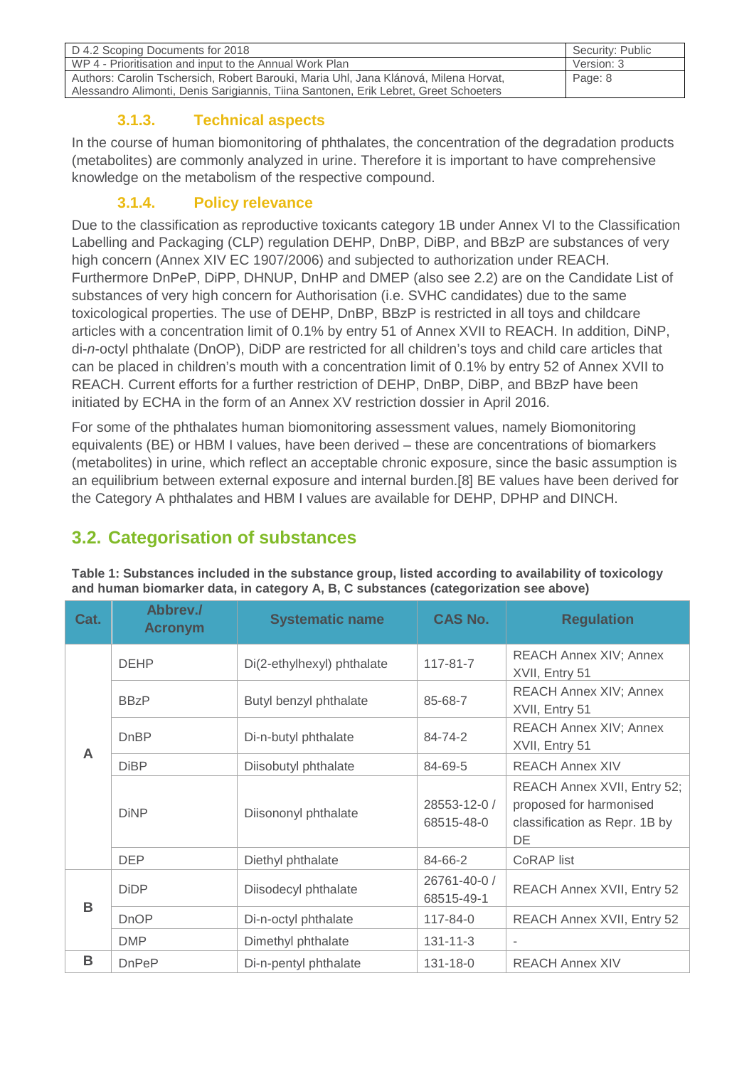### 3.1.3. Technical aspects

In the course of human biomonitoring of phthalates, the concentration of the degradation products (metabolites) are commonly analyzed in urine. Therefore it is important to have comprehensive knowledge on the metabolism of the respective compound.

### 3.1.4. Policy relevance

Due to the classification as reproductive toxicants category 1B under Annex VI to the Classification Labelling and Packaging (CLP) regulation DEHP, DnBP, DiBP, and BBzP are substances of very high concern (Annex XIV EC 1907/2006) and subjected to authorization under REACH. Furthermore DnPeP, DiPP, DHNUP, DnHP and DMEP (also see 2.2) are on the Candidate List of substances of very high concern for Authorisation (i.e. SVHC candidates) due to the same toxicological properties. The use of DEHP, DnBP, BBzP is restricted in all toys and childcare articles with a concentration limit of 0.1% by entry 51 of Annex XVII to REACH. In addition, DiNP, di-*n*-octyl phthalate (DnOP), DiDP are restricted for all children's toys and child care articles that can be placed in children's mouth with a concentration limit of 0.1% by entry 52 of Annex XVII to REACH. Current efforts for a further restriction of DEHP, DnBP, DiBP, and BBzP have been initiated by ECHA in the form of an Annex XV restriction dossier in April 2016.

For some of the phthalates human biomonitoring assessment values, namely Biomonitoring equivalents (BE) or HBM I values, have been derived – these are concentrations of biomarkers (metabolites) in urine, which reflect an acceptable chronic exposure, since the basic assumption is an equilibrium between external exposure and internal burden.[8] BE values have been derived for the Category A phthalates and HBM I values are available for DEHP, DPHP and DINCH.

## 3.2. Categorisation of substances

**Table 1: Substances included in the substance group, listed according to availability of toxicology and human biomarker data, in category A, B, C substances (categorization see above)**

| Cat. | Abbrev./ Acronym | Systematic name | CAS No. | Regulation |
|---|---|---|---|---|
| A | DEHP | Di(2-ethylhexyl) phthalate | 117-81-7 | REACH Annex XIV; Annex XVII, Entry 51 |
| | BBzP | Butyl benzyl phthalate | 85-68-7 | REACH Annex XIV; Annex XVII, Entry 51 |
| | DnBP | Di-n-butyl phthalate | 84-74-2 | REACH Annex XIV; Annex XVII, Entry 51 |
| | DiBP | Diisobutyl phthalate | 84-69-5 | REACH Annex XIV |
| | DiNP | Diisononyl phthalate | 28553-12-0 / 68515-48-0 | REACH Annex XVII, Entry 52; proposed for harmonised classification as Repr. 1B by DE |
| | DEP | Diethyl phthalate | 84-66-2 | CoRAP list |
| B | DiDP | Diisodecyl phthalate | 26761-40-0 / 68515-49-1 | REACH Annex XVII, Entry 52 |
| | DnOP | Di-n-octyl phthalate | 117-84-0 | REACH Annex XVII, Entry 52 |
| | DMP | Dimethyl phthalate | 131-11-3 | - |
| B | DnPeP | Di-n-pentyl phthalate | 131-18-0 | REACH Annex XIV |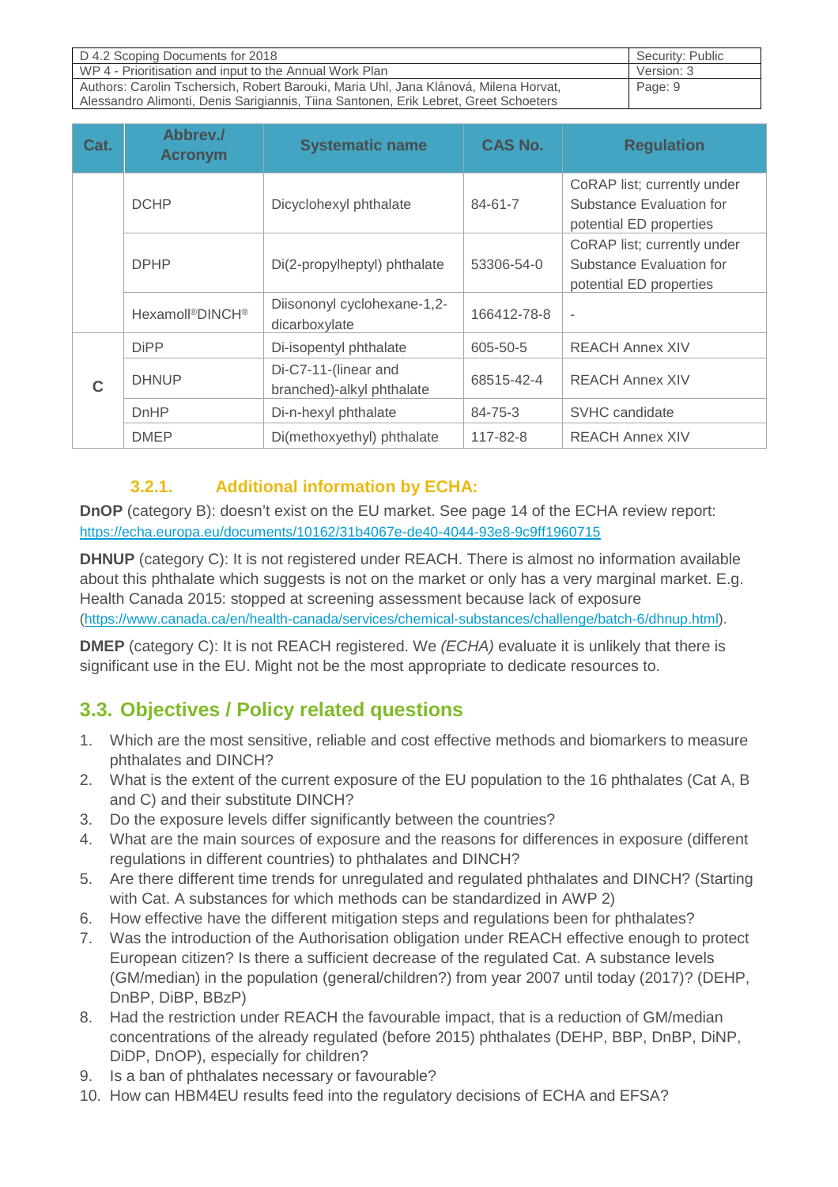| Cat. | Abbrev./ Acronym | Systematic name | CAS No. | Regulation |
|---|---|---|---|---|
| | DCHP | Dicyclohexyl phthalate | 84-61-7 | CoRAP list; currently under Substance Evaluation for potential ED properties |
| | DPHP | Di(2-propylheptyl) phthalate | 53306-54-0 | CoRAP list; currently under Substance Evaluation for potential ED properties |
| | Hexamoll®DINCH® | Diisononyl cyclohexane-1,2-dicarboxylate | 166412-78-8 | - |
| C | DiPP | Di-isopentyl phthalate | 605-50-5 | REACH Annex XIV |
| | DHNUP | Di-C7-11-(linear and branched)-alkyl phthalate | 68515-42-4 | REACH Annex XIV |
| | DnHP | Di-n-hexyl phthalate | 84-75-3 | SVHC candidate |
| | DMEP | Di(methoxyethyl) phthalate | 117-82-8 | REACH Annex XIV |

### 3.2.1. Additional information by ECHA:

**DnOP** (category B): doesn't exist on the EU market. See page 14 of the ECHA review report: https://echa.europa.eu/documents/10162/31b4067e-de40-4044-93e8-9c9ff1960715

**DHNUP** (category C): It is not registered under REACH. There is almost no information available about this phthalate which suggests is not on the market or only has a very marginal market. E.g. Health Canada 2015: stopped at screening assessment because lack of exposure (https://www.canada.ca/en/health-canada/services/chemical-substances/challenge/batch-6/dhnup.html).

**DMEP** (category C): It is not REACH registered. We *(ECHA)* evaluate it is unlikely that there is significant use in the EU. Might not be the most appropriate to dedicate resources to.

## 3.3. Objectives / Policy related questions

1. Which are the most sensitive, reliable and cost effective methods and biomarkers to measure phthalates and DINCH?
2. What is the extent of the current exposure of the EU population to the 16 phthalates (Cat A, B and C) and their substitute DINCH?
3. Do the exposure levels differ significantly between the countries?
4. What are the main sources of exposure and the reasons for differences in exposure (different regulations in different countries) to phthalates and DINCH?
5. Are there different time trends for unregulated and regulated phthalates and DINCH? (Starting with Cat. A substances for which methods can be standardized in AWP 2)
6. How effective have the different mitigation steps and regulations been for phthalates?
7. Was the introduction of the Authorisation obligation under REACH effective enough to protect European citizen? Is there a sufficient decrease of the regulated Cat. A substance levels (GM/median) in the population (general/children?) from year 2007 until today (2017)? (DEHP, DnBP, DiBP, BBzP)
8. Had the restriction under REACH the favourable impact, that is a reduction of GM/median concentrations of the already regulated (before 2015) phthalates (DEHP, BBP, DnBP, DiNP, DiDP, DnOP), especially for children?
9. Is a ban of phthalates necessary or favourable?
10. How can HBM4EU results feed into the regulatory decisions of ECHA and EFSA?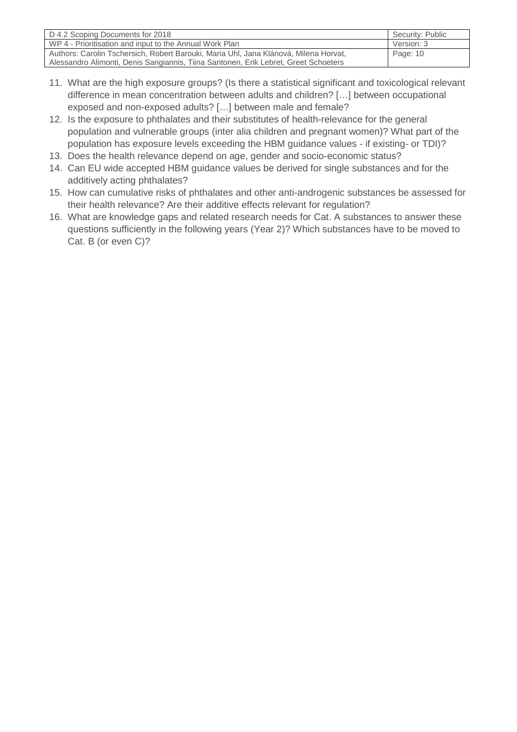11. What are the high exposure groups? (Is there a statistical significant and toxicological relevant difference in mean concentration between adults and children? […] between occupational exposed and non-exposed adults? […] between male and female?
12. Is the exposure to phthalates and their substitutes of health-relevance for the general population and vulnerable groups (inter alia children and pregnant women)? What part of the population has exposure levels exceeding the HBM guidance values - if existing- or TDI)?
13. Does the health relevance depend on age, gender and socio-economic status?
14. Can EU wide accepted HBM guidance values be derived for single substances and for the additively acting phthalates?
15. How can cumulative risks of phthalates and other anti-androgenic substances be assessed for their health relevance? Are their additive effects relevant for regulation?
16. What are knowledge gaps and related research needs for Cat. A substances to answer these questions sufficiently in the following years (Year 2)? Which substances have to be moved to Cat. B (or even C)?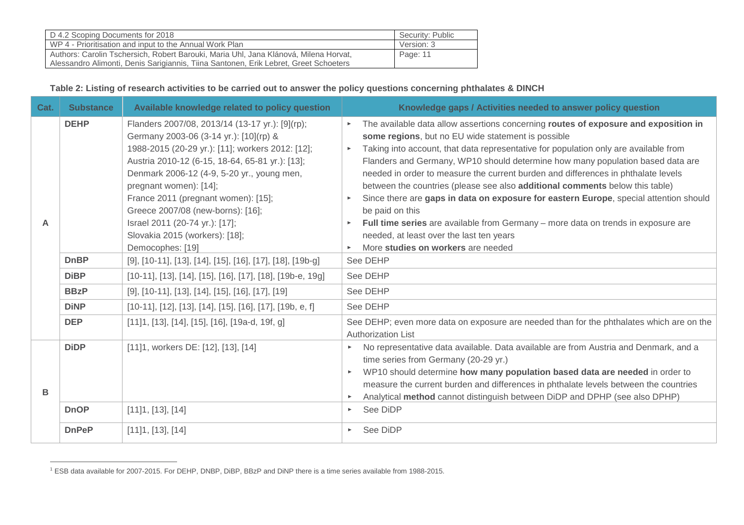**Table 2: Listing of research activities to be carried out to answer the policy questions concerning phthalates & DINCH**

| Cat. | Substance | Available knowledge related to policy question | Knowledge gaps / Activities needed to answer policy question |
|---|---|---|---|
| A | **DEHP** | Flanders 2007/08, 2013/14 (13-17 yr.): [9](rp); Germany 2003-06 (3-14 yr.): [10](rp) & 1988-2015 (20-29 yr.): [11]; workers 2012: [12]; Austria 2010-12 (6-15, 18-64, 65-81 yr.): [13]; Denmark 2006-12 (4-9, 5-20 yr., young men, pregnant women): [14]; France 2011 (pregnant women): [15]; Greece 2007/08 (new-borns): [16]; Israel 2011 (20-74 yr.): [17]; Slovakia 2015 (workers): [18]; Democophes: [19] | ▸ The available data allow assertions concerning **routes of exposure and exposition in some regions**, but no EU wide statement is possible<br>▸ Taking into account, that data representative for population only are available from Flanders and Germany, WP10 should determine how many population based data are needed in order to measure the current burden and differences in phthalate levels between the countries (please see also **additional comments** below this table)<br>▸ Since there are **gaps in data on exposure for eastern Europe**, special attention should be paid on this<br>▸ **Full time series** are available from Germany – more data on trends in exposure are needed, at least over the last ten years<br>▸ More **studies on workers** are needed |
| | **DnBP** | [9], [10-11], [13], [14], [15], [16], [17], [18], [19b-g] | See DEHP |
| | **DiBP** | [10-11], [13], [14], [15], [16], [17], [18], [19b-e, 19g] | See DEHP |
| | **BBzP** | [9], [10-11], [13], [14], [15], [16], [17], [19] | See DEHP |
| | **DiNP** | [10-11], [12], [13], [14], [15], [16], [17], [19b, e, f] | See DEHP |
| | **DEP** | [11]1, [13], [14], [15], [16], [19a-d, 19f, g] | See DEHP; even more data on exposure are needed than for the phthalates which are on the Authorization List |
| B | **DiDP** | [11]1, workers DE: [12], [13], [14] | ▸ No representative data available. Data available are from Austria and Denmark, and a time series from Germany (20-29 yr.)<br>▸ WP10 should determine **how many population based data are needed** in order to measure the current burden and differences in phthalate levels between the countries<br>▸ Analytical **method** cannot distinguish between DiDP and DPHP (see also DPHP) |
| | **DnOP** | [11]1, [13], [14] | ▸ See DiDP |
| | **DnPeP** | [11]1, [13], [14] | ▸ See DiDP |

[1] ESB data available for 2007-2015. For DEHP, DNBP, DiBP, BBzP and DiNP there is a time series available from 1988-2015.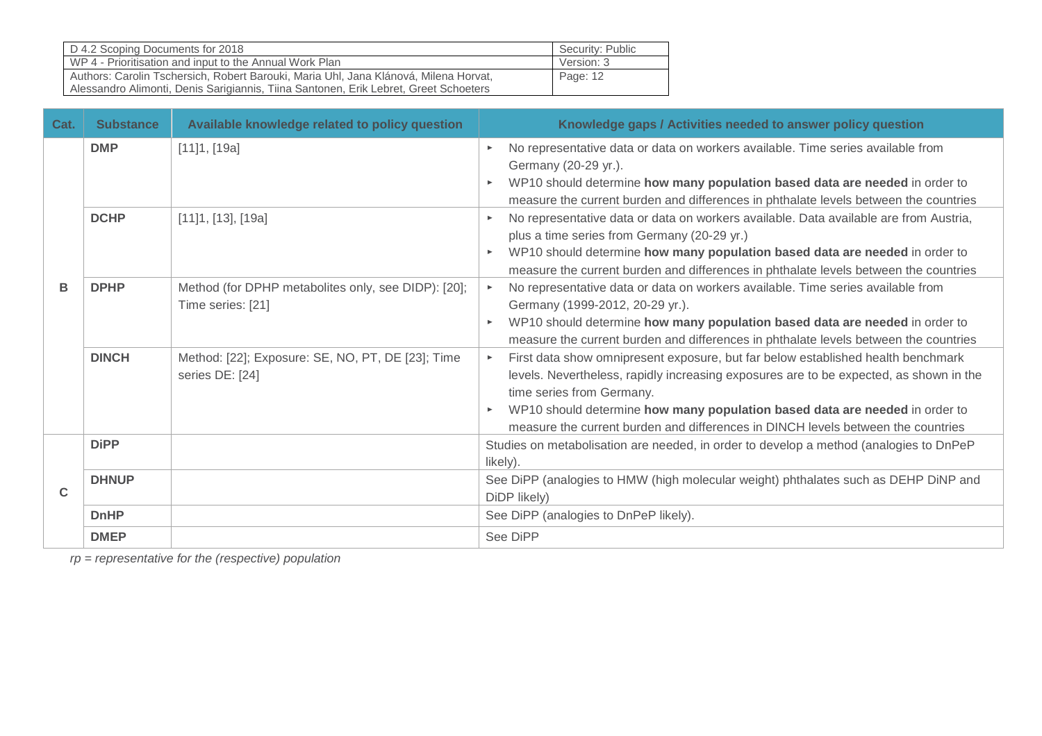| Cat. | Substance | Available knowledge related to policy question | Knowledge gaps / Activities needed to answer policy question |
|---|---|---|---|
| B | **DMP** | [11]1, [19a] | ▸ No representative data or data on workers available. Time series available from Germany (20-29 yr.).<br>▸ WP10 should determine **how many population based data are needed** in order to measure the current burden and differences in phthalate levels between the countries |
| | **DCHP** | [11]1, [13], [19a] | ▸ No representative data or data on workers available. Data available are from Austria, plus a time series from Germany (20-29 yr.)<br>▸ WP10 should determine **how many population based data are needed** in order to measure the current burden and differences in phthalate levels between the countries |
| | **DPHP** | Method (for DPHP metabolites only, see DIDP): [20]; Time series: [21] | ▸ No representative data or data on workers available. Time series available from Germany (1999-2012, 20-29 yr.).<br>▸ WP10 should determine **how many population based data are needed** in order to measure the current burden and differences in phthalate levels between the countries |
| | **DINCH** | Method: [22]; Exposure: SE, NO, PT, DE [23]; Time series DE: [24] | ▸ First data show omnipresent exposure, but far below established health benchmark levels. Nevertheless, rapidly increasing exposures are to be expected, as shown in the time series from Germany.<br>▸ WP10 should determine **how many population based data are needed** in order to measure the current burden and differences in DINCH levels between the countries |
| C | **DiPP** | | Studies on metabolisation are needed, in order to develop a method (analogies to DnPeP likely). |
| | **DHNUP** | | See DiPP (analogies to HMW (high molecular weight) phthalates such as DEHP DiNP and DiDP likely) |
| | **DnHP** | | See DiPP (analogies to DnPeP likely). |
| | **DMEP** | | See DiPP |

*rp = representative for the (respective) population*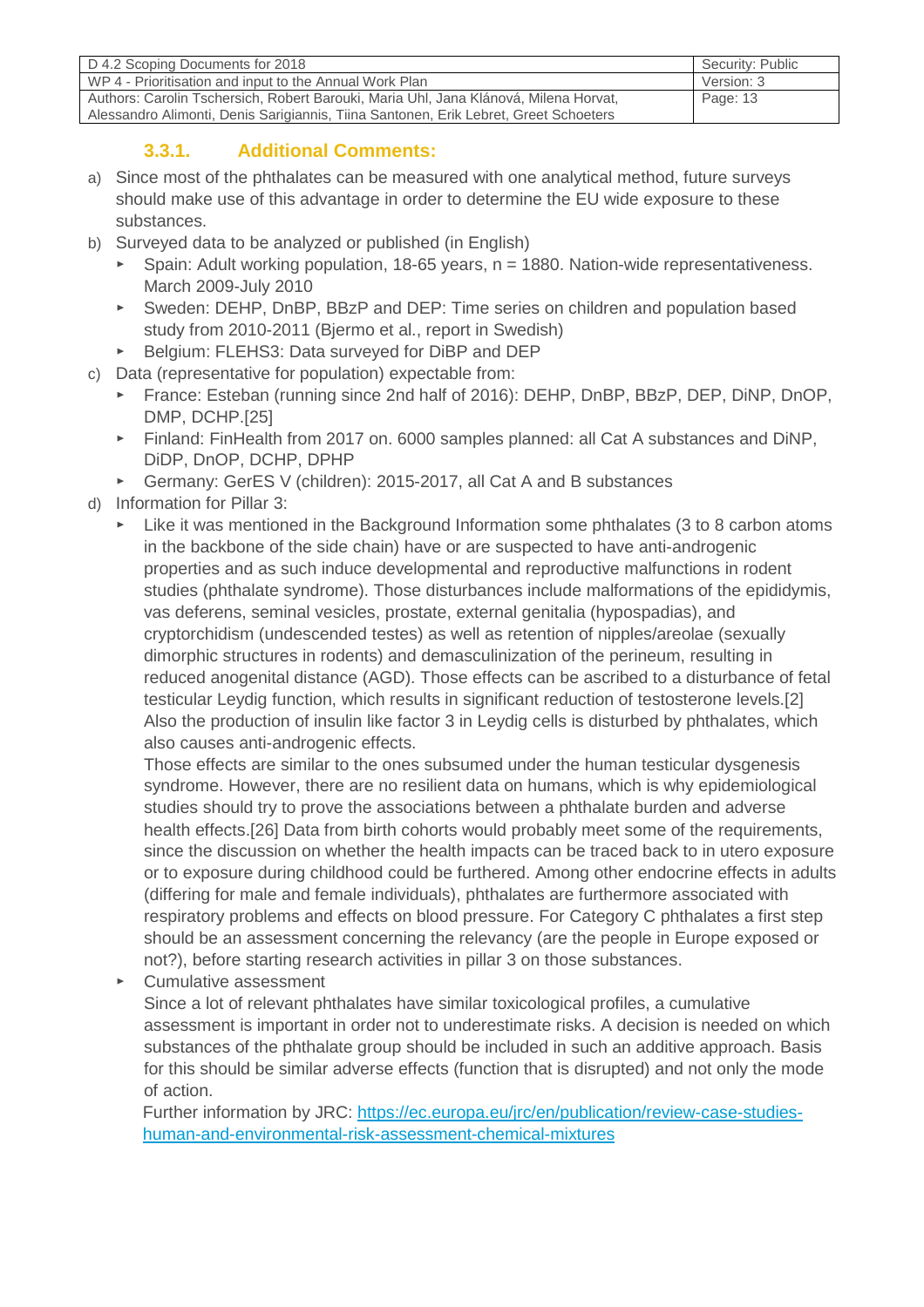### 3.3.1. Additional Comments:

a) Since most of the phthalates can be measured with one analytical method, future surveys should make use of this advantage in order to determine the EU wide exposure to these substances.

b) Surveyed data to be analyzed or published (in English)
   - Spain: Adult working population, 18-65 years, n = 1880. Nation-wide representativeness. March 2009-July 2010
   - Sweden: DEHP, DnBP, BBzP and DEP: Time series on children and population based study from 2010-2011 (Bjermo et al., report in Swedish)
   - Belgium: FLEHS3: Data surveyed for DiBP and DEP

c) Data (representative for population) expectable from:
   - France: Esteban (running since 2nd half of 2016): DEHP, DnBP, BBzP, DEP, DiNP, DnOP, DMP, DCHP.[25]
   - Finland: FinHealth from 2017 on. 6000 samples planned: all Cat A substances and DiNP, DiDP, DnOP, DCHP, DPHP
   - Germany: GerES V (children): 2015-2017, all Cat A and B substances

d) Information for Pillar 3:
   - Like it was mentioned in the Background Information some phthalates (3 to 8 carbon atoms in the backbone of the side chain) have or are suspected to have anti-androgenic properties and as such induce developmental and reproductive malfunctions in rodent studies (phthalate syndrome). Those disturbances include malformations of the epididymis, vas deferens, seminal vesicles, prostate, external genitalia (hypospadias), and cryptorchidism (undescended testes) as well as retention of nipples/areolae (sexually dimorphic structures in rodents) and demasculinization of the perineum, resulting in reduced anogenital distance (AGD). Those effects can be ascribed to a disturbance of fetal testicular Leydig function, which results in significant reduction of testosterone levels.[2] Also the production of insulin like factor 3 in Leydig cells is disturbed by phthalates, which also causes anti-androgenic effects.

     Those effects are similar to the ones subsumed under the human testicular dysgenesis syndrome. However, there are no resilient data on humans, which is why epidemiological studies should try to prove the associations between a phthalate burden and adverse health effects.[26] Data from birth cohorts would probably meet some of the requirements, since the discussion on whether the health impacts can be traced back to in utero exposure or to exposure during childhood could be furthered. Among other endocrine effects in adults (differing for male and female individuals), phthalates are furthermore associated with respiratory problems and effects on blood pressure. For Category C phthalates a first step should be an assessment concerning the relevancy (are the people in Europe exposed or not?), before starting research activities in pillar 3 on those substances.
   - Cumulative assessment

     Since a lot of relevant phthalates have similar toxicological profiles, a cumulative assessment is important in order not to underestimate risks. A decision is needed on which substances of the phthalate group should be included in such an additive approach. Basis for this should be similar adverse effects (function that is disrupted) and not only the mode of action.

     Further information by JRC: [https://ec.europa.eu/jrc/en/publication/review-case-studies-human-and-environmental-risk-assessment-chemical-mixtures](https://ec.europa.eu/jrc/en/publication/review-case-studies-human-and-environmental-risk-assessment-chemical-mixtures)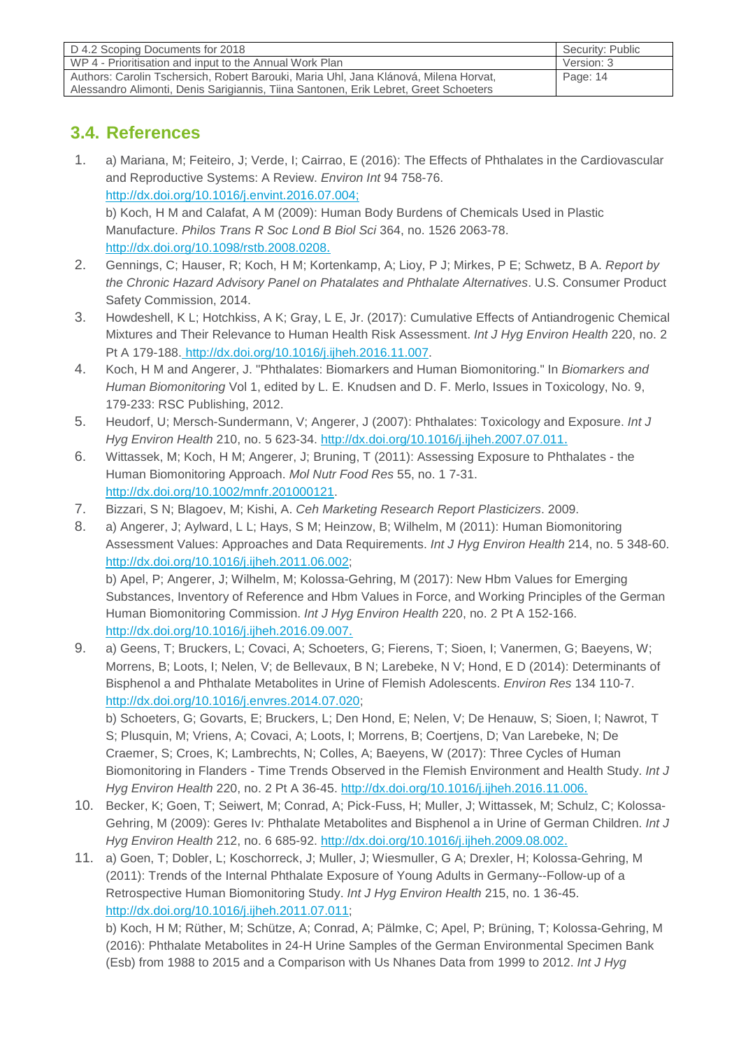## 3.4. References

1. a) Mariana, M; Feiteiro, J; Verde, I; Cairrao, E (2016): The Effects of Phthalates in the Cardiovascular and Reproductive Systems: A Review. *Environ Int* 94 758-76. http://dx.doi.org/10.1016/j.envint.2016.07.004;
   b) Koch, H M and Calafat, A M (2009): Human Body Burdens of Chemicals Used in Plastic Manufacture. *Philos Trans R Soc Lond B Biol Sci* 364, no. 1526 2063-78. http://dx.doi.org/10.1098/rstb.2008.0208.
2. Gennings, C; Hauser, R; Koch, H M; Kortenkamp, A; Lioy, P J; Mirkes, P E; Schwetz, B A. *Report by the Chronic Hazard Advisory Panel on Phatalates and Phthalate Alternatives*. U.S. Consumer Product Safety Commission, 2014.
3. Howdeshell, K L; Hotchkiss, A K; Gray, L E, Jr. (2017): Cumulative Effects of Antiandrogenic Chemical Mixtures and Their Relevance to Human Health Risk Assessment. *Int J Hyg Environ Health* 220, no. 2 Pt A 179-188. http://dx.doi.org/10.1016/j.ijheh.2016.11.007.
4. Koch, H M and Angerer, J. "Phthalates: Biomarkers and Human Biomonitoring." In *Biomarkers and Human Biomonitoring* Vol 1, edited by L. E. Knudsen and D. F. Merlo, Issues in Toxicology, No. 9, 179-233: RSC Publishing, 2012.
5. Heudorf, U; Mersch-Sundermann, V; Angerer, J (2007): Phthalates: Toxicology and Exposure. *Int J Hyg Environ Health* 210, no. 5 623-34. http://dx.doi.org/10.1016/j.ijheh.2007.07.011.
6. Wittassek, M; Koch, H M; Angerer, J; Bruning, T (2011): Assessing Exposure to Phthalates - the Human Biomonitoring Approach. *Mol Nutr Food Res* 55, no. 1 7-31. http://dx.doi.org/10.1002/mnfr.201000121.
7. Bizzari, S N; Blagoev, M; Kishi, A. *Ceh Marketing Research Report Plasticizers*. 2009.
8. a) Angerer, J; Aylward, L L; Hays, S M; Heinzow, B; Wilhelm, M (2011): Human Biomonitoring Assessment Values: Approaches and Data Requirements. *Int J Hyg Environ Health* 214, no. 5 348-60. http://dx.doi.org/10.1016/j.ijheh.2011.06.002;
   b) Apel, P; Angerer, J; Wilhelm, M; Kolossa-Gehring, M (2017): New Hbm Values for Emerging Substances, Inventory of Reference and Hbm Values in Force, and Working Principles of the German Human Biomonitoring Commission. *Int J Hyg Environ Health* 220, no. 2 Pt A 152-166. http://dx.doi.org/10.1016/j.ijheh.2016.09.007.
9. a) Geens, T; Bruckers, L; Covaci, A; Schoeters, G; Fierens, T; Sioen, I; Vanermen, G; Baeyens, W; Morrens, B; Loots, I; Nelen, V; de Bellevaux, B N; Larebeke, N V; Hond, E D (2014): Determinants of Bisphenol a and Phthalate Metabolites in Urine of Flemish Adolescents. *Environ Res* 134 110-7. http://dx.doi.org/10.1016/j.envres.2014.07.020;
   b) Schoeters, G; Govarts, E; Bruckers, L; Den Hond, E; Nelen, V; De Henauw, S; Sioen, I; Nawrot, T S; Plusquin, M; Vriens, A; Covaci, A; Loots, I; Morrens, B; Coertjens, D; Van Larebeke, N; De Craemer, S; Croes, K; Lambrechts, N; Colles, A; Baeyens, W (2017): Three Cycles of Human Biomonitoring in Flanders - Time Trends Observed in the Flemish Environment and Health Study. *Int J Hyg Environ Health* 220, no. 2 Pt A 36-45. http://dx.doi.org/10.1016/j.ijheh.2016.11.006.
10. Becker, K; Goen, T; Seiwert, M; Conrad, A; Pick-Fuss, H; Muller, J; Wittassek, M; Schulz, C; Kolossa-Gehring, M (2009): Geres Iv: Phthalate Metabolites and Bisphenol a in Urine of German Children. *Int J Hyg Environ Health* 212, no. 6 685-92. http://dx.doi.org/10.1016/j.ijheh.2009.08.002.
11. a) Goen, T; Dobler, L; Koschorreck, J; Muller, J; Wiesmuller, G A; Drexler, H; Kolossa-Gehring, M (2011): Trends of the Internal Phthalate Exposure of Young Adults in Germany--Follow-up of a Retrospective Human Biomonitoring Study. *Int J Hyg Environ Health* 215, no. 1 36-45. http://dx.doi.org/10.1016/j.ijheh.2011.07.011;
    b) Koch, H M; Rüther, M; Schütze, A; Conrad, A; Pälmke, C; Apel, P; Brüning, T; Kolossa-Gehring, M (2016): Phthalate Metabolites in 24-H Urine Samples of the German Environmental Specimen Bank (Esb) from 1988 to 2015 and a Comparison with Us Nhanes Data from 1999 to 2012. *Int J Hyg*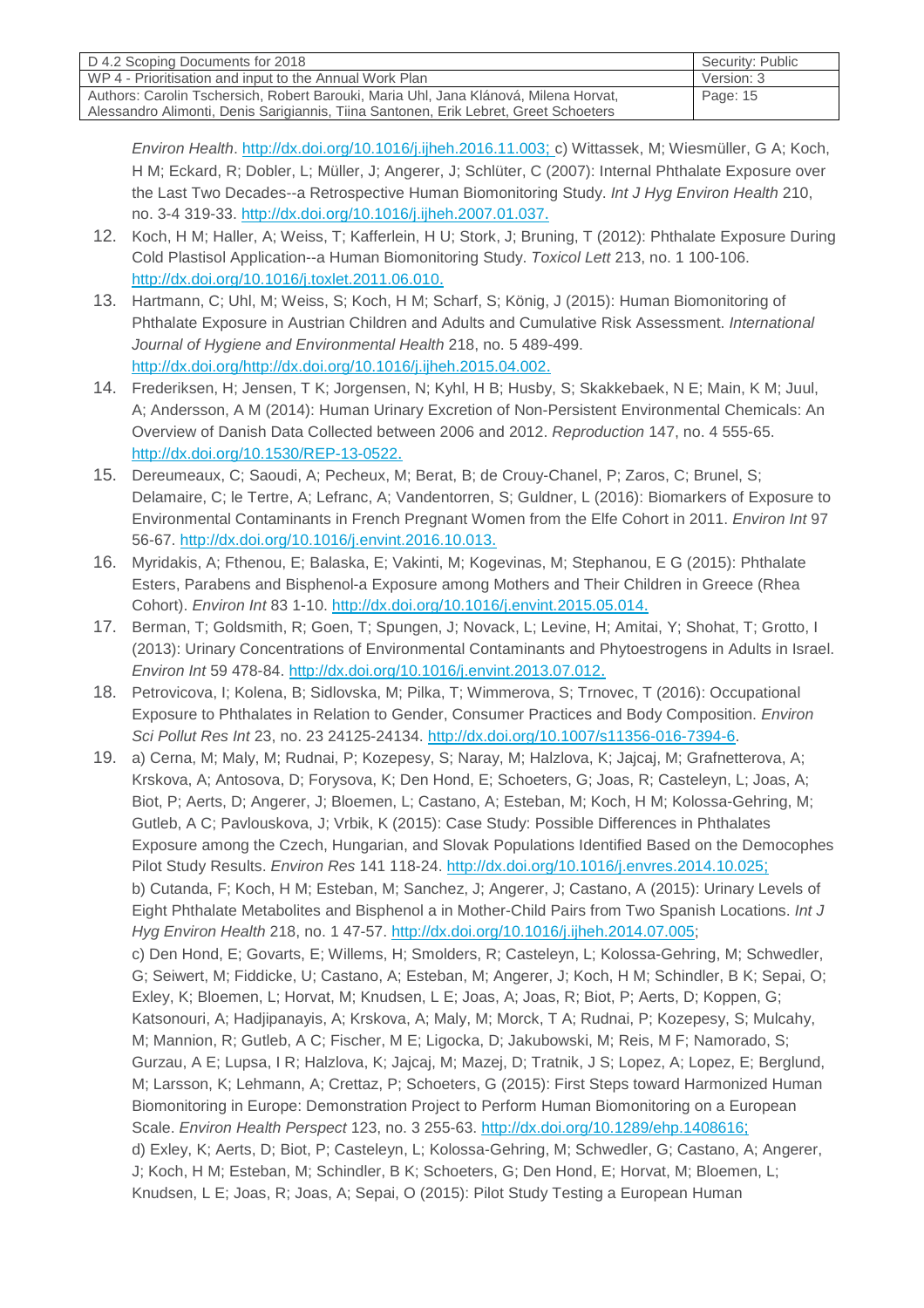*Environ Health*. http://dx.doi.org/10.1016/j.ijheh.2016.11.003; c) Wittassek, M; Wiesmüller, G A; Koch, H M; Eckard, R; Dobler, L; Müller, J; Angerer, J; Schlüter, C (2007): Internal Phthalate Exposure over the Last Two Decades--a Retrospective Human Biomonitoring Study. *Int J Hyg Environ Health* 210, no. 3-4 319-33. http://dx.doi.org/10.1016/j.ijheh.2007.01.037.

12. Koch, H M; Haller, A; Weiss, T; Kafferlein, H U; Stork, J; Bruning, T (2012): Phthalate Exposure During Cold Plastisol Application--a Human Biomonitoring Study. *Toxicol Lett* 213, no. 1 100-106. http://dx.doi.org/10.1016/j.toxlet.2011.06.010.
13. Hartmann, C; Uhl, M; Weiss, S; Koch, H M; Scharf, S; König, J (2015): Human Biomonitoring of Phthalate Exposure in Austrian Children and Adults and Cumulative Risk Assessment. *International Journal of Hygiene and Environmental Health* 218, no. 5 489-499. http://dx.doi.org/http://dx.doi.org/10.1016/j.ijheh.2015.04.002.
14. Frederiksen, H; Jensen, T K; Jorgensen, N; Kyhl, H B; Husby, S; Skakkebaek, N E; Main, K M; Juul, A; Andersson, A M (2014): Human Urinary Excretion of Non-Persistent Environmental Chemicals: An Overview of Danish Data Collected between 2006 and 2012. *Reproduction* 147, no. 4 555-65. http://dx.doi.org/10.1530/REP-13-0522.
15. Dereumeaux, C; Saoudi, A; Pecheux, M; Berat, B; de Crouy-Chanel, P; Zaros, C; Brunel, S; Delamaire, C; le Tertre, A; Lefranc, A; Vandentorren, S; Guldner, L (2016): Biomarkers of Exposure to Environmental Contaminants in French Pregnant Women from the Elfe Cohort in 2011. *Environ Int* 97 56-67. http://dx.doi.org/10.1016/j.envint.2016.10.013.
16. Myridakis, A; Fthenou, E; Balaska, E; Vakinti, M; Kogevinas, M; Stephanou, E G (2015): Phthalate Esters, Parabens and Bisphenol-a Exposure among Mothers and Their Children in Greece (Rhea Cohort). *Environ Int* 83 1-10. http://dx.doi.org/10.1016/j.envint.2015.05.014.
17. Berman, T; Goldsmith, R; Goen, T; Spungen, J; Novack, L; Levine, H; Amitai, Y; Shohat, T; Grotto, I (2013): Urinary Concentrations of Environmental Contaminants and Phytoestrogens in Adults in Israel. *Environ Int* 59 478-84. http://dx.doi.org/10.1016/j.envint.2013.07.012.
18. Petrovicova, I; Kolena, B; Sidlovska, M; Pilka, T; Wimmerova, S; Trnovec, T (2016): Occupational Exposure to Phthalates in Relation to Gender, Consumer Practices and Body Composition. *Environ Sci Pollut Res Int* 23, no. 23 24125-24134. http://dx.doi.org/10.1007/s11356-016-7394-6.
19. a) Cerna, M; Maly, M; Rudnai, P; Kozepesy, S; Naray, M; Halzlova, K; Jajcaj, M; Grafnetterova, A; Krskova, A; Antosova, D; Forysova, K; Den Hond, E; Schoeters, G; Joas, R; Casteleyn, L; Joas, A; Biot, P; Aerts, D; Angerer, J; Bloemen, L; Castano, A; Esteban, M; Koch, H M; Kolossa-Gehring, M; Gutleb, A C; Pavlouskova, J; Vrbik, K (2015): Case Study: Possible Differences in Phthalates Exposure among the Czech, Hungarian, and Slovak Populations Identified Based on the Democophes Pilot Study Results. *Environ Res* 141 118-24. http://dx.doi.org/10.1016/j.envres.2014.10.025;
    b) Cutanda, F; Koch, H M; Esteban, M; Sanchez, J; Angerer, J; Castano, A (2015): Urinary Levels of Eight Phthalate Metabolites and Bisphenol a in Mother-Child Pairs from Two Spanish Locations. *Int J Hyg Environ Health* 218, no. 1 47-57. http://dx.doi.org/10.1016/j.ijheh.2014.07.005;
    c) Den Hond, E; Govarts, E; Willems, H; Smolders, R; Casteleyn, L; Kolossa-Gehring, M; Schwedler, G; Seiwert, M; Fiddicke, U; Castano, A; Esteban, M; Angerer, J; Koch, H M; Schindler, B K; Sepai, O; Exley, K; Bloemen, L; Horvat, M; Knudsen, L E; Joas, A; Joas, R; Biot, P; Aerts, D; Koppen, G; Katsonouri, A; Hadjipanayis, A; Krskova, A; Maly, M; Morck, T A; Rudnai, P; Kozepesy, S; Mulcahy, M; Mannion, R; Gutleb, A C; Fischer, M E; Ligocka, D; Jakubowski, M; Reis, M F; Namorado, S; Gurzau, A E; Lupsa, I R; Halzlova, K; Jajcaj, M; Mazej, D; Tratnik, J S; Lopez, A; Lopez, E; Berglund, M; Larsson, K; Lehmann, A; Crettaz, P; Schoeters, G (2015): First Steps toward Harmonized Human Biomonitoring in Europe: Demonstration Project to Perform Human Biomonitoring on a European Scale. *Environ Health Perspect* 123, no. 3 255-63. http://dx.doi.org/10.1289/ehp.1408616;
    d) Exley, K; Aerts, D; Biot, P; Casteleyn, L; Kolossa-Gehring, M; Schwedler, G; Castano, A; Angerer, J; Koch, H M; Esteban, M; Schindler, B K; Schoeters, G; Den Hond, E; Horvat, M; Bloemen, L; Knudsen, L E; Joas, R; Joas, A; Sepai, O (2015): Pilot Study Testing a European Human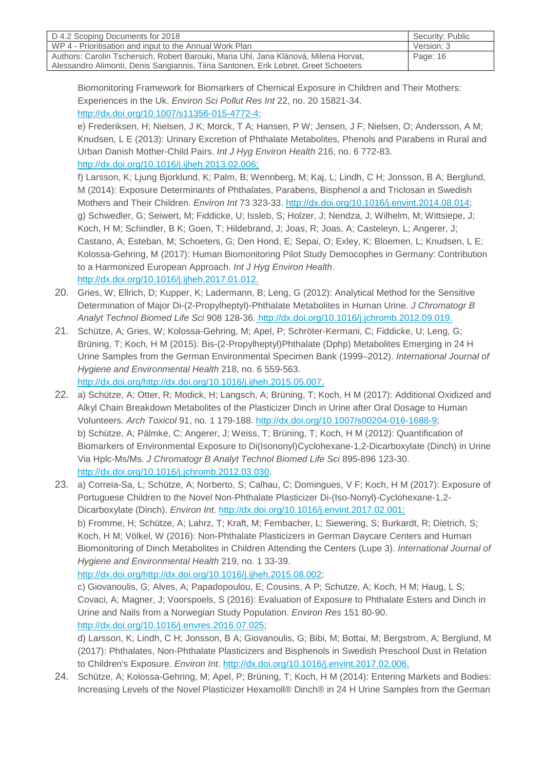Biomonitoring Framework for Biomarkers of Chemical Exposure in Children and Their Mothers: Experiences in the Uk. *Environ Sci Pollut Res Int* 22, no. 20 15821-34. http://dx.doi.org/10.1007/s11356-015-4772-4;

e) Frederiksen, H; Nielsen, J K; Morck, T A; Hansen, P W; Jensen, J F; Nielsen, O; Andersson, A M; Knudsen, L E (2013): Urinary Excretion of Phthalate Metabolites, Phenols and Parabens in Rural and Urban Danish Mother-Child Pairs. *Int J Hyg Environ Health* 216, no. 6 772-83. http://dx.doi.org/10.1016/j.ijheh.2013.02.006;

f) Larsson, K; Ljung Bjorklund, K; Palm, B; Wennberg, M; Kaj, L; Lindh, C H; Jonsson, B A; Berglund, M (2014): Exposure Determinants of Phthalates, Parabens, Bisphenol a and Triclosan in Swedish Mothers and Their Children. *Environ Int* 73 323-33. http://dx.doi.org/10.1016/j.envint.2014.08.014;

g) Schwedler, G; Seiwert, M; Fiddicke, U; Issleb, S; Holzer, J; Nendza, J; Wilhelm, M; Wittsiepe, J; Koch, H M; Schindler, B K; Goen, T; Hildebrand, J; Joas, R; Joas, A; Casteleyn, L; Angerer, J; Castano, A; Esteban, M; Schoeters, G; Den Hond, E; Sepai, O; Exley, K; Bloemen, L; Knudsen, L E; Kolossa-Gehring, M (2017): Human Biomonitoring Pilot Study Democophes in Germany: Contribution to a Harmonized European Approach. *Int J Hyg Environ Health*. http://dx.doi.org/10.1016/j.ijheh.2017.01.012.

20. Gries, W; Ellrich, D; Kupper, K; Ladermann, B; Leng, G (2012): Analytical Method for the Sensitive Determination of Major Di-(2-Propylheptyl)-Phthalate Metabolites in Human Urine. *J Chromatogr B Analyt Technol Biomed Life Sci* 908 128-36. http://dx.doi.org/10.1016/j.jchromb.2012.09.019.

21. Schütze, A; Gries, W; Kolossa-Gehring, M; Apel, P; Schröter-Kermani, C; Fiddicke, U; Leng, G; Brüning, T; Koch, H M (2015): Bis-(2-Propylheptyl)Phthalate (Dphp) Metabolites Emerging in 24 H Urine Samples from the German Environmental Specimen Bank (1999–2012). *International Journal of Hygiene and Environmental Health* 218, no. 6 559-563. http://dx.doi.org/http://dx.doi.org/10.1016/j.ijheh.2015.05.007.

22. a) Schütze, A; Otter, R; Modick, H; Langsch, A; Brüning, T; Koch, H M (2017): Additional Oxidized and Alkyl Chain Breakdown Metabolites of the Plasticizer Dinch in Urine after Oral Dosage to Human Volunteers. *Arch Toxicol* 91, no. 1 179-188. http://dx.doi.org/10.1007/s00204-016-1688-9;

b) Schütze, A; Pälmke, C; Angerer, J; Weiss, T; Brüning, T; Koch, H M (2012): Quantification of Biomarkers of Environmental Exposure to Di(Isononyl)Cyclohexane-1,2-Dicarboxylate (Dinch) in Urine Via Hplc-Ms/Ms. *J Chromatogr B Analyt Technol Biomed Life Sci* 895-896 123-30. http://dx.doi.org/10.1016/j.jchromb.2012.03.030.

23. a) Correia-Sa, L; Schütze, A; Norberto, S; Calhau, C; Domingues, V F; Koch, H M (2017): Exposure of Portuguese Children to the Novel Non-Phthalate Plasticizer Di-(Iso-Nonyl)-Cyclohexane-1,2-Dicarboxylate (Dinch). *Environ Int*. http://dx.doi.org/10.1016/j.envint.2017.02.001;

b) Fromme, H; Schütze, A; Lahrz, T; Kraft, M; Fembacher, L; Siewering, S; Burkardt, R; Dietrich, S; Koch, H M; Völkel, W (2016): Non-Phthalate Plasticizers in German Daycare Centers and Human Biomonitoring of Dinch Metabolites in Children Attending the Centers (Lupe 3). *International Journal of Hygiene and Environmental Health* 219, no. 1 33-39. http://dx.doi.org/http://dx.doi.org/10.1016/j.ijheh.2015.08.002;

c) Giovanoulis, G; Alves, A; Papadopoulou, E; Cousins, A P; Schutze, A; Koch, H M; Haug, L S; Covaci, A; Magner, J; Voorspoels, S (2016): Evaluation of Exposure to Phthalate Esters and Dinch in Urine and Nails from a Norwegian Study Population. *Environ Res* 151 80-90. http://dx.doi.org/10.1016/j.envres.2016.07.025;

d) Larsson, K; Lindh, C H; Jonsson, B A; Giovanoulis, G; Bibi, M; Bottai, M; Bergstrom, A; Berglund, M (2017): Phthalates, Non-Phthalate Plasticizers and Bisphenols in Swedish Preschool Dust in Relation to Children's Exposure. *Environ Int*. http://dx.doi.org/10.1016/j.envint.2017.02.006.

24. Schütze, A; Kolossa-Gehring, M; Apel, P; Brüning, T; Koch, H M (2014): Entering Markets and Bodies: Increasing Levels of the Novel Plasticizer Hexamoll® Dinch® in 24 H Urine Samples from the German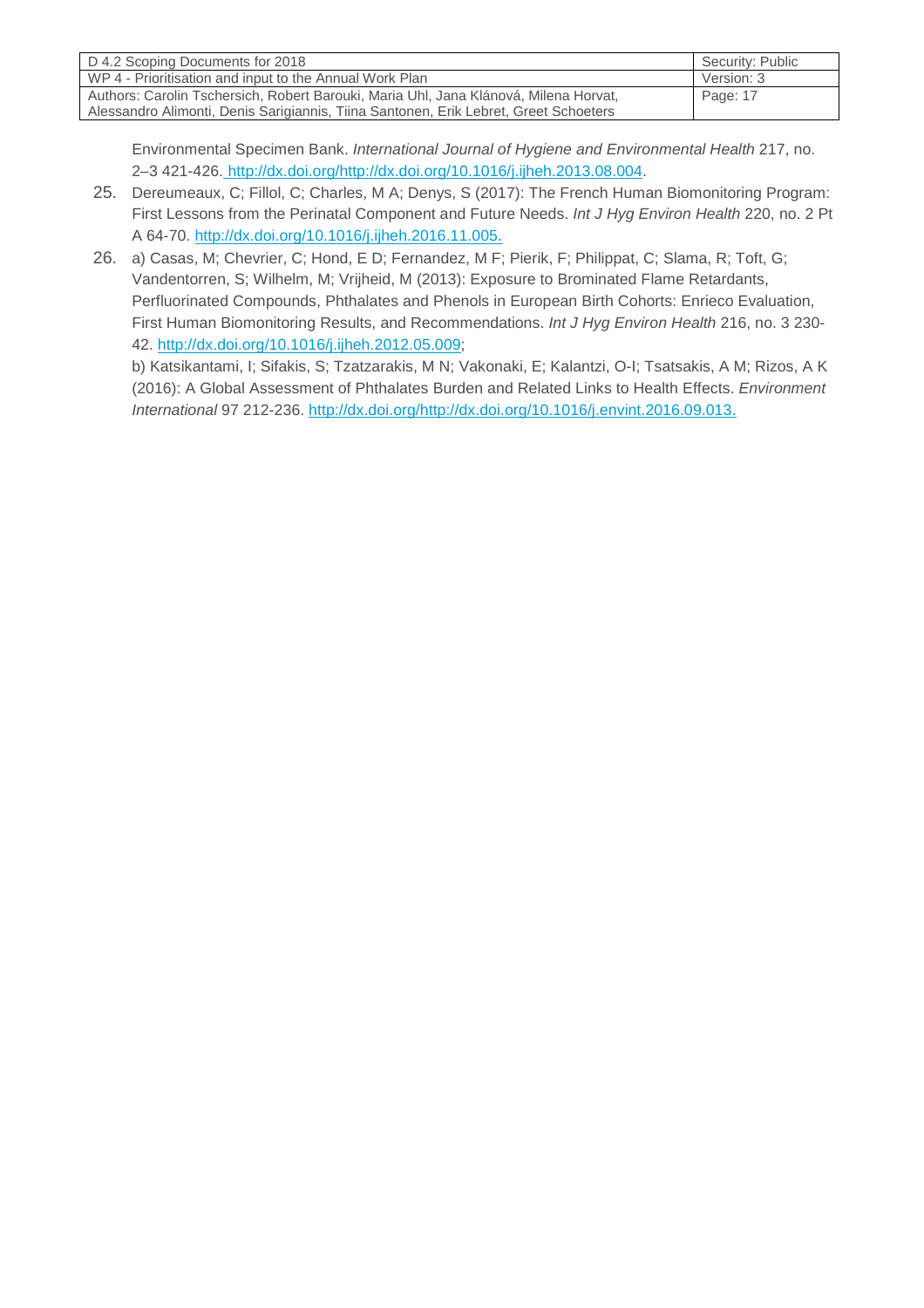Environmental Specimen Bank. *International Journal of Hygiene and Environmental Health* 217, no. 2–3 421-426. http://dx.doi.org/http://dx.doi.org/10.1016/j.ijheh.2013.08.004.

25. Dereumeaux, C; Fillol, C; Charles, M A; Denys, S (2017): The French Human Biomonitoring Program: First Lessons from the Perinatal Component and Future Needs. *Int J Hyg Environ Health* 220, no. 2 Pt A 64-70. http://dx.doi.org/10.1016/j.ijheh.2016.11.005.
26. a) Casas, M; Chevrier, C; Hond, E D; Fernandez, M F; Pierik, F; Philippat, C; Slama, R; Toft, G; Vandentorren, S; Wilhelm, M; Vrijheid, M (2013): Exposure to Brominated Flame Retardants, Perfluorinated Compounds, Phthalates and Phenols in European Birth Cohorts: Enrieco Evaluation, First Human Biomonitoring Results, and Recommendations. *Int J Hyg Environ Health* 216, no. 3 230-42. http://dx.doi.org/10.1016/j.ijheh.2012.05.009;

    b) Katsikantami, I; Sifakis, S; Tzatzarakis, M N; Vakonaki, E; Kalantzi, O-I; Tsatsakis, A M; Rizos, A K (2016): A Global Assessment of Phthalates Burden and Related Links to Health Effects. *Environment International* 97 212-236. http://dx.doi.org/http://dx.doi.org/10.1016/j.envint.2016.09.013.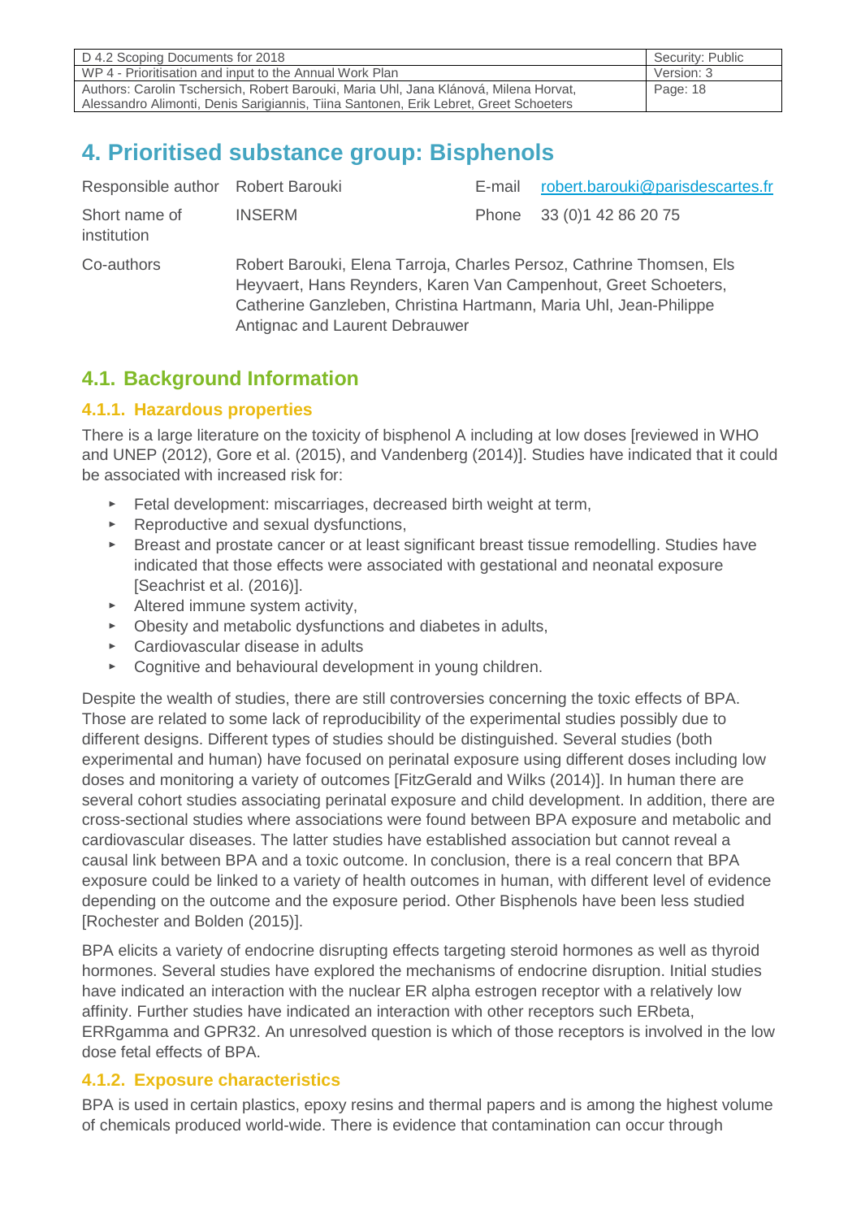# 4. Prioritised substance group: Bisphenols

| Responsible author | Robert Barouki | E-mail | robert.barouki@parisdescartes.fr |
|---|---|---|---|
| Short name of institution | INSERM | Phone | 33 (0)1 42 86 20 75 |
| Co-authors | Robert Barouki, Elena Tarroja, Charles Persoz, Cathrine Thomsen, Els Heyvaert, Hans Reynders, Karen Van Campenhout, Greet Schoeters, Catherine Ganzleben, Christina Hartmann, Maria Uhl, Jean-Philippe Antignac and Laurent Debrauwer | | |

## 4.1. Background Information

### 4.1.1. Hazardous properties

There is a large literature on the toxicity of bisphenol A including at low doses [reviewed in WHO and UNEP (2012), Gore et al. (2015), and Vandenberg (2014)]. Studies have indicated that it could be associated with increased risk for:

- Fetal development: miscarriages, decreased birth weight at term,
- Reproductive and sexual dysfunctions,
- Breast and prostate cancer or at least significant breast tissue remodelling. Studies have indicated that those effects were associated with gestational and neonatal exposure [Seachrist et al. (2016)].
- Altered immune system activity,
- Obesity and metabolic dysfunctions and diabetes in adults,
- Cardiovascular disease in adults
- Cognitive and behavioural development in young children.

Despite the wealth of studies, there are still controversies concerning the toxic effects of BPA. Those are related to some lack of reproducibility of the experimental studies possibly due to different designs. Different types of studies should be distinguished. Several studies (both experimental and human) have focused on perinatal exposure using different doses including low doses and monitoring a variety of outcomes [FitzGerald and Wilks (2014)]. In human there are several cohort studies associating perinatal exposure and child development. In addition, there are cross-sectional studies where associations were found between BPA exposure and metabolic and cardiovascular diseases. The latter studies have established association but cannot reveal a causal link between BPA and a toxic outcome. In conclusion, there is a real concern that BPA exposure could be linked to a variety of health outcomes in human, with different level of evidence depending on the outcome and the exposure period. Other Bisphenols have been less studied [Rochester and Bolden (2015)].

BPA elicits a variety of endocrine disrupting effects targeting steroid hormones as well as thyroid hormones. Several studies have explored the mechanisms of endocrine disruption. Initial studies have indicated an interaction with the nuclear ER alpha estrogen receptor with a relatively low affinity. Further studies have indicated an interaction with other receptors such ERbeta, ERRgamma and GPR32. An unresolved question is which of those receptors is involved in the low dose fetal effects of BPA.

### 4.1.2. Exposure characteristics

BPA is used in certain plastics, epoxy resins and thermal papers and is among the highest volume of chemicals produced world-wide. There is evidence that contamination can occur through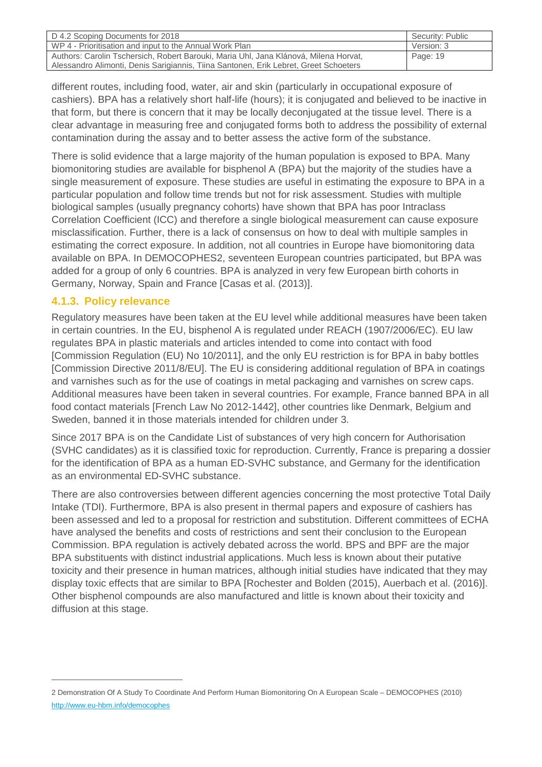different routes, including food, water, air and skin (particularly in occupational exposure of cashiers). BPA has a relatively short half-life (hours); it is conjugated and believed to be inactive in that form, but there is concern that it may be locally deconjugated at the tissue level. There is a clear advantage in measuring free and conjugated forms both to address the possibility of external contamination during the assay and to better assess the active form of the substance.

There is solid evidence that a large majority of the human population is exposed to BPA. Many biomonitoring studies are available for bisphenol A (BPA) but the majority of the studies have a single measurement of exposure. These studies are useful in estimating the exposure to BPA in a particular population and follow time trends but not for risk assessment. Studies with multiple biological samples (usually pregnancy cohorts) have shown that BPA has poor Intraclass Correlation Coefficient (ICC) and therefore a single biological measurement can cause exposure misclassification. Further, there is a lack of consensus on how to deal with multiple samples in estimating the correct exposure. In addition, not all countries in Europe have biomonitoring data available on BPA. In DEMOCOPHES2, seventeen European countries participated, but BPA was added for a group of only 6 countries. BPA is analyzed in very few European birth cohorts in Germany, Norway, Spain and France [Casas et al. (2013)].

### 4.1.3. Policy relevance

Regulatory measures have been taken at the EU level while additional measures have been taken in certain countries. In the EU, bisphenol A is regulated under REACH (1907/2006/EC). EU law regulates BPA in plastic materials and articles intended to come into contact with food [Commission Regulation (EU) No 10/2011], and the only EU restriction is for BPA in baby bottles [Commission Directive 2011/8/EU]. The EU is considering additional regulation of BPA in coatings and varnishes such as for the use of coatings in metal packaging and varnishes on screw caps. Additional measures have been taken in several countries. For example, France banned BPA in all food contact materials [French Law No 2012-1442], other countries like Denmark, Belgium and Sweden, banned it in those materials intended for children under 3.

Since 2017 BPA is on the Candidate List of substances of very high concern for Authorisation (SVHC candidates) as it is classified toxic for reproduction. Currently, France is preparing a dossier for the identification of BPA as a human ED-SVHC substance, and Germany for the identification as an environmental ED-SVHC substance.

There are also controversies between different agencies concerning the most protective Total Daily Intake (TDI). Furthermore, BPA is also present in thermal papers and exposure of cashiers has been assessed and led to a proposal for restriction and substitution. Different committees of ECHA have analysed the benefits and costs of restrictions and sent their conclusion to the European Commission. BPA regulation is actively debated across the world. BPS and BPF are the major BPA substituents with distinct industrial applications. Much less is known about their putative toxicity and their presence in human matrices, although initial studies have indicated that they may display toxic effects that are similar to BPA [Rochester and Bolden (2015), Auerbach et al. (2016)]. Other bisphenol compounds are also manufactured and little is known about their toxicity and diffusion at this stage.

---

2 Demonstration Of A Study To Coordinate And Perform Human Biomonitoring On A European Scale – DEMOCOPHES (2010) http://www.eu-hbm.info/democophes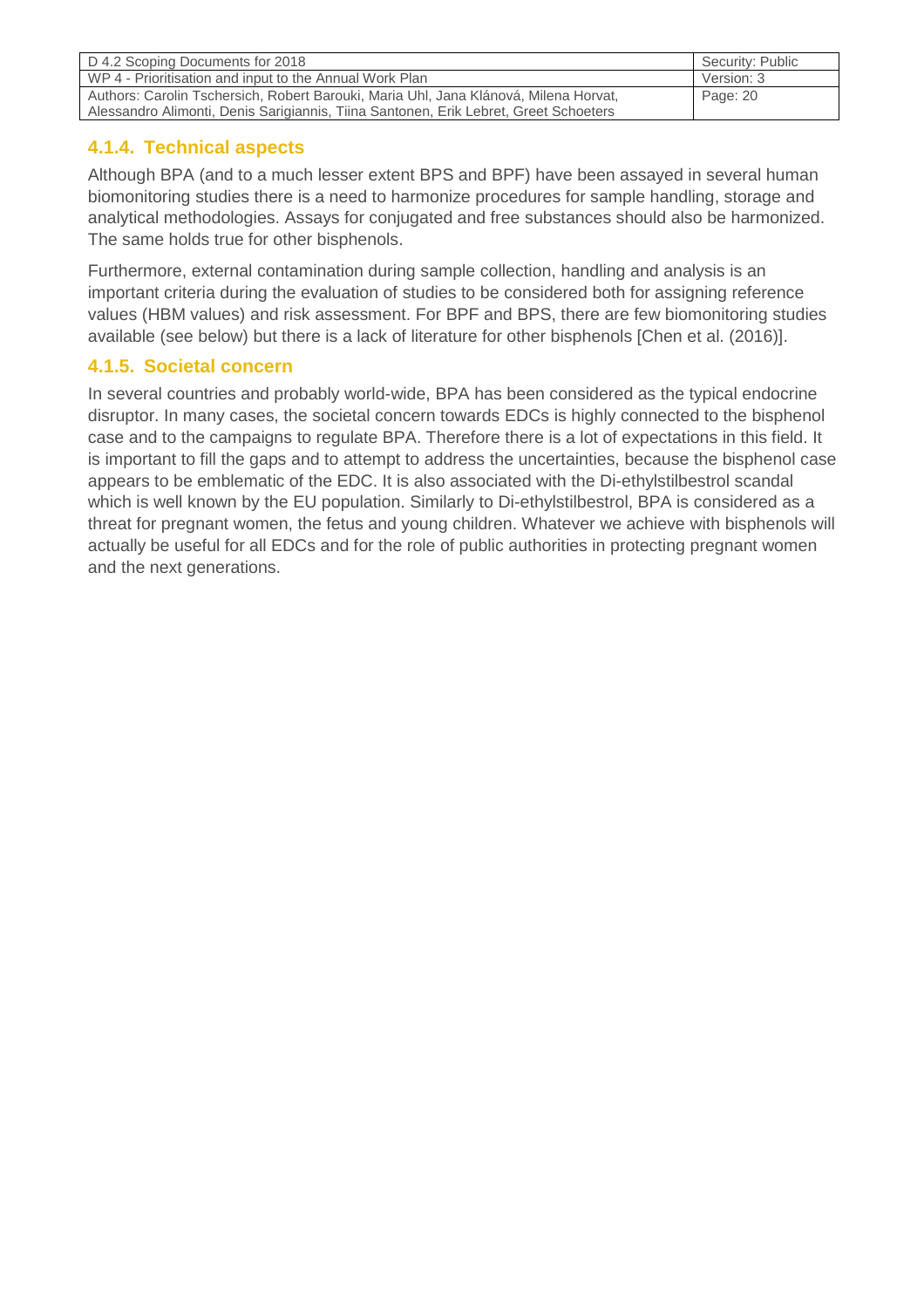### 4.1.4. Technical aspects

Although BPA (and to a much lesser extent BPS and BPF) have been assayed in several human biomonitoring studies there is a need to harmonize procedures for sample handling, storage and analytical methodologies. Assays for conjugated and free substances should also be harmonized. The same holds true for other bisphenols.

Furthermore, external contamination during sample collection, handling and analysis is an important criteria during the evaluation of studies to be considered both for assigning reference values (HBM values) and risk assessment. For BPF and BPS, there are few biomonitoring studies available (see below) but there is a lack of literature for other bisphenols [Chen et al. (2016)].

### 4.1.5. Societal concern

In several countries and probably world-wide, BPA has been considered as the typical endocrine disruptor. In many cases, the societal concern towards EDCs is highly connected to the bisphenol case and to the campaigns to regulate BPA. Therefore there is a lot of expectations in this field. It is important to fill the gaps and to attempt to address the uncertainties, because the bisphenol case appears to be emblematic of the EDC. It is also associated with the Di-ethylstilbestrol scandal which is well known by the EU population. Similarly to Di-ethylstilbestrol, BPA is considered as a threat for pregnant women, the fetus and young children. Whatever we achieve with bisphenols will actually be useful for all EDCs and for the role of public authorities in protecting pregnant women and the next generations.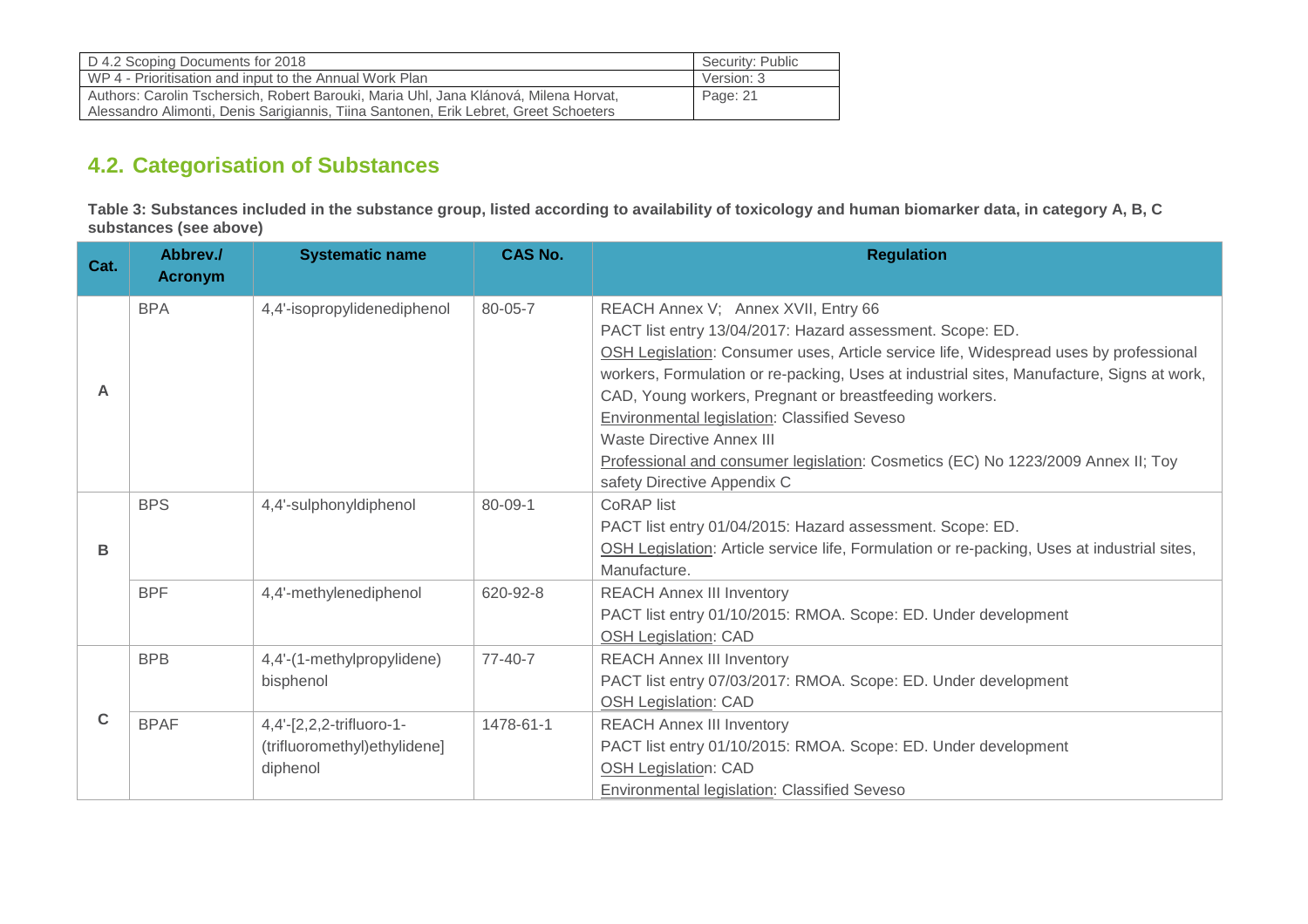## 4.2. Categorisation of Substances

**Table 3: Substances included in the substance group, listed according to availability of toxicology and human biomarker data, in category A, B, C substances (see above)**

| Cat. | Abbrev./ Acronym | Systematic name | CAS No. | Regulation |
|---|---|---|---|---|
| A | BPA | 4,4'-isopropylidenediphenol | 80-05-7 | REACH Annex V; Annex XVII, Entry 66<br>PACT list entry 13/04/2017: Hazard assessment. Scope: ED.<br>OSH Legislation: Consumer uses, Article service life, Widespread uses by professional workers, Formulation or re-packing, Uses at industrial sites, Manufacture, Signs at work, CAD, Young workers, Pregnant or breastfeeding workers.<br>Environmental legislation: Classified Seveso<br>Waste Directive Annex III<br>Professional and consumer legislation: Cosmetics (EC) No 1223/2009 Annex II; Toy safety Directive Appendix C |
| B | BPS | 4,4'-sulphonyldiphenol | 80-09-1 | CoRAP list<br>PACT list entry 01/04/2015: Hazard assessment. Scope: ED.<br>OSH Legislation: Article service life, Formulation or re-packing, Uses at industrial sites, Manufacture. |
| | BPF | 4,4'-methylenediphenol | 620-92-8 | REACH Annex III Inventory<br>PACT list entry 01/10/2015: RMOA. Scope: ED. Under development<br>OSH Legislation: CAD |
| C | BPB | 4,4'-(1-methylpropylidene) bisphenol | 77-40-7 | REACH Annex III Inventory<br>PACT list entry 07/03/2017: RMOA. Scope: ED. Under development<br>OSH Legislation: CAD |
| | BPAF | 4,4'-[2,2,2-trifluoro-1-(trifluoromethyl)ethylidene] diphenol | 1478-61-1 | REACH Annex III Inventory<br>PACT list entry 01/10/2015: RMOA. Scope: ED. Under development<br>OSH Legislation: CAD<br>Environmental legislation: Classified Seveso |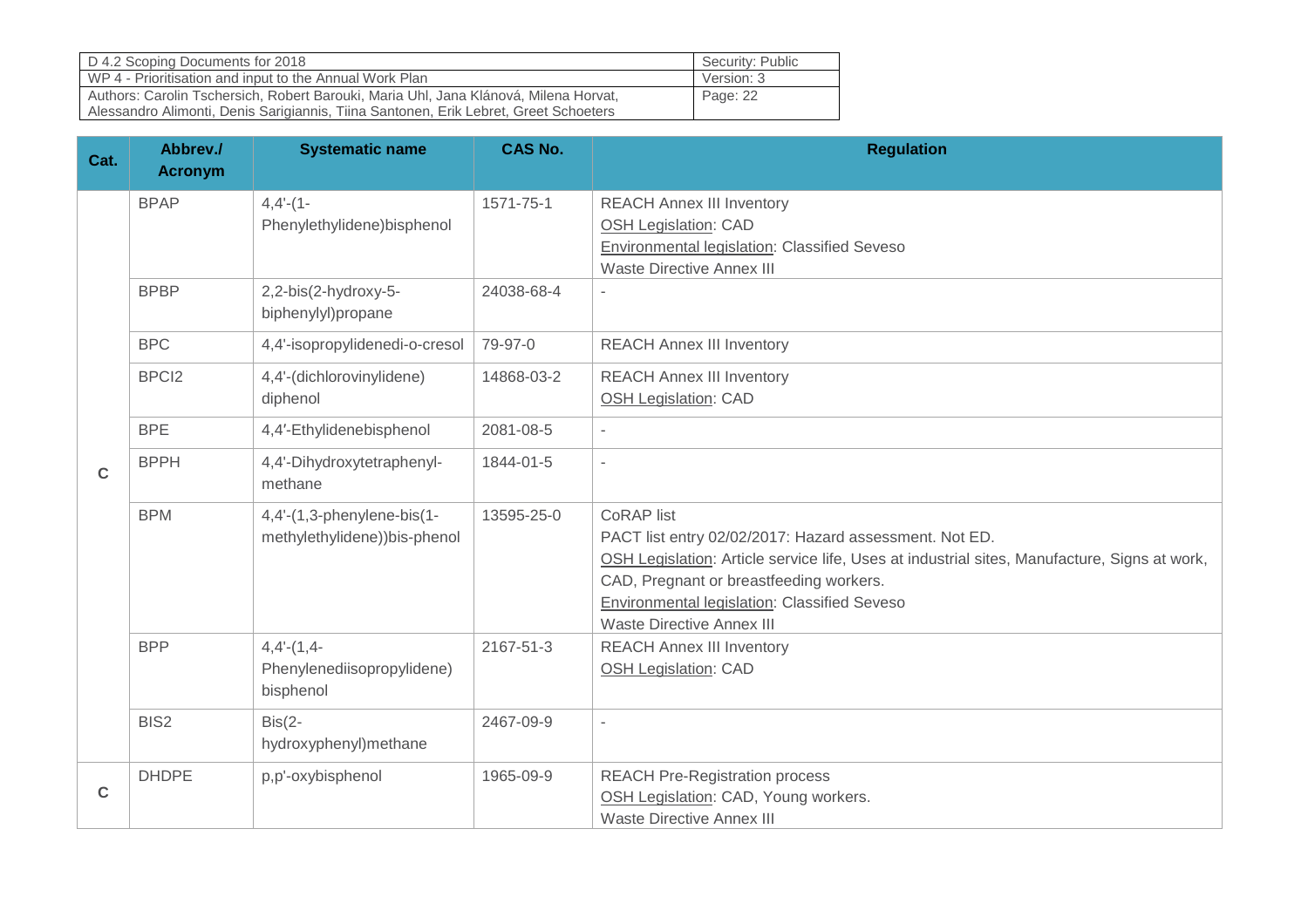| Cat. | Abbrev./ Acronym | Systematic name | CAS No. | Regulation |
|---|---|---|---|---|
| C | BPAP | 4,4'-(1-Phenylethylidene)bisphenol | 1571-75-1 | REACH Annex III Inventory<br>OSH Legislation: CAD<br>Environmental legislation: Classified Seveso<br>Waste Directive Annex III |
| | BPBP | 2,2-bis(2-hydroxy-5-biphenylyl)propane | 24038-68-4 | - |
| | BPC | 4,4'-isopropylidenedi-o-cresol | 79-97-0 | REACH Annex III Inventory |
| | BPCl2 | 4,4'-(dichlorovinylidene) diphenol | 14868-03-2 | REACH Annex III Inventory<br>OSH Legislation: CAD |
| | BPE | 4,4′-Ethylidenebisphenol | 2081-08-5 | - |
| | BPPH | 4,4'-Dihydroxytetraphenyl-methane | 1844-01-5 | - |
| | BPM | 4,4'-(1,3-phenylene-bis(1-methylethylidene))bis-phenol | 13595-25-0 | CoRAP list<br>PACT list entry 02/02/2017: Hazard assessment. Not ED.<br>OSH Legislation: Article service life, Uses at industrial sites, Manufacture, Signs at work, CAD, Pregnant or breastfeeding workers.<br>Environmental legislation: Classified Seveso<br>Waste Directive Annex III |
| | BPP | 4,4'-(1,4-Phenylenediisopropylidene) bisphenol | 2167-51-3 | REACH Annex III Inventory<br>OSH Legislation: CAD |
| | BIS2 | Bis(2-hydroxyphenyl)methane | 2467-09-9 | - |
| C | DHDPE | p,p'-oxybisphenol | 1965-09-9 | REACH Pre-Registration process<br>OSH Legislation: CAD, Young workers.<br>Waste Directive Annex III |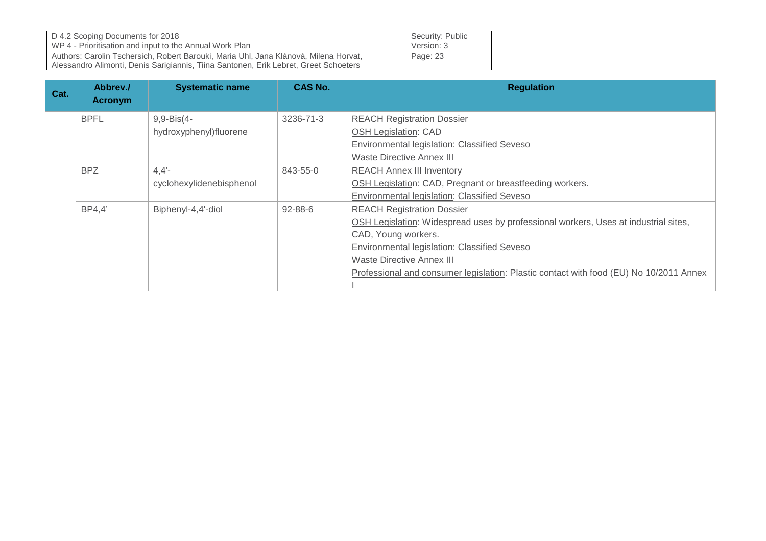| Cat. | Abbrev./ Acronym | Systematic name | CAS No. | Regulation |
|---|---|---|---|---|
| | BPFL | 9,9-Bis(4-hydroxyphenyl)fluorene | 3236-71-3 | REACH Registration Dossier<br>OSH Legislation: CAD<br>Environmental legislation: Classified Seveso<br>Waste Directive Annex III |
| | BPZ | 4,4'-cyclohexylidenebisphenol | 843-55-0 | REACH Annex III Inventory<br>OSH Legislation: CAD, Pregnant or breastfeeding workers.<br>Environmental legislation: Classified Seveso |
| | BP4,4' | Biphenyl-4,4'-diol | 92-88-6 | REACH Registration Dossier<br>OSH Legislation: Widespread uses by professional workers, Uses at industrial sites, CAD, Young workers.<br>Environmental legislation: Classified Seveso<br>Waste Directive Annex III<br>Professional and consumer legislation: Plastic contact with food (EU) No 10/2011 Annex I |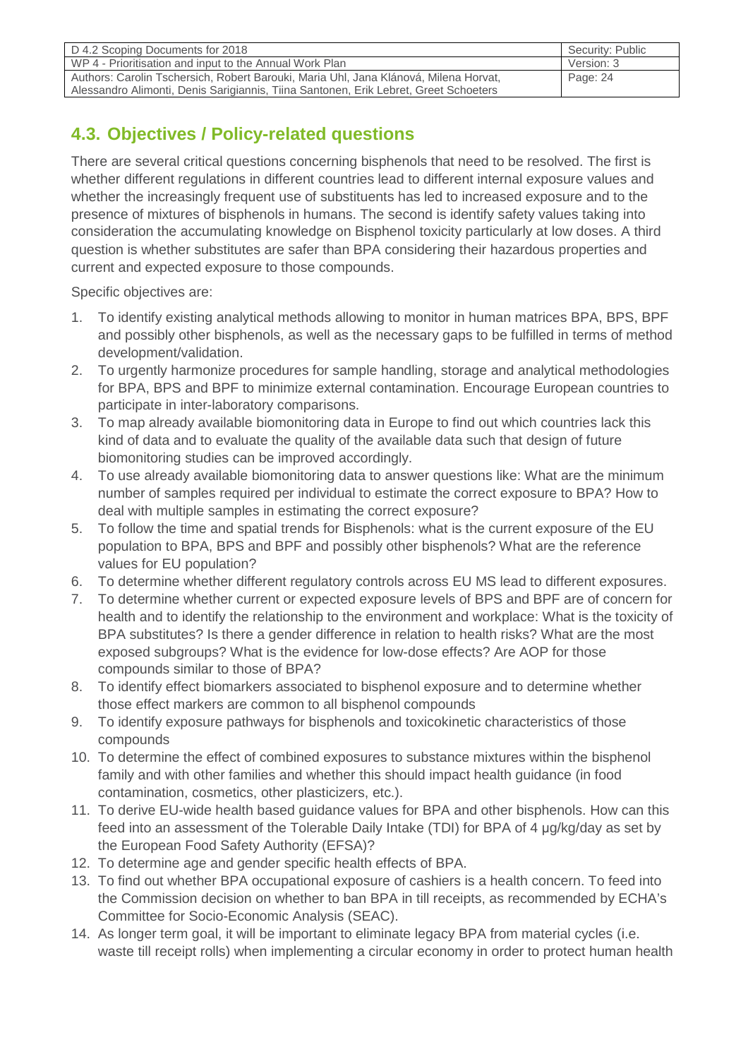## 4.3. Objectives / Policy-related questions

There are several critical questions concerning bisphenols that need to be resolved. The first is whether different regulations in different countries lead to different internal exposure values and whether the increasingly frequent use of substituents has led to increased exposure and to the presence of mixtures of bisphenols in humans. The second is identify safety values taking into consideration the accumulating knowledge on Bisphenol toxicity particularly at low doses. A third question is whether substitutes are safer than BPA considering their hazardous properties and current and expected exposure to those compounds.

Specific objectives are:

1. To identify existing analytical methods allowing to monitor in human matrices BPA, BPS, BPF and possibly other bisphenols, as well as the necessary gaps to be fulfilled in terms of method development/validation.
2. To urgently harmonize procedures for sample handling, storage and analytical methodologies for BPA, BPS and BPF to minimize external contamination. Encourage European countries to participate in inter-laboratory comparisons.
3. To map already available biomonitoring data in Europe to find out which countries lack this kind of data and to evaluate the quality of the available data such that design of future biomonitoring studies can be improved accordingly.
4. To use already available biomonitoring data to answer questions like: What are the minimum number of samples required per individual to estimate the correct exposure to BPA? How to deal with multiple samples in estimating the correct exposure?
5. To follow the time and spatial trends for Bisphenols: what is the current exposure of the EU population to BPA, BPS and BPF and possibly other bisphenols? What are the reference values for EU population?
6. To determine whether different regulatory controls across EU MS lead to different exposures.
7. To determine whether current or expected exposure levels of BPS and BPF are of concern for health and to identify the relationship to the environment and workplace: What is the toxicity of BPA substitutes? Is there a gender difference in relation to health risks? What are the most exposed subgroups? What is the evidence for low-dose effects? Are AOP for those compounds similar to those of BPA?
8. To identify effect biomarkers associated to bisphenol exposure and to determine whether those effect markers are common to all bisphenol compounds
9. To identify exposure pathways for bisphenols and toxicokinetic characteristics of those compounds
10. To determine the effect of combined exposures to substance mixtures within the bisphenol family and with other families and whether this should impact health guidance (in food contamination, cosmetics, other plasticizers, etc.).
11. To derive EU-wide health based guidance values for BPA and other bisphenols. How can this feed into an assessment of the Tolerable Daily Intake (TDI) for BPA of 4 µg/kg/day as set by the European Food Safety Authority (EFSA)?
12. To determine age and gender specific health effects of BPA.
13. To find out whether BPA occupational exposure of cashiers is a health concern. To feed into the Commission decision on whether to ban BPA in till receipts, as recommended by ECHA's Committee for Socio-Economic Analysis (SEAC).
14. As longer term goal, it will be important to eliminate legacy BPA from material cycles (i.e. waste till receipt rolls) when implementing a circular economy in order to protect human health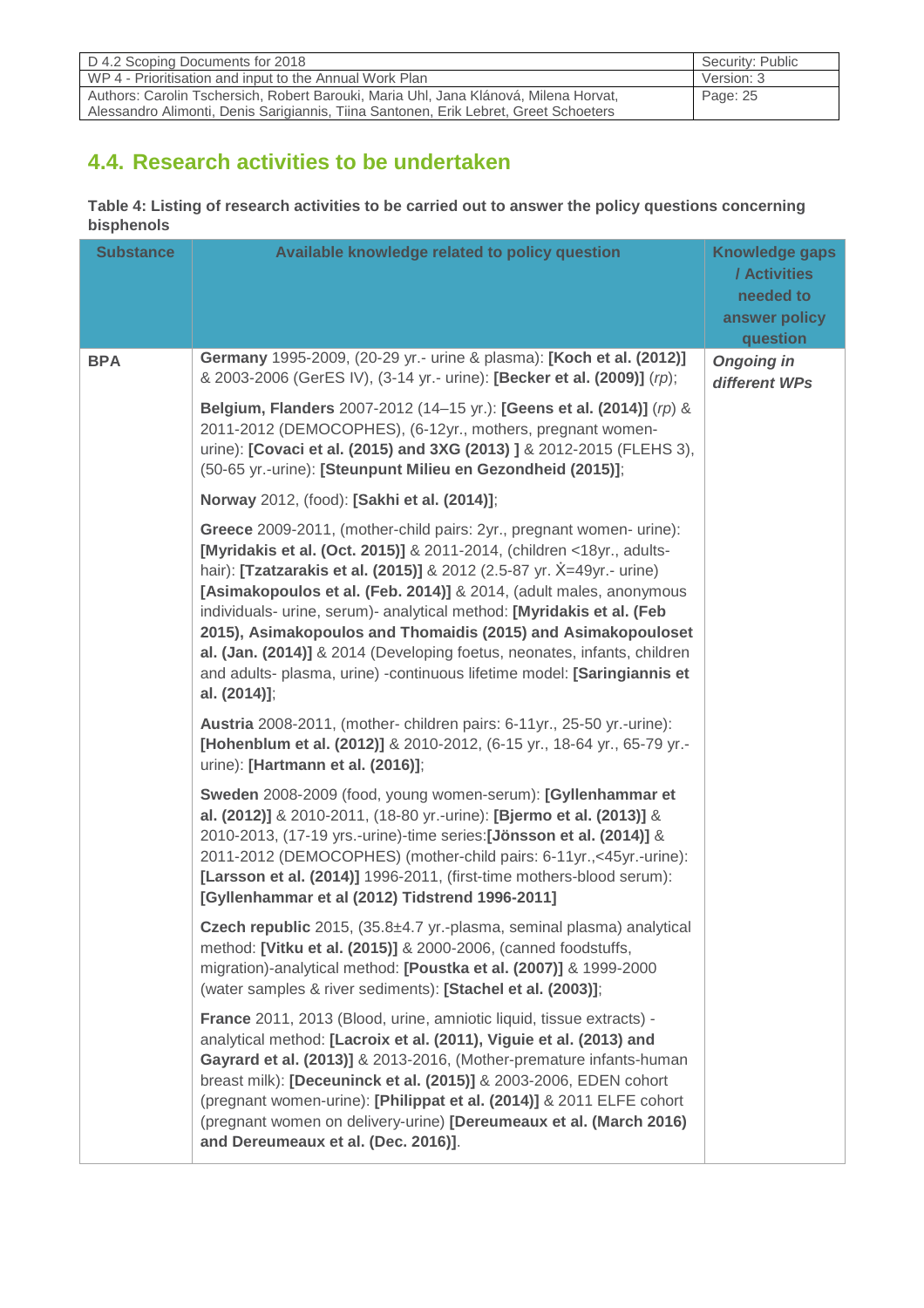## 4.4. Research activities to be undertaken

**Table 4: Listing of research activities to be carried out to answer the policy questions concerning bisphenols**

| Substance | Available knowledge related to policy question | Knowledge gaps / Activities needed to answer policy question |
|---|---|---|
| **BPA** | **Germany** 1995-2009, (20-29 yr.- urine & plasma): **[Koch et al. (2012)]** & 2003-2006 (GerES IV), (3-14 yr.- urine): **[Becker et al. (2009)]** (*rp*);<br><br>**Belgium, Flanders** 2007-2012 (14–15 yr.): **[Geens et al. (2014)]** (*rp*) & 2011-2012 (DEMOCOPHES), (6-12yr., mothers, pregnant women- urine): **[Covaci et al. (2015) and 3XG (2013) ]** & 2012-2015 (FLEHS 3), (50-65 yr.-urine): **[Steunpunt Milieu en Gezondheid (2015)]**;<br><br>**Norway** 2012, (food): **[Sakhi et al. (2014)]**;<br><br>**Greece** 2009-2011, (mother-child pairs: 2yr., pregnant women- urine): **[Myridakis et al. (Oct. 2015)]** & 2011-2014, (children <18yr., adults- hair): **[Tzatzarakis et al. (2015)]** & 2012 (2.5-87 yr. Ẋ=49yr.- urine) **[Asimakopoulos et al. (Feb. 2014)]** & 2014, (adult males, anonymous individuals- urine, serum)- analytical method: **[Myridakis et al. (Feb 2015), Asimakopoulos and Thomaidis (2015) and Asimakopouloset al. (Jan. (2014)]** & 2014 (Developing foetus, neonates, infants, children and adults- plasma, urine) -continuous lifetime model: **[Saringiannis et al. (2014)]**;<br><br>**Austria** 2008-2011, (mother- children pairs: 6-11yr., 25-50 yr.-urine): **[Hohenblum et al. (2012)]** & 2010-2012, (6-15 yr., 18-64 yr., 65-79 yr.- urine): **[Hartmann et al. (2016)]**;<br><br>**Sweden** 2008-2009 (food, young women-serum): **[Gyllenhammar et al. (2012)]** & 2010-2011, (18-80 yr.-urine): **[Bjermo et al. (2013)]** & 2010-2013, (17-19 yrs.-urine)-time series:**[Jönsson et al. (2014)]** & 2011-2012 (DEMOCOPHES) (mother-child pairs: 6-11yr.,<45yr.-urine): **[Larsson et al. (2014)]** 1996-2011, (first-time mothers-blood serum): **[Gyllenhammar et al (2012) Tidstrend 1996-2011]**<br><br>**Czech republic** 2015, (35.8±4.7 yr.-plasma, seminal plasma) analytical method: **[Vitku et al. (2015)]** & 2000-2006, (canned foodstuffs, migration)-analytical method: **[Poustka et al. (2007)]** & 1999-2000 (water samples & river sediments): **[Stachel et al. (2003)]**;<br><br>**France** 2011, 2013 (Blood, urine, amniotic liquid, tissue extracts) - analytical method: **[Lacroix et al. (2011), Viguie et al. (2013) and Gayrard et al. (2013)]** & 2013-2016, (Mother-premature infants-human breast milk): **[Deceuninck et al. (2015)]** & 2003-2006, EDEN cohort (pregnant women-urine): **[Philippat et al. (2014)]** & 2011 ELFE cohort (pregnant women on delivery-urine) **[Dereumeaux et al. (March 2016) and Dereumeaux et al. (Dec. 2016)]**. | ***Ongoing in different WPs*** |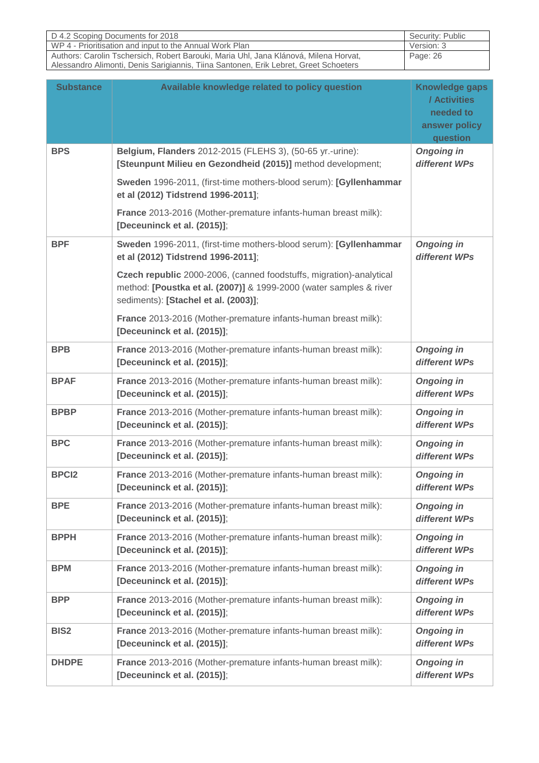| Substance | Available knowledge related to policy question | Knowledge gaps / Activities needed to answer policy question |
|---|---|---|
| **BPS** | **Belgium, Flanders** 2012-2015 (FLEHS 3), (50-65 yr.-urine): **[Steunpunt Milieu en Gezondheid (2015)]** method development;<br><br>**Sweden** 1996-2011, (first-time mothers-blood serum): **[Gyllenhammar et al (2012) Tidstrend 1996-2011]**;<br><br>**France** 2013-2016 (Mother-premature infants-human breast milk): **[Deceuninck et al. (2015)]**; | ***Ongoing in different WPs*** |
| **BPF** | **Sweden** 1996-2011, (first-time mothers-blood serum): **[Gyllenhammar et al (2012) Tidstrend 1996-2011]**;<br><br>**Czech republic** 2000-2006, (canned foodstuffs, migration)-analytical method: **[Poustka et al. (2007)]** & 1999-2000 (water samples & river sediments): **[Stachel et al. (2003)]**;<br><br>**France** 2013-2016 (Mother-premature infants-human breast milk): **[Deceuninck et al. (2015)]**; | ***Ongoing in different WPs*** |
| **BPB** | **France** 2013-2016 (Mother-premature infants-human breast milk): **[Deceuninck et al. (2015)]**; | ***Ongoing in different WPs*** |
| **BPAF** | **France** 2013-2016 (Mother-premature infants-human breast milk): **[Deceuninck et al. (2015)]**; | ***Ongoing in different WPs*** |
| **BPBP** | **France** 2013-2016 (Mother-premature infants-human breast milk): **[Deceuninck et al. (2015)]**; | ***Ongoing in different WPs*** |
| **BPC** | **France** 2013-2016 (Mother-premature infants-human breast milk): **[Deceuninck et al. (2015)]**; | ***Ongoing in different WPs*** |
| **BPCl2** | **France** 2013-2016 (Mother-premature infants-human breast milk): **[Deceuninck et al. (2015)]**; | ***Ongoing in different WPs*** |
| **BPE** | **France** 2013-2016 (Mother-premature infants-human breast milk): **[Deceuninck et al. (2015)]**; | ***Ongoing in different WPs*** |
| **BPPH** | **France** 2013-2016 (Mother-premature infants-human breast milk): **[Deceuninck et al. (2015)]**; | ***Ongoing in different WPs*** |
| **BPM** | **France** 2013-2016 (Mother-premature infants-human breast milk): **[Deceuninck et al. (2015)]**; | ***Ongoing in different WPs*** |
| **BPP** | **France** 2013-2016 (Mother-premature infants-human breast milk): **[Deceuninck et al. (2015)]**; | ***Ongoing in different WPs*** |
| **BIS2** | **France** 2013-2016 (Mother-premature infants-human breast milk): **[Deceuninck et al. (2015)]**; | ***Ongoing in different WPs*** |
| **DHDPE** | **France** 2013-2016 (Mother-premature infants-human breast milk): **[Deceuninck et al. (2015)]**; | ***Ongoing in different WPs*** |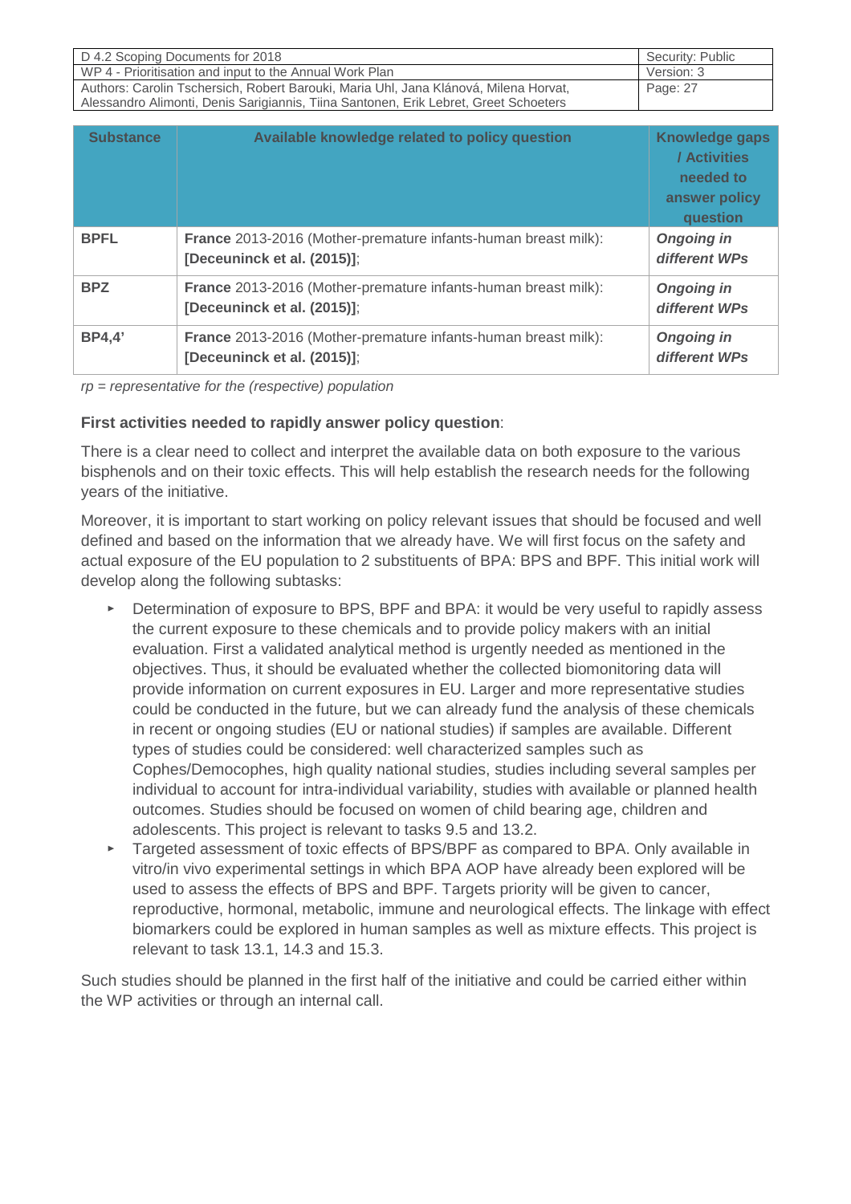| Substance | Available knowledge related to policy question | Knowledge gaps / Activities needed to answer policy question |
|---|---|---|
| **BPFL** | **France** 2013-2016 (Mother-premature infants-human breast milk): **[Deceuninck et al. (2015)]**; | ***Ongoing in different WPs*** |
| **BPZ** | **France** 2013-2016 (Mother-premature infants-human breast milk): **[Deceuninck et al. (2015)]**; | ***Ongoing in different WPs*** |
| **BP4,4'** | **France** 2013-2016 (Mother-premature infants-human breast milk): **[Deceuninck et al. (2015)]**; | ***Ongoing in different WPs*** |

*rp = representative for the (respective) population*

**First activities needed to rapidly answer policy question**:

There is a clear need to collect and interpret the available data on both exposure to the various bisphenols and on their toxic effects. This will help establish the research needs for the following years of the initiative.

Moreover, it is important to start working on policy relevant issues that should be focused and well defined and based on the information that we already have. We will first focus on the safety and actual exposure of the EU population to 2 substituents of BPA: BPS and BPF. This initial work will develop along the following subtasks:

- Determination of exposure to BPS, BPF and BPA: it would be very useful to rapidly assess the current exposure to these chemicals and to provide policy makers with an initial evaluation. First a validated analytical method is urgently needed as mentioned in the objectives. Thus, it should be evaluated whether the collected biomonitoring data will provide information on current exposures in EU. Larger and more representative studies could be conducted in the future, but we can already fund the analysis of these chemicals in recent or ongoing studies (EU or national studies) if samples are available. Different types of studies could be considered: well characterized samples such as Cophes/Democophes, high quality national studies, studies including several samples per individual to account for intra-individual variability, studies with available or planned health outcomes. Studies should be focused on women of child bearing age, children and adolescents. This project is relevant to tasks 9.5 and 13.2.
- Targeted assessment of toxic effects of BPS/BPF as compared to BPA. Only available in vitro/in vivo experimental settings in which BPA AOP have already been explored will be used to assess the effects of BPS and BPF. Targets priority will be given to cancer, reproductive, hormonal, metabolic, immune and neurological effects. The linkage with effect biomarkers could be explored in human samples as well as mixture effects. This project is relevant to task 13.1, 14.3 and 15.3.

Such studies should be planned in the first half of the initiative and could be carried either within the WP activities or through an internal call.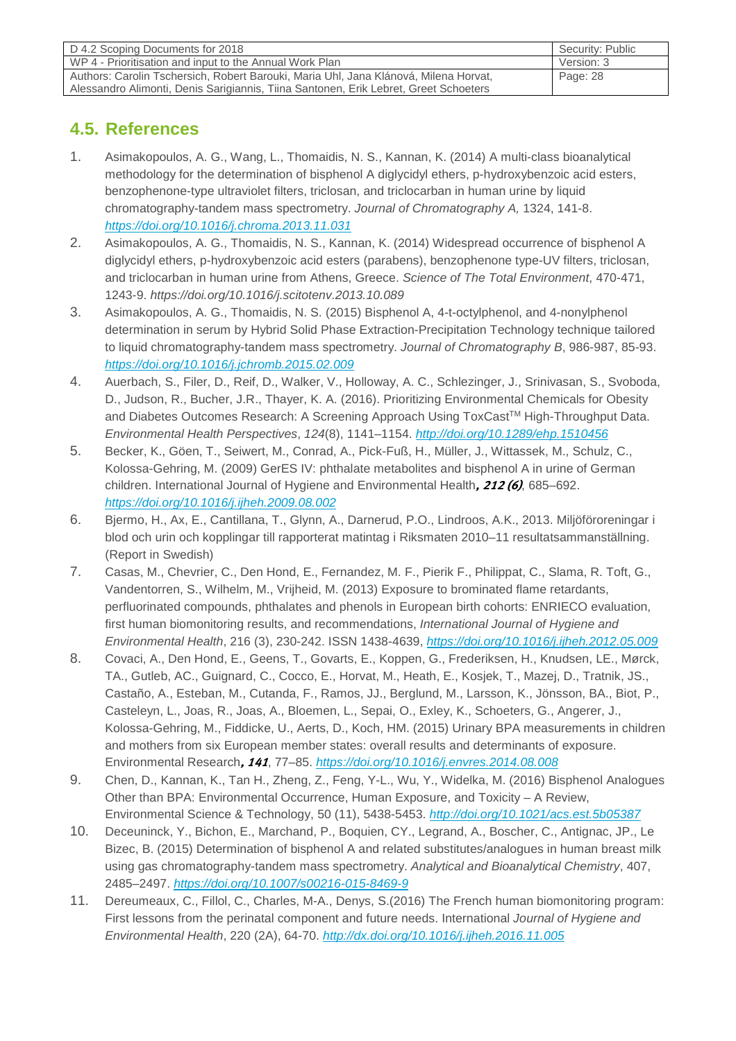## 4.5. References

1. Asimakopoulos, A. G., Wang, L., Thomaidis, N. S., Kannan, K. (2014) A multi-class bioanalytical methodology for the determination of bisphenol A diglycidyl ethers, p-hydroxybenzoic acid esters, benzophenone-type ultraviolet filters, triclosan, and triclocarban in human urine by liquid chromatography-tandem mass spectrometry. *Journal of Chromatography A,* 1324, 141-8. *https://doi.org/10.1016/j.chroma.2013.11.031*
2. Asimakopoulos, A. G., Thomaidis, N. S., Kannan, K. (2014) Widespread occurrence of bisphenol A diglycidyl ethers, p-hydroxybenzoic acid esters (parabens), benzophenone type-UV filters, triclosan, and triclocarban in human urine from Athens, Greece. *Science of The Total Environment*, 470-471, 1243-9. *https://doi.org/10.1016/j.scitotenv.2013.10.089*
3. Asimakopoulos, A. G., Thomaidis, N. S. (2015) Bisphenol A, 4-t-octylphenol, and 4-nonylphenol determination in serum by Hybrid Solid Phase Extraction-Precipitation Technology technique tailored to liquid chromatography-tandem mass spectrometry. *Journal of Chromatography B*, 986-987, 85-93. *https://doi.org/10.1016/j.jchromb.2015.02.009*
4. Auerbach, S., Filer, D., Reif, D., Walker, V., Holloway, A. C., Schlezinger, J., Srinivasan, S., Svoboda, D., Judson, R., Bucher, J.R., Thayer, K. A. (2016). Prioritizing Environmental Chemicals for Obesity and Diabetes Outcomes Research: A Screening Approach Using ToxCast™ High-Throughput Data. *Environmental Health Perspectives*, *124*(8), 1141–1154. *http://doi.org/10.1289/ehp.1510456*
5. Becker, K., Göen, T., Seiwert, M., Conrad, A., Pick-Fuß, H., Müller, J., Wittassek, M., Schulz, C., Kolossa-Gehring, M. (2009) GerES IV: phthalate metabolites and bisphenol A in urine of German children. International Journal of Hygiene and Environmental Health***, 212 (6)***, 685–692. *https://doi.org/10.1016/j.ijheh.2009.08.002*
6. Bjermo, H., Ax, E., Cantillana, T., Glynn, A., Darnerud, P.O., Lindroos, A.K., 2013. Miljöföroreningar i blod och urin och kopplingar till rapporterat matintag i Riksmaten 2010–11 resultatsammanställning. (Report in Swedish)
7. Casas, M., Chevrier, C., Den Hond, E., Fernandez, M. F., Pierik F., Philippat, C., Slama, R. Toft, G., Vandentorren, S., Wilhelm, M., Vrijheid, M. (2013) Exposure to brominated flame retardants, perfluorinated compounds, phthalates and phenols in European birth cohorts: ENRIECO evaluation, first human biomonitoring results, and recommendations, *International Journal of Hygiene and Environmental Health*, 216 (3), 230-242. ISSN 1438-4639, *https://doi.org/10.1016/j.ijheh.2012.05.009*
8. Covaci, A., Den Hond, E., Geens, T., Govarts, E., Koppen, G., Frederiksen, H., Knudsen, LE., Mørck, TA., Gutleb, AC., Guignard, C., Cocco, E., Horvat, M., Heath, E., Kosjek, T., Mazej, D., Tratnik, JS., Castaño, A., Esteban, M., Cutanda, F., Ramos, JJ., Berglund, M., Larsson, K., Jönsson, BA., Biot, P., Casteleyn, L., Joas, R., Joas, A., Bloemen, L., Sepai, O., Exley, K., Schoeters, G., Angerer, J., Kolossa-Gehring, M., Fiddicke, U., Aerts, D., Koch, HM. (2015) Urinary BPA measurements in children and mothers from six European member states: overall results and determinants of exposure. Environmental Research***, 141***, 77–85. *https://doi.org/10.1016/j.envres.2014.08.008*
9. Chen, D., Kannan, K., Tan H., Zheng, Z., Feng, Y-L., Wu, Y., Widelka, M. (2016) Bisphenol Analogues Other than BPA: Environmental Occurrence, Human Exposure, and Toxicity – A Review, Environmental Science & Technology, 50 (11), 5438-5453. *http://doi.org/10.1021/acs.est.5b05387*
10. Deceuninck, Y., Bichon, E., Marchand, P., Boquien, CY., Legrand, A., Boscher, C., Antignac, JP., Le Bizec, B. (2015) Determination of bisphenol A and related substitutes/analogues in human breast milk using gas chromatography-tandem mass spectrometry. *Analytical and Bioanalytical Chemistry*, 407, 2485–2497. *https://doi.org/10.1007/s00216-015-8469-9*
11. Dereumeaux, C., Fillol, C., Charles, M-A., Denys, S.(2016) The French human biomonitoring program: First lessons from the perinatal component and future needs. International *Journal of Hygiene and Environmental Health*, 220 (2A), 64-70. *http://dx.doi.org/10.1016/j.ijheh.2016.11.005*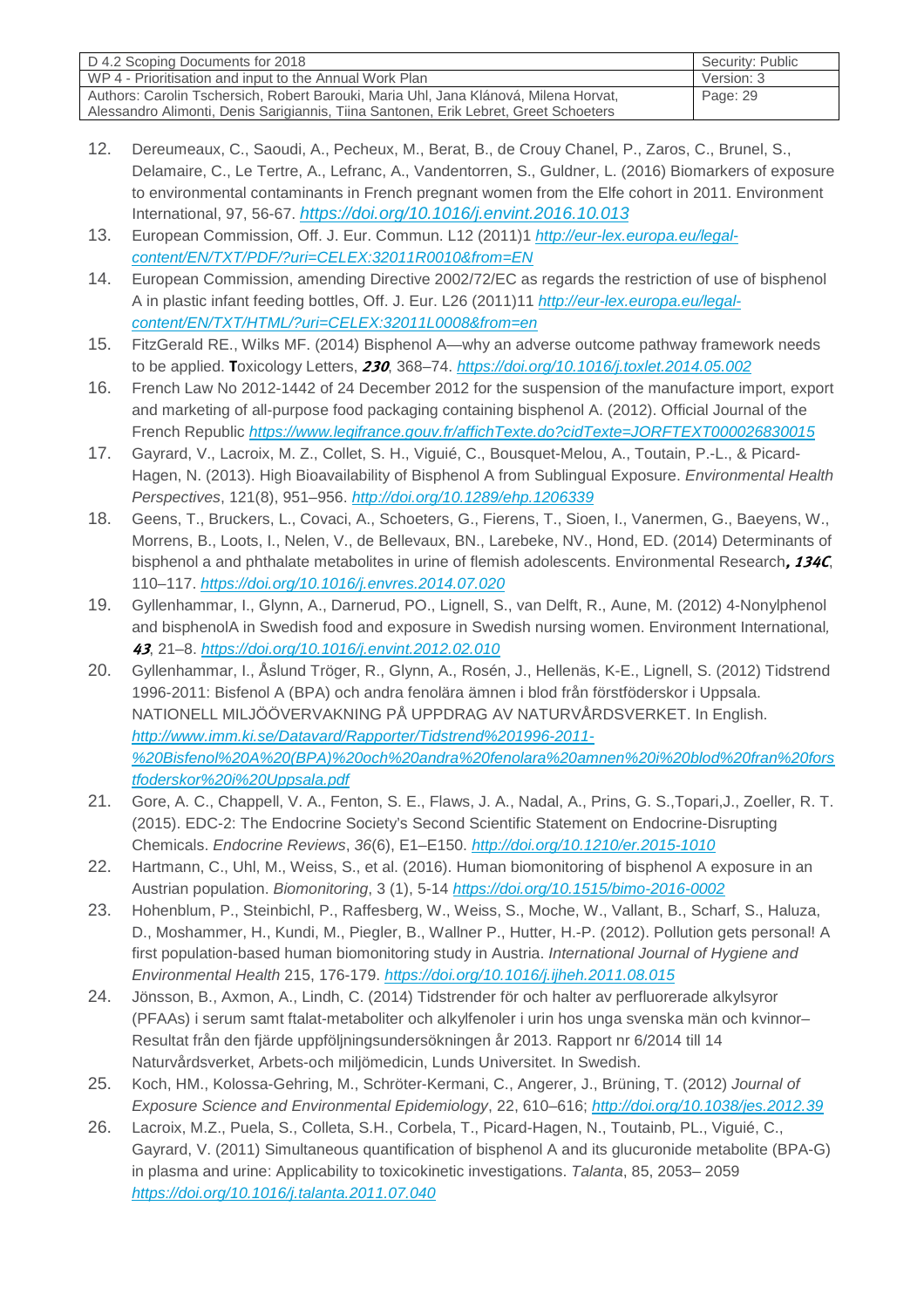12. Dereumeaux, C., Saoudi, A., Pecheux, M., Berat, B., de Crouy Chanel, P., Zaros, C., Brunel, S., Delamaire, C., Le Tertre, A., Lefranc, A., Vandentorren, S., Guldner, L. (2016) Biomarkers of exposure to environmental contaminants in French pregnant women from the Elfe cohort in 2011. Environment International, 97, 56-67. *https://doi.org/10.1016/j.envint.2016.10.013*
13. European Commission, Off. J. Eur. Commun. L12 (2011)1 *http://eur-lex.europa.eu/legal-content/EN/TXT/PDF/?uri=CELEX:32011R0010&from=EN*
14. European Commission, amending Directive 2002/72/EC as regards the restriction of use of bisphenol A in plastic infant feeding bottles, Off. J. Eur. L26 (2011)11 *http://eur-lex.europa.eu/legal-content/EN/TXT/HTML/?uri=CELEX:32011L0008&from=en*
15. FitzGerald RE., Wilks MF. (2014) Bisphenol A—why an adverse outcome pathway framework needs to be applied. **T**oxicology Letters, ***230***, 368–74. *https://doi.org/10.1016/j.toxlet.2014.05.002*
16. French Law No 2012-1442 of 24 December 2012 for the suspension of the manufacture import, export and marketing of all-purpose food packaging containing bisphenol A. (2012). Official Journal of the French Republic *https://www.legifrance.gouv.fr/affichTexte.do?cidTexte=JORFTEXT000026830015*
17. Gayrard, V., Lacroix, M. Z., Collet, S. H., Viguié, C., Bousquet-Melou, A., Toutain, P.-L., & Picard-Hagen, N. (2013). High Bioavailability of Bisphenol A from Sublingual Exposure. *Environmental Health Perspectives*, 121(8), 951–956. *http://doi.org/10.1289/ehp.1206339*
18. Geens, T., Bruckers, L., Covaci, A., Schoeters, G., Fierens, T., Sioen, I., Vanermen, G., Baeyens, W., Morrens, B., Loots, I., Nelen, V., de Bellevaux, BN., Larebeke, NV., Hond, ED. (2014) Determinants of bisphenol a and phthalate metabolites in urine of flemish adolescents. Environmental Research***, 134C***, 110–117. *https://doi.org/10.1016/j.envres.2014.07.020*
19. Gyllenhammar, I., Glynn, A., Darnerud, PO., Lignell, S., van Delft, R., Aune, M. (2012) 4-Nonylphenol and bisphenolA in Swedish food and exposure in Swedish nursing women. Environment International*,* ***43***, 21–8. *https://doi.org/10.1016/j.envint.2012.02.010*
20. Gyllenhammar, I., Åslund Tröger, R., Glynn, A., Rosén, J., Hellenäs, K-E., Lignell, S. (2012) Tidstrend 1996-2011: Bisfenol A (BPA) och andra fenolära ämnen i blod från förstföderskor i Uppsala. NATIONELL MILJÖÖVERVAKNING PÅ UPPDRAG AV NATURVÅRDSVERKET. In English. *http://www.imm.ki.se/Datavard/Rapporter/Tidstrend%201996-2011-%20Bisfenol%20A%20(BPA)%20och%20andra%20fenolara%20amnen%20i%20blod%20fran%20forstfoderskor%20i%20Uppsala.pdf*
21. Gore, A. C., Chappell, V. A., Fenton, S. E., Flaws, J. A., Nadal, A., Prins, G. S.,Topari,J., Zoeller, R. T. (2015). EDC-2: The Endocrine Society's Second Scientific Statement on Endocrine-Disrupting Chemicals. *Endocrine Reviews*, *36*(6), E1–E150. *http://doi.org/10.1210/er.2015-1010*
22. Hartmann, C., Uhl, M., Weiss, S., et al. (2016). Human biomonitoring of bisphenol A exposure in an Austrian population. *Biomonitoring*, 3 (1), 5-14 *https://doi.org/10.1515/bimo-2016-0002*
23. Hohenblum, P., Steinbichl, P., Raffesberg, W., Weiss, S., Moche, W., Vallant, B., Scharf, S., Haluza, D., Moshammer, H., Kundi, M., Piegler, B., Wallner P., Hutter, H.-P. (2012). Pollution gets personal! A first population-based human biomonitoring study in Austria. *International Journal of Hygiene and Environmental Health* 215, 176-179. *https://doi.org/10.1016/j.ijheh.2011.08.015*
24. Jönsson, B., Axmon, A., Lindh, C. (2014) Tidstrender för och halter av perfluorerade alkylsyror (PFAAs) i serum samt ftalat-metaboliter och alkylfenoler i urin hos unga svenska män och kvinnor–Resultat från den fjärde uppföljningsundersökningen år 2013. Rapport nr 6/2014 till 14 Naturvårdsverket, Arbets-och miljömedicin, Lunds Universitet. In Swedish.
25. Koch, HM., Kolossa-Gehring, M., Schröter-Kermani, C., Angerer, J., Brüning, T. (2012) *Journal of Exposure Science and Environmental Epidemiology*, 22, 610–616; *http://doi.org/10.1038/jes.2012.39*
26. Lacroix, M.Z., Puela, S., Colleta, S.H., Corbela, T., Picard-Hagen, N., Toutainb, PL., Viguié, C., Gayrard, V. (2011) Simultaneous quantification of bisphenol A and its glucuronide metabolite (BPA-G) in plasma and urine: Applicability to toxicokinetic investigations. *Talanta*, 85, 2053– 2059 *https://doi.org/10.1016/j.talanta.2011.07.040*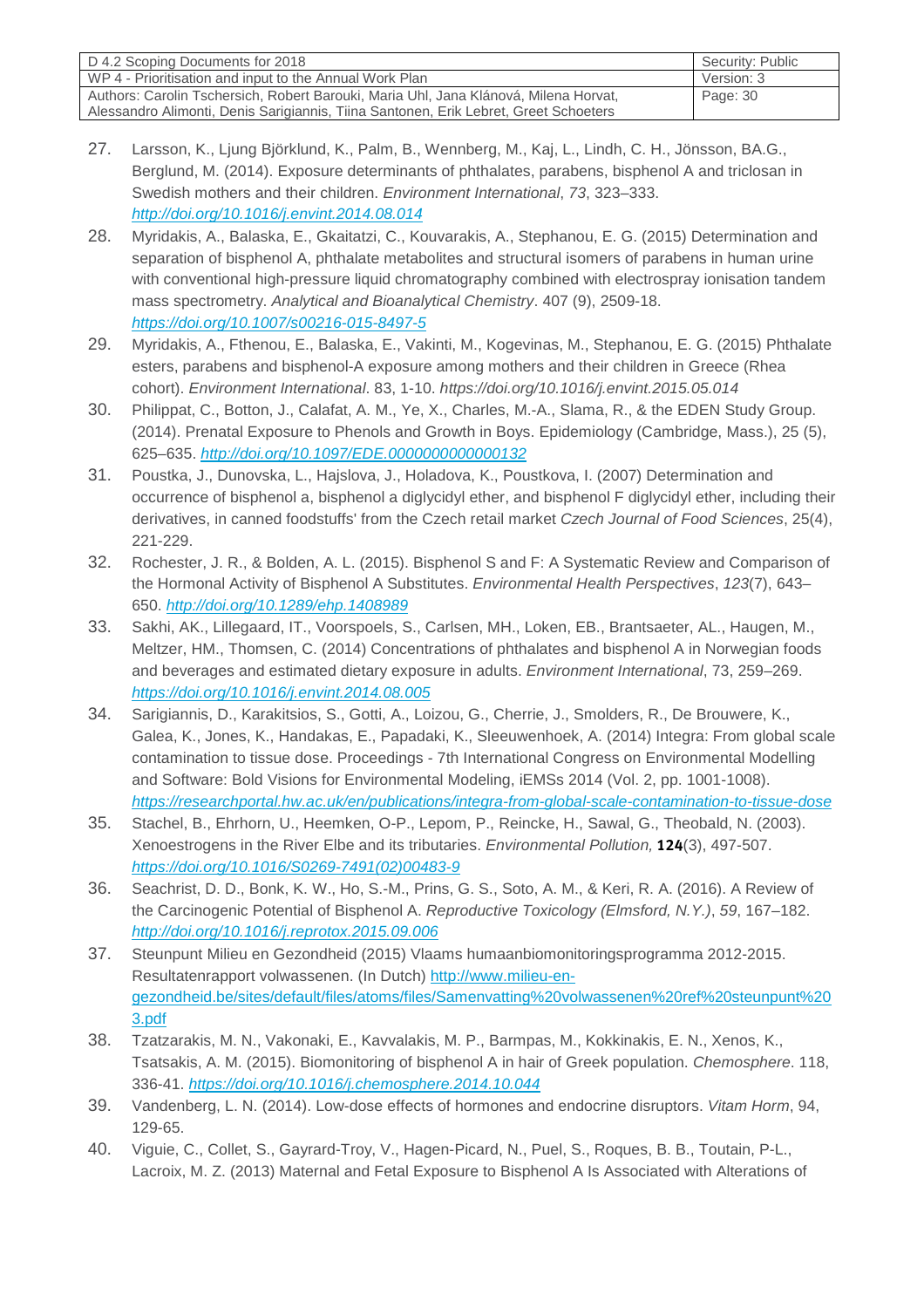27. Larsson, K., Ljung Björklund, K., Palm, B., Wennberg, M., Kaj, L., Lindh, C. H., Jönsson, BA.G., Berglund, M. (2014). Exposure determinants of phthalates, parabens, bisphenol A and triclosan in Swedish mothers and their children. *Environment International*, *73*, 323–333. *http://doi.org/10.1016/j.envint.2014.08.014*
28. Myridakis, A., Balaska, E., Gkaitatzi, C., Kouvarakis, A., Stephanou, E. G. (2015) Determination and separation of bisphenol A, phthalate metabolites and structural isomers of parabens in human urine with conventional high-pressure liquid chromatography combined with electrospray ionisation tandem mass spectrometry. *Analytical and Bioanalytical Chemistry*. 407 (9), 2509-18. *https://doi.org/10.1007/s00216-015-8497-5*
29. Myridakis, A., Fthenou, E., Balaska, E., Vakinti, M., Kogevinas, M., Stephanou, E. G. (2015) Phthalate esters, parabens and bisphenol-A exposure among mothers and their children in Greece (Rhea cohort). *Environment International*. 83, 1-10. *https://doi.org/10.1016/j.envint.2015.05.014*
30. Philippat, C., Botton, J., Calafat, A. M., Ye, X., Charles, M.-A., Slama, R., & the EDEN Study Group. (2014). Prenatal Exposure to Phenols and Growth in Boys. Epidemiology (Cambridge, Mass.), 25 (5), 625–635. *http://doi.org/10.1097/EDE.0000000000000132*
31. Poustka, J., Dunovska, L., Hajslova, J., Holadova, K., Poustkova, I. (2007) Determination and occurrence of bisphenol a, bisphenol a diglycidyl ether, and bisphenol F diglycidyl ether, including their derivatives, in canned foodstuffs' from the Czech retail market *Czech Journal of Food Sciences*, 25(4), 221-229.
32. Rochester, J. R., & Bolden, A. L. (2015). Bisphenol S and F: A Systematic Review and Comparison of the Hormonal Activity of Bisphenol A Substitutes. *Environmental Health Perspectives*, *123*(7), 643–650. *http://doi.org/10.1289/ehp.1408989*
33. Sakhi, AK., Lillegaard, IT., Voorspoels, S., Carlsen, MH., Loken, EB., Brantsaeter, AL., Haugen, M., Meltzer, HM., Thomsen, C. (2014) Concentrations of phthalates and bisphenol A in Norwegian foods and beverages and estimated dietary exposure in adults. *Environment International*, 73, 259–269. *https://doi.org/10.1016/j.envint.2014.08.005*
34. Sarigiannis, D., Karakitsios, S., Gotti, A., Loizou, G., Cherrie, J., Smolders, R., De Brouwere, K., Galea, K., Jones, K., Handakas, E., Papadaki, K., Sleeuwenhoek, A. (2014) Integra: From global scale contamination to tissue dose. Proceedings - 7th International Congress on Environmental Modelling and Software: Bold Visions for Environmental Modeling, iEMSs 2014 (Vol. 2, pp. 1001-1008). *https://researchportal.hw.ac.uk/en/publications/integra-from-global-scale-contamination-to-tissue-dose*
35. Stachel, B., Ehrhorn, U., Heemken, O-P., Lepom, P., Reincke, H., Sawal, G., Theobald, N. (2003). Xenoestrogens in the River Elbe and its tributaries. *Environmental Pollution,* **124**(3), 497-507. *https://doi.org/10.1016/S0269-7491(02)00483-9*
36. Seachrist, D. D., Bonk, K. W., Ho, S.-M., Prins, G. S., Soto, A. M., & Keri, R. A. (2016). A Review of the Carcinogenic Potential of Bisphenol A. *Reproductive Toxicology (Elmsford, N.Y.)*, *59*, 167–182. *http://doi.org/10.1016/j.reprotox.2015.09.006*
37. Steunpunt Milieu en Gezondheid (2015) Vlaams humaanbiomonitoringsprogramma 2012-2015. Resultatenrapport volwassenen. (In Dutch) http://www.milieu-en-gezondheid.be/sites/default/files/atoms/files/Samenvatting%20volwassenen%20ref%20steunpunt%203.pdf
38. Tzatzarakis, M. N., Vakonaki, E., Kavvalakis, M. P., Barmpas, M., Kokkinakis, E. N., Xenos, K., Tsatsakis, A. M. (2015). Biomonitoring of bisphenol A in hair of Greek population. *Chemosphere*. 118, 336-41. *https://doi.org/10.1016/j.chemosphere.2014.10.044*
39. Vandenberg, L. N. (2014). Low-dose effects of hormones and endocrine disruptors. *Vitam Horm*, 94, 129-65.
40. Viguie, C., Collet, S., Gayrard-Troy, V., Hagen-Picard, N., Puel, S., Roques, B. B., Toutain, P-L., Lacroix, M. Z. (2013) Maternal and Fetal Exposure to Bisphenol A Is Associated with Alterations of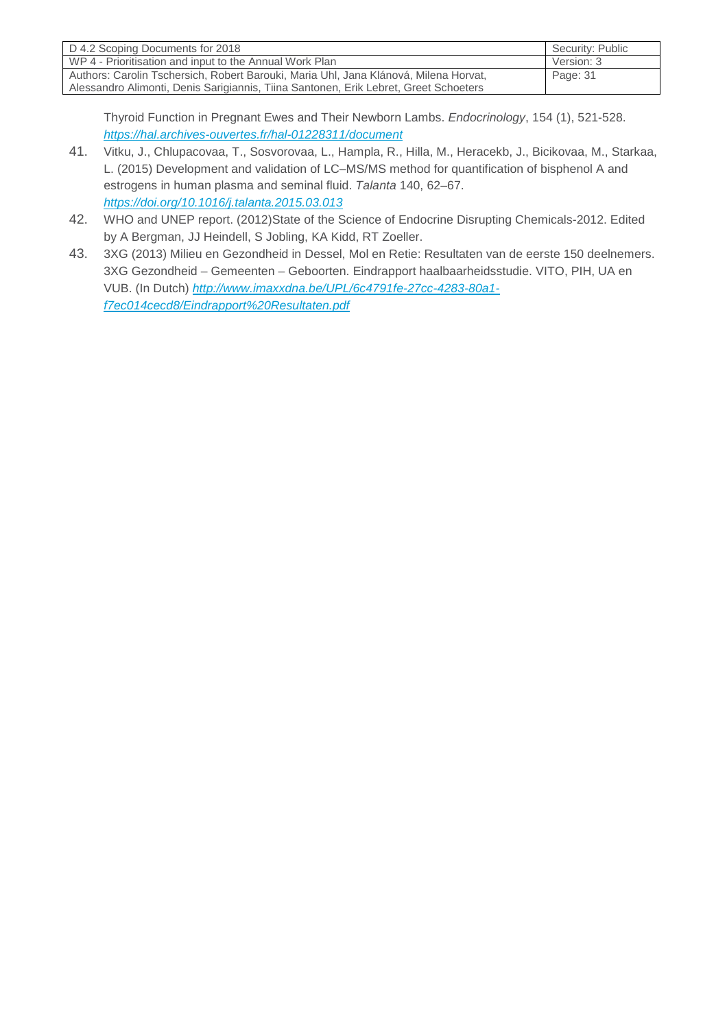Thyroid Function in Pregnant Ewes and Their Newborn Lambs. *Endocrinology*, 154 (1), 521-528. *https://hal.archives-ouvertes.fr/hal-01228311/document*

41. Vitku, J., Chlupacovaa, T., Sosvorovaa, L., Hampla, R., Hilla, M., Heracekb, J., Bicikovaa, M., Starkaa, L. (2015) Development and validation of LC–MS/MS method for quantification of bisphenol A and estrogens in human plasma and seminal fluid. *Talanta* 140, 62–67. *https://doi.org/10.1016/j.talanta.2015.03.013*
42. WHO and UNEP report. (2012)State of the Science of Endocrine Disrupting Chemicals-2012. Edited by A Bergman, JJ Heindell, S Jobling, KA Kidd, RT Zoeller.
43. 3XG (2013) Milieu en Gezondheid in Dessel, Mol en Retie: Resultaten van de eerste 150 deelnemers. 3XG Gezondheid – Gemeenten – Geboorten. Eindrapport haalbaarheidsstudie. VITO, PIH, UA en VUB. (In Dutch) *http://www.imaxxdna.be/UPL/6c4791fe-27cc-4283-80a1-f7ec014cecd8/Eindrapport%20Resultaten.pdf*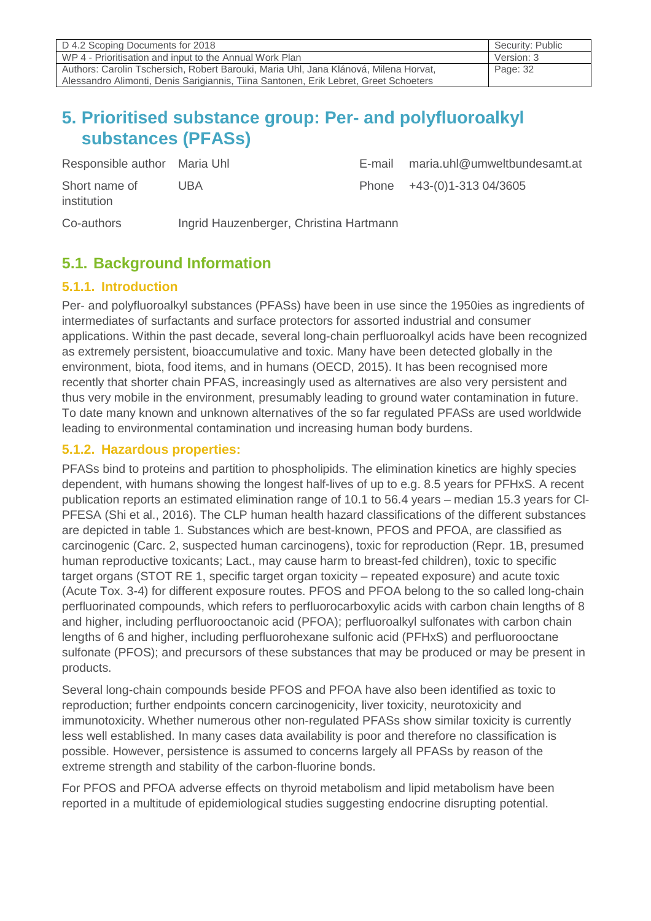# 5. Prioritised substance group: Per- and polyfluoroalkyl substances (PFASs)

| | | | |
|---|---|---|---|
| Responsible author | Maria Uhl | E-mail | maria.uhl@umweltbundesamt.at |
| Short name of institution | UBA | Phone | +43-(0)1-313 04/3605 |
| Co-authors | Ingrid Hauzenberger, Christina Hartmann | | |

## 5.1. Background Information

### 5.1.1. Introduction

Per- and polyfluoroalkyl substances (PFASs) have been in use since the 1950ies as ingredients of intermediates of surfactants and surface protectors for assorted industrial and consumer applications. Within the past decade, several long-chain perfluoroalkyl acids have been recognized as extremely persistent, bioaccumulative and toxic. Many have been detected globally in the environment, biota, food items, and in humans (OECD, 2015). It has been recognised more recently that shorter chain PFAS, increasingly used as alternatives are also very persistent and thus very mobile in the environment, presumably leading to ground water contamination in future. To date many known and unknown alternatives of the so far regulated PFASs are used worldwide leading to environmental contamination und increasing human body burdens.

### 5.1.2. Hazardous properties:

PFASs bind to proteins and partition to phospholipids. The elimination kinetics are highly species dependent, with humans showing the longest half-lives of up to e.g. 8.5 years for PFHxS. A recent publication reports an estimated elimination range of 10.1 to 56.4 years – median 15.3 years for Cl-PFESA (Shi et al., 2016). The CLP human health hazard classifications of the different substances are depicted in table 1. Substances which are best-known, PFOS and PFOA, are classified as carcinogenic (Carc. 2, suspected human carcinogens), toxic for reproduction (Repr. 1B, presumed human reproductive toxicants; Lact., may cause harm to breast-fed children), toxic to specific target organs (STOT RE 1, specific target organ toxicity – repeated exposure) and acute toxic (Acute Tox. 3-4) for different exposure routes. PFOS and PFOA belong to the so called long-chain perfluorinated compounds, which refers to perfluorocarboxylic acids with carbon chain lengths of 8 and higher, including perfluorooctanoic acid (PFOA); perfluoroalkyl sulfonates with carbon chain lengths of 6 and higher, including perfluorohexane sulfonic acid (PFHxS) and perfluorooctane sulfonate (PFOS); and precursors of these substances that may be produced or may be present in products.

Several long-chain compounds beside PFOS and PFOA have also been identified as toxic to reproduction; further endpoints concern carcinogenicity, liver toxicity, neurotoxicity and immunotoxicity. Whether numerous other non-regulated PFASs show similar toxicity is currently less well established. In many cases data availability is poor and therefore no classification is possible. However, persistence is assumed to concerns largely all PFASs by reason of the extreme strength and stability of the carbon-fluorine bonds.

For PFOS and PFOA adverse effects on thyroid metabolism and lipid metabolism have been reported in a multitude of epidemiological studies suggesting endocrine disrupting potential.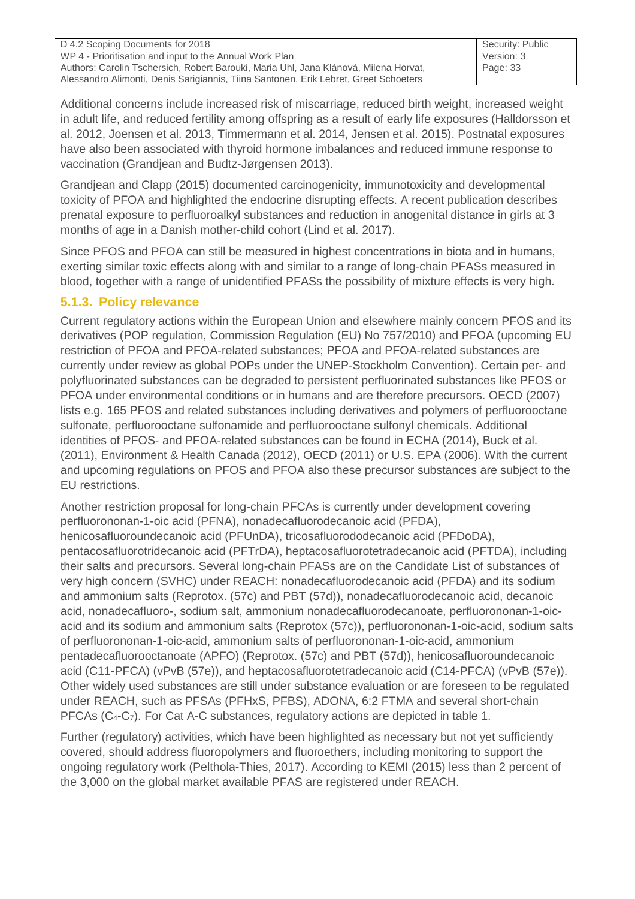Additional concerns include increased risk of miscarriage, reduced birth weight, increased weight in adult life, and reduced fertility among offspring as a result of early life exposures (Halldorsson et al. 2012, Joensen et al. 2013, Timmermann et al. 2014, Jensen et al. 2015). Postnatal exposures have also been associated with thyroid hormone imbalances and reduced immune response to vaccination (Grandjean and Budtz-Jørgensen 2013).

Grandjean and Clapp (2015) documented carcinogenicity, immunotoxicity and developmental toxicity of PFOA and highlighted the endocrine disrupting effects. A recent publication describes prenatal exposure to perfluoroalkyl substances and reduction in anogenital distance in girls at 3 months of age in a Danish mother-child cohort (Lind et al. 2017).

Since PFOS and PFOA can still be measured in highest concentrations in biota and in humans, exerting similar toxic effects along with and similar to a range of long-chain PFASs measured in blood, together with a range of unidentified PFASs the possibility of mixture effects is very high.

### 5.1.3. Policy relevance

Current regulatory actions within the European Union and elsewhere mainly concern PFOS and its derivatives (POP regulation, Commission Regulation (EU) No 757/2010) and PFOA (upcoming EU restriction of PFOA and PFOA-related substances; PFOA and PFOA-related substances are currently under review as global POPs under the UNEP-Stockholm Convention). Certain per- and polyfluorinated substances can be degraded to persistent perfluorinated substances like PFOS or PFOA under environmental conditions or in humans and are therefore precursors. OECD (2007) lists e.g. 165 PFOS and related substances including derivatives and polymers of perfluorooctane sulfonate, perfluorooctane sulfonamide and perfluorooctane sulfonyl chemicals. Additional identities of PFOS- and PFOA-related substances can be found in ECHA (2014), Buck et al. (2011), Environment & Health Canada (2012), OECD (2011) or U.S. EPA (2006). With the current and upcoming regulations on PFOS and PFOA also these precursor substances are subject to the EU restrictions.

Another restriction proposal for long-chain PFCAs is currently under development covering perfluorononan-1-oic acid (PFNA), nonadecafluorodecanoic acid (PFDA), henicosafluoroundecanoic acid (PFUnDA), tricosafluorododecanoic acid (PFDoDA), pentacosafluorotridecanoic acid (PFTrDA), heptacosafluorotetradecanoic acid (PFTDA), including their salts and precursors. Several long-chain PFASs are on the Candidate List of substances of very high concern (SVHC) under REACH: nonadecafluorodecanoic acid (PFDA) and its sodium and ammonium salts (Reprotox. (57c) and PBT (57d)), nonadecafluorodecanoic acid, decanoic acid, nonadecafluoro-, sodium salt, ammonium nonadecafluorodecanoate, perfluorononan-1-oic-acid and its sodium and ammonium salts (Reprotox (57c)), perfluorononan-1-oic-acid, sodium salts of perfluorononan-1-oic-acid, ammonium salts of perfluorononan-1-oic-acid, ammonium pentadecafluorooctanoate (APFO) (Reprotox. (57c) and PBT (57d)), henicosafluoroundecanoic acid (C11-PFCA) (vPvB (57e)), and heptacosafluorotetradecanoic acid (C14-PFCA) (vPvB (57e)). Other widely used substances are still under substance evaluation or are foreseen to be regulated under REACH, such as PFSAs (PFHxS, PFBS), ADONA, 6:2 FTMA and several short-chain PFCAs ($C_4$-$C_7$). For Cat A-C substances, regulatory actions are depicted in table 1.

Further (regulatory) activities, which have been highlighted as necessary but not yet sufficiently covered, should address fluoropolymers and fluoroethers, including monitoring to support the ongoing regulatory work (Pelthola-Thies, 2017). According to KEMI (2015) less than 2 percent of the 3,000 on the global market available PFAS are registered under REACH.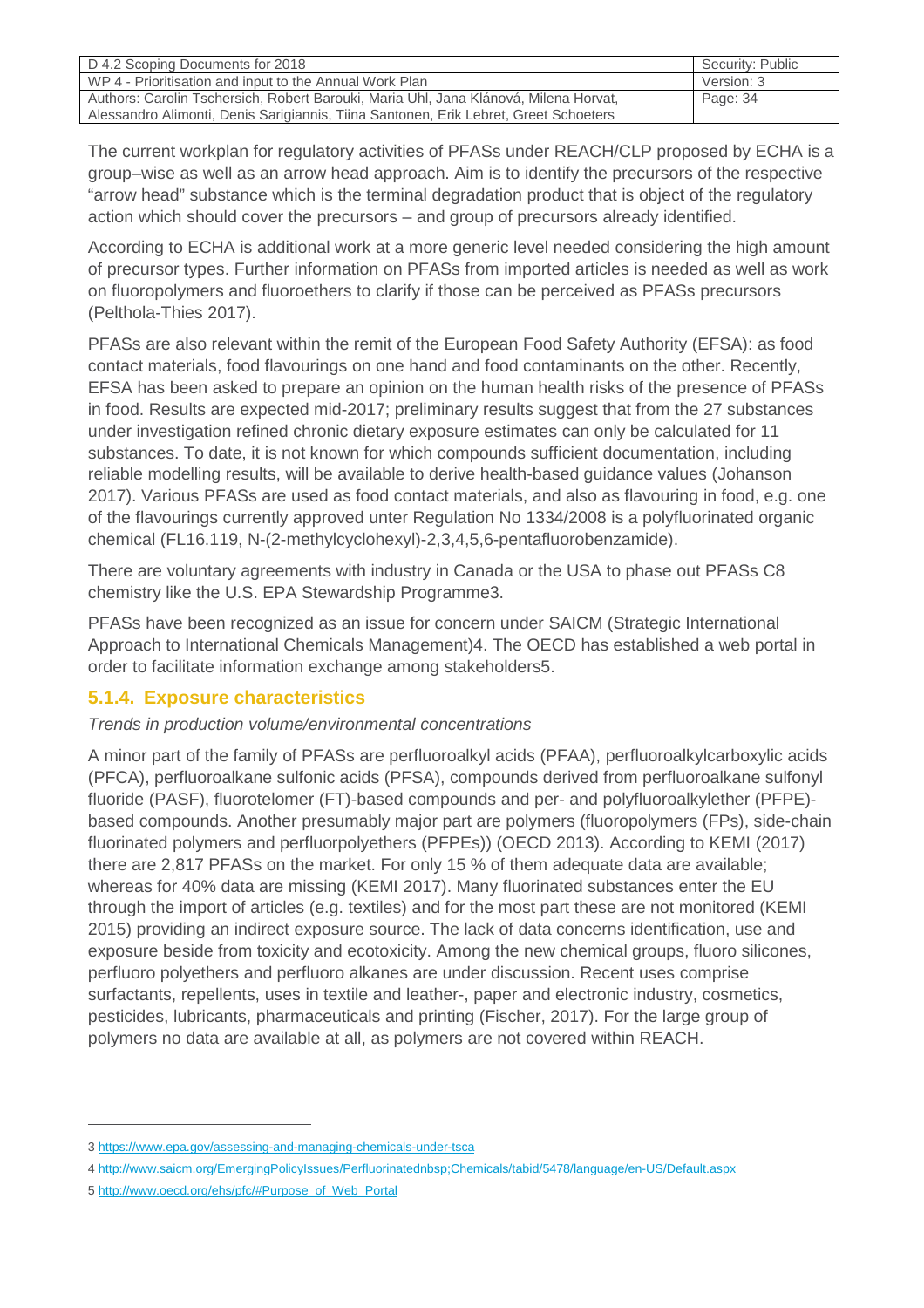The current workplan for regulatory activities of PFASs under REACH/CLP proposed by ECHA is a group–wise as well as an arrow head approach. Aim is to identify the precursors of the respective “arrow head” substance which is the terminal degradation product that is object of the regulatory action which should cover the precursors – and group of precursors already identified.

According to ECHA is additional work at a more generic level needed considering the high amount of precursor types. Further information on PFASs from imported articles is needed as well as work on fluoropolymers and fluoroethers to clarify if those can be perceived as PFASs precursors (Pelthola-Thies 2017).

PFASs are also relevant within the remit of the European Food Safety Authority (EFSA): as food contact materials, food flavourings on one hand and food contaminants on the other. Recently, EFSA has been asked to prepare an opinion on the human health risks of the presence of PFASs in food. Results are expected mid-2017; preliminary results suggest that from the 27 substances under investigation refined chronic dietary exposure estimates can only be calculated for 11 substances. To date, it is not known for which compounds sufficient documentation, including reliable modelling results, will be available to derive health-based guidance values (Johanson 2017). Various PFASs are used as food contact materials, and also as flavouring in food, e.g. one of the flavourings currently approved unter Regulation No 1334/2008 is a polyfluorinated organic chemical (FL16.119, N-(2-methylcyclohexyl)-2,3,4,5,6-pentafluorobenzamide).

There are voluntary agreements with industry in Canada or the USA to phase out PFASs C8 chemistry like the U.S. EPA Stewardship Programme[3].

PFASs have been recognized as an issue for concern under SAICM (Strategic International Approach to International Chemicals Management)[4]. The OECD has established a web portal in order to facilitate information exchange among stakeholders[5].

### 5.1.4. Exposure characteristics

*Trends in production volume/environmental concentrations*

A minor part of the family of PFASs are perfluoroalkyl acids (PFAA), perfluoroalkylcarboxylic acids (PFCA), perfluoroalkane sulfonic acids (PFSA), compounds derived from perfluoroalkane sulfonyl fluoride (PASF), fluorotelomer (FT)-based compounds and per- and polyfluoroalkylether (PFPE)-based compounds. Another presumably major part are polymers (fluoropolymers (FPs), side-chain fluorinated polymers and perfluorpolyethers (PFPEs)) (OECD 2013). According to KEMI (2017) there are 2,817 PFASs on the market. For only 15 % of them adequate data are available; whereas for 40% data are missing (KEMI 2017). Many fluorinated substances enter the EU through the import of articles (e.g. textiles) and for the most part these are not monitored (KEMI 2015) providing an indirect exposure source. The lack of data concerns identification, use and exposure beside from toxicity and ecotoxicity. Among the new chemical groups, fluoro silicones, perfluoro polyethers and perfluoro alkanes are under discussion. Recent uses comprise surfactants, repellents, uses in textile and leather-, paper and electronic industry, cosmetics, pesticides, lubricants, pharmaceuticals and printing (Fischer, 2017). For the large group of polymers no data are available at all, as polymers are not covered within REACH.

---

3 https://www.epa.gov/assessing-and-managing-chemicals-under-tsca

4 http://www.saicm.org/EmergingPolicyIssues/Perfluorinatednbsp;Chemicals/tabid/5478/language/en-US/Default.aspx

5 http://www.oecd.org/ehs/pfc/#Purpose_of_Web_Portal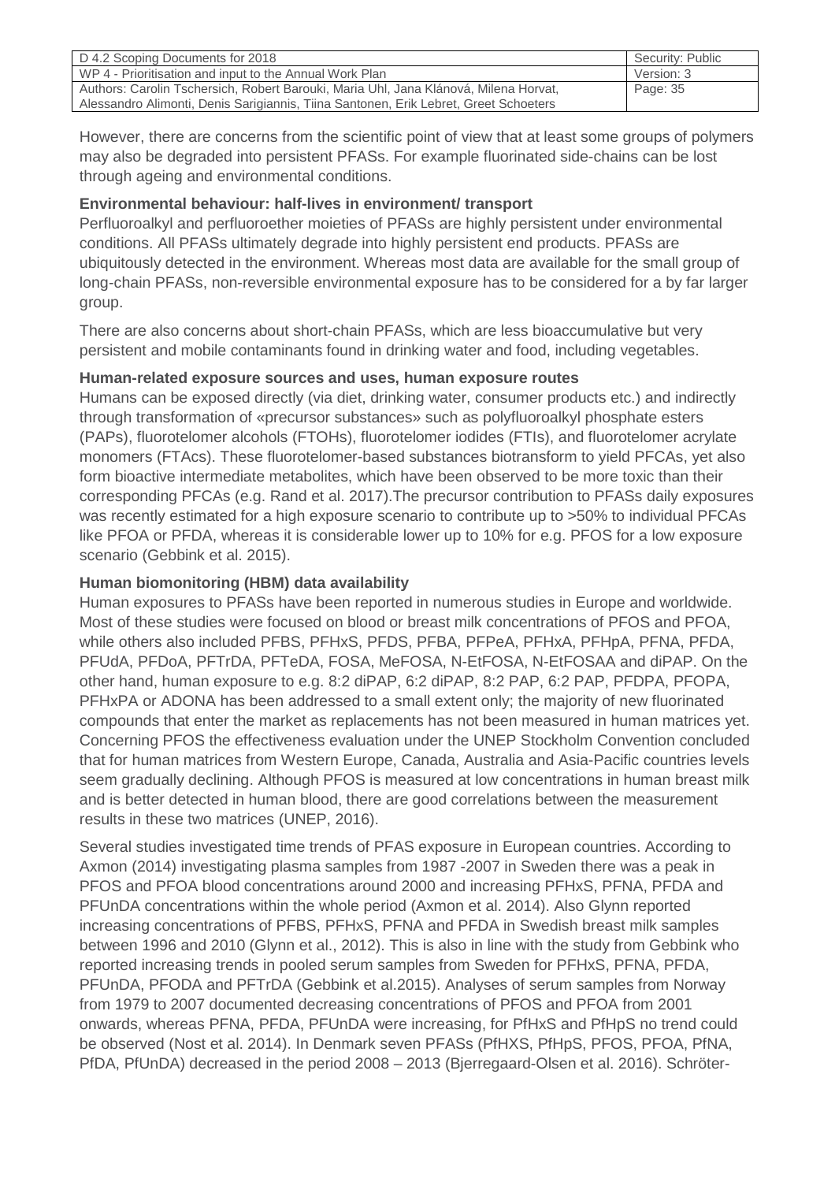However, there are concerns from the scientific point of view that at least some groups of polymers may also be degraded into persistent PFASs. For example fluorinated side-chains can be lost through ageing and environmental conditions.

**Environmental behaviour: half-lives in environment/ transport**

Perfluoroalkyl and perfluoroether moieties of PFASs are highly persistent under environmental conditions. All PFASs ultimately degrade into highly persistent end products. PFASs are ubiquitously detected in the environment. Whereas most data are available for the small group of long-chain PFASs, non-reversible environmental exposure has to be considered for a by far larger group.

There are also concerns about short-chain PFASs, which are less bioaccumulative but very persistent and mobile contaminants found in drinking water and food, including vegetables.

**Human-related exposure sources and uses, human exposure routes**

Humans can be exposed directly (via diet, drinking water, consumer products etc.) and indirectly through transformation of «precursor substances» such as polyfluoroalkyl phosphate esters (PAPs), fluorotelomer alcohols (FTOHs), fluorotelomer iodides (FTIs), and fluorotelomer acrylate monomers (FTAcs). These fluorotelomer-based substances biotransform to yield PFCAs, yet also form bioactive intermediate metabolites, which have been observed to be more toxic than their corresponding PFCAs (e.g. Rand et al. 2017).The precursor contribution to PFASs daily exposures was recently estimated for a high exposure scenario to contribute up to >50% to individual PFCAs like PFOA or PFDA, whereas it is considerable lower up to 10% for e.g. PFOS for a low exposure scenario (Gebbink et al. 2015).

**Human biomonitoring (HBM) data availability**

Human exposures to PFASs have been reported in numerous studies in Europe and worldwide. Most of these studies were focused on blood or breast milk concentrations of PFOS and PFOA, while others also included PFBS, PFHxS, PFDS, PFBA, PFPeA, PFHxA, PFHpA, PFNA, PFDA, PFUdA, PFDoA, PFTrDA, PFTeDA, FOSA, MeFOSA, N-EtFOSA, N-EtFOSAA and diPAP. On the other hand, human exposure to e.g. 8:2 diPAP, 6:2 diPAP, 8:2 PAP, 6:2 PAP, PFDPA, PFOPA, PFHxPA or ADONA has been addressed to a small extent only; the majority of new fluorinated compounds that enter the market as replacements has not been measured in human matrices yet. Concerning PFOS the effectiveness evaluation under the UNEP Stockholm Convention concluded that for human matrices from Western Europe, Canada, Australia and Asia-Pacific countries levels seem gradually declining. Although PFOS is measured at low concentrations in human breast milk and is better detected in human blood, there are good correlations between the measurement results in these two matrices (UNEP, 2016).

Several studies investigated time trends of PFAS exposure in European countries. According to Axmon (2014) investigating plasma samples from 1987 -2007 in Sweden there was a peak in PFOS and PFOA blood concentrations around 2000 and increasing PFHxS, PFNA, PFDA and PFUnDA concentrations within the whole period (Axmon et al. 2014). Also Glynn reported increasing concentrations of PFBS, PFHxS, PFNA and PFDA in Swedish breast milk samples between 1996 and 2010 (Glynn et al., 2012). This is also in line with the study from Gebbink who reported increasing trends in pooled serum samples from Sweden for PFHxS, PFNA, PFDA, PFUnDA, PFODA and PFTrDA (Gebbink et al.2015). Analyses of serum samples from Norway from 1979 to 2007 documented decreasing concentrations of PFOS and PFOA from 2001 onwards, whereas PFNA, PFDA, PFUnDA were increasing, for PfHxS and PfHpS no trend could be observed (Nost et al. 2014). In Denmark seven PFASs (PfHXS, PfHpS, PFOS, PFOA, PfNA, PfDA, PfUnDA) decreased in the period 2008 – 2013 (Bjerregaard-Olsen et al. 2016). Schröter-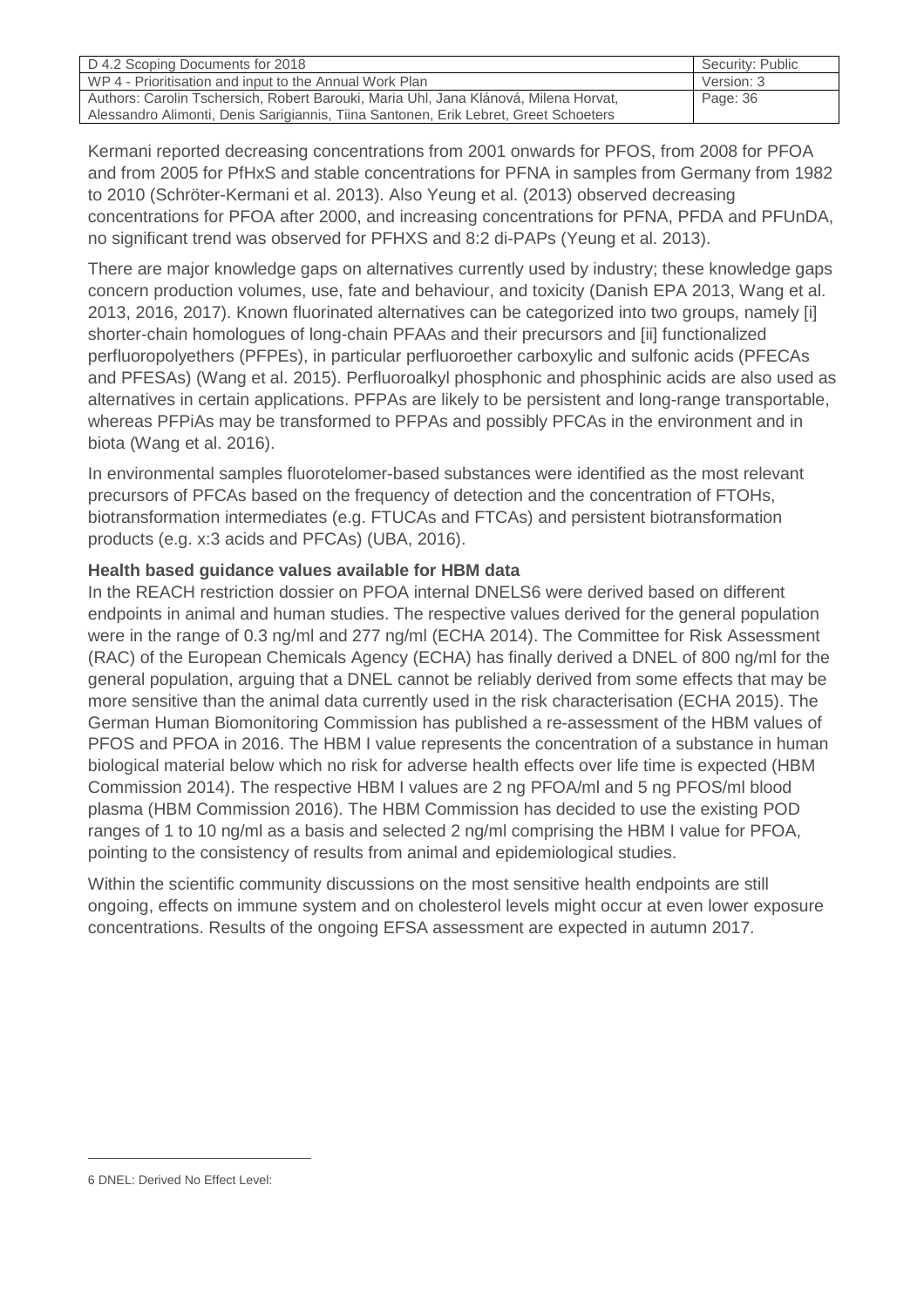Kermani reported decreasing concentrations from 2001 onwards for PFOS, from 2008 for PFOA and from 2005 for PfHxS and stable concentrations for PFNA in samples from Germany from 1982 to 2010 (Schröter-Kermani et al. 2013). Also Yeung et al. (2013) observed decreasing concentrations for PFOA after 2000, and increasing concentrations for PFNA, PFDA and PFUnDA, no significant trend was observed for PFHXS and 8:2 di-PAPs (Yeung et al. 2013).

There are major knowledge gaps on alternatives currently used by industry; these knowledge gaps concern production volumes, use, fate and behaviour, and toxicity (Danish EPA 2013, Wang et al. 2013, 2016, 2017). Known fluorinated alternatives can be categorized into two groups, namely [i] shorter-chain homologues of long-chain PFAAs and their precursors and [ii] functionalized perfluoropolyethers (PFPEs), in particular perfluoroether carboxylic and sulfonic acids (PFECAs and PFESAs) (Wang et al. 2015). Perfluoroalkyl phosphonic and phosphinic acids are also used as alternatives in certain applications. PFPAs are likely to be persistent and long-range transportable, whereas PFPiAs may be transformed to PFPAs and possibly PFCAs in the environment and in biota (Wang et al. 2016).

In environmental samples fluorotelomer-based substances were identified as the most relevant precursors of PFCAs based on the frequency of detection and the concentration of FTOHs, biotransformation intermediates (e.g. FTUCAs and FTCAs) and persistent biotransformation products (e.g. x:3 acids and PFCAs) (UBA, 2016).

**Health based guidance values available for HBM data**

In the REACH restriction dossier on PFOA internal DNELS[6] were derived based on different endpoints in animal and human studies. The respective values derived for the general population were in the range of 0.3 ng/ml and 277 ng/ml (ECHA 2014). The Committee for Risk Assessment (RAC) of the European Chemicals Agency (ECHA) has finally derived a DNEL of 800 ng/ml for the general population, arguing that a DNEL cannot be reliably derived from some effects that may be more sensitive than the animal data currently used in the risk characterisation (ECHA 2015). The German Human Biomonitoring Commission has published a re-assessment of the HBM values of PFOS and PFOA in 2016. The HBM I value represents the concentration of a substance in human biological material below which no risk for adverse health effects over life time is expected (HBM Commission 2014). The respective HBM I values are 2 ng PFOA/ml and 5 ng PFOS/ml blood plasma (HBM Commission 2016). The HBM Commission has decided to use the existing POD ranges of 1 to 10 ng/ml as a basis and selected 2 ng/ml comprising the HBM I value for PFOA, pointing to the consistency of results from animal and epidemiological studies.

Within the scientific community discussions on the most sensitive health endpoints are still ongoing, effects on immune system and on cholesterol levels might occur at even lower exposure concentrations. Results of the ongoing EFSA assessment are expected in autumn 2017.

---

6 DNEL: Derived No Effect Level: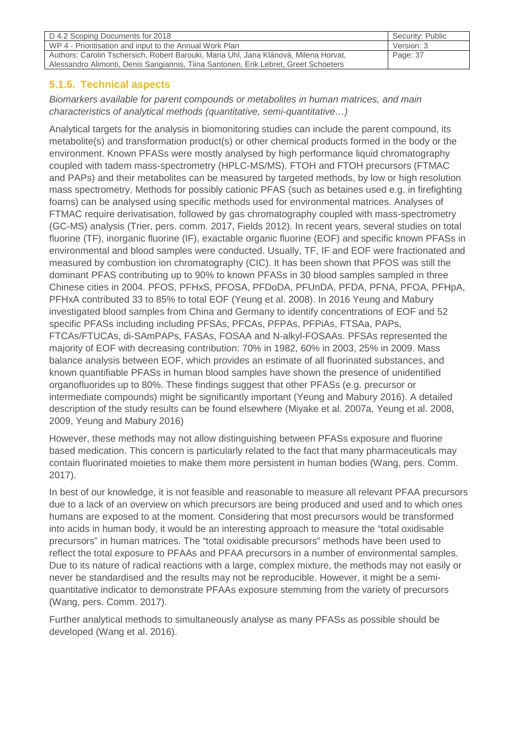### 5.1.5. Technical aspects

*Biomarkers available for parent compounds or metabolites in human matrices, and main characteristics of analytical methods (quantitative, semi-quantitative…)*

Analytical targets for the analysis in biomonitoring studies can include the parent compound, its metabolite(s) and transformation product(s) or other chemical products formed in the body or the environment. Known PFASs were mostly analysed by high performance liquid chromatography coupled with tadem mass-spectrometry (HPLC-MS/MS). FTOH and FTOH precursors (FTMAC and PAPs) and their metabolites can be measured by targeted methods, by low or high resolution mass spectrometry. Methods for possibly cationic PFAS (such as betaines used e.g. in firefighting foams) can be analysed using specific methods used for environmental matrices. Analyses of FTMAC require derivatisation, followed by gas chromatography coupled with mass-spectrometry (GC-MS) analysis (Trier, pers. comm. 2017, Fields 2012). In recent years, several studies on total fluorine (TF), inorganic fluorine (IF), exactable organic fluorine (EOF) and specific known PFASs in environmental and blood samples were conducted. Usually, TF, IF and EOF were fractionated and measured by combustion ion chromatography (CIC). It has been shown that PFOS was still the dominant PFAS contributing up to 90% to known PFASs in 30 blood samples sampled in three Chinese cities in 2004. PFOS, PFHxS, PFOSA, PFDoDA, PFUnDA, PFDA, PFNA, PFOA, PFHpA, PFHxA contributed 33 to 85% to total EOF (Yeung et al. 2008). In 2016 Yeung and Mabury investigated blood samples from China and Germany to identify concentrations of EOF and 52 specific PFASs including including PFSAs, PFCAs, PFPAs, PFPiAs, FTSAa, PAPs, FTCAs/FTUCAs, di-SAmPAPs, FASAs, FOSAA and N-alkyl-FOSAAs. PFSAs represented the majority of EOF with decreasing contribution: 70% in 1982, 60% in 2003, 25% in 2009. Mass balance analysis between EOF, which provides an estimate of all fluorinated substances, and known quantifiable PFASs in human blood samples have shown the presence of unidentified organofluorides up to 80%. These findings suggest that other PFASs (e.g. precursor or intermediate compounds) might be significantly important (Yeung and Mabury 2016). A detailed description of the study results can be found elsewhere (Miyake et al. 2007a, Yeung et al. 2008, 2009, Yeung and Mabury 2016)

However, these methods may not allow distinguishing between PFASs exposure and fluorine based medication. This concern is particularly related to the fact that many pharmaceuticals may contain fluorinated moieties to make them more persistent in human bodies (Wang, pers. Comm. 2017).

In best of our knowledge, it is not feasible and reasonable to measure all relevant PFAA precursors due to a lack of an overview on which precursors are being produced and used and to which ones humans are exposed to at the moment. Considering that most precursors would be transformed into acids in human body, it would be an interesting approach to measure the “total oxidisable precursors” in human matrices. The “total oxidisable precursors” methods have been used to reflect the total exposure to PFAAs and PFAA precursors in a number of environmental samples. Due to its nature of radical reactions with a large, complex mixture, the methods may not easily or never be standardised and the results may not be reproducible. However, it might be a semi-quantitative indicator to demonstrate PFAAs exposure stemming from the variety of precursors (Wang, pers. Comm. 2017).

Further analytical methods to simultaneously analyse as many PFASs as possible should be developed (Wang et al. 2016).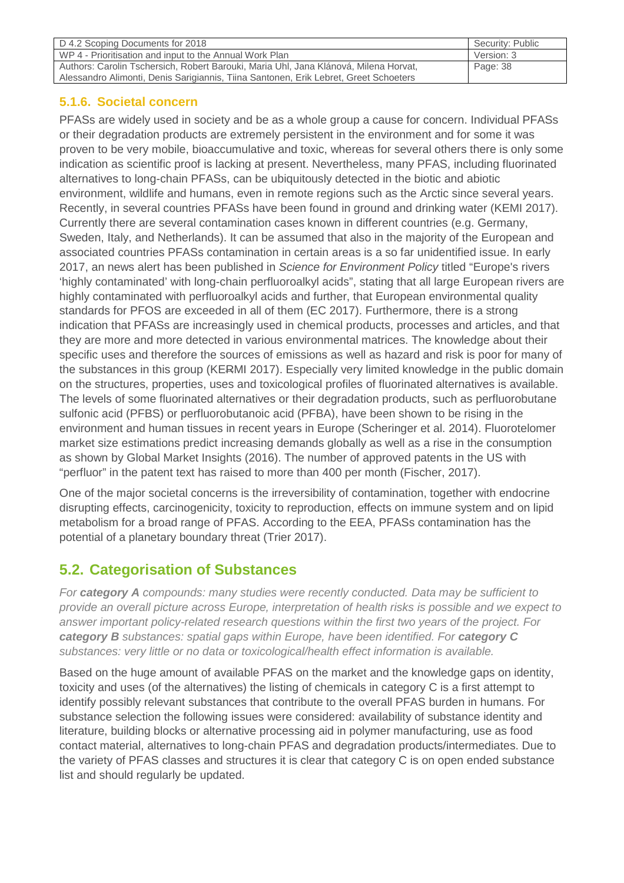### 5.1.6. Societal concern

PFASs are widely used in society and be as a whole group a cause for concern. Individual PFASs or their degradation products are extremely persistent in the environment and for some it was proven to be very mobile, bioaccumulative and toxic, whereas for several others there is only some indication as scientific proof is lacking at present. Nevertheless, many PFAS, including fluorinated alternatives to long-chain PFASs, can be ubiquitously detected in the biotic and abiotic environment, wildlife and humans, even in remote regions such as the Arctic since several years. Recently, in several countries PFASs have been found in ground and drinking water (KEMI 2017). Currently there are several contamination cases known in different countries (e.g. Germany, Sweden, Italy, and Netherlands). It can be assumed that also in the majority of the European and associated countries PFASs contamination in certain areas is a so far unidentified issue. In early 2017, an news alert has been published in *Science for Environment Policy* titled "Europe's rivers 'highly contaminated' with long-chain perfluoroalkyl acids", stating that all large European rivers are highly contaminated with perfluoroalkyl acids and further, that European environmental quality standards for PFOS are exceeded in all of them (EC 2017). Furthermore, there is a strong indication that PFASs are increasingly used in chemical products, processes and articles, and that they are more and more detected in various environmental matrices. The knowledge about their specific uses and therefore the sources of emissions as well as hazard and risk is poor for many of the substances in this group (KERMI 2017). Especially very limited knowledge in the public domain on the structures, properties, uses and toxicological profiles of fluorinated alternatives is available. The levels of some fluorinated alternatives or their degradation products, such as perfluorobutane sulfonic acid (PFBS) or perfluorobutanoic acid (PFBA), have been shown to be rising in the environment and human tissues in recent years in Europe (Scheringer et al. 2014). Fluorotelomer market size estimations predict increasing demands globally as well as a rise in the consumption as shown by Global Market Insights (2016). The number of approved patents in the US with "perfluor" in the patent text has raised to more than 400 per month (Fischer, 2017).

One of the major societal concerns is the irreversibility of contamination, together with endocrine disrupting effects, carcinogenicity, toxicity to reproduction, effects on immune system and on lipid metabolism for a broad range of PFAS. According to the EEA, PFASs contamination has the potential of a planetary boundary threat (Trier 2017).

## 5.2. Categorisation of Substances

*For **category A** compounds: many studies were recently conducted. Data may be sufficient to provide an overall picture across Europe, interpretation of health risks is possible and we expect to answer important policy-related research questions within the first two years of the project. For **category B** substances: spatial gaps within Europe, have been identified. For **category C** substances: very little or no data or toxicological/health effect information is available.*

Based on the huge amount of available PFAS on the market and the knowledge gaps on identity, toxicity and uses (of the alternatives) the listing of chemicals in category C is a first attempt to identify possibly relevant substances that contribute to the overall PFAS burden in humans. For substance selection the following issues were considered: availability of substance identity and literature, building blocks or alternative processing aid in polymer manufacturing, use as food contact material, alternatives to long-chain PFAS and degradation products/intermediates. Due to the variety of PFAS classes and structures it is clear that category C is on open ended substance list and should regularly be updated.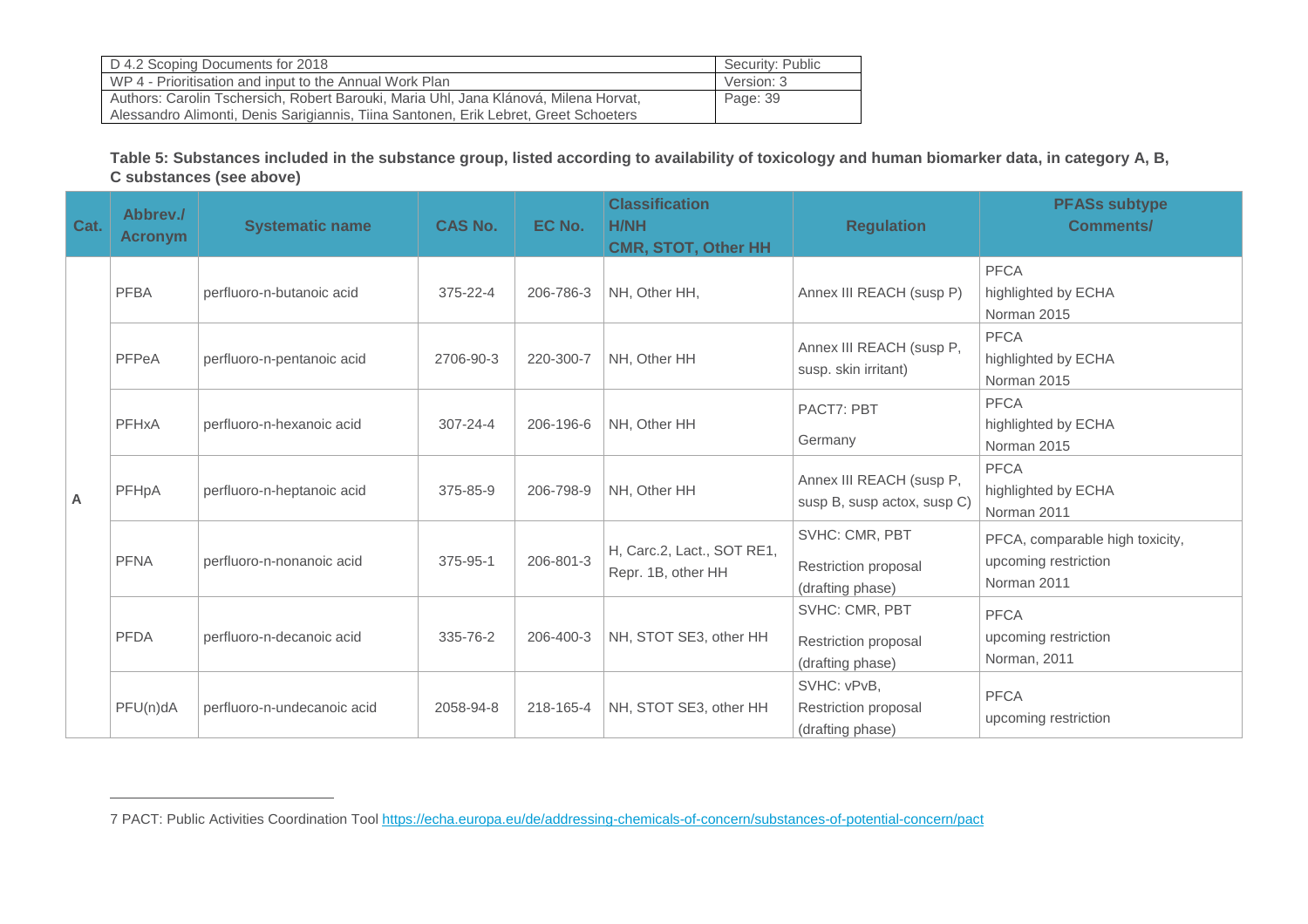**Table 5: Substances included in the substance group, listed according to availability of toxicology and human biomarker data, in category A, B, C substances (see above)**

| Cat. | Abbrev./ Acronym | Systematic name | CAS No. | EC No. | Classification H/NH CMR, STOT, Other HH | Regulation | PFASs subtype Comments/ |
|---|---|---|---|---|---|---|---|
| A | PFBA | perfluoro-n-butanoic acid | 375-22-4 | 206-786-3 | NH, Other HH, | Annex III REACH (susp P) | PFCA<br>highlighted by ECHA<br>Norman 2015 |
| | PFPeA | perfluoro-n-pentanoic acid | 2706-90-3 | 220-300-7 | NH, Other HH | Annex III REACH (susp P, susp. skin irritant) | PFCA<br>highlighted by ECHA<br>Norman 2015 |
| | PFHxA | perfluoro-n-hexanoic acid | 307-24-4 | 206-196-6 | NH, Other HH | PACT[7]: PBT<br>Germany | PFCA<br>highlighted by ECHA<br>Norman 2015 |
| | PFHpA | perfluoro-n-heptanoic acid | 375-85-9 | 206-798-9 | NH, Other HH | Annex III REACH (susp P, susp B, susp actox, susp C) | PFCA<br>highlighted by ECHA<br>Norman 2011 |
| | PFNA | perfluoro-n-nonanoic acid | 375-95-1 | 206-801-3 | H, Carc.2, Lact., SOT RE1, Repr. 1B, other HH | SVHC: CMR, PBT<br>Restriction proposal (drafting phase) | PFCA, comparable high toxicity, upcoming restriction<br>Norman 2011 |
| | PFDA | perfluoro-n-decanoic acid | 335-76-2 | 206-400-3 | NH, STOT SE3, other HH | SVHC: CMR, PBT<br>Restriction proposal (drafting phase) | PFCA<br>upcoming restriction<br>Norman, 2011 |
| | PFU(n)dA | perfluoro-n-undecanoic acid | 2058-94-8 | 218-165-4 | NH, STOT SE3, other HH | SVHC: vPvB,<br>Restriction proposal (drafting phase) | PFCA<br>upcoming restriction |

7 PACT: Public Activities Coordination Tool https://echa.europa.eu/de/addressing-chemicals-of-concern/substances-of-potential-concern/pact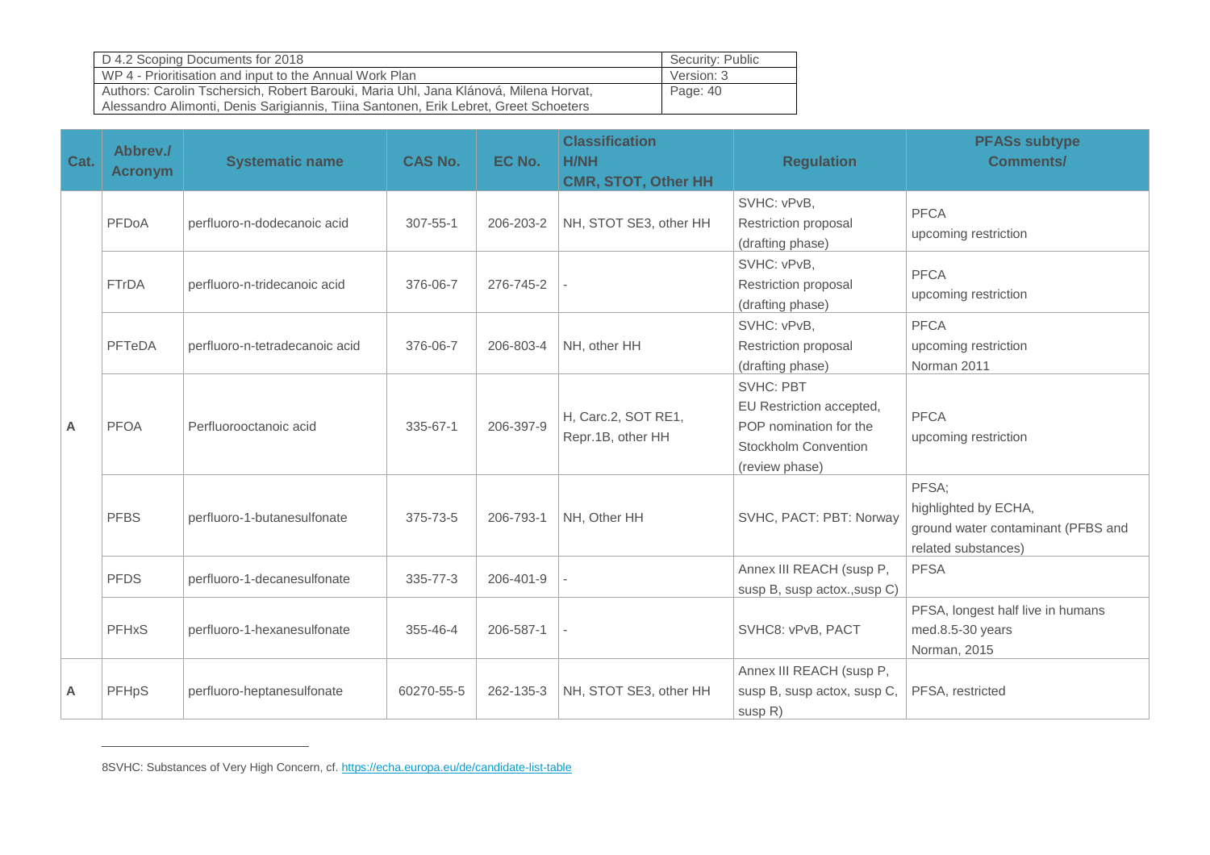| Cat. | Abbrev./ Acronym | Systematic name | CAS No. | EC No. | Classification H/NH CMR, STOT, Other HH | Regulation | PFASs subtype Comments/ |
|---|---|---|---|---|---|---|---|
| A | PFDoA | perfluoro-n-dodecanoic acid | 307-55-1 | 206-203-2 | NH, STOT SE3, other HH | SVHC: vPvB, Restriction proposal (drafting phase) | PFCA upcoming restriction |
| | FTrDA | perfluoro-n-tridecanoic acid | 376-06-7 | 276-745-2 | - | SVHC: vPvB, Restriction proposal (drafting phase) | PFCA upcoming restriction |
| | PFTeDA | perfluoro-n-tetradecanoic acid | 376-06-7 | 206-803-4 | NH, other HH | SVHC: vPvB, Restriction proposal (drafting phase) | PFCA upcoming restriction Norman 2011 |
| | PFOA | Perfluorooctanoic acid | 335-67-1 | 206-397-9 | H, Carc.2, SOT RE1, Repr.1B, other HH | SVHC: PBT EU Restriction accepted, POP nomination for the Stockholm Convention (review phase) | PFCA upcoming restriction |
| | PFBS | perfluoro-1-butanesulfonate | 375-73-5 | 206-793-1 | NH, Other HH | SVHC, PACT: PBT: Norway | PFSA; highlighted by ECHA, ground water contaminant (PFBS and related substances) |
| | PFDS | perfluoro-1-decanesulfonate | 335-77-3 | 206-401-9 | - | Annex III REACH (susp P, susp B, susp actox.,susp C) | PFSA |
| | PFHxS | perfluoro-1-hexanesulfonate | 355-46-4 | 206-587-1 | - | SVHC8: vPvB, PACT | PFSA, longest half live in humans med.8.5-30 years Norman, 2015 |
| A | PFHpS | perfluoro-heptanesulfonate | 60270-55-5 | 262-135-3 | NH, STOT SE3, other HH | Annex III REACH (susp P, susp B, susp actox, susp C, susp R) | PFSA, restricted |

8SVHC: Substances of Very High Concern, cf. https://echa.europa.eu/de/candidate-list-table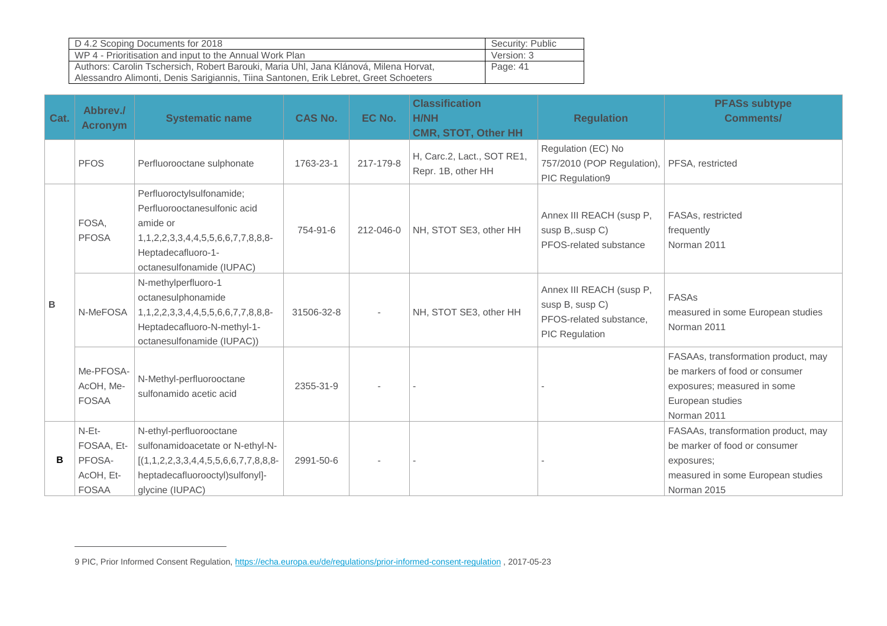| Cat. | Abbrev./ Acronym | Systematic name | CAS No. | EC No. | Classification H/NH CMR, STOT, Other HH | Regulation | PFASs subtype Comments/ |
|---|---|---|---|---|---|---|---|
| | PFOS | Perfluorooctane sulphonate | 1763-23-1 | 217-179-8 | H, Carc.2, Lact., SOT RE1, Repr. 1B, other HH | Regulation (EC) No 757/2010 (POP Regulation), PIC Regulation9 | PFSA, restricted |
| B | FOSA, PFOSA | Perfluoroctylsulfonamide; Perfluorooctanesulfonic acid amide or 1,1,2,2,3,3,4,4,5,5,6,6,7,7,8,8,8-Heptadecafluoro-1-octanesulfonamide (IUPAC) | 754-91-6 | 212-046-0 | NH, STOT SE3, other HH | Annex III REACH (susp P, susp B,.susp C) PFOS-related substance | FASAs, restricted frequently Norman 2011 |
| | N-MeFOSA | N-methylperfluoro-1 octanesulphonamide 1,1,2,2,3,3,4,4,5,5,6,6,7,7,8,8,8-Heptadecafluoro-N-methyl-1-octanesulfonamide (IUPAC)) | 31506-32-8 | - | NH, STOT SE3, other HH | Annex III REACH (susp P, susp B, susp C) PFOS-related substance, PIC Regulation | FASAs measured in some European studies Norman 2011 |
| | Me-PFOSA-AcOH, Me-FOSAA | N-Methyl-perfluorooctane sulfonamido acetic acid | 2355-31-9 | - | - | - | FASAAs, transformation product, may be markers of food or consumer exposures; measured in some European studies Norman 2011 |
| B | N-Et-FOSAA, Et-PFOSA-AcOH, Et-FOSAA | N-ethyl-perfluorooctane sulfonamidoacetate or N-ethyl-N-[(1,1,2,2,3,3,4,4,5,5,6,6,7,7,8,8,8-heptadecafluorooctyl)sulfonyl]-glycine (IUPAC) | 2991-50-6 | - | - | - | FASAAs, transformation product, may be marker of food or consumer exposures; measured in some European studies Norman 2015 |

9 PIC, Prior Informed Consent Regulation, https://echa.europa.eu/de/regulations/prior-informed-consent-regulation , 2017-05-23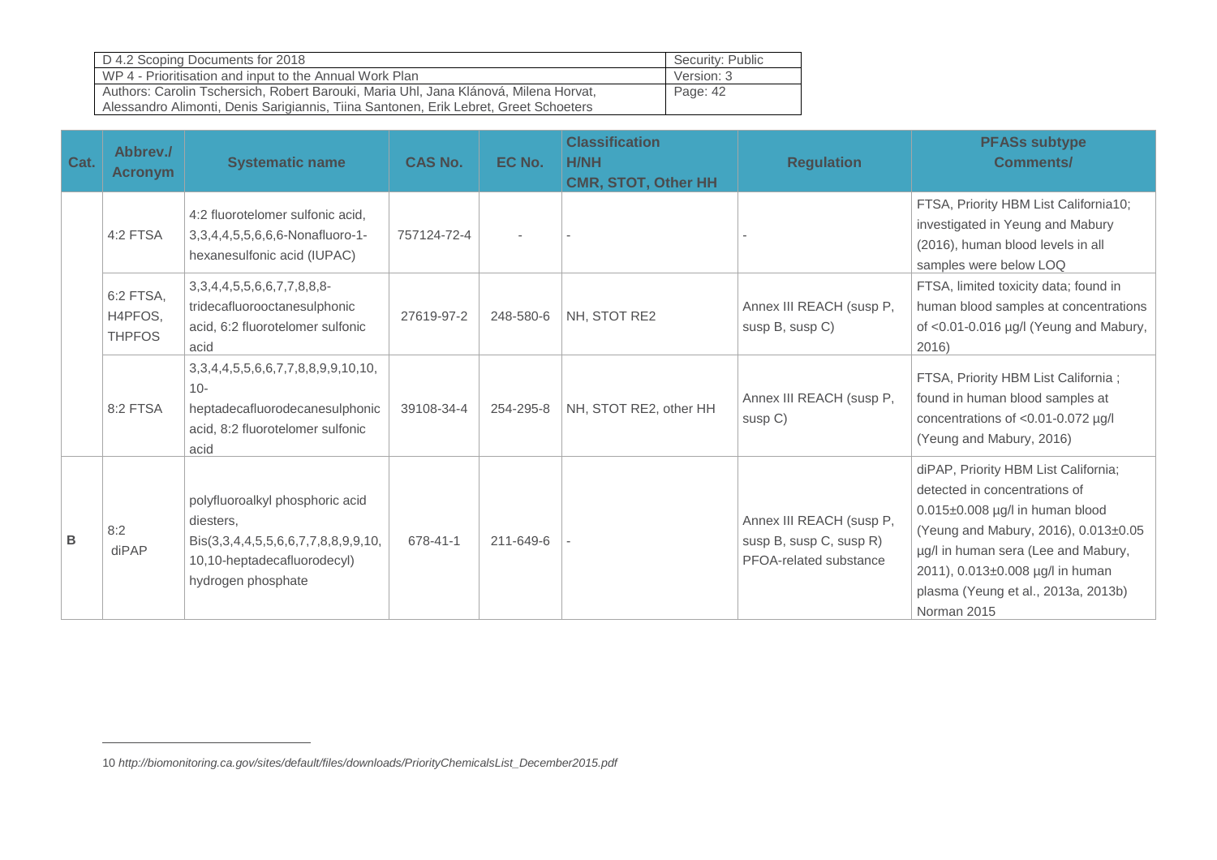| Cat. | Abbrev./ Acronym | Systematic name | CAS No. | EC No. | Classification H/NH CMR, STOT, Other HH | Regulation | PFASs subtype Comments/ |
|---|---|---|---|---|---|---|---|
| | 4:2 FTSA | 4:2 fluorotelomer sulfonic acid, 3,3,4,4,5,5,6,6,6-Nonafluoro-1-hexanesulfonic acid (IUPAC) | 757124-72-4 | - | - | - | FTSA, Priority HBM List California[10]; investigated in Yeung and Mabury (2016), human blood levels in all samples were below LOQ |
| | 6:2 FTSA, H4PFOS, THPFOS | 3,3,4,4,5,5,6,6,7,7,8,8,8-tridecafluorooctanesulphonic acid, 6:2 fluorotelomer sulfonic acid | 27619-97-2 | 248-580-6 | NH, STOT RE2 | Annex III REACH (susp P, susp B, susp C) | FTSA, limited toxicity data; found in human blood samples at concentrations of <0.01-0.016 µg/l (Yeung and Mabury, 2016) |
| | 8:2 FTSA | 3,3,4,4,5,5,6,6,7,7,8,8,9,9,10,10,10-heptadecafluorodecanesulphonic acid, 8:2 fluorotelomer sulfonic acid | 39108-34-4 | 254-295-8 | NH, STOT RE2, other HH | Annex III REACH (susp P, susp C) | FTSA, Priority HBM List California ; found in human blood samples at concentrations of <0.01-0.072 µg/l (Yeung and Mabury, 2016) |
| B | 8:2 diPAP | polyfluoroalkyl phosphoric acid diesters, Bis(3,3,4,4,5,5,6,6,7,7,8,8,9,9,10,10,10-heptadecafluorodecyl) hydrogen phosphate | 678-41-1 | 211-649-6 | - | Annex III REACH (susp P, susp B, susp C, susp R) PFOA-related substance | diPAP, Priority HBM List California; detected in concentrations of 0.015±0.008 µg/l in human blood (Yeung and Mabury, 2016), 0.013±0.05 µg/l in human sera (Lee and Mabury, 2011), 0.013±0.008 µg/l in human plasma (Yeung et al., 2013a, 2013b) Norman 2015 |

[10] *http://biomonitoring.ca.gov/sites/default/files/downloads/PriorityChemicalsList_December2015.pdf*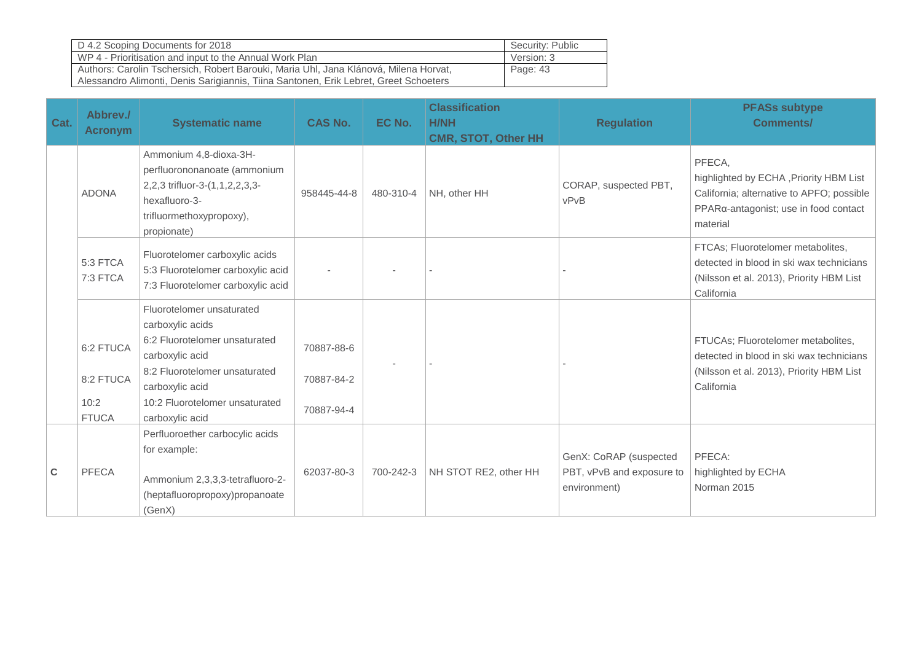| Cat. | Abbrev./ Acronym | Systematic name | CAS No. | EC No. | Classification H/NH CMR, STOT, Other HH | Regulation | PFASs subtype Comments/ |
|---|---|---|---|---|---|---|---|
| | ADONA | Ammonium 4,8-dioxa-3H-perfluorononanoate (ammonium 2,2,3 trifluor-3-(1,1,2,2,3,3-hexafluoro-3-trifluormethoxypropoxy), propionate) | 958445-44-8 | 480-310-4 | NH, other HH | CORAP, suspected PBT, vPvB | PFECA, highlighted by ECHA ,Priority HBM List California; alternative to APFO; possible PPARα-antagonist; use in food contact material |
| | 5:3 FTCA 7:3 FTCA | Fluorotelomer carboxylic acids 5:3 Fluorotelomer carboxylic acid 7:3 Fluorotelomer carboxylic acid | - | - | - | - | FTCAs; Fluorotelomer metabolites, detected in blood in ski wax technicians (Nilsson et al. 2013), Priority HBM List California |
| | 6:2 FTUCA 8:2 FTUCA 10:2 FTUCA | Fluorotelomer unsaturated carboxylic acids 6:2 Fluorotelomer unsaturated carboxylic acid 8:2 Fluorotelomer unsaturated carboxylic acid 10:2 Fluorotelomer unsaturated carboxylic acid | 70887-88-6 70887-84-2 70887-94-4 | - | - | - | FTUCAs; Fluorotelomer metabolites, detected in blood in ski wax technicians (Nilsson et al. 2013), Priority HBM List California |
| C | PFECA | Perfluoroether carbocylic acids for example: Ammonium 2,3,3,3-tetrafluoro-2-(heptafluoropropoxy)propanoate (GenX) | 62037-80-3 | 700-242-3 | NH STOT RE2, other HH | GenX: CoRAP (suspected PBT, vPvB and exposure to environment) | PFECA: highlighted by ECHA Norman 2015 |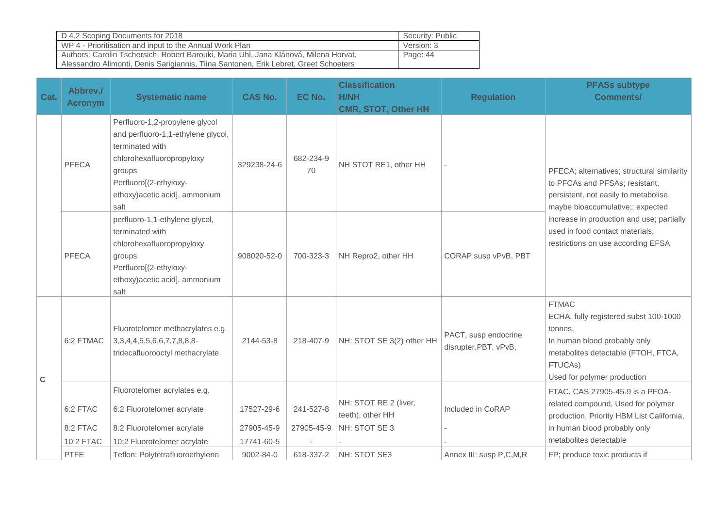| Cat. | Abbrev./ Acronym | Systematic name | CAS No. | EC No. | Classification H/NH CMR, STOT, Other HH | Regulation | PFASs subtype Comments/ |
|---|---|---|---|---|---|---|---|
| | PFECA | Perfluoro-1,2-propylene glycol and perfluoro-1,1-ethylene glycol, terminated with chlorohexafluoropropyloxy groups Perfluoro[(2-ethyloxy-ethoxy)acetic acid], ammonium salt | 329238-24-6 | 682-234-9 70 | NH STOT RE1, other HH | - | PFECA; alternatives; structural similarity to PFCAs and PFSAs; resistant, persistent, not easily to metabolise, maybe bioaccumulative;; expected increase in production and use; partially used in food contact materials; restrictions on use according EFSA |
| | PFECA | perfluoro-1,1-ethylene glycol, terminated with chlorohexafluoropropyloxy groups Perfluoro[(2-ethyloxy-ethoxy)acetic acid], ammonium salt | 908020-52-0 | 700-323-3 | NH Repro2, other HH | CORAP susp vPvB, PBT | |
| C | 6:2 FTMAC | Fluorotelomer methacrylates e.g. 3,3,4,4,5,5,6,6,7,7,8,8,8-tridecafluorooctyl methacrylate | 2144-53-8 | 218-407-9 | NH: STOT SE 3(2) other HH | PACT, susp endocrine disrupter,PBT, vPvB, | FTMAC ECHA. fully registered subst 100-1000 tonnes, In human blood probably only metabolites detectable (FTOH, FTCA, FTUCAs) Used for polymer production |
| | | Fluorotelomer acrylates e.g. | | | | | FTAC, CAS 27905-45-9 is a PFOA-related compound, Used for polymer production, Priority HBM List California, in human blood probably only metabolites detectable |
| | 6:2 FTAC | 6:2 Fluorotelomer acrylate | 17527-29-6 | 241-527-8 | NH: STOT RE 2 (liver, teeth), other HH | Included in CoRAP | |
| | 8:2 FTAC | 8:2 Fluorotelomer acrylate | 27905-45-9 | 27905-45-9 | NH: STOT SE 3 | - | |
| | 10:2 FTAC | 10:2 Fluorotelomer acrylate | 17741-60-5 | - | - | - | |
| | PTFE | Teflon: Polytetrafluoroethylene | 9002-84-0 | 618-337-2 | NH: STOT SE3 | Annex III: susp P,C,M,R | FP; produce toxic products if |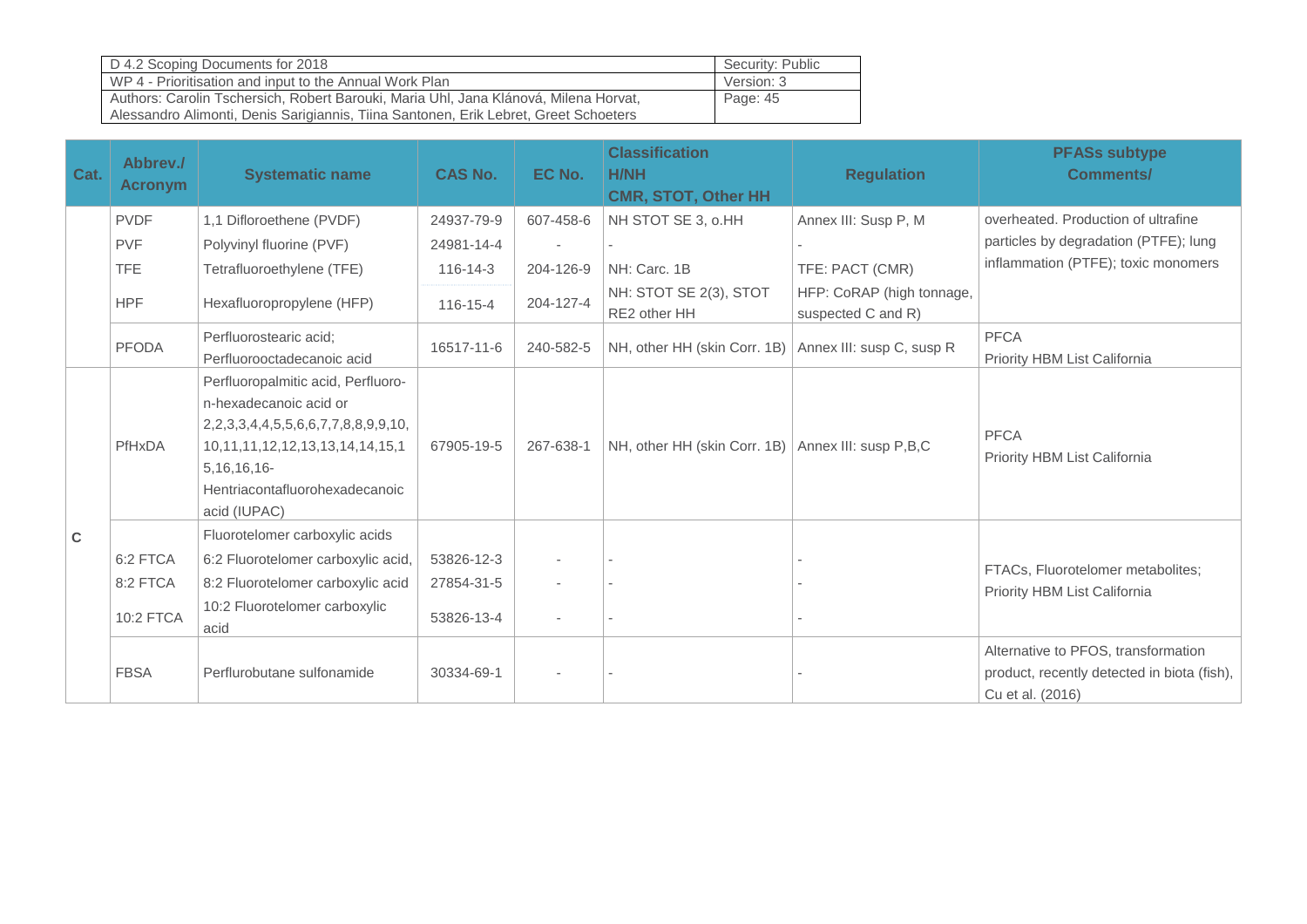| Cat. | Abbrev./ Acronym | Systematic name | CAS No. | EC No. | Classification H/NH CMR, STOT, Other HH | Regulation | PFASs subtype Comments/ |
|---|---|---|---|---|---|---|---|
| | PVDF | 1,1 Difloroethene (PVDF) | 24937-79-9 | 607-458-6 | NH STOT SE 3, o.HH | Annex III: Susp P, M | overheated. Production of ultrafine particles by degradation (PTFE); lung inflammation (PTFE); toxic monomers |
| | PVF | Polyvinyl fluorine (PVF) | 24981-14-4 | - | - | - | |
| | TFE | Tetrafluoroethylene (TFE) | 116-14-3 | 204-126-9 | NH: Carc. 1B | TFE: PACT (CMR) | |
| | HPF | Hexafluoropropylene (HFP) | 116-15-4 | 204-127-4 | NH: STOT SE 2(3), STOT RE2 other HH | HFP: CoRAP (high tonnage, suspected C and R) | |
| | PFODA | Perfluorostearic acid; Perfluorooctadecanoic acid | 16517-11-6 | 240-582-5 | NH, other HH (skin Corr. 1B) | Annex III: susp C, susp R | PFCA Priority HBM List California |
| C | PfHxDA | Perfluoropalmitic acid, Perfluoro-n-hexadecanoic acid or 2,2,3,3,4,4,5,5,6,6,7,7,8,8,9,9,10,10,11,11,12,12,13,13,14,14,15,15,16,16,16-Hentriacontafluorohexadecanoic acid (IUPAC) | 67905-19-5 | 267-638-1 | NH, other HH (skin Corr. 1B) | Annex III: susp P,B,C | PFCA Priority HBM List California |
| | | Fluorotelomer carboxylic acids | | | | | FTACs, Fluorotelomer metabolites; Priority HBM List California |
| | 6:2 FTCA | 6:2 Fluorotelomer carboxylic acid, | 53826-12-3 | - | - | - | |
| | 8:2 FTCA | 8:2 Fluorotelomer carboxylic acid | 27854-31-5 | - | - | - | |
| | 10:2 FTCA | 10:2 Fluorotelomer carboxylic acid | 53826-13-4 | - | - | - | |
| | FBSA | Perflurobutane sulfonamide | 30334-69-1 | - | - | - | Alternative to PFOS, transformation product, recently detected in biota (fish), Cu et al. (2016) |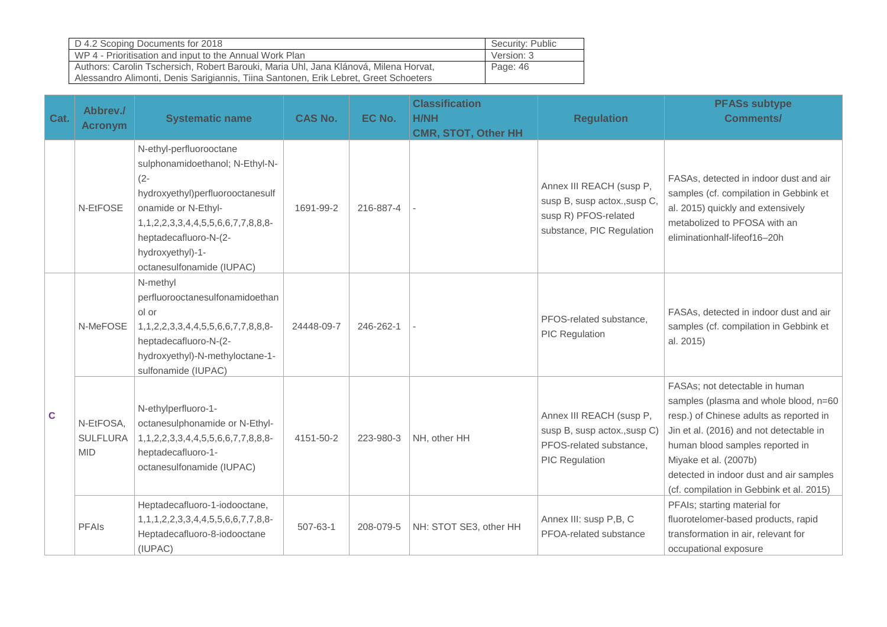| Cat. | Abbrev./ Acronym | Systematic name | CAS No. | EC No. | Classification H/NH CMR, STOT, Other HH | Regulation | PFASs subtype Comments/ |
|---|---|---|---|---|---|---|---|
| | N-EtFOSE | N-ethyl-perfluorooctane sulphonamidoethanol; N-Ethyl-N-(2-hydroxyethyl)perfluorooctanesulfonamide or N-Ethyl-1,1,2,2,3,3,4,4,5,5,6,6,7,7,8,8,8-heptadecafluoro-N-(2-hydroxyethyl)-1-octanesulfonamide (IUPAC) | 1691-99-2 | 216-887-4 | - | Annex III REACH (susp P, susp B, susp actox.,susp C, susp R) PFOS-related substance, PIC Regulation | FASAs, detected in indoor dust and air samples (cf. compilation in Gebbink et al. 2015) quickly and extensively metabolized to PFOSA with an eliminationhalf-lifeof16–20h |
| C | N-MeFOSE | N-methyl perfluorooctanesulfonamidoethanol or 1,1,2,2,3,3,4,4,5,5,6,6,7,7,8,8,8-heptadecafluoro-N-(2-hydroxyethyl)-N-methyloctane-1-sulfonamide (IUPAC) | 24448-09-7 | 246-262-1 | - | PFOS-related substance, PIC Regulation | FASAs, detected in indoor dust and air samples (cf. compilation in Gebbink et al. 2015) |
| | N-EtFOSA, SULFLURAMID | N-ethylperfluoro-1-octanesulphonamide or N-Ethyl-1,1,2,2,3,3,4,4,5,5,6,6,7,7,8,8,8-heptadecafluoro-1-octanesulfonamide (IUPAC) | 4151-50-2 | 223-980-3 | NH, other HH | Annex III REACH (susp P, susp B, susp actox.,susp C) PFOS-related substance, PIC Regulation | FASAs; not detectable in human samples (plasma and whole blood, n=60 resp.) of Chinese adults as reported in Jin et al. (2016) and not detectable in human blood samples reported in Miyake et al. (2007b) detected in indoor dust and air samples (cf. compilation in Gebbink et al. 2015) |
| | PFAIs | Heptadecafluoro-1-iodooctane, 1,1,1,2,2,3,3,4,4,5,5,6,6,7,7,8,8-Heptadecafluoro-8-iodooctane (IUPAC) | 507-63-1 | 208-079-5 | NH: STOT SE3, other HH | Annex III: susp P,B, C PFOA-related substance | PFAIs; starting material for fluorotelomer-based products, rapid transformation in air, relevant for occupational exposure |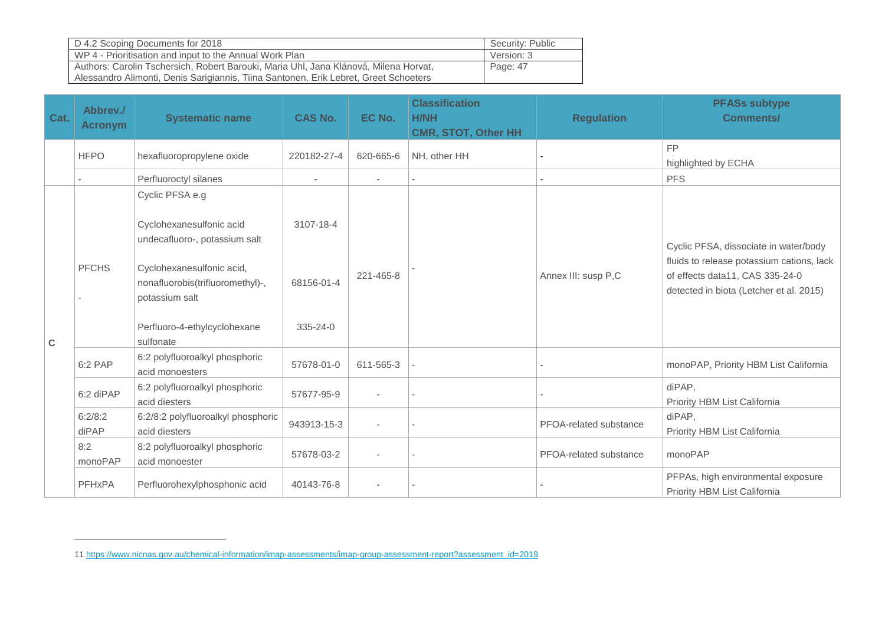| Cat. | Abbrev./ Acronym | Systematic name | CAS No. | EC No. | Classification H/NH CMR, STOT, Other HH | Regulation | PFASs subtype Comments/ |
|---|---|---|---|---|---|---|---|
| | HFPO | hexafluoropropylene oxide | 220182-27-4 | 620-665-6 | NH, other HH | - | FP highlighted by ECHA |
| | - | Perfluoroctyl silanes | - | - | - | - | PFS |
| C | PFCHS -<br><br> | Cyclic PFSA e.g<br><br>Cyclohexanesulfonic acid undecafluoro-, potassium salt<br><br>Cyclohexanesulfonic acid, nonafluorobis(trifluoromethyl)-, potassium salt<br><br>Perfluoro-4-ethylcyclohexane sulfonate | <br><br>3107-18-4<br><br>68156-01-4<br><br>335-24-0 | 221-465-8 | - | Annex III: susp P,C | Cyclic PFSA, dissociate in water/body fluids to release potassium cations, lack of effects data[11], CAS 335-24-0 detected in biota (Letcher et al. 2015) |
| | 6:2 PAP | 6:2 polyfluoroalkyl phosphoric acid monoesters | 57678-01-0 | 611-565-3 | - | - | monoPAP, Priority HBM List California |
| | 6:2 diPAP | 6:2 polyfluoroalkyl phosphoric acid diesters | 57677-95-9 | - | - | - | diPAP, Priority HBM List California |
| | 6:2/8:2 diPAP | 6:2/8:2 polyfluoroalkyl phosphoric acid diesters | 943913-15-3 | - | - | PFOA-related substance | diPAP, Priority HBM List California |
| | 8:2 monoPAP | 8:2 polyfluoroalkyl phosphoric acid monoester | 57678-03-2 | - | - | PFOA-related substance | monoPAP |
| | PFHxPA | Perfluorohexylphosphonic acid | 40143-76-8 | - | - | - | PFPAs, high environmental exposure Priority HBM List California |

[11] https://www.nicnas.gov.au/chemical-information/imap-assessments/imap-group-assessment-report?assessment_id=2019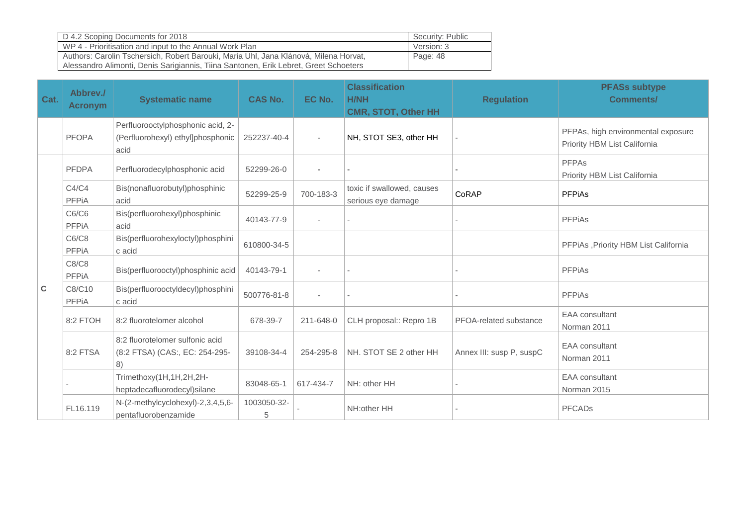| Cat. | Abbrev./ Acronym | Systematic name | CAS No. | EC No. | Classification H/NH CMR, STOT, Other HH | Regulation | PFASs subtype Comments/ |
|---|---|---|---|---|---|---|---|
| | PFOPA | Perfluorooctylphosphonic acid, 2-(Perfluorohexyl) ethyl]phosphonic acid | 252237-40-4 | - | NH, STOT SE3, other HH | - | PFPAs, high environmental exposure Priority HBM List California |
| C | PFDPA | Perfluorodecylphosphonic acid | 52299-26-0 | - | - | - | PFPAs Priority HBM List California |
| | C4/C4 PFPiA | Bis(nonafluorobutyl)phosphinic acid | 52299-25-9 | 700-183-3 | toxic if swallowed, causes serious eye damage | CoRAP | PFPiAs |
| | C6/C6 PFPiA | Bis(perfluorohexyl)phosphinic acid | 40143-77-9 | - | - | - | PFPiAs |
| | C6/C8 PFPiA | Bis(perfluorohexyloctyl)phosphinic acid | 610800-34-5 | | | | PFPiAs ,Priority HBM List California |
| | C8/C8 PFPiA | Bis(perfluorooctyl)phosphinic acid | 40143-79-1 | - | - | - | PFPiAs |
| | C8/C10 PFPiA | Bis(perfluorooctyldecyl)phosphinic acid | 500776-81-8 | - | - | - | PFPiAs |
| | 8:2 FTOH | 8:2 fluorotelomer alcohol | 678-39-7 | 211-648-0 | CLH proposal:: Repro 1B | PFOA-related substance | EAA consultant Norman 2011 |
| | 8:2 FTSA | 8:2 fluorotelomer sulfonic acid (8:2 FTSA) (CAS:, EC: 254-295-8) | 39108-34-4 | 254-295-8 | NH. STOT SE 2 other HH | Annex III: susp P, suspC | EAA consultant Norman 2011 |
| | - | Trimethoxy(1H,1H,2H,2H-heptadecafluorodecyl)silane | 83048-65-1 | 617-434-7 | NH: other HH | - | EAA consultant Norman 2015 |
| | FL16.119 | N-(2-methylcyclohexyl)-2,3,4,5,6-pentafluorobenzamide | 1003050-32-5 | - | NH:other HH | - | PFCADs |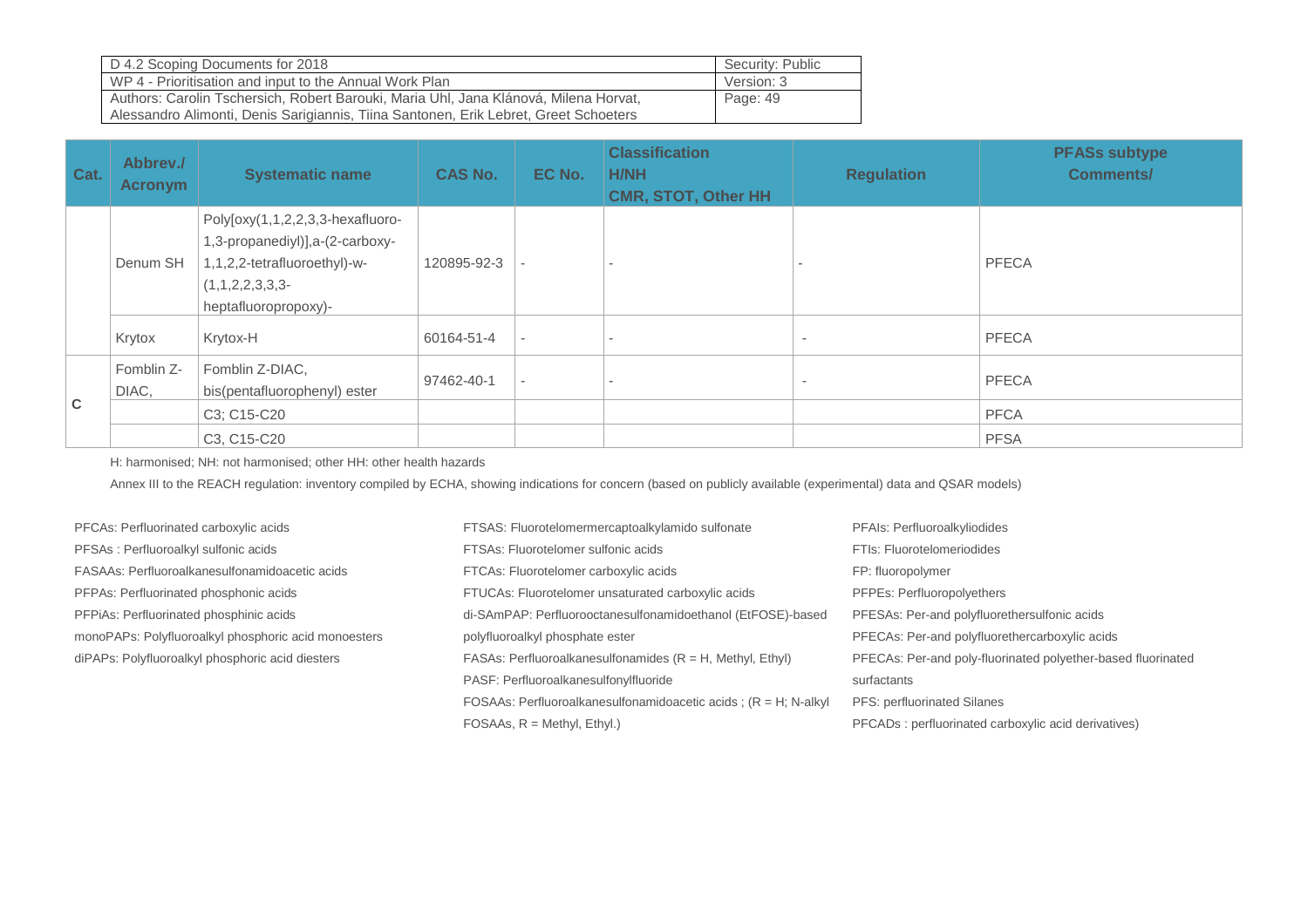| Cat. | Abbrev./ Acronym | Systematic name | CAS No. | EC No. | Classification H/NH CMR, STOT, Other HH | Regulation | PFASs subtype Comments/ |
|---|---|---|---|---|---|---|---|
| | Denum SH | Poly[oxy(1,1,2,2,3,3-hexafluoro-1,3-propanediyl)],a-(2-carboxy-1,1,2,2-tetrafluoroethyl)-w-(1,1,2,2,3,3,3-heptafluoropropoxy)- | 120895-92-3 | - | - | - | PFECA |
| | Krytox | Krytox-H | 60164-51-4 | - | - | - | PFECA |
| C | Fomblin Z-DIAC, | Fomblin Z-DIAC, bis(pentafluorophenyl) ester | 97462-40-1 | - | - | - | PFECA |
| | | C3; C15-C20 | | | | | PFCA |
| | | C3, C15-C20 | | | | | PFSA |

H: harmonised; NH: not harmonised; other HH: other health hazards

Annex III to the REACH regulation: inventory compiled by ECHA, showing indications for concern (based on publicly available (experimental) data and QSAR models)

PFCAs: Perfluorinated carboxylic acids
PFSAs : Perfluoroalkyl sulfonic acids
FASAAs: Perfluoroalkanesulfonamidoacetic acids
PFPAs: Perfluorinated phosphonic acids
PFPiAs: Perfluorinated phosphinic acids
monoPAPs: Polyfluoroalkyl phosphoric acid monoesters
diPAPs: Polyfluoroalkyl phosphoric acid diesters

FTSAS: Fluorotelomermercaptoalkylamido sulfonate
FTSAs: Fluorotelomer sulfonic acids
FTCAs: Fluorotelomer carboxylic acids
FTUCAs: Fluorotelomer unsaturated carboxylic acids
di-SAmPAP: Perfluorooctanesulfonamidoethanol (EtFOSE)-based polyfluoroalkyl phosphate ester
FASAs: Perfluoroalkanesulfonamides (R = H, Methyl, Ethyl)
PASF: Perfluoroalkanesulfonylfluoride
FOSAAs: Perfluoroalkanesulfonamidoacetic acids ; (R = H; N-alkyl FOSAAs, R = Methyl, Ethyl.)

PFAIs: Perfluoroalkyliodides
FTIs: Fluorotelomeriodides
FP: fluoropolymer
PFPEs: Perfluoropolyethers
PFESAs: Per-and polyfluorethersulfonic acids
PFECAs: Per-and polyfluorethercarboxylic acids
PFECAs: Per-and poly-fluorinated polyether-based fluorinated surfactants
PFS: perfluorinated Silanes
PFCADs : perfluorinated carboxylic acid derivatives)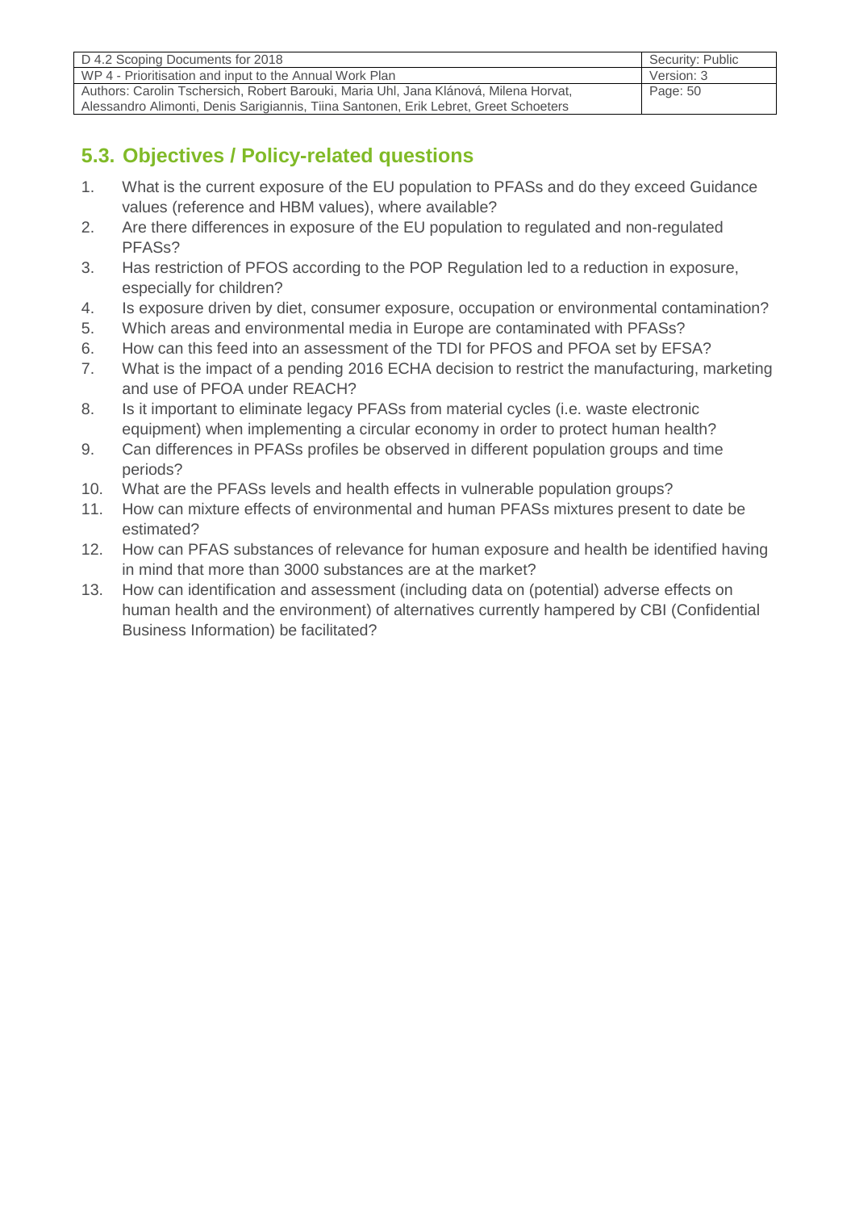## 5.3. Objectives / Policy-related questions

1. What is the current exposure of the EU population to PFASs and do they exceed Guidance values (reference and HBM values), where available?
2. Are there differences in exposure of the EU population to regulated and non-regulated PFASs?
3. Has restriction of PFOS according to the POP Regulation led to a reduction in exposure, especially for children?
4. Is exposure driven by diet, consumer exposure, occupation or environmental contamination?
5. Which areas and environmental media in Europe are contaminated with PFASs?
6. How can this feed into an assessment of the TDI for PFOS and PFOA set by EFSA?
7. What is the impact of a pending 2016 ECHA decision to restrict the manufacturing, marketing and use of PFOA under REACH?
8. Is it important to eliminate legacy PFASs from material cycles (i.e. waste electronic equipment) when implementing a circular economy in order to protect human health?
9. Can differences in PFASs profiles be observed in different population groups and time periods?
10. What are the PFASs levels and health effects in vulnerable population groups?
11. How can mixture effects of environmental and human PFASs mixtures present to date be estimated?
12. How can PFAS substances of relevance for human exposure and health be identified having in mind that more than 3000 substances are at the market?
13. How can identification and assessment (including data on (potential) adverse effects on human health and the environment) of alternatives currently hampered by CBI (Confidential Business Information) be facilitated?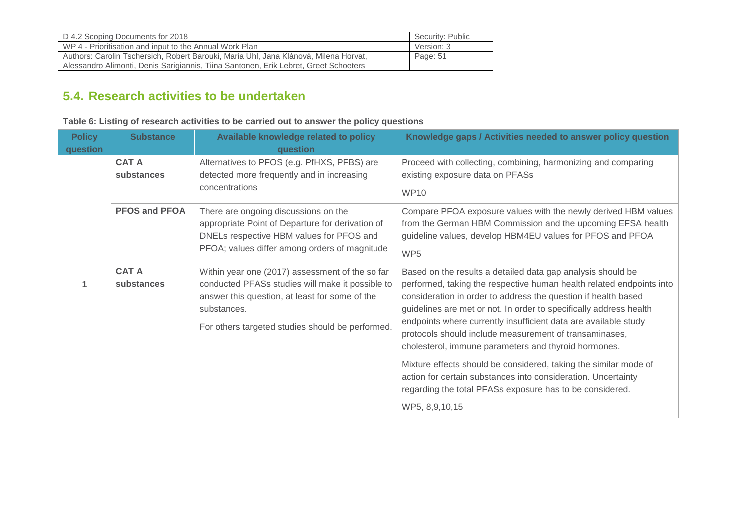## 5.4. Research activities to be undertaken

**Table 6: Listing of research activities to be carried out to answer the policy questions**

| Policy question | Substance | Available knowledge related to policy question | Knowledge gaps / Activities needed to answer policy question |
|---|---|---|---|
| 1 | **CAT A substances** | Alternatives to PFOS (e.g. PfHXS, PFBS) are detected more frequently and in increasing concentrations | Proceed with collecting, combining, harmonizing and comparing existing exposure data on PFASs<br><br>WP10 |
| | **PFOS and PFOA** | There are ongoing discussions on the appropriate Point of Departure for derivation of DNELs respective HBM values for PFOS and PFOA; values differ among orders of magnitude | Compare PFOA exposure values with the newly derived HBM values from the German HBM Commission and the upcoming EFSA health guideline values, develop HBM4EU values for PFOS and PFOA<br><br>WP5 |
| | **CAT A substances** | Within year one (2017) assessment of the so far conducted PFASs studies will make it possible to answer this question, at least for some of the substances.<br><br>For others targeted studies should be performed. | Based on the results a detailed data gap analysis should be performed, taking the respective human health related endpoints into consideration in order to address the question if health based guidelines are met or not. In order to specifically address health endpoints where currently insufficient data are available study protocols should include measurement of transaminases, cholesterol, immune parameters and thyroid hormones.<br><br>Mixture effects should be considered, taking the similar mode of action for certain substances into consideration. Uncertainty regarding the total PFASs exposure has to be considered.<br><br>WP5, 8,9,10,15 |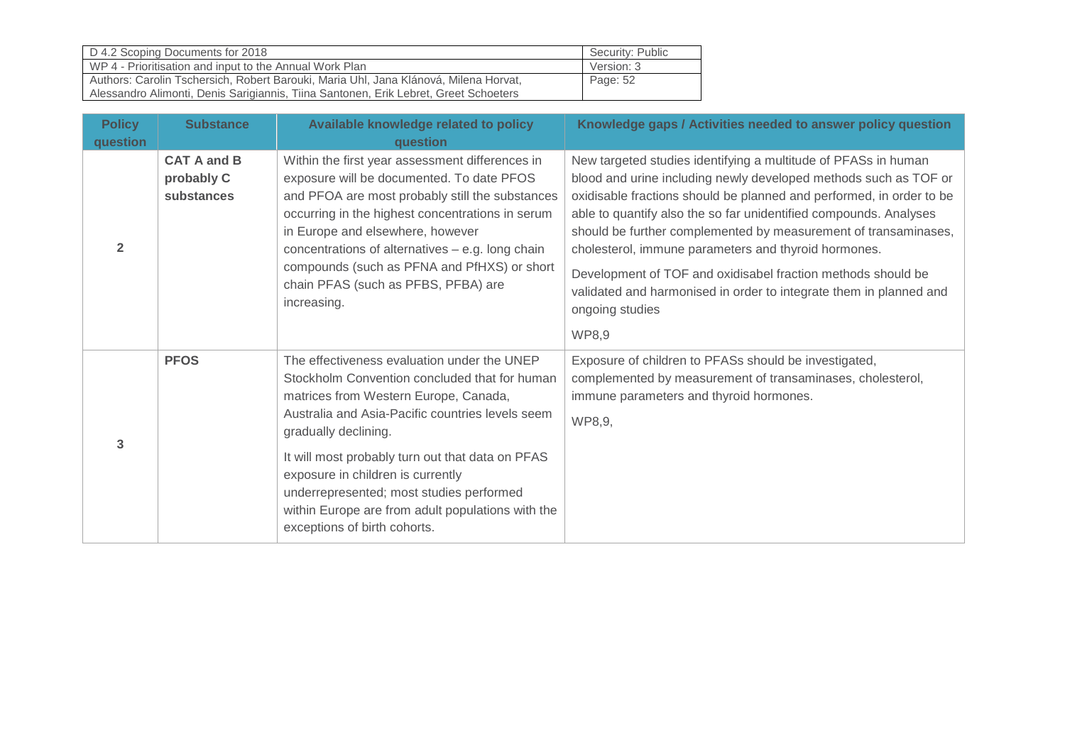| Policy question | Substance | Available knowledge related to policy question | Knowledge gaps / Activities needed to answer policy question |
|---|---|---|---|
| 2 | **CAT A and B probably C substances** | Within the first year assessment differences in exposure will be documented. To date PFOS and PFOA are most probably still the substances occurring in the highest concentrations in serum in Europe and elsewhere, however concentrations of alternatives – e.g. long chain compounds (such as PFNA and PfHXS) or short chain PFAS (such as PFBS, PFBA) are increasing. | New targeted studies identifying a multitude of PFASs in human blood and urine including newly developed methods such as TOF or oxidisable fractions should be planned and performed, in order to be able to quantify also the so far unidentified compounds. Analyses should be further complemented by measurement of transaminases, cholesterol, immune parameters and thyroid hormones.<br><br>Development of TOF and oxidisabel fraction methods should be validated and harmonised in order to integrate them in planned and ongoing studies<br><br>WP8,9 |
| 3 | **PFOS** | The effectiveness evaluation under the UNEP Stockholm Convention concluded that for human matrices from Western Europe, Canada, Australia and Asia-Pacific countries levels seem gradually declining.<br><br>It will most probably turn out that data on PFAS exposure in children is currently underrepresented; most studies performed within Europe are from adult populations with the exceptions of birth cohorts. | Exposure of children to PFASs should be investigated, complemented by measurement of transaminases, cholesterol, immune parameters and thyroid hormones.<br><br>WP8,9, |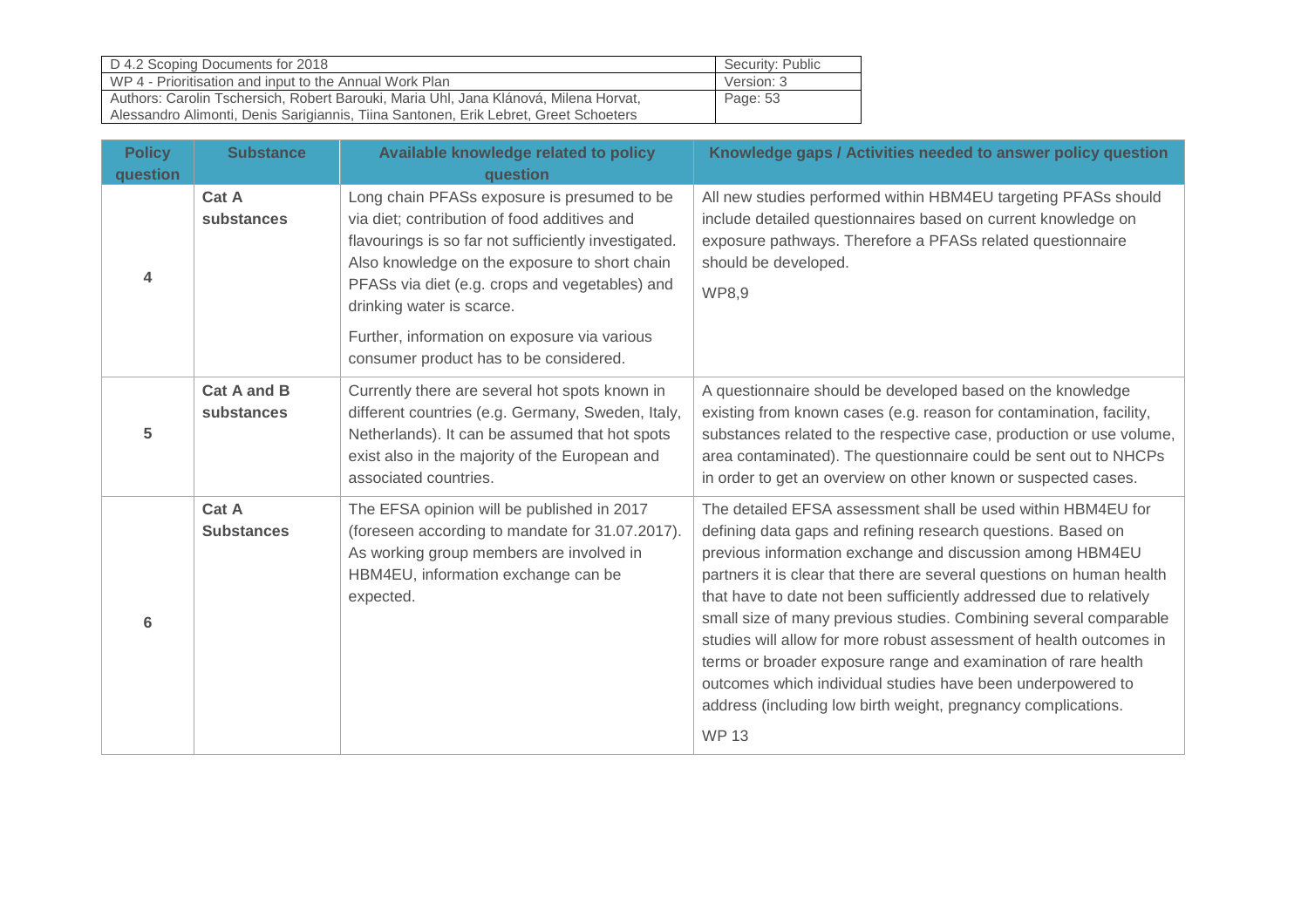| Policy question | Substance | Available knowledge related to policy question | Knowledge gaps / Activities needed to answer policy question |
|---|---|---|---|
| 4 | **Cat A substances** | Long chain PFASs exposure is presumed to be via diet; contribution of food additives and flavourings is so far not sufficiently investigated. Also knowledge on the exposure to short chain PFASs via diet (e.g. crops and vegetables) and drinking water is scarce.<br><br>Further, information on exposure via various consumer product has to be considered. | All new studies performed within HBM4EU targeting PFASs should include detailed questionnaires based on current knowledge on exposure pathways. Therefore a PFASs related questionnaire should be developed.<br><br>WP8,9 |
| 5 | **Cat A and B substances** | Currently there are several hot spots known in different countries (e.g. Germany, Sweden, Italy, Netherlands). It can be assumed that hot spots exist also in the majority of the European and associated countries. | A questionnaire should be developed based on the knowledge existing from known cases (e.g. reason for contamination, facility, substances related to the respective case, production or use volume, area contaminated). The questionnaire could be sent out to NHCPs in order to get an overview on other known or suspected cases. |
| 6 | **Cat A Substances** | The EFSA opinion will be published in 2017 (foreseen according to mandate for 31.07.2017). As working group members are involved in HBM4EU, information exchange can be expected. | The detailed EFSA assessment shall be used within HBM4EU for defining data gaps and refining research questions. Based on previous information exchange and discussion among HBM4EU partners it is clear that there are several questions on human health that have to date not been sufficiently addressed due to relatively small size of many previous studies. Combining several comparable studies will allow for more robust assessment of health outcomes in terms or broader exposure range and examination of rare health outcomes which individual studies have been underpowered to address (including low birth weight, pregnancy complications.<br><br>WP 13 |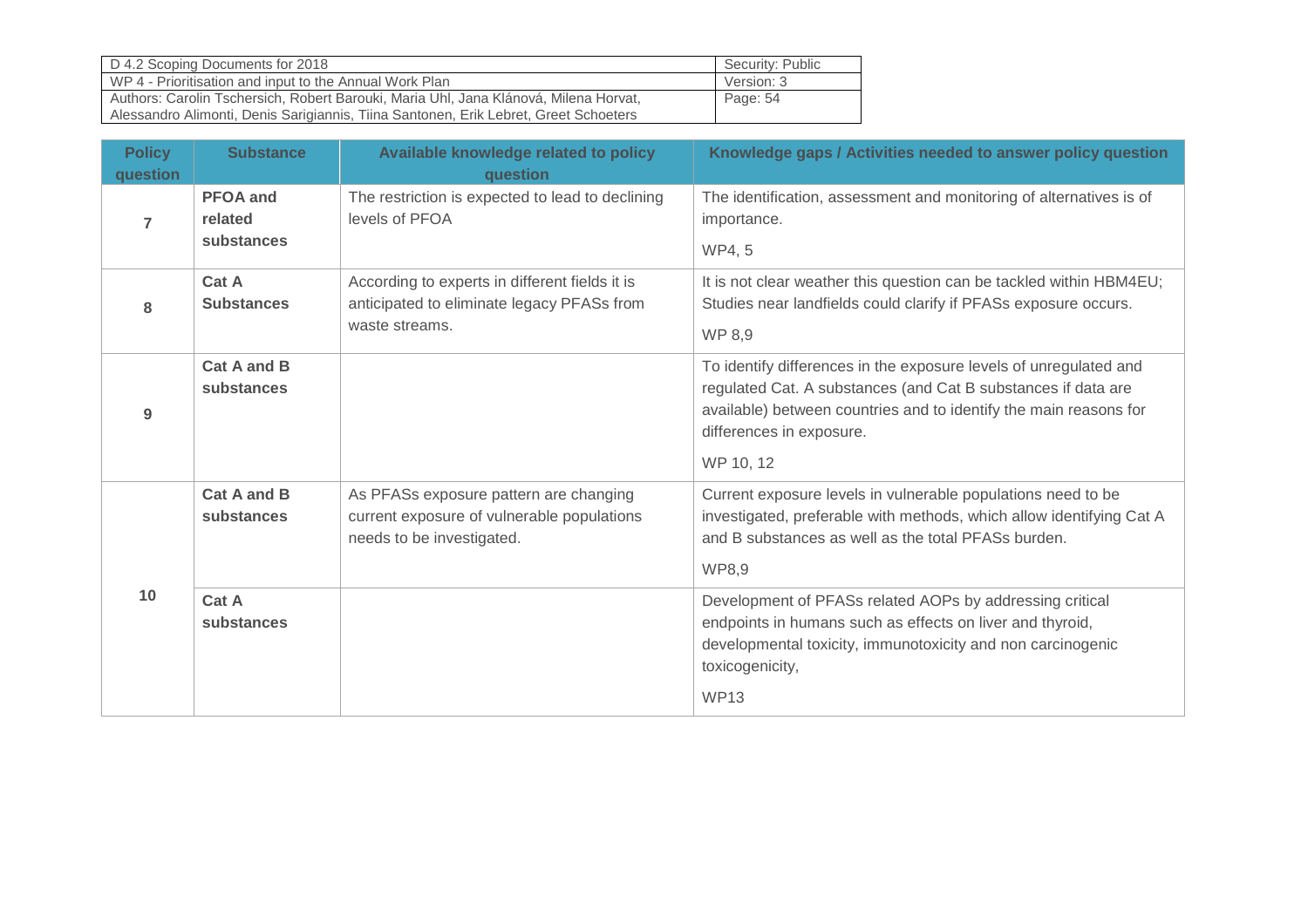| Policy question | Substance | Available knowledge related to policy question | Knowledge gaps / Activities needed to answer policy question |
| --- | --- | --- | --- |
| 7 | **PFOA and related substances** | The restriction is expected to lead to declining levels of PFOA | The identification, assessment and monitoring of alternatives is of importance.<br><br>WP4, 5 |
| 8 | **Cat A Substances** | According to experts in different fields it is anticipated to eliminate legacy PFASs from waste streams. | It is not clear weather this question can be tackled within HBM4EU; Studies near landfields could clarify if PFASs exposure occurs.<br><br>WP 8,9 |
| 9 | **Cat A and B substances** | | To identify differences in the exposure levels of unregulated and regulated Cat. A substances (and Cat B substances if data are available) between countries and to identify the main reasons for differences in exposure.<br><br>WP 10, 12 |
| 10 | **Cat A and B substances** | As PFASs exposure pattern are changing current exposure of vulnerable populations needs to be investigated. | Current exposure levels in vulnerable populations need to be investigated, preferable with methods, which allow identifying Cat A and B substances as well as the total PFASs burden.<br><br>WP8,9 |
| | **Cat A substances** | | Development of PFASs related AOPs by addressing critical endpoints in humans such as effects on liver and thyroid, developmental toxicity, immunotoxicity and non carcinogenic toxicogenicity,<br><br>WP13 |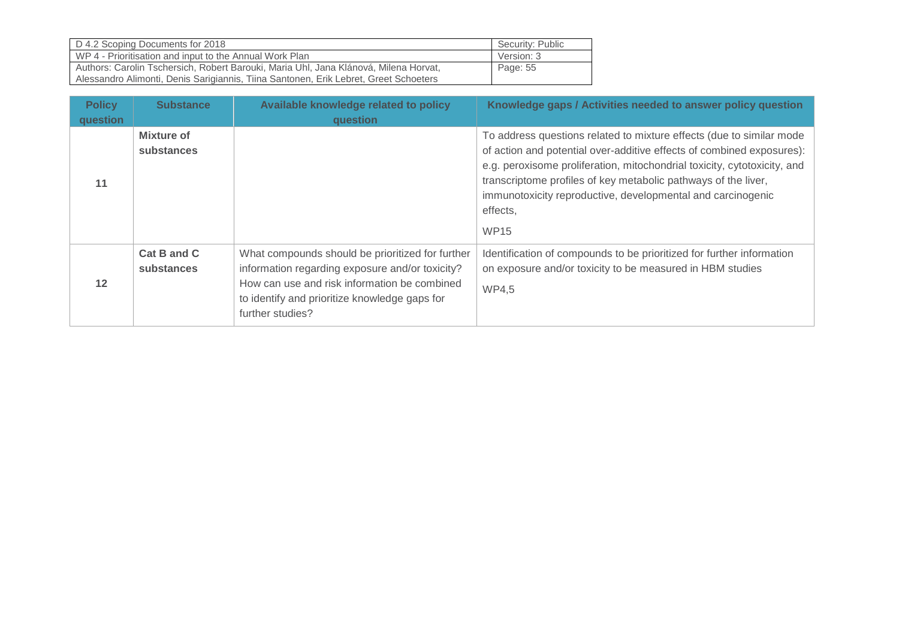| Policy question | Substance | Available knowledge related to policy question | Knowledge gaps / Activities needed to answer policy question |
|---|---|---|---|
| 11 | **Mixture of substances** | | To address questions related to mixture effects (due to similar mode of action and potential over-additive effects of combined exposures): e.g. peroxisome proliferation, mitochondrial toxicity, cytotoxicity, and transcriptome profiles of key metabolic pathways of the liver, immunotoxicity reproductive, developmental and carcinogenic effects,<br><br>WP15 |
| 12 | **Cat B and C substances** | What compounds should be prioritized for further information regarding exposure and/or toxicity? How can use and risk information be combined to identify and prioritize knowledge gaps for further studies? | Identification of compounds to be prioritized for further information on exposure and/or toxicity to be measured in HBM studies<br><br>WP4,5 |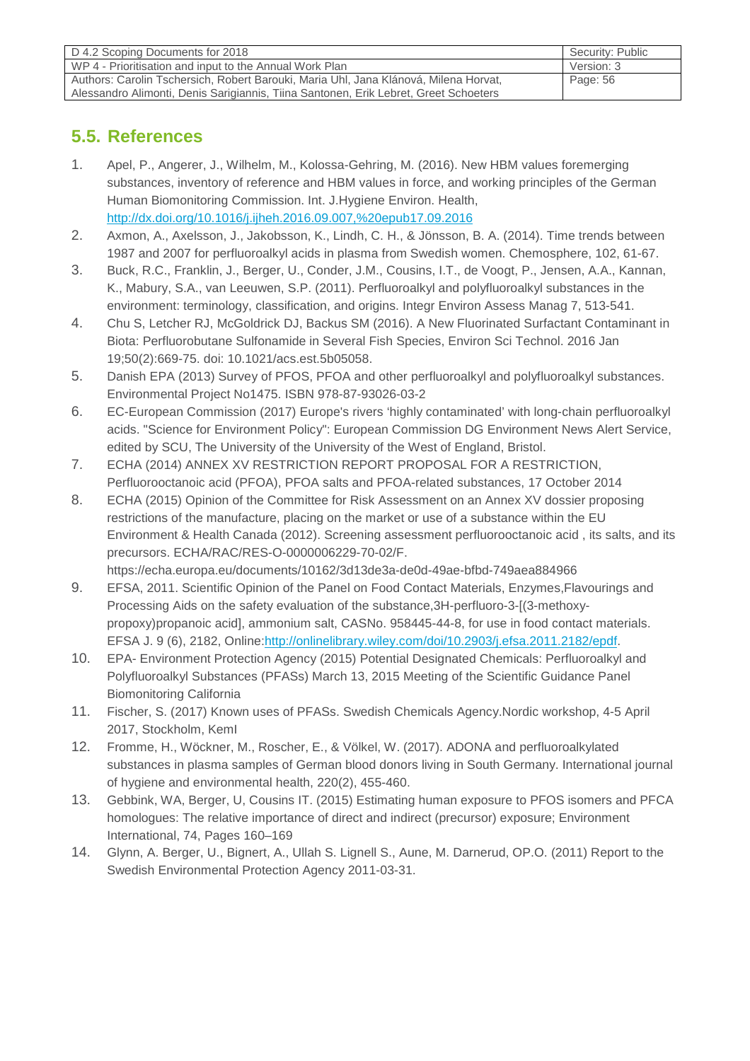## 5.5. References

1. Apel, P., Angerer, J., Wilhelm, M., Kolossa-Gehring, M. (2016). New HBM values foremerging substances, inventory of reference and HBM values in force, and working principles of the German Human Biomonitoring Commission. Int. J.Hygiene Environ. Health, http://dx.doi.org/10.1016/j.ijheh.2016.09.007,%20epub17.09.2016
2. Axmon, A., Axelsson, J., Jakobsson, K., Lindh, C. H., & Jönsson, B. A. (2014). Time trends between 1987 and 2007 for perfluoroalkyl acids in plasma from Swedish women. Chemosphere, 102, 61-67.
3. Buck, R.C., Franklin, J., Berger, U., Conder, J.M., Cousins, I.T., de Voogt, P., Jensen, A.A., Kannan, K., Mabury, S.A., van Leeuwen, S.P. (2011). Perfluoroalkyl and polyfluoroalkyl substances in the environment: terminology, classification, and origins. Integr Environ Assess Manag 7, 513-541.
4. Chu S, Letcher RJ, McGoldrick DJ, Backus SM (2016). A New Fluorinated Surfactant Contaminant in Biota: Perfluorobutane Sulfonamide in Several Fish Species, Environ Sci Technol. 2016 Jan 19;50(2):669-75. doi: 10.1021/acs.est.5b05058.
5. Danish EPA (2013) Survey of PFOS, PFOA and other perfluoroalkyl and polyfluoroalkyl substances. Environmental Project No1475. ISBN 978-87-93026-03-2
6. EC-European Commission (2017) Europe's rivers 'highly contaminated' with long-chain perfluoroalkyl acids. "Science for Environment Policy": European Commission DG Environment News Alert Service, edited by SCU, The University of the University of the West of England, Bristol.
7. ECHA (2014) ANNEX XV RESTRICTION REPORT PROPOSAL FOR A RESTRICTION, Perfluorooctanoic acid (PFOA), PFOA salts and PFOA-related substances, 17 October 2014
8. ECHA (2015) Opinion of the Committee for Risk Assessment on an Annex XV dossier proposing restrictions of the manufacture, placing on the market or use of a substance within the EU Environment & Health Canada (2012). Screening assessment perfluorooctanoic acid , its salts, and its precursors. ECHA/RAC/RES-O-0000006229-70-02/F. https://echa.europa.eu/documents/10162/3d13de3a-de0d-49ae-bfbd-749aea884966
9. EFSA, 2011. Scientific Opinion of the Panel on Food Contact Materials, Enzymes,Flavourings and Processing Aids on the safety evaluation of the substance,3H-perfluoro-3-[(3-methoxy-propoxy)propanoic acid], ammonium salt, CASNo. 958445-44-8, for use in food contact materials. EFSA J. 9 (6), 2182, Online:http://onlinelibrary.wiley.com/doi/10.2903/j.efsa.2011.2182/epdf.
10. EPA- Environment Protection Agency (2015) Potential Designated Chemicals: Perfluoroalkyl and Polyfluoroalkyl Substances (PFASs) March 13, 2015 Meeting of the Scientific Guidance Panel Biomonitoring California
11. Fischer, S. (2017) Known uses of PFASs. Swedish Chemicals Agency.Nordic workshop, 4-5 April 2017, Stockholm, KemI
12. Fromme, H., Wöckner, M., Roscher, E., & Völkel, W. (2017). ADONA and perfluoroalkylated substances in plasma samples of German blood donors living in South Germany. International journal of hygiene and environmental health, 220(2), 455-460.
13. Gebbink, WA, Berger, U, Cousins IT. (2015) Estimating human exposure to PFOS isomers and PFCA homologues: The relative importance of direct and indirect (precursor) exposure; Environment International, 74, Pages 160–169
14. Glynn, A. Berger, U., Bignert, A., Ullah S. Lignell S., Aune, M. Darnerud, OP.O. (2011) Report to the Swedish Environmental Protection Agency 2011-03-31.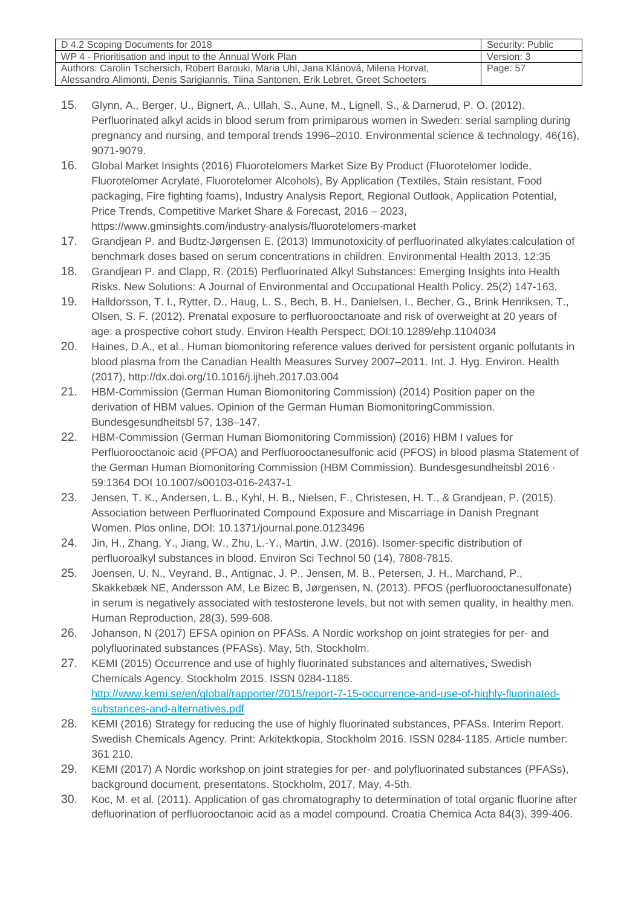15. Glynn, A., Berger, U., Bignert, A., Ullah, S., Aune, M., Lignell, S., & Darnerud, P. O. (2012). Perfluorinated alkyl acids in blood serum from primiparous women in Sweden: serial sampling during pregnancy and nursing, and temporal trends 1996–2010. Environmental science & technology, 46(16), 9071-9079.
16. Global Market Insights (2016) Fluorotelomers Market Size By Product (Fluorotelomer Iodide, Fluorotelomer Acrylate, Fluorotelomer Alcohols), By Application (Textiles, Stain resistant, Food packaging, Fire fighting foams), Industry Analysis Report, Regional Outlook, Application Potential, Price Trends, Competitive Market Share & Forecast, 2016 – 2023, https://www.gminsights.com/industry-analysis/fluorotelomers-market
17. Grandjean P. and Budtz-Jørgensen E. (2013) Immunotoxicity of perfluorinated alkylates:calculation of benchmark doses based on serum concentrations in children. Environmental Health 2013, 12:35
18. Grandjean P. and Clapp, R. (2015) Perfluorinated Alkyl Substances: Emerging Insights into Health Risks. New Solutions: A Journal of Environmental and Occupational Health Policy. 25(2) 147-163.
19. Halldorsson, T. I., Rytter, D., Haug, L. S., Bech, B. H., Danielsen, I., Becher, G., Brink Henriksen, T., Olsen, S. F. (2012). Prenatal exposure to perfluorooctanoate and risk of overweight at 20 years of age: a prospective cohort study. Environ Health Perspect; DOI:10.1289/ehp.1104034
20. Haines, D.A., et al., Human biomonitoring reference values derived for persistent organic pollutants in blood plasma from the Canadian Health Measures Survey 2007–2011. Int. J. Hyg. Environ. Health (2017), http://dx.doi.org/10.1016/j.ijheh.2017.03.004
21. HBM-Commission (German Human Biomonitoring Commission) (2014) Position paper on the derivation of HBM values. Opinion of the German Human BiomonitoringCommission. Bundesgesundheitsbl 57, 138–147.
22. HBM-Commission (German Human Biomonitoring Commission) (2016) HBM I values for Perfluorooctanoic acid (PFOA) and Perfluorooctanesulfonic acid (PFOS) in blood plasma Statement of the German Human Biomonitoring Commission (HBM Commission). Bundesgesundheitsbl 2016 · 59:1364 DOI 10.1007/s00103-016-2437-1
23. Jensen, T. K., Andersen, L. B., Kyhl, H. B., Nielsen, F., Christesen, H. T., & Grandjean, P. (2015). Association between Perfluorinated Compound Exposure and Miscarriage in Danish Pregnant Women. Plos online, DOI: 10.1371/journal.pone.0123496
24. Jin, H., Zhang, Y., Jiang, W., Zhu, L.-Y., Martin, J.W. (2016). Isomer-specific distribution of perfluoroalkyl substances in blood. Environ Sci Technol 50 (14), 7808-7815.
25. Joensen, U. N., Veyrand, B., Antignac, J. P., Jensen, M. B., Petersen, J. H., Marchand, P., Skakkebæk NE, Andersson AM, Le Bizec B, Jørgensen, N. (2013). PFOS (perfluorooctanesulfonate) in serum is negatively associated with testosterone levels, but not with semen quality, in healthy men. Human Reproduction, 28(3), 599-608.
26. Johanson, N (2017) EFSA opinion on PFASs. A Nordic workshop on joint strategies for per- and polyfluorinated substances (PFASs). May, 5th, Stockholm.
27. KEMI (2015) Occurrence and use of highly fluorinated substances and alternatives, Swedish Chemicals Agency. Stockholm 2015. ISSN 0284-1185. http://www.kemi.se/en/global/rapporter/2015/report-7-15-occurrence-and-use-of-highly-fluorinated-substances-and-alternatives.pdf
28. KEMI (2016) Strategy for reducing the use of highly fluorinated substances, PFASs. Interim Report. Swedish Chemicals Agency. Print: Arkitektkopia, Stockholm 2016. ISSN 0284-1185. Article number: 361 210.
29. KEMI (2017) A Nordic workshop on joint strategies for per- and polyfluorinated substances (PFASs), background document, presentatons. Stockholm, 2017, May, 4-5th.
30. Koc, M. et al. (2011). Application of gas chromatography to determination of total organic fluorine after defluorination of perfluorooctanoic acid as a model compound. Croatia Chemica Acta 84(3), 399-406.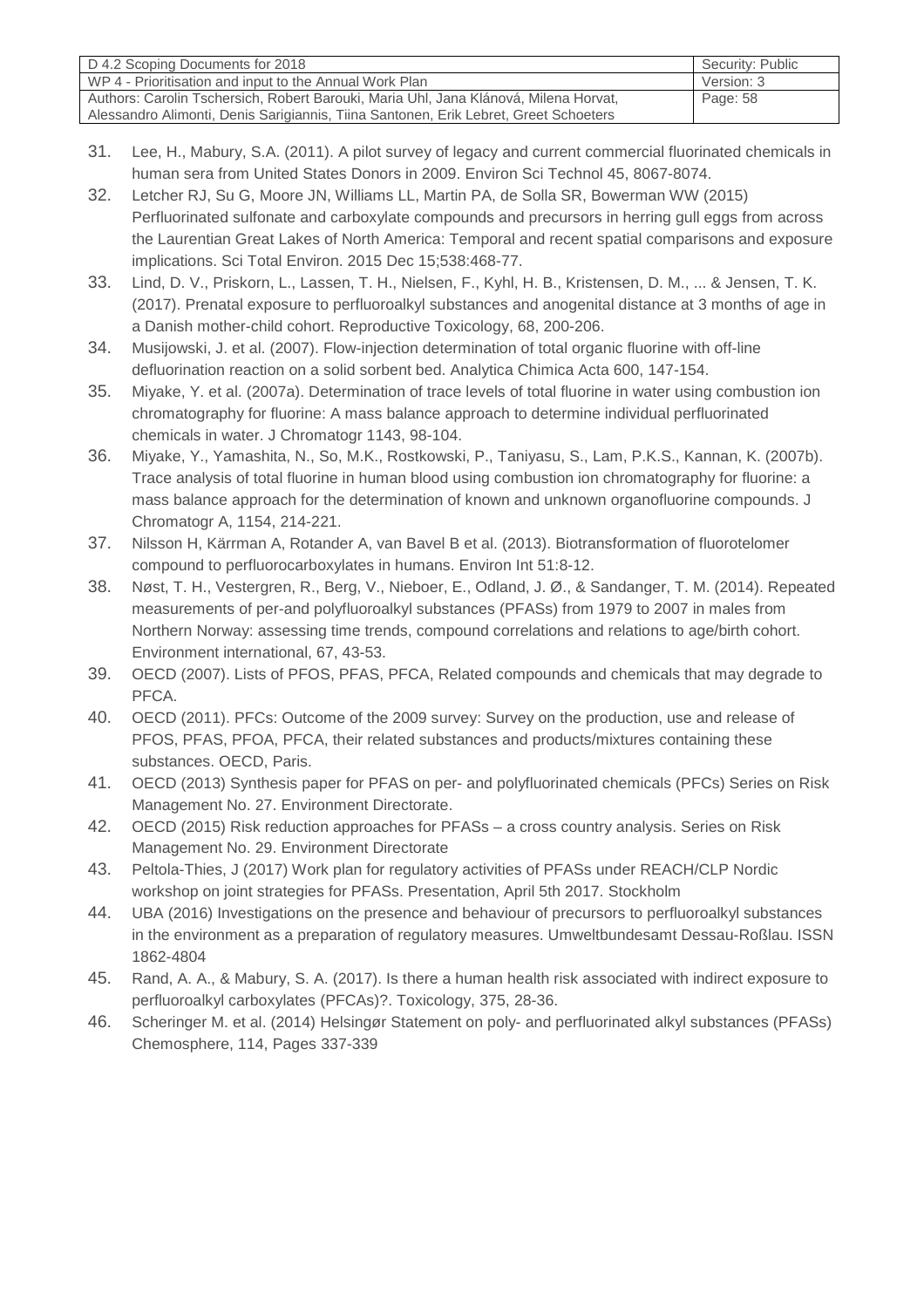31. Lee, H., Mabury, S.A. (2011). A pilot survey of legacy and current commercial fluorinated chemicals in human sera from United States Donors in 2009. Environ Sci Technol 45, 8067-8074.
32. Letcher RJ, Su G, Moore JN, Williams LL, Martin PA, de Solla SR, Bowerman WW (2015) Perfluorinated sulfonate and carboxylate compounds and precursors in herring gull eggs from across the Laurentian Great Lakes of North America: Temporal and recent spatial comparisons and exposure implications. Sci Total Environ. 2015 Dec 15;538:468-77.
33. Lind, D. V., Priskorn, L., Lassen, T. H., Nielsen, F., Kyhl, H. B., Kristensen, D. M., ... & Jensen, T. K. (2017). Prenatal exposure to perfluoroalkyl substances and anogenital distance at 3 months of age in a Danish mother-child cohort. Reproductive Toxicology, 68, 200-206.
34. Musijowski, J. et al. (2007). Flow-injection determination of total organic fluorine with off-line defluorination reaction on a solid sorbent bed. Analytica Chimica Acta 600, 147-154.
35. Miyake, Y. et al. (2007a). Determination of trace levels of total fluorine in water using combustion ion chromatography for fluorine: A mass balance approach to determine individual perfluorinated chemicals in water. J Chromatogr 1143, 98-104.
36. Miyake, Y., Yamashita, N., So, M.K., Rostkowski, P., Taniyasu, S., Lam, P.K.S., Kannan, K. (2007b). Trace analysis of total fluorine in human blood using combustion ion chromatography for fluorine: a mass balance approach for the determination of known and unknown organofluorine compounds. J Chromatogr A, 1154, 214-221.
37. Nilsson H, Kärrman A, Rotander A, van Bavel B et al. (2013). Biotransformation of fluorotelomer compound to perfluorocarboxylates in humans. Environ Int 51:8-12.
38. Nøst, T. H., Vestergren, R., Berg, V., Nieboer, E., Odland, J. Ø., & Sandanger, T. M. (2014). Repeated measurements of per-and polyfluoroalkyl substances (PFASs) from 1979 to 2007 in males from Northern Norway: assessing time trends, compound correlations and relations to age/birth cohort. Environment international, 67, 43-53.
39. OECD (2007). Lists of PFOS, PFAS, PFCA, Related compounds and chemicals that may degrade to PFCA.
40. OECD (2011). PFCs: Outcome of the 2009 survey: Survey on the production, use and release of PFOS, PFAS, PFOA, PFCA, their related substances and products/mixtures containing these substances. OECD, Paris.
41. OECD (2013) Synthesis paper for PFAS on per- and polyfluorinated chemicals (PFCs) Series on Risk Management No. 27. Environment Directorate.
42. OECD (2015) Risk reduction approaches for PFASs – a cross country analysis. Series on Risk Management No. 29. Environment Directorate
43. Peltola-Thies, J (2017) Work plan for regulatory activities of PFASs under REACH/CLP Nordic workshop on joint strategies for PFASs. Presentation, April 5th 2017. Stockholm
44. UBA (2016) Investigations on the presence and behaviour of precursors to perfluoroalkyl substances in the environment as a preparation of regulatory measures. Umweltbundesamt Dessau-Roßlau. ISSN 1862-4804
45. Rand, A. A., & Mabury, S. A. (2017). Is there a human health risk associated with indirect exposure to perfluoroalkyl carboxylates (PFCAs)?. Toxicology, 375, 28-36.
46. Scheringer M. et al. (2014) Helsingør Statement on poly- and perfluorinated alkyl substances (PFASs) Chemosphere, 114, Pages 337-339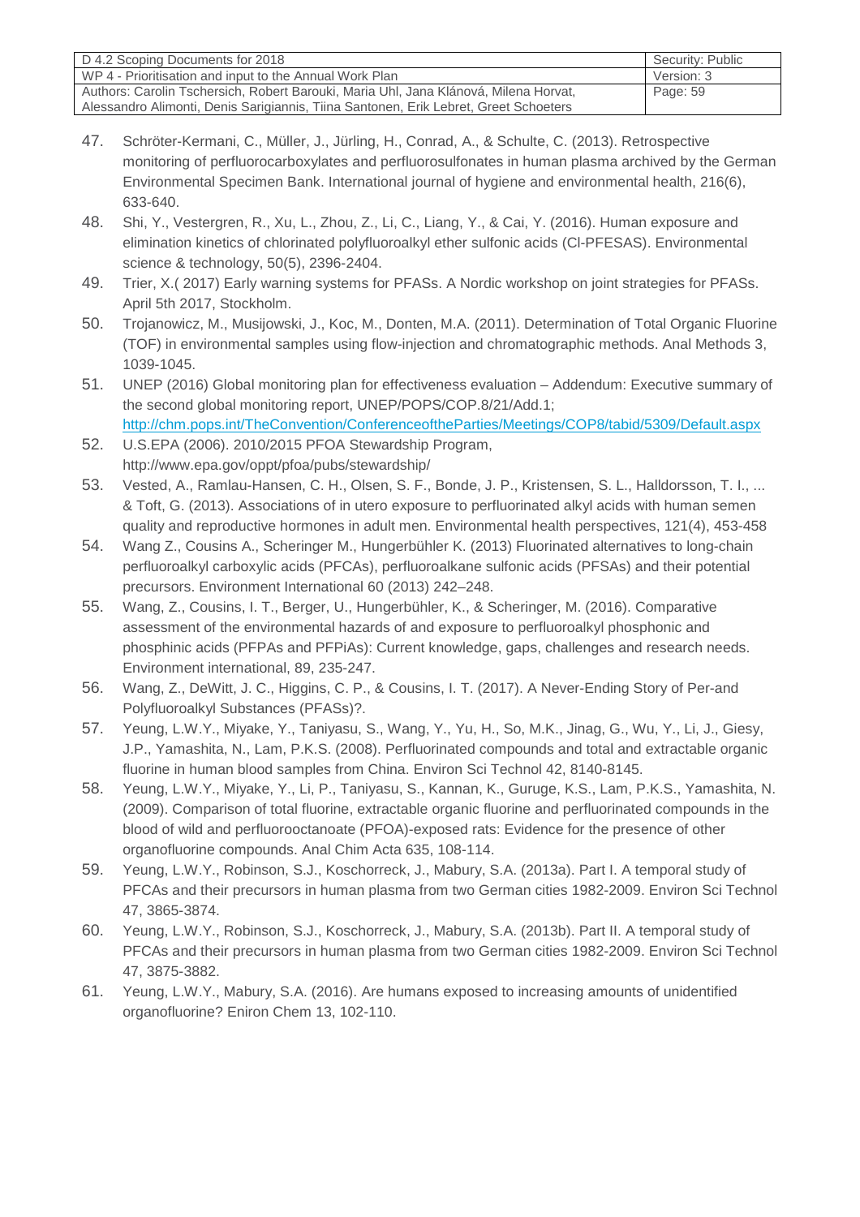47. Schröter-Kermani, C., Müller, J., Jürling, H., Conrad, A., & Schulte, C. (2013). Retrospective monitoring of perfluorocarboxylates and perfluorosulfonates in human plasma archived by the German Environmental Specimen Bank. International journal of hygiene and environmental health, 216(6), 633-640.
48. Shi, Y., Vestergren, R., Xu, L., Zhou, Z., Li, C., Liang, Y., & Cai, Y. (2016). Human exposure and elimination kinetics of chlorinated polyfluoroalkyl ether sulfonic acids (Cl-PFESAS). Environmental science & technology, 50(5), 2396-2404.
49. Trier, X.( 2017) Early warning systems for PFASs. A Nordic workshop on joint strategies for PFASs. April 5th 2017, Stockholm.
50. Trojanowicz, M., Musijowski, J., Koc, M., Donten, M.A. (2011). Determination of Total Organic Fluorine (TOF) in environmental samples using flow-injection and chromatographic methods. Anal Methods 3, 1039-1045.
51. UNEP (2016) Global monitoring plan for effectiveness evaluation – Addendum: Executive summary of the second global monitoring report, UNEP/POPS/COP.8/21/Add.1; http://chm.pops.int/TheConvention/ConferenceoftheParties/Meetings/COP8/tabid/5309/Default.aspx
52. U.S.EPA (2006). 2010/2015 PFOA Stewardship Program, http://www.epa.gov/oppt/pfoa/pubs/stewardship/
53. Vested, A., Ramlau-Hansen, C. H., Olsen, S. F., Bonde, J. P., Kristensen, S. L., Halldorsson, T. I., ... & Toft, G. (2013). Associations of in utero exposure to perfluorinated alkyl acids with human semen quality and reproductive hormones in adult men. Environmental health perspectives, 121(4), 453-458
54. Wang Z., Cousins A., Scheringer M., Hungerbühler K. (2013) Fluorinated alternatives to long-chain perfluoroalkyl carboxylic acids (PFCAs), perfluoroalkane sulfonic acids (PFSAs) and their potential precursors. Environment International 60 (2013) 242–248.
55. Wang, Z., Cousins, I. T., Berger, U., Hungerbühler, K., & Scheringer, M. (2016). Comparative assessment of the environmental hazards of and exposure to perfluoroalkyl phosphonic and phosphinic acids (PFPAs and PFPiAs): Current knowledge, gaps, challenges and research needs. Environment international, 89, 235-247.
56. Wang, Z., DeWitt, J. C., Higgins, C. P., & Cousins, I. T. (2017). A Never-Ending Story of Per-and Polyfluoroalkyl Substances (PFASs)?.
57. Yeung, L.W.Y., Miyake, Y., Taniyasu, S., Wang, Y., Yu, H., So, M.K., Jinag, G., Wu, Y., Li, J., Giesy, J.P., Yamashita, N., Lam, P.K.S. (2008). Perfluorinated compounds and total and extractable organic fluorine in human blood samples from China. Environ Sci Technol 42, 8140-8145.
58. Yeung, L.W.Y., Miyake, Y., Li, P., Taniyasu, S., Kannan, K., Guruge, K.S., Lam, P.K.S., Yamashita, N. (2009). Comparison of total fluorine, extractable organic fluorine and perfluorinated compounds in the blood of wild and perfluorooctanoate (PFOA)-exposed rats: Evidence for the presence of other organofluorine compounds. Anal Chim Acta 635, 108-114.
59. Yeung, L.W.Y., Robinson, S.J., Koschorreck, J., Mabury, S.A. (2013a). Part I. A temporal study of PFCAs and their precursors in human plasma from two German cities 1982-2009. Environ Sci Technol 47, 3865-3874.
60. Yeung, L.W.Y., Robinson, S.J., Koschorreck, J., Mabury, S.A. (2013b). Part II. A temporal study of PFCAs and their precursors in human plasma from two German cities 1982-2009. Environ Sci Technol 47, 3875-3882.
61. Yeung, L.W.Y., Mabury, S.A. (2016). Are humans exposed to increasing amounts of unidentified organofluorine? Eniron Chem 13, 102-110.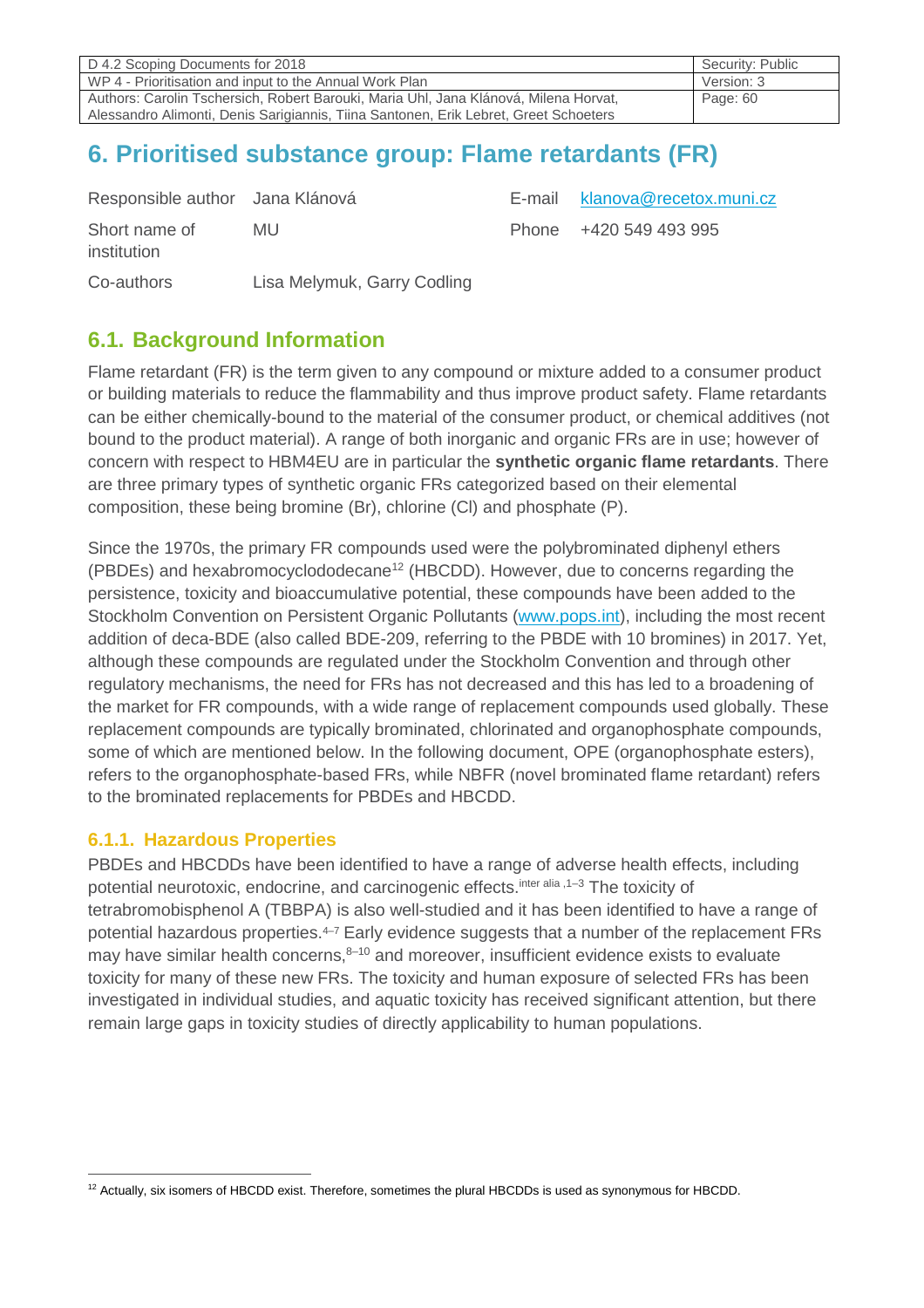# 6. Prioritised substance group: Flame retardants (FR)

| Responsible author | Jana Klánová | E-mail | klanova@recetox.muni.cz |
|---|---|---|---|
| Short name of institution | MU | Phone | +420 549 493 995 |
| Co-authors | Lisa Melymuk, Garry Codling | | |

## 6.1. Background Information

Flame retardant (FR) is the term given to any compound or mixture added to a consumer product or building materials to reduce the flammability and thus improve product safety. Flame retardants can be either chemically-bound to the material of the consumer product, or chemical additives (not bound to the product material). A range of both inorganic and organic FRs are in use; however of concern with respect to HBM4EU are in particular the **synthetic organic flame retardants**. There are three primary types of synthetic organic FRs categorized based on their elemental composition, these being bromine (Br), chlorine (Cl) and phosphate (P).

Since the 1970s, the primary FR compounds used were the polybrominated diphenyl ethers (PBDEs) and hexabromocyclododecane[12] (HBCDD). However, due to concerns regarding the persistence, toxicity and bioaccumulative potential, these compounds have been added to the Stockholm Convention on Persistent Organic Pollutants (www.pops.int), including the most recent addition of deca-BDE (also called BDE-209, referring to the PBDE with 10 bromines) in 2017. Yet, although these compounds are regulated under the Stockholm Convention and through other regulatory mechanisms, the need for FRs has not decreased and this has led to a broadening of the market for FR compounds, with a wide range of replacement compounds used globally. These replacement compounds are typically brominated, chlorinated and organophosphate compounds, some of which are mentioned below. In the following document, OPE (organophosphate esters), refers to the organophosphate-based FRs, while NBFR (novel brominated flame retardant) refers to the brominated replacements for PBDEs and HBCDD.

### 6.1.1. Hazardous Properties

PBDEs and HBCDDs have been identified to have a range of adverse health effects, including potential neurotoxic, endocrine, and carcinogenic effects.[inter alia, 1–3] The toxicity of tetrabromobisphenol A (TBBPA) is also well-studied and it has been identified to have a range of potential hazardous properties.[4–7] Early evidence suggests that a number of the replacement FRs may have similar health concerns,[8–10] and moreover, insufficient evidence exists to evaluate toxicity for many of these new FRs. The toxicity and human exposure of selected FRs has been investigated in individual studies, and aquatic toxicity has received significant attention, but there remain large gaps in toxicity studies of directly applicability to human populations.

[12] Actually, six isomers of HBCDD exist. Therefore, sometimes the plural HBCDDs is used as synonymous for HBCDD.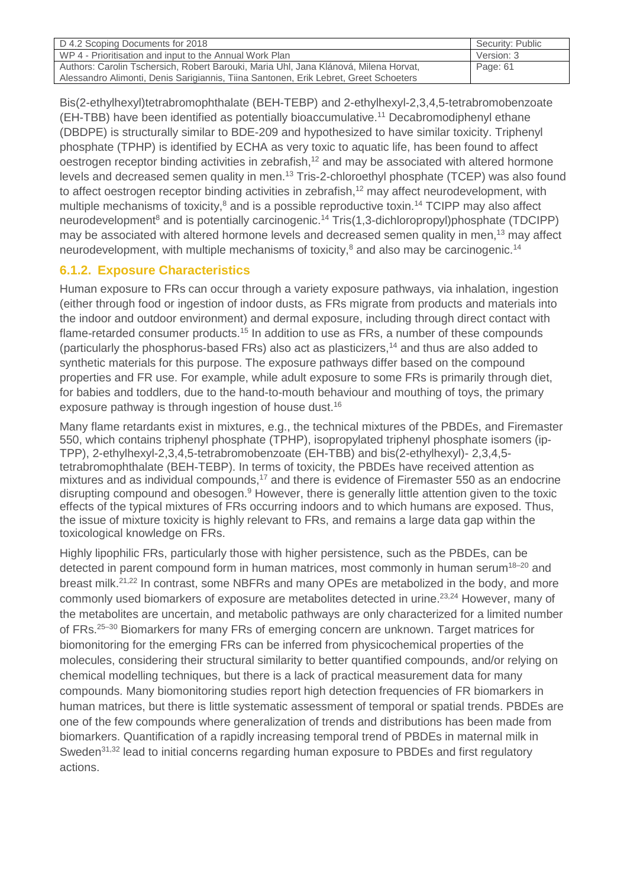Bis(2-ethylhexyl)tetrabromophthalate (BEH-TEBP) and 2-ethylhexyl-2,3,4,5-tetrabromobenzoate (EH-TBB) have been identified as potentially bioaccumulative.[11] Decabromodiphenyl ethane (DBDPE) is structurally similar to BDE-209 and hypothesized to have similar toxicity. Triphenyl phosphate (TPHP) is identified by ECHA as very toxic to aquatic life, has been found to affect oestrogen receptor binding activities in zebrafish,[12] and may be associated with altered hormone levels and decreased semen quality in men.[13] Tris-2-chloroethyl phosphate (TCEP) was also found to affect oestrogen receptor binding activities in zebrafish,[12] may affect neurodevelopment, with multiple mechanisms of toxicity,[8] and is a possible reproductive toxin.[14] TCIPP may also affect neurodevelopment[8] and is potentially carcinogenic.[14] Tris(1,3-dichloropropyl)phosphate (TDCIPP) may be associated with altered hormone levels and decreased semen quality in men,[13] may affect neurodevelopment, with multiple mechanisms of toxicity,[8] and also may be carcinogenic.[14]

### 6.1.2. Exposure Characteristics

Human exposure to FRs can occur through a variety exposure pathways, via inhalation, ingestion (either through food or ingestion of indoor dusts, as FRs migrate from products and materials into the indoor and outdoor environment) and dermal exposure, including through direct contact with flame-retarded consumer products.[15] In addition to use as FRs, a number of these compounds (particularly the phosphorus-based FRs) also act as plasticizers,[14] and thus are also added to synthetic materials for this purpose. The exposure pathways differ based on the compound properties and FR use. For example, while adult exposure to some FRs is primarily through diet, for babies and toddlers, due to the hand-to-mouth behaviour and mouthing of toys, the primary exposure pathway is through ingestion of house dust.[16]

Many flame retardants exist in mixtures, e.g., the technical mixtures of the PBDEs, and Firemaster 550, which contains triphenyl phosphate (TPHP), isopropylated triphenyl phosphate isomers (ip-TPP), 2-ethylhexyl-2,3,4,5-tetrabromobenzoate (EH-TBB) and bis(2-ethylhexyl)- 2,3,4,5-tetrabromophthalate (BEH-TEBP). In terms of toxicity, the PBDEs have received attention as mixtures and as individual compounds,[17] and there is evidence of Firemaster 550 as an endocrine disrupting compound and obesogen.[9] However, there is generally little attention given to the toxic effects of the typical mixtures of FRs occurring indoors and to which humans are exposed. Thus, the issue of mixture toxicity is highly relevant to FRs, and remains a large data gap within the toxicological knowledge on FRs.

Highly lipophilic FRs, particularly those with higher persistence, such as the PBDEs, can be detected in parent compound form in human matrices, most commonly in human serum[18–20] and breast milk.[21,22] In contrast, some NBFRs and many OPEs are metabolized in the body, and more commonly used biomarkers of exposure are metabolites detected in urine.[23,24] However, many of the metabolites are uncertain, and metabolic pathways are only characterized for a limited number of FRs.[25–30] Biomarkers for many FRs of emerging concern are unknown. Target matrices for biomonitoring for the emerging FRs can be inferred from physicochemical properties of the molecules, considering their structural similarity to better quantified compounds, and/or relying on chemical modelling techniques, but there is a lack of practical measurement data for many compounds. Many biomonitoring studies report high detection frequencies of FR biomarkers in human matrices, but there is little systematic assessment of temporal or spatial trends. PBDEs are one of the few compounds where generalization of trends and distributions has been made from biomarkers. Quantification of a rapidly increasing temporal trend of PBDEs in maternal milk in Sweden[31,32] lead to initial concerns regarding human exposure to PBDEs and first regulatory actions.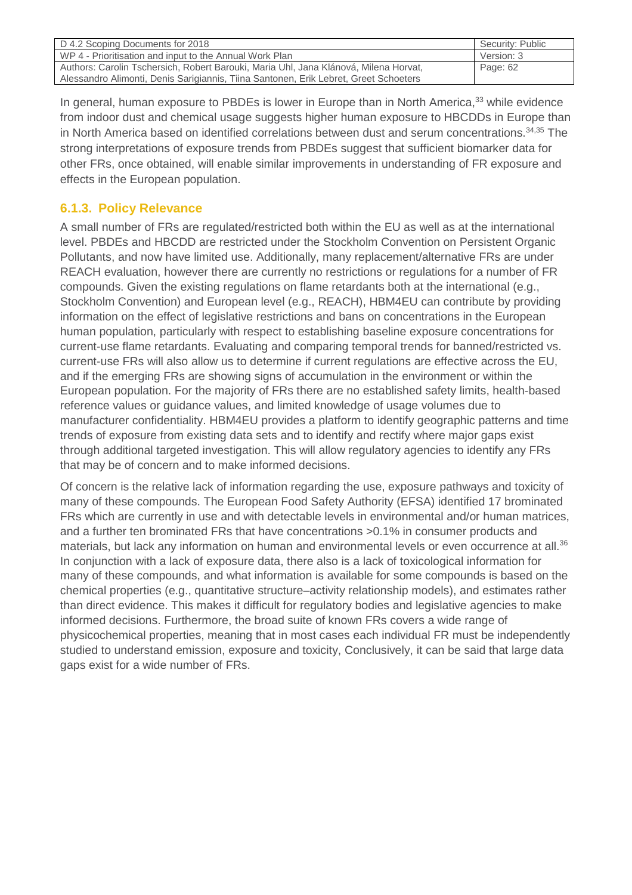In general, human exposure to PBDEs is lower in Europe than in North America,[33] while evidence from indoor dust and chemical usage suggests higher human exposure to HBCDDs in Europe than in North America based on identified correlations between dust and serum concentrations.[34,35] The strong interpretations of exposure trends from PBDEs suggest that sufficient biomarker data for other FRs, once obtained, will enable similar improvements in understanding of FR exposure and effects in the European population.

### 6.1.3. Policy Relevance

A small number of FRs are regulated/restricted both within the EU as well as at the international level. PBDEs and HBCDD are restricted under the Stockholm Convention on Persistent Organic Pollutants, and now have limited use. Additionally, many replacement/alternative FRs are under REACH evaluation, however there are currently no restrictions or regulations for a number of FR compounds. Given the existing regulations on flame retardants both at the international (e.g., Stockholm Convention) and European level (e.g., REACH), HBM4EU can contribute by providing information on the effect of legislative restrictions and bans on concentrations in the European human population, particularly with respect to establishing baseline exposure concentrations for current-use flame retardants. Evaluating and comparing temporal trends for banned/restricted vs. current-use FRs will also allow us to determine if current regulations are effective across the EU, and if the emerging FRs are showing signs of accumulation in the environment or within the European population. For the majority of FRs there are no established safety limits, health-based reference values or guidance values, and limited knowledge of usage volumes due to manufacturer confidentiality. HBM4EU provides a platform to identify geographic patterns and time trends of exposure from existing data sets and to identify and rectify where major gaps exist through additional targeted investigation. This will allow regulatory agencies to identify any FRs that may be of concern and to make informed decisions.

Of concern is the relative lack of information regarding the use, exposure pathways and toxicity of many of these compounds. The European Food Safety Authority (EFSA) identified 17 brominated FRs which are currently in use and with detectable levels in environmental and/or human matrices, and a further ten brominated FRs that have concentrations >0.1% in consumer products and materials, but lack any information on human and environmental levels or even occurrence at all.[36] In conjunction with a lack of exposure data, there also is a lack of toxicological information for many of these compounds, and what information is available for some compounds is based on the chemical properties (e.g., quantitative structure–activity relationship models), and estimates rather than direct evidence. This makes it difficult for regulatory bodies and legislative agencies to make informed decisions. Furthermore, the broad suite of known FRs covers a wide range of physicochemical properties, meaning that in most cases each individual FR must be independently studied to understand emission, exposure and toxicity, Conclusively, it can be said that large data gaps exist for a wide number of FRs.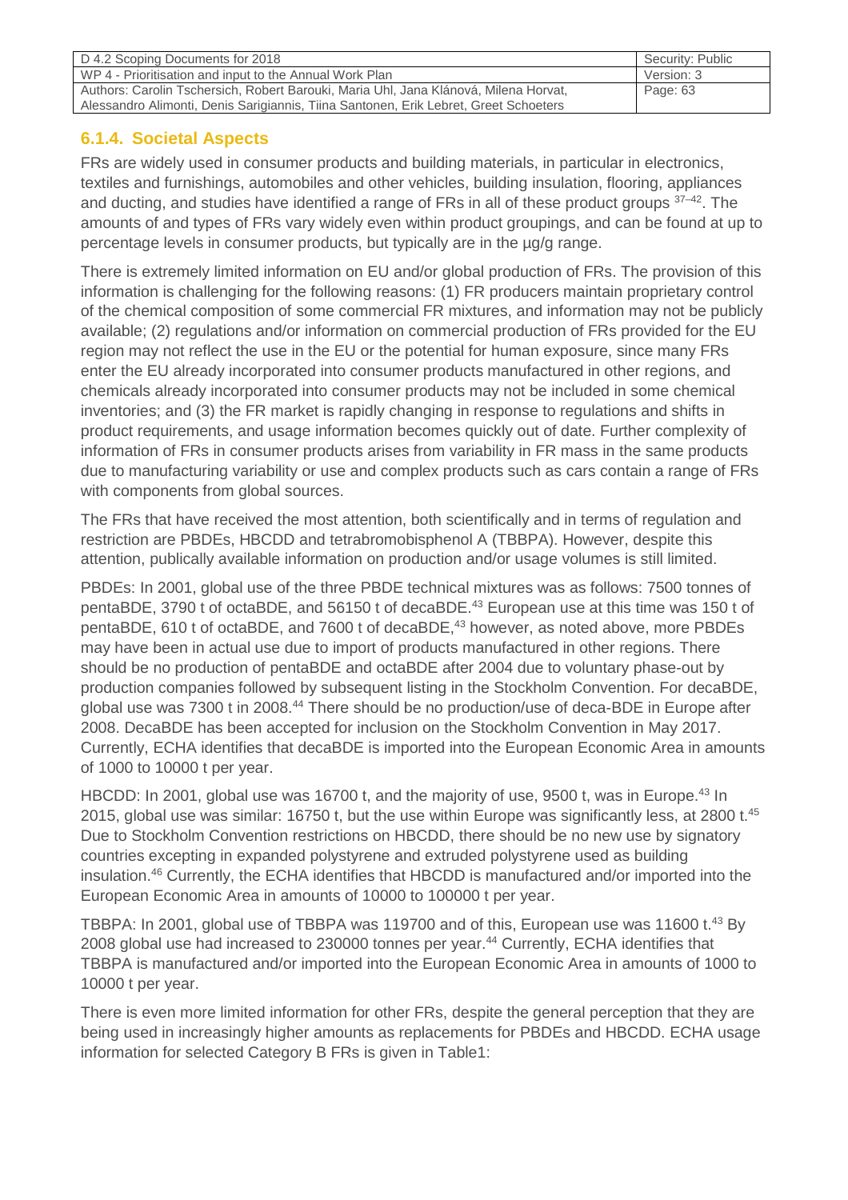### 6.1.4. Societal Aspects

FRs are widely used in consumer products and building materials, in particular in electronics, textiles and furnishings, automobiles and other vehicles, building insulation, flooring, appliances and ducting, and studies have identified a range of FRs in all of these product groups [37–42]. The amounts of and types of FRs vary widely even within product groupings, and can be found at up to percentage levels in consumer products, but typically are in the µg/g range.

There is extremely limited information on EU and/or global production of FRs. The provision of this information is challenging for the following reasons: (1) FR producers maintain proprietary control of the chemical composition of some commercial FR mixtures, and information may not be publicly available; (2) regulations and/or information on commercial production of FRs provided for the EU region may not reflect the use in the EU or the potential for human exposure, since many FRs enter the EU already incorporated into consumer products manufactured in other regions, and chemicals already incorporated into consumer products may not be included in some chemical inventories; and (3) the FR market is rapidly changing in response to regulations and shifts in product requirements, and usage information becomes quickly out of date. Further complexity of information of FRs in consumer products arises from variability in FR mass in the same products due to manufacturing variability or use and complex products such as cars contain a range of FRs with components from global sources.

The FRs that have received the most attention, both scientifically and in terms of regulation and restriction are PBDEs, HBCDD and tetrabromobisphenol A (TBBPA). However, despite this attention, publically available information on production and/or usage volumes is still limited.

PBDEs: In 2001, global use of the three PBDE technical mixtures was as follows: 7500 tonnes of pentaBDE, 3790 t of octaBDE, and 56150 t of decaBDE.[43] European use at this time was 150 t of pentaBDE, 610 t of octaBDE, and 7600 t of decaBDE,[43] however, as noted above, more PBDEs may have been in actual use due to import of products manufactured in other regions. There should be no production of pentaBDE and octaBDE after 2004 due to voluntary phase-out by production companies followed by subsequent listing in the Stockholm Convention. For decaBDE, global use was 7300 t in 2008.[44] There should be no production/use of deca-BDE in Europe after 2008. DecaBDE has been accepted for inclusion on the Stockholm Convention in May 2017. Currently, ECHA identifies that decaBDE is imported into the European Economic Area in amounts of 1000 to 10000 t per year.

HBCDD: In 2001, global use was 16700 t, and the majority of use, 9500 t, was in Europe.[43] In 2015, global use was similar: 16750 t, but the use within Europe was significantly less, at 2800 t.[45] Due to Stockholm Convention restrictions on HBCDD, there should be no new use by signatory countries excepting in expanded polystyrene and extruded polystyrene used as building insulation.[46] Currently, the ECHA identifies that HBCDD is manufactured and/or imported into the European Economic Area in amounts of 10000 to 100000 t per year.

TBBPA: In 2001, global use of TBBPA was 119700 and of this, European use was 11600 t.[43] By 2008 global use had increased to 230000 tonnes per year.[44] Currently, ECHA identifies that TBBPA is manufactured and/or imported into the European Economic Area in amounts of 1000 to 10000 t per year.

There is even more limited information for other FRs, despite the general perception that they are being used in increasingly higher amounts as replacements for PBDEs and HBCDD. ECHA usage information for selected Category B FRs is given in Table1: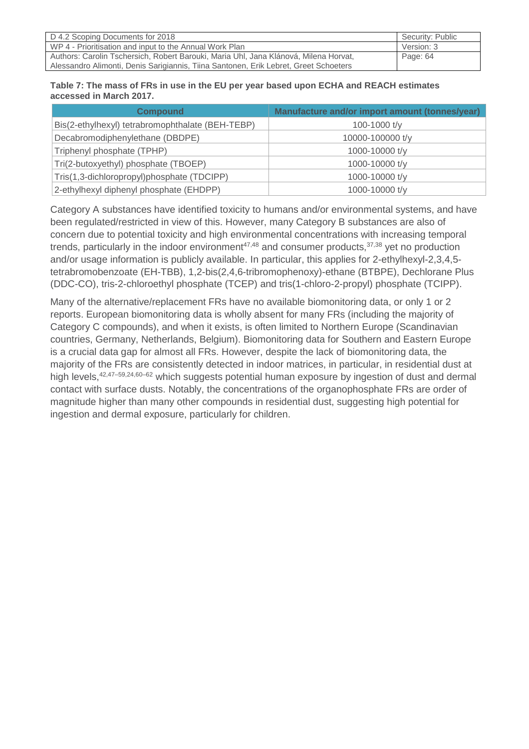**Table 7: The mass of FRs in use in the EU per year based upon ECHA and REACH estimates accessed in March 2017.**

| Compound | Manufacture and/or import amount (tonnes/year) |
|---|---|
| Bis(2-ethylhexyl) tetrabromophthalate (BEH-TEBP) | 100-1000 t/y |
| Decabromodiphenylethane (DBDPE) | 10000-100000 t/y |
| Triphenyl phosphate (TPHP) | 1000-10000 t/y |
| Tri(2-butoxyethyl) phosphate (TBOEP) | 1000-10000 t/y |
| Tris(1,3-dichloropropyl)phosphate (TDCIPP) | 1000-10000 t/y |
| 2-ethylhexyl diphenyl phosphate (EHDPP) | 1000-10000 t/y |

Category A substances have identified toxicity to humans and/or environmental systems, and have been regulated/restricted in view of this. However, many Category B substances are also of concern due to potential toxicity and high environmental concentrations with increasing temporal trends, particularly in the indoor environment[47,48] and consumer products,[37,38] yet no production and/or usage information is publicly available. In particular, this applies for 2-ethylhexyl-2,3,4,5-tetrabromobenzoate (EH-TBB), 1,2-bis(2,4,6-tribromophenoxy)-ethane (BTBPE), Dechlorane Plus (DDC-CO), tris-2-chloroethyl phosphate (TCEP) and tris(1-chloro-2-propyl) phosphate (TCIPP).

Many of the alternative/replacement FRs have no available biomonitoring data, or only 1 or 2 reports. European biomonitoring data is wholly absent for many FRs (including the majority of Category C compounds), and when it exists, is often limited to Northern Europe (Scandinavian countries, Germany, Netherlands, Belgium). Biomonitoring data for Southern and Eastern Europe is a crucial data gap for almost all FRs. However, despite the lack of biomonitoring data, the majority of the FRs are consistently detected in indoor matrices, in particular, in residential dust at high levels,[42,47–59,24,60–62] which suggests potential human exposure by ingestion of dust and dermal contact with surface dusts. Notably, the concentrations of the organophosphate FRs are order of magnitude higher than many other compounds in residential dust, suggesting high potential for ingestion and dermal exposure, particularly for children.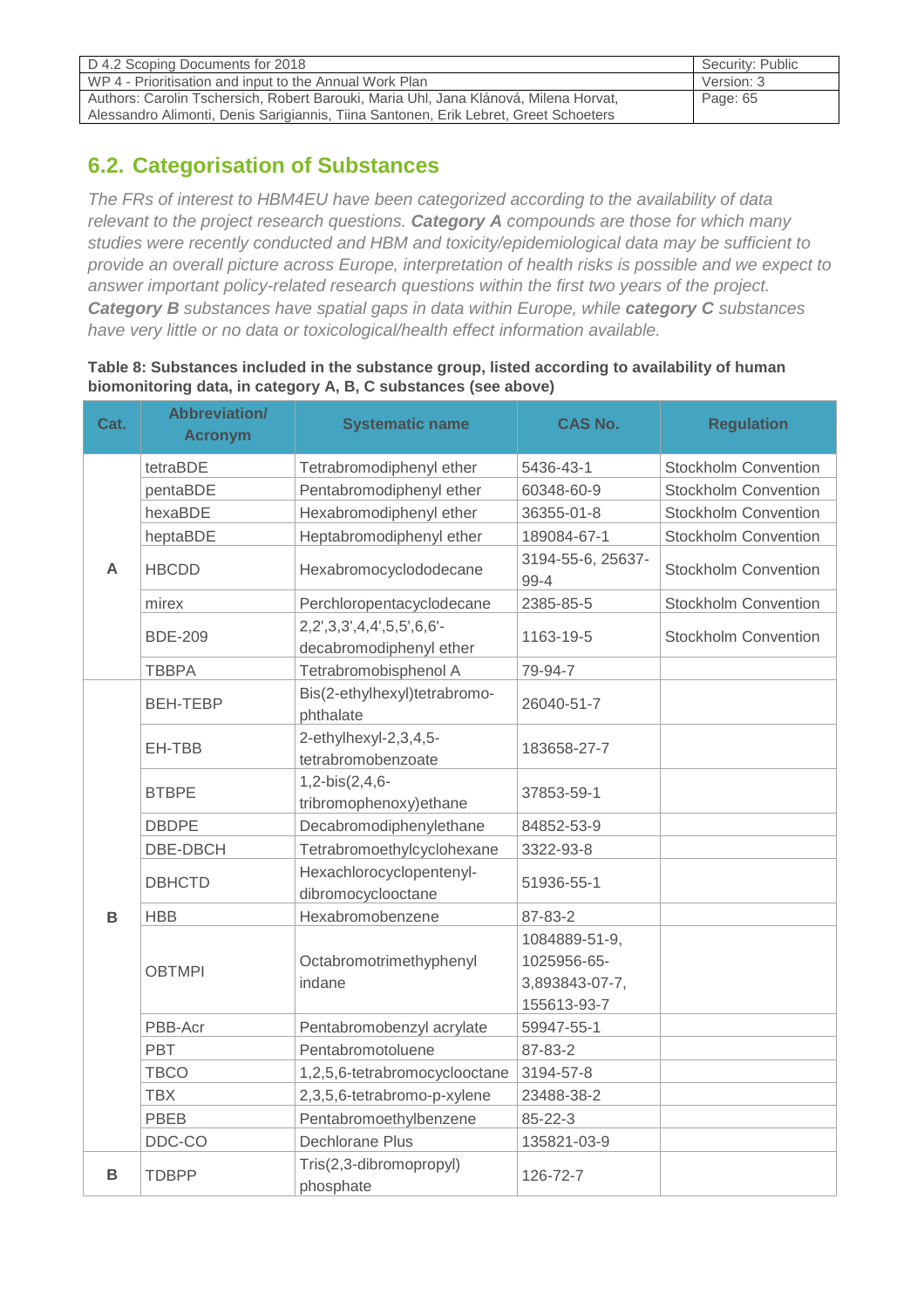## 6.2. Categorisation of Substances

*The FRs of interest to HBM4EU have been categorized according to the availability of data relevant to the project research questions. **Category A** compounds are those for which many studies were recently conducted and HBM and toxicity/epidemiological data may be sufficient to provide an overall picture across Europe, interpretation of health risks is possible and we expect to answer important policy-related research questions within the first two years of the project. **Category B** substances have spatial gaps in data within Europe, while **category C** substances have very little or no data or toxicological/health effect information available.*

**Table 8: Substances included in the substance group, listed according to availability of human biomonitoring data, in category A, B, C substances (see above)**

| Cat. | Abbreviation/ Acronym | Systematic name | CAS No. | Regulation |
|---|---|---|---|---|
| A | tetraBDE | Tetrabromodiphenyl ether | 5436-43-1 | Stockholm Convention |
| | pentaBDE | Pentabromodiphenyl ether | 60348-60-9 | Stockholm Convention |
| | hexaBDE | Hexabromodiphenyl ether | 36355-01-8 | Stockholm Convention |
| | heptaBDE | Heptabromodiphenyl ether | 189084-67-1 | Stockholm Convention |
| | HBCDD | Hexabromocyclododecane | 3194-55-6, 25637-99-4 | Stockholm Convention |
| | mirex | Perchloropentacyclodecane | 2385-85-5 | Stockholm Convention |
| | BDE-209 | 2,2',3,3',4,4',5,5',6,6'-decabromodiphenyl ether | 1163-19-5 | Stockholm Convention |
| | TBBPA | Tetrabromobisphenol A | 79-94-7 | |
| B | BEH-TEBP | Bis(2-ethylhexyl)tetrabromo-phthalate | 26040-51-7 | |
| | EH-TBB | 2-ethylhexyl-2,3,4,5-tetrabromobenzoate | 183658-27-7 | |
| | BTBPE | 1,2-bis(2,4,6-tribromophenoxy)ethane | 37853-59-1 | |
| | DBDPE | Decabromodiphenylethane | 84852-53-9 | |
| | DBE-DBCH | Tetrabromoethylcyclohexane | 3322-93-8 | |
| | DBHCTD | Hexachlorocyclopentenyl-dibromocyclooctane | 51936-55-1 | |
| | HBB | Hexabromobenzene | 87-83-2 | |
| | OBTMPI | Octabromotrimethyphenyl indane | 1084889-51-9, 1025956-65-3,893843-07-7, 155613-93-7 | |
| | PBB-Acr | Pentabromobenzyl acrylate | 59947-55-1 | |
| | PBT | Pentabromotoluene | 87-83-2 | |
| | TBCO | 1,2,5,6-tetrabromocyclooctane | 3194-57-8 | |
| | TBX | 2,3,5,6-tetrabromo-p-xylene | 23488-38-2 | |
| | PBEB | Pentabromoethylbenzene | 85-22-3 | |
| | DDC-CO | Dechlorane Plus | 135821-03-9 | |
| B | TDBPP | Tris(2,3-dibromopropyl) phosphate | 126-72-7 | |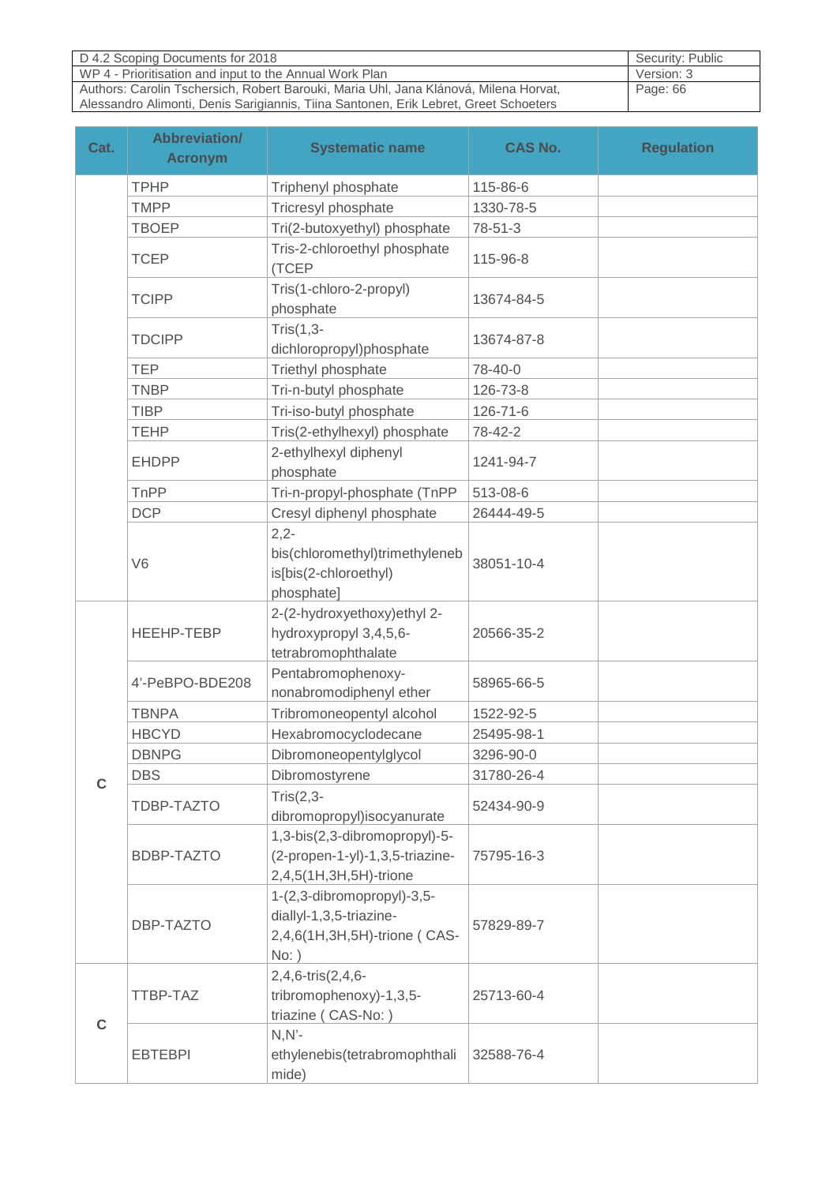| Cat. | Abbreviation/ Acronym | Systematic name | CAS No. | Regulation |
|---|---|---|---|---|
| | TPHP | Triphenyl phosphate | 115-86-6 | |
| | TMPP | Tricresyl phosphate | 1330-78-5 | |
| | TBOEP | Tri(2-butoxyethyl) phosphate | 78-51-3 | |
| | TCEP | Tris-2-chloroethyl phosphate (TCEP | 115-96-8 | |
| | TCIPP | Tris(1-chloro-2-propyl) phosphate | 13674-84-5 | |
| | TDCIPP | Tris(1,3-dichloropropyl)phosphate | 13674-87-8 | |
| | TEP | Triethyl phosphate | 78-40-0 | |
| | TNBP | Tri-n-butyl phosphate | 126-73-8 | |
| | TIBP | Tri-iso-butyl phosphate | 126-71-6 | |
| | TEHP | Tris(2-ethylhexyl) phosphate | 78-42-2 | |
| | EHDPP | 2-ethylhexyl diphenyl phosphate | 1241-94-7 | |
| | TnPP | Tri-n-propyl-phosphate (TnPP | 513-08-6 | |
| | DCP | Cresyl diphenyl phosphate | 26444-49-5 | |
| | V6 | 2,2-bis(chloromethyl)trimethylenebis[bis(2-chloroethyl) phosphate] | 38051-10-4 | |
| C | HEEHP-TEBP | 2-(2-hydroxyethoxy)ethyl 2-hydroxypropyl 3,4,5,6-tetrabromophthalate | 20566-35-2 | |
| C | 4'-PeBPO-BDE208 | Pentabromophenoxy-nonabromodiphenyl ether | 58965-66-5 | |
| C | TBNPA | Tribromoneopentyl alcohol | 1522-92-5 | |
| C | HBCYD | Hexabromocyclodecane | 25495-98-1 | |
| C | DBNPG | Dibromoneopentylglycol | 3296-90-0 | |
| C | DBS | Dibromostyrene | 31780-26-4 | |
| C | TDBP-TAZTO | Tris(2,3-dibromopropyl)isocyanurate | 52434-90-9 | |
| C | BDBP-TAZTO | 1,3-bis(2,3-dibromopropyl)-5-(2-propen-1-yl)-1,3,5-triazine-2,4,5(1H,3H,5H)-trione | 75795-16-3 | |
| C | DBP-TAZTO | 1-(2,3-dibromopropyl)-3,5-diallyl-1,3,5-triazine-2,4,6(1H,3H,5H)-trione ( CAS-No: ) | 57829-89-7 | |
| C | TTBP-TAZ | 2,4,6-tris(2,4,6-tribromophenoxy)-1,3,5-triazine ( CAS-No: ) | 25713-60-4 | |
| C | EBTEBPI | N,N'-ethylenebis(tetrabromophthalimide) | 32588-76-4 | |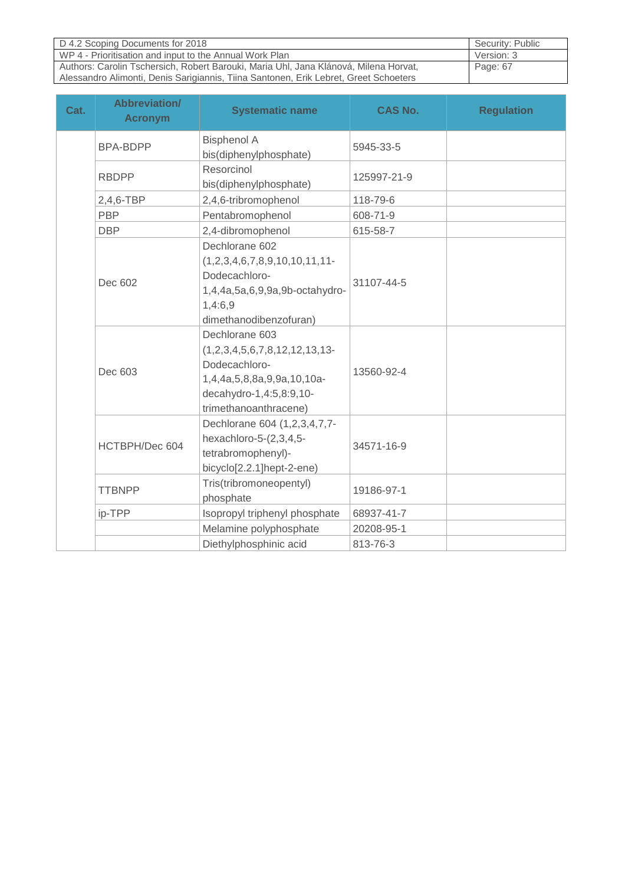| Cat. | Abbreviation/ Acronym | Systematic name | CAS No. | Regulation |
|---|---|---|---|---|
| | BPA-BDPP | Bisphenol A bis(diphenylphosphate) | 5945-33-5 | |
| | RBDPP | Resorcinol bis(diphenylphosphate) | 125997-21-9 | |
| | 2,4,6-TBP | 2,4,6-tribromophenol | 118-79-6 | |
| | PBP | Pentabromophenol | 608-71-9 | |
| | DBP | 2,4-dibromophenol | 615-58-7 | |
| | Dec 602 | Dechlorane 602 (1,2,3,4,6,7,8,9,10,10,11,11-Dodecachloro-1,4,4a,5a,6,9,9a,9b-octahydro-1,4:6,9 dimethanodibenzofuran) | 31107-44-5 | |
| | Dec 603 | Dechlorane 603 (1,2,3,4,5,6,7,8,12,12,13,13-Dodecachloro-1,4,4a,5,8,8a,9,9a,10,10a-decahydro-1,4:5,8:9,10-trimethanoanthracene) | 13560-92-4 | |
| | HCTBPH/Dec 604 | Dechlorane 604 (1,2,3,4,7,7-hexachloro-5-(2,3,4,5-tetrabromophenyl)-bicyclo[2.2.1]hept-2-ene) | 34571-16-9 | |
| | TTBNPP | Tris(tribromoneopentyl) phosphate | 19186-97-1 | |
| | ip-TPP | Isopropyl triphenyl phosphate | 68937-41-7 | |
| | | Melamine polyphosphate | 20208-95-1 | |
| | | Diethylphosphinic acid | 813-76-3 | |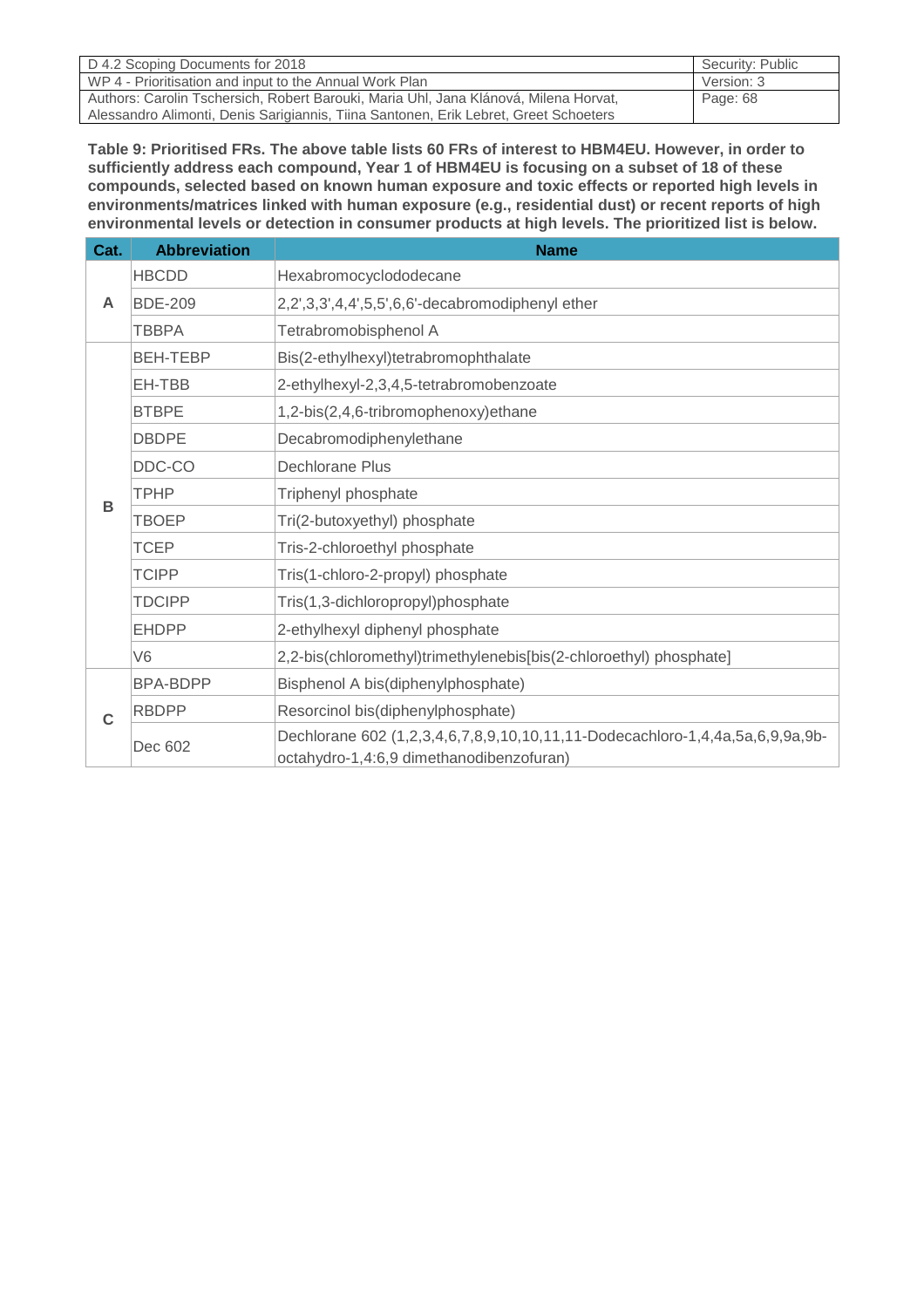**Table 9: Prioritised FRs. The above table lists 60 FRs of interest to HBM4EU. However, in order to sufficiently address each compound, Year 1 of HBM4EU is focusing on a subset of 18 of these compounds, selected based on known human exposure and toxic effects or reported high levels in environments/matrices linked with human exposure (e.g., residential dust) or recent reports of high environmental levels or detection in consumer products at high levels. The prioritized list is below.**

| Cat. | Abbreviation | Name |
|---|---|---|
| A | HBCDD | Hexabromocyclododecane |
| | BDE-209 | 2,2',3,3',4,4',5,5',6,6'-decabromodiphenyl ether |
| | TBBPA | Tetrabromobisphenol A |
| B | BEH-TEBP | Bis(2-ethylhexyl)tetrabromophthalate |
| | EH-TBB | 2-ethylhexyl-2,3,4,5-tetrabromobenzoate |
| | BTBPE | 1,2-bis(2,4,6-tribromophenoxy)ethane |
| | DBDPE | Decabromodiphenylethane |
| | DDC-CO | Dechlorane Plus |
| | TPHP | Triphenyl phosphate |
| | TBOEP | Tri(2-butoxyethyl) phosphate |
| | TCEP | Tris-2-chloroethyl phosphate |
| | TCIPP | Tris(1-chloro-2-propyl) phosphate |
| | TDCIPP | Tris(1,3-dichloropropyl)phosphate |
| | EHDPP | 2-ethylhexyl diphenyl phosphate |
| | V6 | 2,2-bis(chloromethyl)trimethylenebis[bis(2-chloroethyl) phosphate] |
| C | BPA-BDPP | Bisphenol A bis(diphenylphosphate) |
| | RBDPP | Resorcinol bis(diphenylphosphate) |
| | Dec 602 | Dechlorane 602 (1,2,3,4,6,7,8,9,10,10,11,11-Dodecachloro-1,4,4a,5a,6,9,9a,9b-octahydro-1,4:6,9 dimethanodibenzofuran) |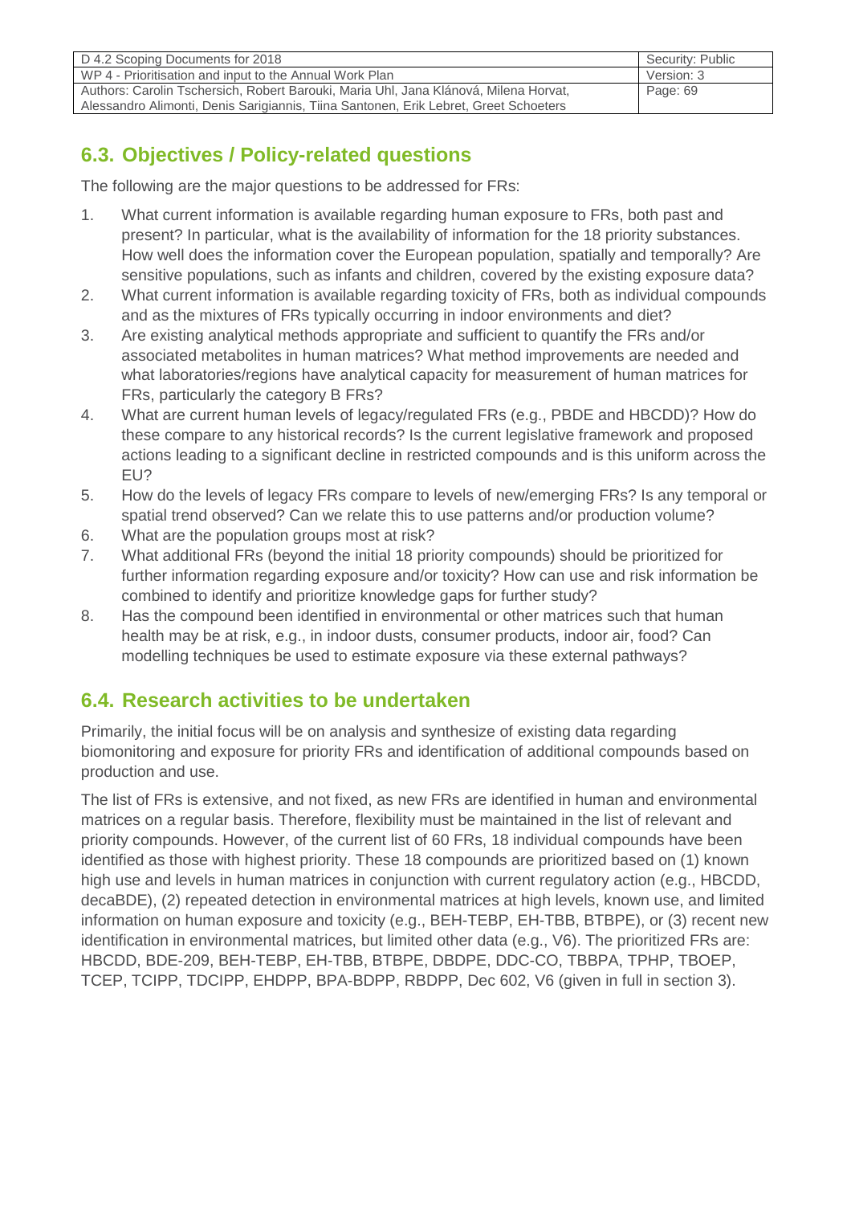## 6.3. Objectives / Policy-related questions

The following are the major questions to be addressed for FRs:

1. What current information is available regarding human exposure to FRs, both past and present? In particular, what is the availability of information for the 18 priority substances. How well does the information cover the European population, spatially and temporally? Are sensitive populations, such as infants and children, covered by the existing exposure data?
2. What current information is available regarding toxicity of FRs, both as individual compounds and as the mixtures of FRs typically occurring in indoor environments and diet?
3. Are existing analytical methods appropriate and sufficient to quantify the FRs and/or associated metabolites in human matrices? What method improvements are needed and what laboratories/regions have analytical capacity for measurement of human matrices for FRs, particularly the category B FRs?
4. What are current human levels of legacy/regulated FRs (e.g., PBDE and HBCDD)? How do these compare to any historical records? Is the current legislative framework and proposed actions leading to a significant decline in restricted compounds and is this uniform across the EU?
5. How do the levels of legacy FRs compare to levels of new/emerging FRs? Is any temporal or spatial trend observed? Can we relate this to use patterns and/or production volume?
6. What are the population groups most at risk?
7. What additional FRs (beyond the initial 18 priority compounds) should be prioritized for further information regarding exposure and/or toxicity? How can use and risk information be combined to identify and prioritize knowledge gaps for further study?
8. Has the compound been identified in environmental or other matrices such that human health may be at risk, e.g., in indoor dusts, consumer products, indoor air, food? Can modelling techniques be used to estimate exposure via these external pathways?

## 6.4. Research activities to be undertaken

Primarily, the initial focus will be on analysis and synthesize of existing data regarding biomonitoring and exposure for priority FRs and identification of additional compounds based on production and use.

The list of FRs is extensive, and not fixed, as new FRs are identified in human and environmental matrices on a regular basis. Therefore, flexibility must be maintained in the list of relevant and priority compounds. However, of the current list of 60 FRs, 18 individual compounds have been identified as those with highest priority. These 18 compounds are prioritized based on (1) known high use and levels in human matrices in conjunction with current regulatory action (e.g., HBCDD, decaBDE), (2) repeated detection in environmental matrices at high levels, known use, and limited information on human exposure and toxicity (e.g., BEH-TEBP, EH-TBB, BTBPE), or (3) recent new identification in environmental matrices, but limited other data (e.g., V6). The prioritized FRs are: HBCDD, BDE-209, BEH-TEBP, EH-TBB, BTBPE, DBDPE, DDC-CO, TBBPA, TPHP, TBOEP, TCEP, TCIPP, TDCIPP, EHDPP, BPA-BDPP, RBDPP, Dec 602, V6 (given in full in section 3).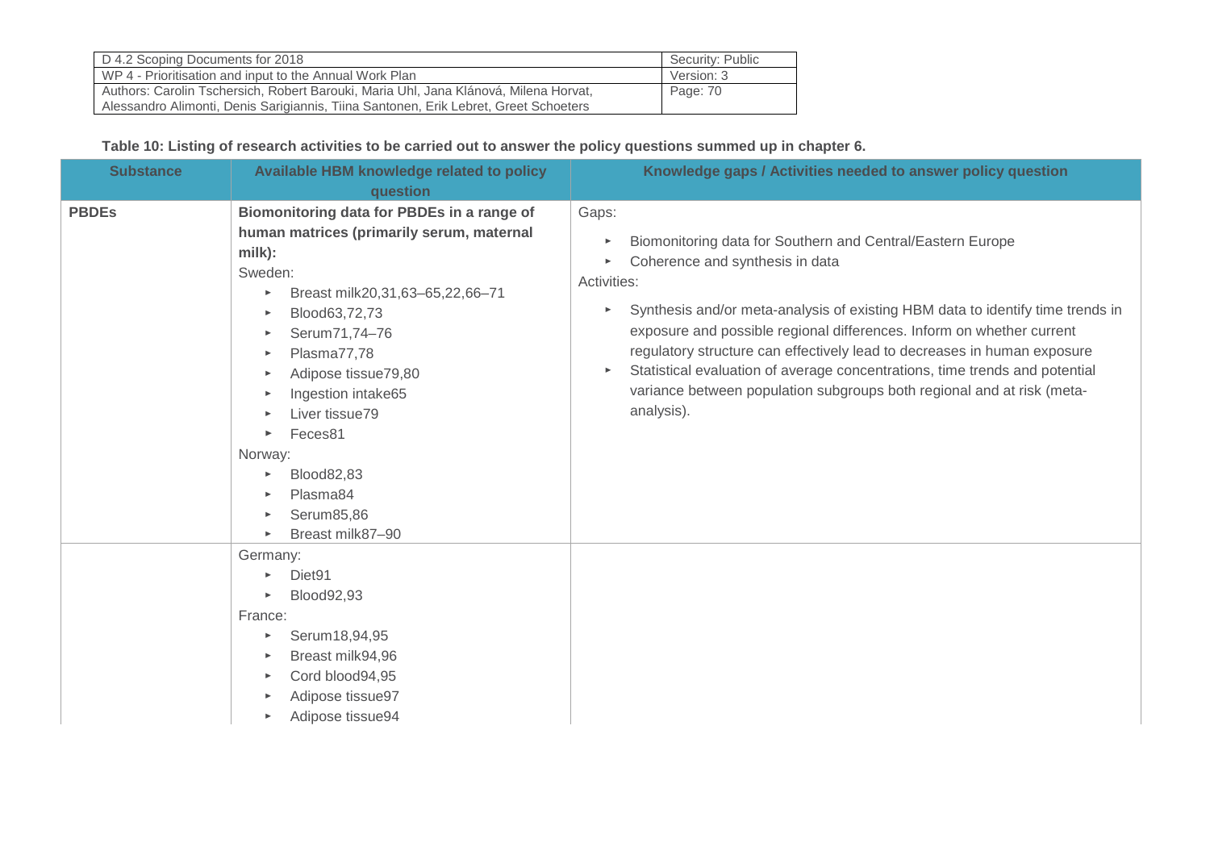**Table 10: Listing of research activities to be carried out to answer the policy questions summed up in chapter 6.**

| Substance | Available HBM knowledge related to policy question | Knowledge gaps / Activities needed to answer policy question |
|---|---|---|
| **PBDEs** | **Biomonitoring data for PBDEs in a range of human matrices (primarily serum, maternal milk):**<br>Sweden:<br>▸ Breast milk20,31,63–65,22,66–71<br>▸ Blood63,72,73<br>▸ Serum71,74–76<br>▸ Plasma77,78<br>▸ Adipose tissue79,80<br>▸ Ingestion intake65<br>▸ Liver tissue79<br>▸ Feces81<br>Norway:<br>▸ Blood82,83<br>▸ Plasma84<br>▸ Serum85,86<br>▸ Breast milk87–90 | Gaps:<br>▸ Biomonitoring data for Southern and Central/Eastern Europe<br>▸ Coherence and synthesis in data<br>Activities:<br>▸ Synthesis and/or meta-analysis of existing HBM data to identify time trends in exposure and possible regional differences. Inform on whether current regulatory structure can effectively lead to decreases in human exposure<br>▸ Statistical evaluation of average concentrations, time trends and potential variance between population subgroups both regional and at risk (meta-analysis). |
| | Germany:<br>▸ Diet91<br>▸ Blood92,93<br>France:<br>▸ Serum18,94,95<br>▸ Breast milk94,96<br>▸ Cord blood94,95<br>▸ Adipose tissue97<br>▸ Adipose tissue94 | |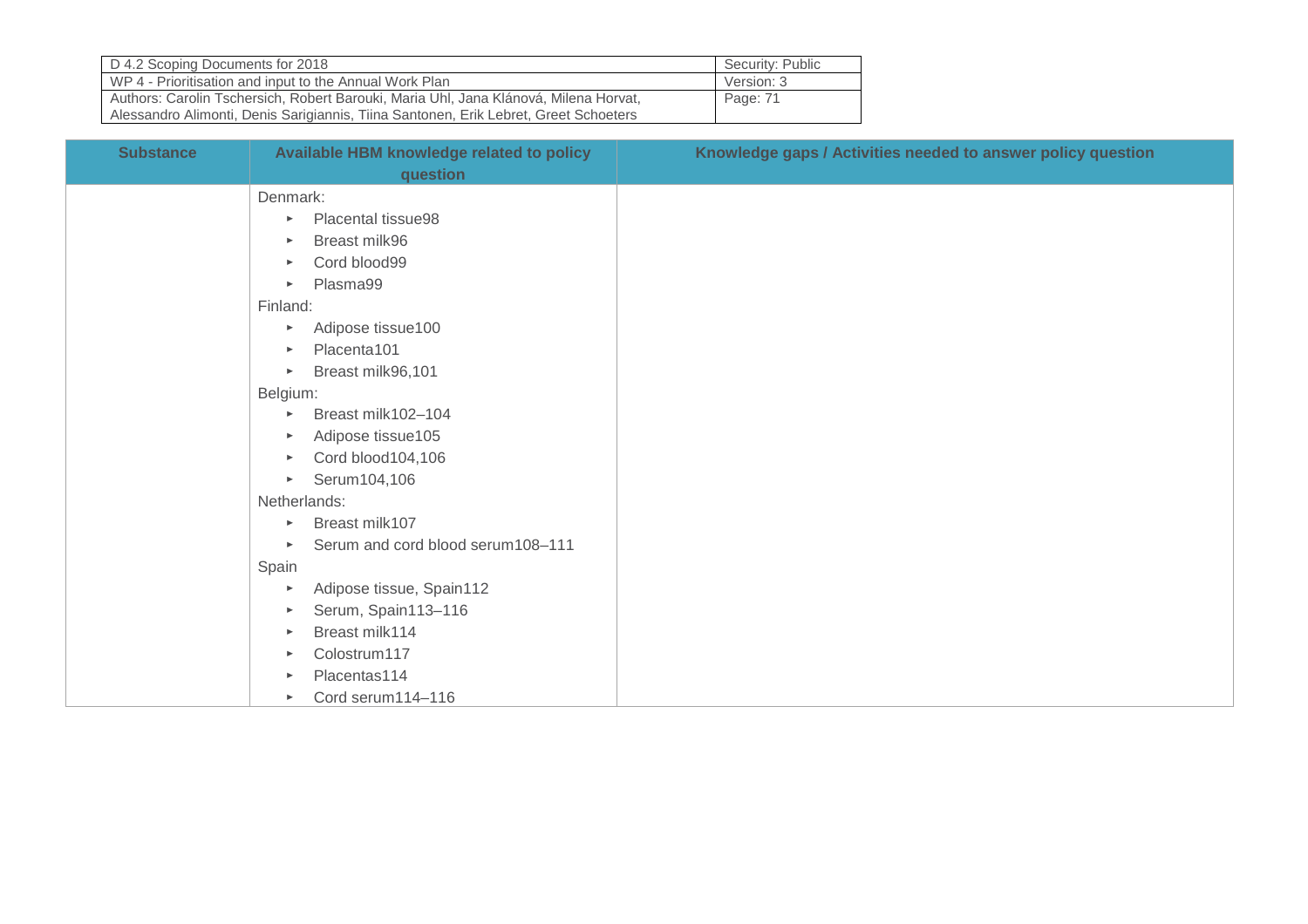| Substance | Available HBM knowledge related to policy question | Knowledge gaps / Activities needed to answer policy question |
|---|---|---|
| | Denmark:<br>▸ Placental tissue98<br>▸ Breast milk96<br>▸ Cord blood99<br>▸ Plasma99<br>Finland:<br>▸ Adipose tissue100<br>▸ Placenta101<br>▸ Breast milk96,101<br>Belgium:<br>▸ Breast milk102–104<br>▸ Adipose tissue105<br>▸ Cord blood104,106<br>▸ Serum104,106<br>Netherlands:<br>▸ Breast milk107<br>▸ Serum and cord blood serum108–111<br>Spain<br>▸ Adipose tissue, Spain112<br>▸ Serum, Spain113–116<br>▸ Breast milk114<br>▸ Colostrum117<br>▸ Placentas114<br>▸ Cord serum114–116 | |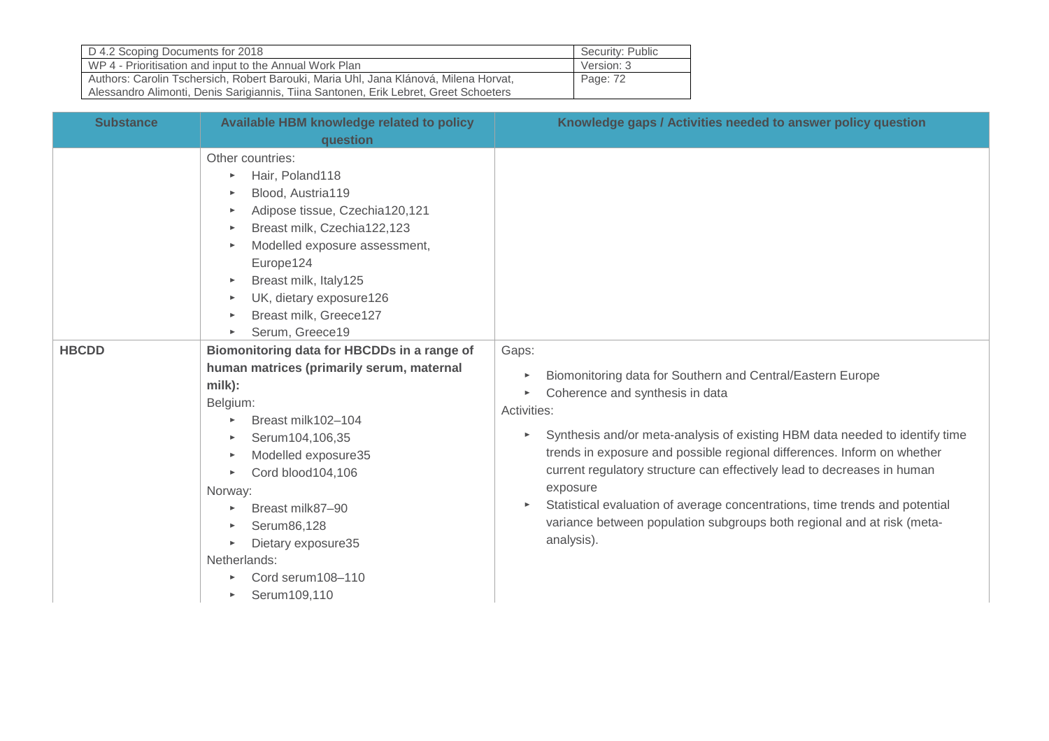| Substance | Available HBM knowledge related to policy question | Knowledge gaps / Activities needed to answer policy question |
|---|---|---|
| | Other countries:<br>▸ Hair, Poland118<br>▸ Blood, Austria119<br>▸ Adipose tissue, Czechia120,121<br>▸ Breast milk, Czechia122,123<br>▸ Modelled exposure assessment, Europe124<br>▸ Breast milk, Italy125<br>▸ UK, dietary exposure126<br>▸ Breast milk, Greece127<br>▸ Serum, Greece19 | |
| **HBCDD** | **Biomonitoring data for HBCDDs in a range of human matrices (primarily serum, maternal milk):**<br>Belgium:<br>▸ Breast milk102–104<br>▸ Serum104,106,35<br>▸ Modelled exposure35<br>▸ Cord blood104,106<br>Norway:<br>▸ Breast milk87–90<br>▸ Serum86,128<br>▸ Dietary exposure35<br>Netherlands:<br>▸ Cord serum108–110<br>▸ Serum109,110 | Gaps:<br>▸ Biomonitoring data for Southern and Central/Eastern Europe<br>▸ Coherence and synthesis in data<br>Activities:<br>▸ Synthesis and/or meta-analysis of existing HBM data needed to identify time trends in exposure and possible regional differences. Inform on whether current regulatory structure can effectively lead to decreases in human exposure<br>▸ Statistical evaluation of average concentrations, time trends and potential variance between population subgroups both regional and at risk (meta-analysis). |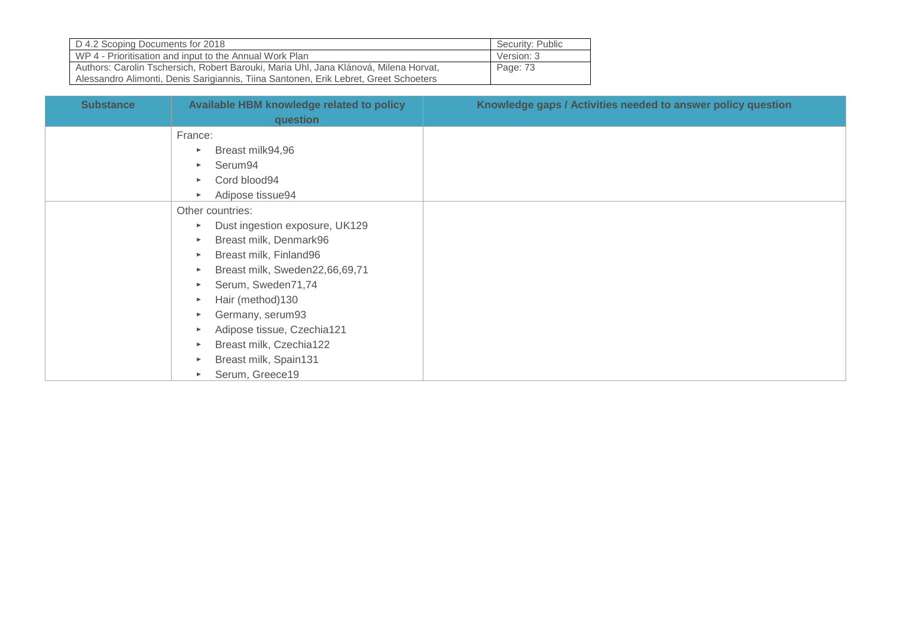| Substance | Available HBM knowledge related to policy question | Knowledge gaps / Activities needed to answer policy question |
|---|---|---|
| | France:<br>▸ Breast milk94,96<br>▸ Serum94<br>▸ Cord blood94<br>▸ Adipose tissue94 | |
| | Other countries:<br>▸ Dust ingestion exposure, UK129<br>▸ Breast milk, Denmark96<br>▸ Breast milk, Finland96<br>▸ Breast milk, Sweden22,66,69,71<br>▸ Serum, Sweden71,74<br>▸ Hair (method)130<br>▸ Germany, serum93<br>▸ Adipose tissue, Czechia121<br>▸ Breast milk, Czechia122<br>▸ Breast milk, Spain131<br>▸ Serum, Greece19 | |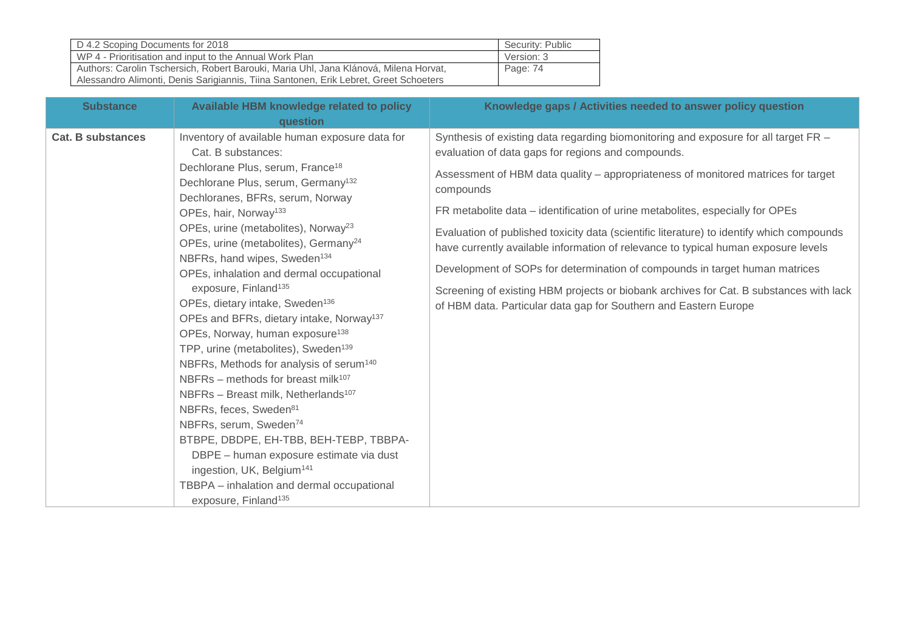| Substance | Available HBM knowledge related to policy question | Knowledge gaps / Activities needed to answer policy question |
|---|---|---|
| **Cat. B substances** | Inventory of available human exposure data for Cat. B substances:<br>Dechlorane Plus, serum, France[18]<br>Dechlorane Plus, serum, Germany[132]<br>Dechloranes, BFRs, serum, Norway<br>OPEs, hair, Norway[133]<br>OPEs, urine (metabolites), Norway[23]<br>OPEs, urine (metabolites), Germany[24]<br>NBFRs, hand wipes, Sweden[134]<br>OPEs, inhalation and dermal occupational exposure, Finland[135]<br>OPEs, dietary intake, Sweden[136]<br>OPEs and BFRs, dietary intake, Norway[137]<br>OPEs, Norway, human exposure[138]<br>TPP, urine (metabolites), Sweden[139]<br>NBFRs, Methods for analysis of serum[140]<br>NBFRs – methods for breast milk[107]<br>NBFRs – Breast milk, Netherlands[107]<br>NBFRs, feces, Sweden[81]<br>NBFRs, serum, Sweden[74]<br>BTBPE, DBDPE, EH-TBB, BEH-TEBP, TBBPA-DBPE – human exposure estimate via dust ingestion, UK, Belgium[141]<br>TBBPA – inhalation and dermal occupational exposure, Finland[135] | Synthesis of existing data regarding biomonitoring and exposure for all target FR – evaluation of data gaps for regions and compounds.<br><br>Assessment of HBM data quality – appropriateness of monitored matrices for target compounds<br><br>FR metabolite data – identification of urine metabolites, especially for OPEs<br><br>Evaluation of published toxicity data (scientific literature) to identify which compounds have currently available information of relevance to typical human exposure levels<br><br>Development of SOPs for determination of compounds in target human matrices<br><br>Screening of existing HBM projects or biobank archives for Cat. B substances with lack of HBM data. Particular data gap for Southern and Eastern Europe |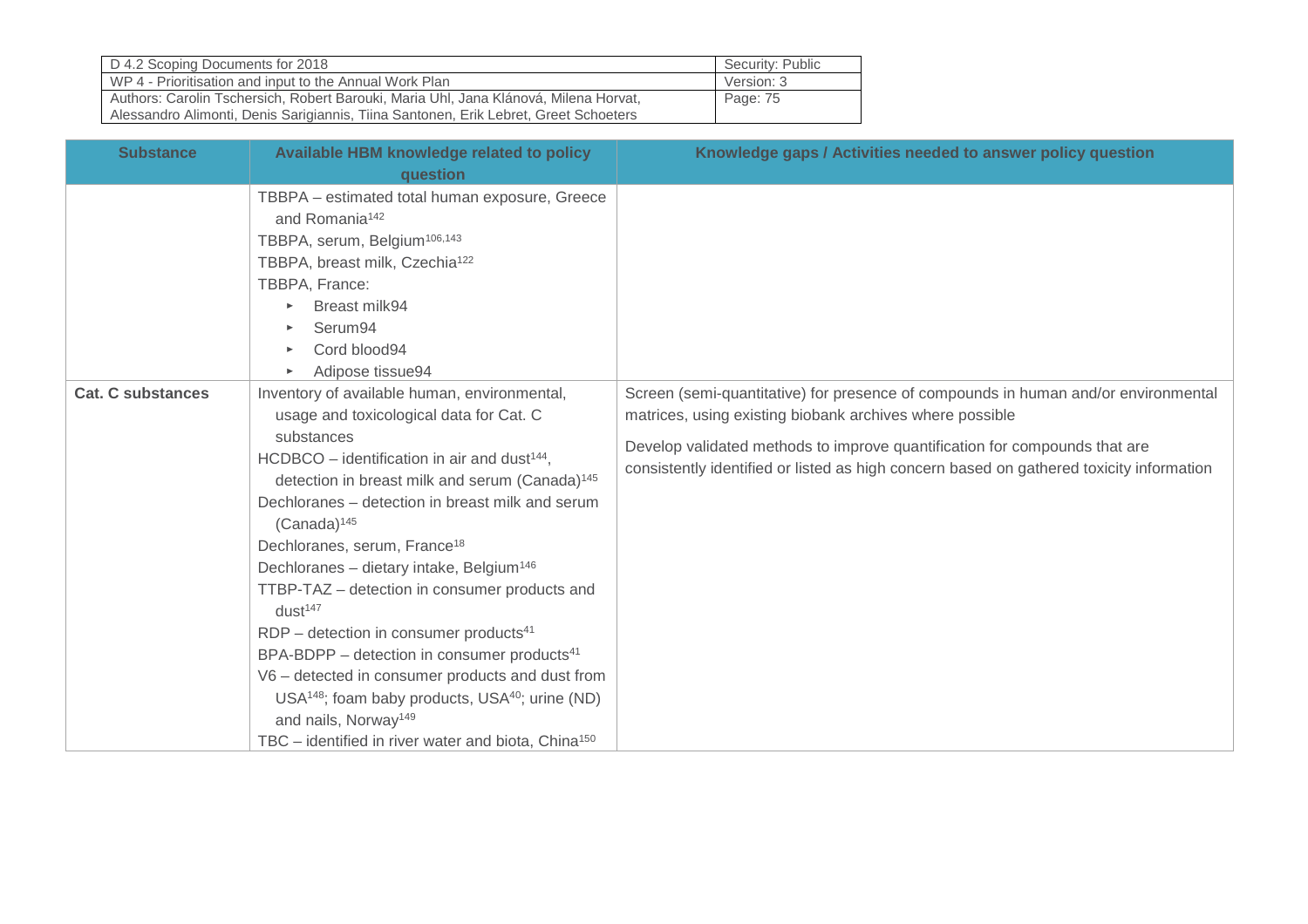| Substance | Available HBM knowledge related to policy question | Knowledge gaps / Activities needed to answer policy question |
|---|---|---|
| | TBBPA – estimated total human exposure, Greece and Romania[142]<br>TBBPA, serum, Belgium[106,143]<br>TBBPA, breast milk, Czechia[122]<br>TBBPA, France:<br>► Breast milk94<br>► Serum94<br>► Cord blood94<br>► Adipose tissue94 | |
| **Cat. C substances** | Inventory of available human, environmental, usage and toxicological data for Cat. C substances<br>HCDBCO – identification in air and dust[144], detection in breast milk and serum (Canada)[145]<br>Dechloranes – detection in breast milk and serum (Canada)[145]<br>Dechloranes, serum, France[18]<br>Dechloranes – dietary intake, Belgium[146]<br>TTBP-TAZ – detection in consumer products and dust[147]<br>RDP – detection in consumer products[41]<br>BPA-BDPP – detection in consumer products[41]<br>V6 – detected in consumer products and dust from USA[148]; foam baby products, USA[40]; urine (ND) and nails, Norway[149]<br>TBC – identified in river water and biota, China[150] | Screen (semi-quantitative) for presence of compounds in human and/or environmental matrices, using existing biobank archives where possible<br><br>Develop validated methods to improve quantification for compounds that are consistently identified or listed as high concern based on gathered toxicity information |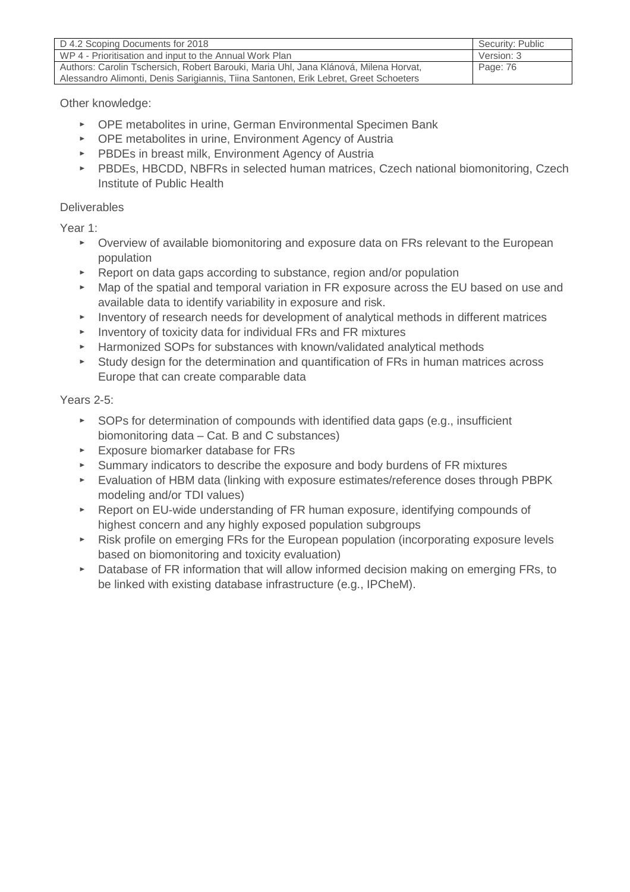Other knowledge:

- OPE metabolites in urine, German Environmental Specimen Bank
- OPE metabolites in urine, Environment Agency of Austria
- PBDEs in breast milk, Environment Agency of Austria
- PBDEs, HBCDD, NBFRs in selected human matrices, Czech national biomonitoring, Czech Institute of Public Health

Deliverables

Year 1:

- Overview of available biomonitoring and exposure data on FRs relevant to the European population
- Report on data gaps according to substance, region and/or population
- Map of the spatial and temporal variation in FR exposure across the EU based on use and available data to identify variability in exposure and risk.
- Inventory of research needs for development of analytical methods in different matrices
- Inventory of toxicity data for individual FRs and FR mixtures
- Harmonized SOPs for substances with known/validated analytical methods
- Study design for the determination and quantification of FRs in human matrices across Europe that can create comparable data

Years 2-5:

- SOPs for determination of compounds with identified data gaps (e.g., insufficient biomonitoring data – Cat. B and C substances)
- Exposure biomarker database for FRs
- Summary indicators to describe the exposure and body burdens of FR mixtures
- Evaluation of HBM data (linking with exposure estimates/reference doses through PBPK modeling and/or TDI values)
- Report on EU-wide understanding of FR human exposure, identifying compounds of highest concern and any highly exposed population subgroups
- Risk profile on emerging FRs for the European population (incorporating exposure levels based on biomonitoring and toxicity evaluation)
- Database of FR information that will allow informed decision making on emerging FRs, to be linked with existing database infrastructure (e.g., IPCheM).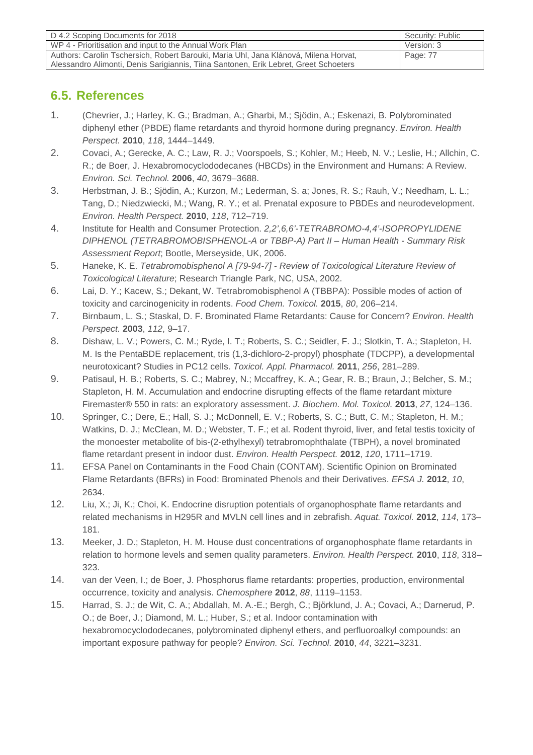## 6.5. References

1. (Chevrier, J.; Harley, K. G.; Bradman, A.; Gharbi, M.; Sjödin, A.; Eskenazi, B. Polybrominated diphenyl ether (PBDE) flame retardants and thyroid hormone during pregnancy. *Environ. Health Perspect.* **2010**, *118*, 1444–1449.
2. Covaci, A.; Gerecke, A. C.; Law, R. J.; Voorspoels, S.; Kohler, M.; Heeb, N. V.; Leslie, H.; Allchin, C. R.; de Boer, J. Hexabromocyclododecanes (HBCDs) in the Environment and Humans: A Review. *Environ. Sci. Technol.* **2006**, *40*, 3679–3688.
3. Herbstman, J. B.; Sjödin, A.; Kurzon, M.; Lederman, S. a; Jones, R. S.; Rauh, V.; Needham, L. L.; Tang, D.; Niedzwiecki, M.; Wang, R. Y.; et al. Prenatal exposure to PBDEs and neurodevelopment. *Environ. Health Perspect.* **2010**, *118*, 712–719.
4. Institute for Health and Consumer Protection. *2,2',6,6'-TETRABROMO-4,4'-ISOPROPYLIDENE DIPHENOL (TETRABROMOBISPHENOL-A or TBBP-A) Part II – Human Health - Summary Risk Assessment Report*; Bootle, Merseyside, UK, 2006.
5. Haneke, K. E. *Tetrabromobisphenol A [79-94-7] - Review of Toxicological Literature Review of Toxicological Literature*; Research Triangle Park, NC, USA, 2002.
6. Lai, D. Y.; Kacew, S.; Dekant, W. Tetrabromobisphenol A (TBBPA): Possible modes of action of toxicity and carcinogenicity in rodents. *Food Chem. Toxicol.* **2015**, *80*, 206–214.
7. Birnbaum, L. S.; Staskal, D. F. Brominated Flame Retardants: Cause for Concern? *Environ. Health Perspect.* **2003**, *112*, 9–17.
8. Dishaw, L. V.; Powers, C. M.; Ryde, I. T.; Roberts, S. C.; Seidler, F. J.; Slotkin, T. A.; Stapleton, H. M. Is the PentaBDE replacement, tris (1,3-dichloro-2-propyl) phosphate (TDCPP), a developmental neurotoxicant? Studies in PC12 cells. *Toxicol. Appl. Pharmacol.* **2011**, *256*, 281–289.
9. Patisaul, H. B.; Roberts, S. C.; Mabrey, N.; Mccaffrey, K. A.; Gear, R. B.; Braun, J.; Belcher, S. M.; Stapleton, H. M. Accumulation and endocrine disrupting effects of the flame retardant mixture Firemaster® 550 in rats: an exploratory assessment. *J. Biochem. Mol. Toxicol.* **2013**, *27*, 124–136.
10. Springer, C.; Dere, E.; Hall, S. J.; McDonnell, E. V.; Roberts, S. C.; Butt, C. M.; Stapleton, H. M.; Watkins, D. J.; McClean, M. D.; Webster, T. F.; et al. Rodent thyroid, liver, and fetal testis toxicity of the monoester metabolite of bis-(2-ethylhexyl) tetrabromophthalate (TBPH), a novel brominated flame retardant present in indoor dust. *Environ. Health Perspect.* **2012**, *120*, 1711–1719.
11. EFSA Panel on Contaminants in the Food Chain (CONTAM). Scientific Opinion on Brominated Flame Retardants (BFRs) in Food: Brominated Phenols and their Derivatives. *EFSA J.* **2012**, *10*, 2634.
12. Liu, X.; Ji, K.; Choi, K. Endocrine disruption potentials of organophosphate flame retardants and related mechanisms in H295R and MVLN cell lines and in zebrafish. *Aquat. Toxicol.* **2012**, *114*, 173–181.
13. Meeker, J. D.; Stapleton, H. M. House dust concentrations of organophosphate flame retardants in relation to hormone levels and semen quality parameters. *Environ. Health Perspect.* **2010**, *118*, 318–323.
14. van der Veen, I.; de Boer, J. Phosphorus flame retardants: properties, production, environmental occurrence, toxicity and analysis. *Chemosphere* **2012**, *88*, 1119–1153.
15. Harrad, S. J.; de Wit, C. A.; Abdallah, M. A.-E.; Bergh, C.; Björklund, J. A.; Covaci, A.; Darnerud, P. O.; de Boer, J.; Diamond, M. L.; Huber, S.; et al. Indoor contamination with hexabromocyclododecanes, polybrominated diphenyl ethers, and perfluoroalkyl compounds: an important exposure pathway for people? *Environ. Sci. Technol.* **2010**, *44*, 3221–3231.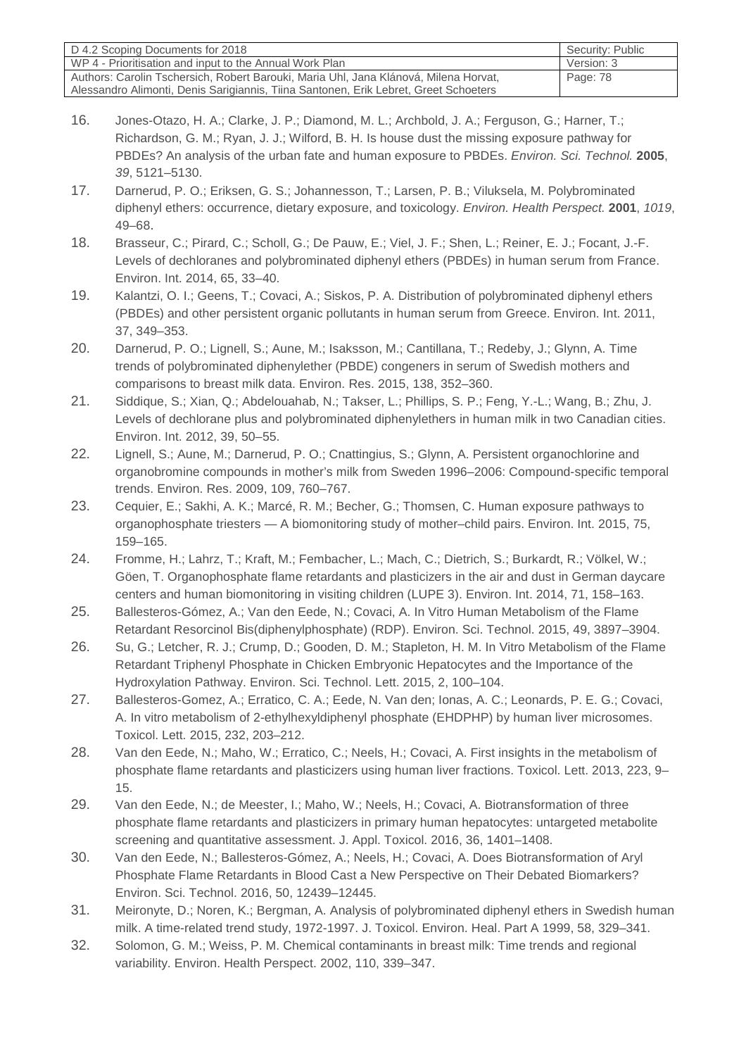16. Jones-Otazo, H. A.; Clarke, J. P.; Diamond, M. L.; Archbold, J. A.; Ferguson, G.; Harner, T.; Richardson, G. M.; Ryan, J. J.; Wilford, B. H. Is house dust the missing exposure pathway for PBDEs? An analysis of the urban fate and human exposure to PBDEs. *Environ. Sci. Technol.* **2005**, *39*, 5121–5130.
17. Darnerud, P. O.; Eriksen, G. S.; Johannesson, T.; Larsen, P. B.; Viluksela, M. Polybrominated diphenyl ethers: occurrence, dietary exposure, and toxicology. *Environ. Health Perspect.* **2001**, *1019*, 49–68.
18. Brasseur, C.; Pirard, C.; Scholl, G.; De Pauw, E.; Viel, J. F.; Shen, L.; Reiner, E. J.; Focant, J.-F. Levels of dechloranes and polybrominated diphenyl ethers (PBDEs) in human serum from France. Environ. Int. 2014, 65, 33–40.
19. Kalantzi, O. I.; Geens, T.; Covaci, A.; Siskos, P. A. Distribution of polybrominated diphenyl ethers (PBDEs) and other persistent organic pollutants in human serum from Greece. Environ. Int. 2011, 37, 349–353.
20. Darnerud, P. O.; Lignell, S.; Aune, M.; Isaksson, M.; Cantillana, T.; Redeby, J.; Glynn, A. Time trends of polybrominated diphenylether (PBDE) congeners in serum of Swedish mothers and comparisons to breast milk data. Environ. Res. 2015, 138, 352–360.
21. Siddique, S.; Xian, Q.; Abdelouahab, N.; Takser, L.; Phillips, S. P.; Feng, Y.-L.; Wang, B.; Zhu, J. Levels of dechlorane plus and polybrominated diphenylethers in human milk in two Canadian cities. Environ. Int. 2012, 39, 50–55.
22. Lignell, S.; Aune, M.; Darnerud, P. O.; Cnattingius, S.; Glynn, A. Persistent organochlorine and organobromine compounds in mother's milk from Sweden 1996–2006: Compound-specific temporal trends. Environ. Res. 2009, 109, 760–767.
23. Cequier, E.; Sakhi, A. K.; Marcé, R. M.; Becher, G.; Thomsen, C. Human exposure pathways to organophosphate triesters — A biomonitoring study of mother–child pairs. Environ. Int. 2015, 75, 159–165.
24. Fromme, H.; Lahrz, T.; Kraft, M.; Fembacher, L.; Mach, C.; Dietrich, S.; Burkardt, R.; Völkel, W.; Göen, T. Organophosphate flame retardants and plasticizers in the air and dust in German daycare centers and human biomonitoring in visiting children (LUPE 3). Environ. Int. 2014, 71, 158–163.
25. Ballesteros-Gómez, A.; Van den Eede, N.; Covaci, A. In Vitro Human Metabolism of the Flame Retardant Resorcinol Bis(diphenylphosphate) (RDP). Environ. Sci. Technol. 2015, 49, 3897–3904.
26. Su, G.; Letcher, R. J.; Crump, D.; Gooden, D. M.; Stapleton, H. M. In Vitro Metabolism of the Flame Retardant Triphenyl Phosphate in Chicken Embryonic Hepatocytes and the Importance of the Hydroxylation Pathway. Environ. Sci. Technol. Lett. 2015, 2, 100–104.
27. Ballesteros-Gomez, A.; Erratico, C. A.; Eede, N. Van den; Ionas, A. C.; Leonards, P. E. G.; Covaci, A. In vitro metabolism of 2-ethylhexyldiphenyl phosphate (EHDPHP) by human liver microsomes. Toxicol. Lett. 2015, 232, 203–212.
28. Van den Eede, N.; Maho, W.; Erratico, C.; Neels, H.; Covaci, A. First insights in the metabolism of phosphate flame retardants and plasticizers using human liver fractions. Toxicol. Lett. 2013, 223, 9–15.
29. Van den Eede, N.; de Meester, I.; Maho, W.; Neels, H.; Covaci, A. Biotransformation of three phosphate flame retardants and plasticizers in primary human hepatocytes: untargeted metabolite screening and quantitative assessment. J. Appl. Toxicol. 2016, 36, 1401–1408.
30. Van den Eede, N.; Ballesteros-Gómez, A.; Neels, H.; Covaci, A. Does Biotransformation of Aryl Phosphate Flame Retardants in Blood Cast a New Perspective on Their Debated Biomarkers? Environ. Sci. Technol. 2016, 50, 12439–12445.
31. Meironyte, D.; Noren, K.; Bergman, A. Analysis of polybrominated diphenyl ethers in Swedish human milk. A time-related trend study, 1972-1997. J. Toxicol. Environ. Heal. Part A 1999, 58, 329–341.
32. Solomon, G. M.; Weiss, P. M. Chemical contaminants in breast milk: Time trends and regional variability. Environ. Health Perspect. 2002, 110, 339–347.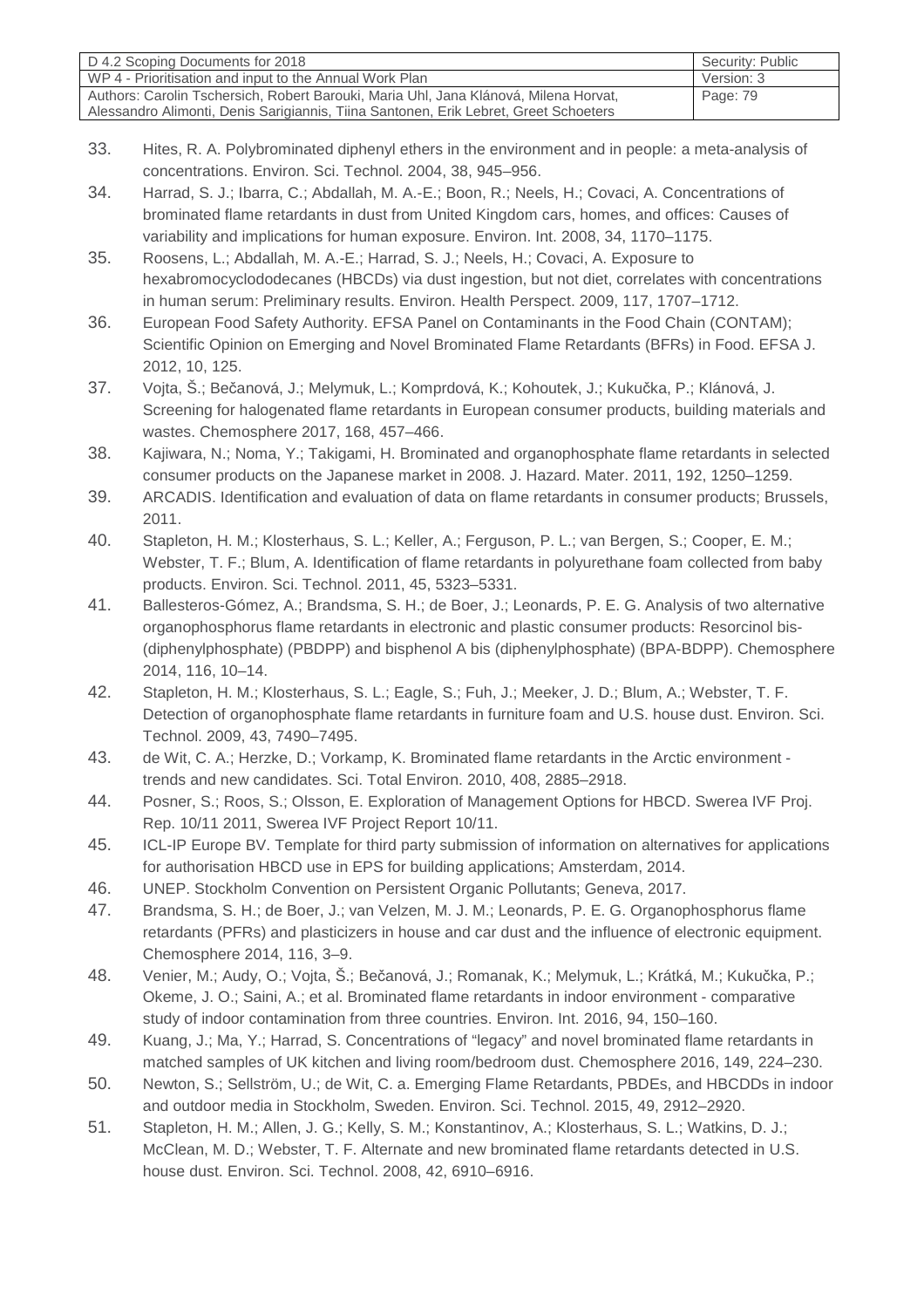33. Hites, R. A. Polybrominated diphenyl ethers in the environment and in people: a meta-analysis of concentrations. Environ. Sci. Technol. 2004, 38, 945–956.
34. Harrad, S. J.; Ibarra, C.; Abdallah, M. A.-E.; Boon, R.; Neels, H.; Covaci, A. Concentrations of brominated flame retardants in dust from United Kingdom cars, homes, and offices: Causes of variability and implications for human exposure. Environ. Int. 2008, 34, 1170–1175.
35. Roosens, L.; Abdallah, M. A.-E.; Harrad, S. J.; Neels, H.; Covaci, A. Exposure to hexabromocyclododecanes (HBCDs) via dust ingestion, but not diet, correlates with concentrations in human serum: Preliminary results. Environ. Health Perspect. 2009, 117, 1707–1712.
36. European Food Safety Authority. EFSA Panel on Contaminants in the Food Chain (CONTAM); Scientific Opinion on Emerging and Novel Brominated Flame Retardants (BFRs) in Food. EFSA J. 2012, 10, 125.
37. Vojta, Š.; Bečanová, J.; Melymuk, L.; Komprdová, K.; Kohoutek, J.; Kukučka, P.; Klánová, J. Screening for halogenated flame retardants in European consumer products, building materials and wastes. Chemosphere 2017, 168, 457–466.
38. Kajiwara, N.; Noma, Y.; Takigami, H. Brominated and organophosphate flame retardants in selected consumer products on the Japanese market in 2008. J. Hazard. Mater. 2011, 192, 1250–1259.
39. ARCADIS. Identification and evaluation of data on flame retardants in consumer products; Brussels, 2011.
40. Stapleton, H. M.; Klosterhaus, S. L.; Keller, A.; Ferguson, P. L.; van Bergen, S.; Cooper, E. M.; Webster, T. F.; Blum, A. Identification of flame retardants in polyurethane foam collected from baby products. Environ. Sci. Technol. 2011, 45, 5323–5331.
41. Ballesteros-Gómez, A.; Brandsma, S. H.; de Boer, J.; Leonards, P. E. G. Analysis of two alternative organophosphorus flame retardants in electronic and plastic consumer products: Resorcinol bis-(diphenylphosphate) (PBDPP) and bisphenol A bis (diphenylphosphate) (BPA-BDPP). Chemosphere 2014, 116, 10–14.
42. Stapleton, H. M.; Klosterhaus, S. L.; Eagle, S.; Fuh, J.; Meeker, J. D.; Blum, A.; Webster, T. F. Detection of organophosphate flame retardants in furniture foam and U.S. house dust. Environ. Sci. Technol. 2009, 43, 7490–7495.
43. de Wit, C. A.; Herzke, D.; Vorkamp, K. Brominated flame retardants in the Arctic environment - trends and new candidates. Sci. Total Environ. 2010, 408, 2885–2918.
44. Posner, S.; Roos, S.; Olsson, E. Exploration of Management Options for HBCD. Swerea IVF Proj. Rep. 10/11 2011, Swerea IVF Project Report 10/11.
45. ICL-IP Europe BV. Template for third party submission of information on alternatives for applications for authorisation HBCD use in EPS for building applications; Amsterdam, 2014.
46. UNEP. Stockholm Convention on Persistent Organic Pollutants; Geneva, 2017.
47. Brandsma, S. H.; de Boer, J.; van Velzen, M. J. M.; Leonards, P. E. G. Organophosphorus flame retardants (PFRs) and plasticizers in house and car dust and the influence of electronic equipment. Chemosphere 2014, 116, 3–9.
48. Venier, M.; Audy, O.; Vojta, Š.; Bečanová, J.; Romanak, K.; Melymuk, L.; Krátká, M.; Kukučka, P.; Okeme, J. O.; Saini, A.; et al. Brominated flame retardants in indoor environment - comparative study of indoor contamination from three countries. Environ. Int. 2016, 94, 150–160.
49. Kuang, J.; Ma, Y.; Harrad, S. Concentrations of "legacy" and novel brominated flame retardants in matched samples of UK kitchen and living room/bedroom dust. Chemosphere 2016, 149, 224–230.
50. Newton, S.; Sellström, U.; de Wit, C. a. Emerging Flame Retardants, PBDEs, and HBCDDs in indoor and outdoor media in Stockholm, Sweden. Environ. Sci. Technol. 2015, 49, 2912–2920.
51. Stapleton, H. M.; Allen, J. G.; Kelly, S. M.; Konstantinov, A.; Klosterhaus, S. L.; Watkins, D. J.; McClean, M. D.; Webster, T. F. Alternate and new brominated flame retardants detected in U.S. house dust. Environ. Sci. Technol. 2008, 42, 6910–6916.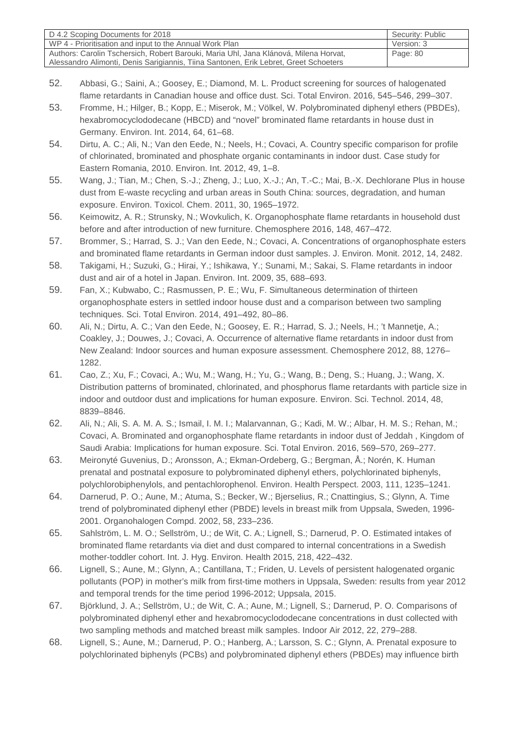52. Abbasi, G.; Saini, A.; Goosey, E.; Diamond, M. L. Product screening for sources of halogenated flame retardants in Canadian house and office dust. Sci. Total Environ. 2016, 545–546, 299–307.
53. Fromme, H.; Hilger, B.; Kopp, E.; Miserok, M.; Völkel, W. Polybrominated diphenyl ethers (PBDEs), hexabromocyclododecane (HBCD) and "novel" brominated flame retardants in house dust in Germany. Environ. Int. 2014, 64, 61–68.
54. Dirtu, A. C.; Ali, N.; Van den Eede, N.; Neels, H.; Covaci, A. Country specific comparison for profile of chlorinated, brominated and phosphate organic contaminants in indoor dust. Case study for Eastern Romania, 2010. Environ. Int. 2012, 49, 1–8.
55. Wang, J.; Tian, M.; Chen, S.-J.; Zheng, J.; Luo, X.-J.; An, T.-C.; Mai, B.-X. Dechlorane Plus in house dust from E-waste recycling and urban areas in South China: sources, degradation, and human exposure. Environ. Toxicol. Chem. 2011, 30, 1965–1972.
56. Keimowitz, A. R.; Strunsky, N.; Wovkulich, K. Organophosphate flame retardants in household dust before and after introduction of new furniture. Chemosphere 2016, 148, 467–472.
57. Brommer, S.; Harrad, S. J.; Van den Eede, N.; Covaci, A. Concentrations of organophosphate esters and brominated flame retardants in German indoor dust samples. J. Environ. Monit. 2012, 14, 2482.
58. Takigami, H.; Suzuki, G.; Hirai, Y.; Ishikawa, Y.; Sunami, M.; Sakai, S. Flame retardants in indoor dust and air of a hotel in Japan. Environ. Int. 2009, 35, 688–693.
59. Fan, X.; Kubwabo, C.; Rasmussen, P. E.; Wu, F. Simultaneous determination of thirteen organophosphate esters in settled indoor house dust and a comparison between two sampling techniques. Sci. Total Environ. 2014, 491–492, 80–86.
60. Ali, N.; Dirtu, A. C.; Van den Eede, N.; Goosey, E. R.; Harrad, S. J.; Neels, H.; 't Mannetje, A.; Coakley, J.; Douwes, J.; Covaci, A. Occurrence of alternative flame retardants in indoor dust from New Zealand: Indoor sources and human exposure assessment. Chemosphere 2012, 88, 1276–1282.
61. Cao, Z.; Xu, F.; Covaci, A.; Wu, M.; Wang, H.; Yu, G.; Wang, B.; Deng, S.; Huang, J.; Wang, X. Distribution patterns of brominated, chlorinated, and phosphorus flame retardants with particle size in indoor and outdoor dust and implications for human exposure. Environ. Sci. Technol. 2014, 48, 8839–8846.
62. Ali, N.; Ali, S. A. M. A. S.; Ismail, I. M. I.; Malarvannan, G.; Kadi, M. W.; Albar, H. M. S.; Rehan, M.; Covaci, A. Brominated and organophosphate flame retardants in indoor dust of Jeddah , Kingdom of Saudi Arabia: Implications for human exposure. Sci. Total Environ. 2016, 569–570, 269–277.
63. Meironyté Guvenius, D.; Aronsson, A.; Ekman-Ordeberg, G.; Bergman, Å.; Norén, K. Human prenatal and postnatal exposure to polybrominated diphenyl ethers, polychlorinated biphenyls, polychlorobiphenylols, and pentachlorophenol. Environ. Health Perspect. 2003, 111, 1235–1241.
64. Darnerud, P. O.; Aune, M.; Atuma, S.; Becker, W.; Bjerselius, R.; Cnattingius, S.; Glynn, A. Time trend of polybrominated diphenyl ether (PBDE) levels in breast milk from Uppsala, Sweden, 1996-2001. Organohalogen Compd. 2002, 58, 233–236.
65. Sahlström, L. M. O.; Sellström, U.; de Wit, C. A.; Lignell, S.; Darnerud, P. O. Estimated intakes of brominated flame retardants via diet and dust compared to internal concentrations in a Swedish mother-toddler cohort. Int. J. Hyg. Environ. Health 2015, 218, 422–432.
66. Lignell, S.; Aune, M.; Glynn, A.; Cantillana, T.; Friden, U. Levels of persistent halogenated organic pollutants (POP) in mother's milk from first-time mothers in Uppsala, Sweden: results from year 2012 and temporal trends for the time period 1996-2012; Uppsala, 2015.
67. Björklund, J. A.; Sellström, U.; de Wit, C. A.; Aune, M.; Lignell, S.; Darnerud, P. O. Comparisons of polybrominated diphenyl ether and hexabromocyclododecane concentrations in dust collected with two sampling methods and matched breast milk samples. Indoor Air 2012, 22, 279–288.
68. Lignell, S.; Aune, M.; Darnerud, P. O.; Hanberg, A.; Larsson, S. C.; Glynn, A. Prenatal exposure to polychlorinated biphenyls (PCBs) and polybrominated diphenyl ethers (PBDEs) may influence birth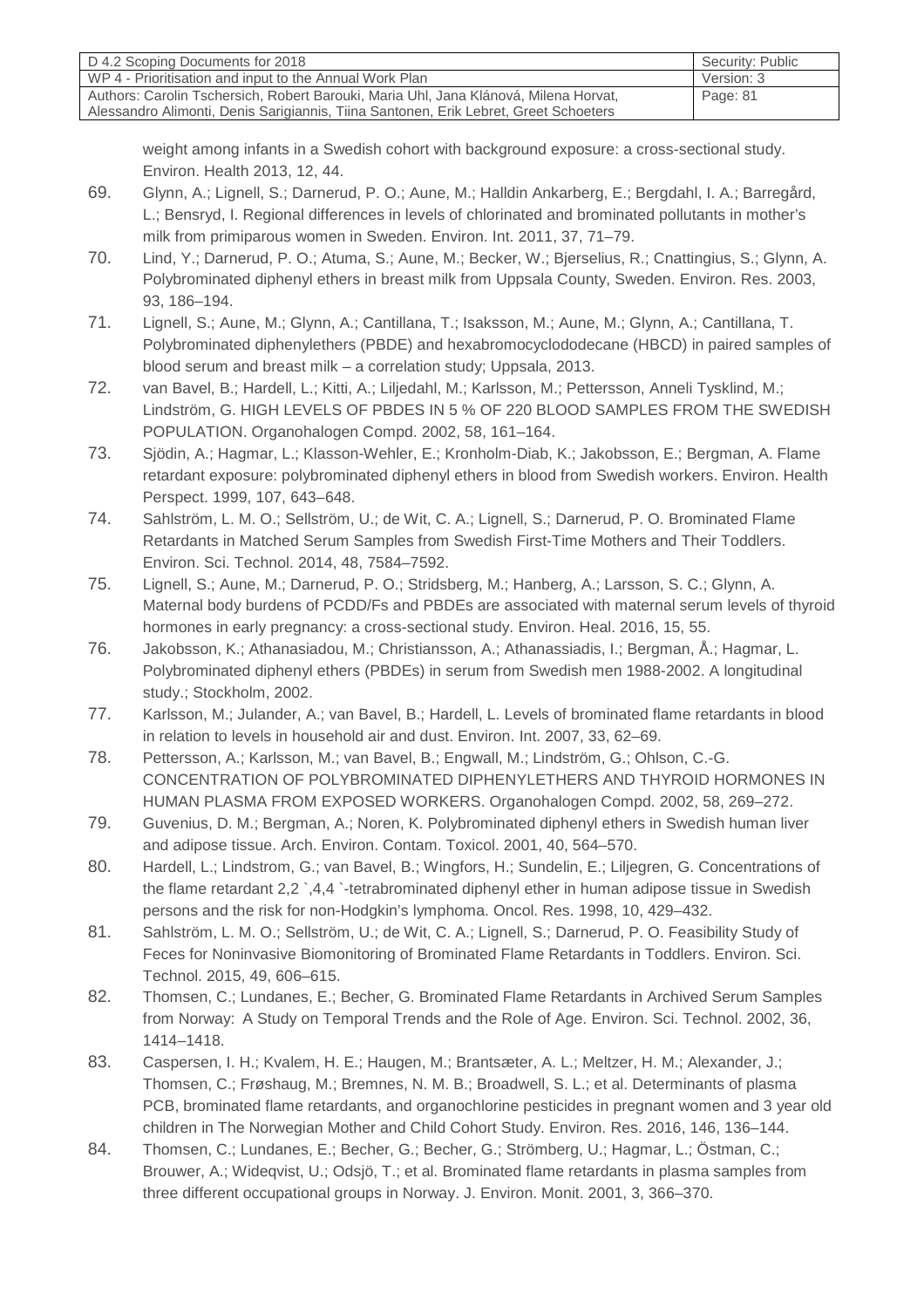weight among infants in a Swedish cohort with background exposure: a cross-sectional study. Environ. Health 2013, 12, 44.

69. Glynn, A.; Lignell, S.; Darnerud, P. O.; Aune, M.; Halldin Ankarberg, E.; Bergdahl, I. A.; Barregård, L.; Bensryd, I. Regional differences in levels of chlorinated and brominated pollutants in mother's milk from primiparous women in Sweden. Environ. Int. 2011, 37, 71–79.
70. Lind, Y.; Darnerud, P. O.; Atuma, S.; Aune, M.; Becker, W.; Bjerselius, R.; Cnattingius, S.; Glynn, A. Polybrominated diphenyl ethers in breast milk from Uppsala County, Sweden. Environ. Res. 2003, 93, 186–194.
71. Lignell, S.; Aune, M.; Glynn, A.; Cantillana, T.; Isaksson, M.; Aune, M.; Glynn, A.; Cantillana, T. Polybrominated diphenylethers (PBDE) and hexabromocyclododecane (HBCD) in paired samples of blood serum and breast milk – a correlation study; Uppsala, 2013.
72. van Bavel, B.; Hardell, L.; Kitti, A.; Liljedahl, M.; Karlsson, M.; Pettersson, Anneli Tysklind, M.; Lindström, G. HIGH LEVELS OF PBDES IN 5 % OF 220 BLOOD SAMPLES FROM THE SWEDISH POPULATION. Organohalogen Compd. 2002, 58, 161–164.
73. Sjödin, A.; Hagmar, L.; Klasson-Wehler, E.; Kronholm-Diab, K.; Jakobsson, E.; Bergman, A. Flame retardant exposure: polybrominated diphenyl ethers in blood from Swedish workers. Environ. Health Perspect. 1999, 107, 643–648.
74. Sahlström, L. M. O.; Sellström, U.; de Wit, C. A.; Lignell, S.; Darnerud, P. O. Brominated Flame Retardants in Matched Serum Samples from Swedish First-Time Mothers and Their Toddlers. Environ. Sci. Technol. 2014, 48, 7584–7592.
75. Lignell, S.; Aune, M.; Darnerud, P. O.; Stridsberg, M.; Hanberg, A.; Larsson, S. C.; Glynn, A. Maternal body burdens of PCDD/Fs and PBDEs are associated with maternal serum levels of thyroid hormones in early pregnancy: a cross-sectional study. Environ. Heal. 2016, 15, 55.
76. Jakobsson, K.; Athanasiadou, M.; Christiansson, A.; Athanassiadis, I.; Bergman, Å.; Hagmar, L. Polybrominated diphenyl ethers (PBDEs) in serum from Swedish men 1988-2002. A longitudinal study.; Stockholm, 2002.
77. Karlsson, M.; Julander, A.; van Bavel, B.; Hardell, L. Levels of brominated flame retardants in blood in relation to levels in household air and dust. Environ. Int. 2007, 33, 62–69.
78. Pettersson, A.; Karlsson, M.; van Bavel, B.; Engwall, M.; Lindström, G.; Ohlson, C.-G. CONCENTRATION OF POLYBROMINATED DIPHENYLETHERS AND THYROID HORMONES IN HUMAN PLASMA FROM EXPOSED WORKERS. Organohalogen Compd. 2002, 58, 269–272.
79. Guvenius, D. M.; Bergman, A.; Noren, K. Polybrominated diphenyl ethers in Swedish human liver and adipose tissue. Arch. Environ. Contam. Toxicol. 2001, 40, 564–570.
80. Hardell, L.; Lindstrom, G.; van Bavel, B.; Wingfors, H.; Sundelin, E.; Liljegren, G. Concentrations of the flame retardant 2,2 `,4,4 `-tetrabrominated diphenyl ether in human adipose tissue in Swedish persons and the risk for non-Hodgkin's lymphoma. Oncol. Res. 1998, 10, 429–432.
81. Sahlström, L. M. O.; Sellström, U.; de Wit, C. A.; Lignell, S.; Darnerud, P. O. Feasibility Study of Feces for Noninvasive Biomonitoring of Brominated Flame Retardants in Toddlers. Environ. Sci. Technol. 2015, 49, 606–615.
82. Thomsen, C.; Lundanes, E.; Becher, G. Brominated Flame Retardants in Archived Serum Samples from Norway: A Study on Temporal Trends and the Role of Age. Environ. Sci. Technol. 2002, 36, 1414–1418.
83. Caspersen, I. H.; Kvalem, H. E.; Haugen, M.; Brantsæter, A. L.; Meltzer, H. M.; Alexander, J.; Thomsen, C.; Frøshaug, M.; Bremnes, N. M. B.; Broadwell, S. L.; et al. Determinants of plasma PCB, brominated flame retardants, and organochlorine pesticides in pregnant women and 3 year old children in The Norwegian Mother and Child Cohort Study. Environ. Res. 2016, 146, 136–144.
84. Thomsen, C.; Lundanes, E.; Becher, G.; Becher, G.; Strömberg, U.; Hagmar, L.; Östman, C.; Brouwer, A.; Wideqvist, U.; Odsjö, T.; et al. Brominated flame retardants in plasma samples from three different occupational groups in Norway. J. Environ. Monit. 2001, 3, 366–370.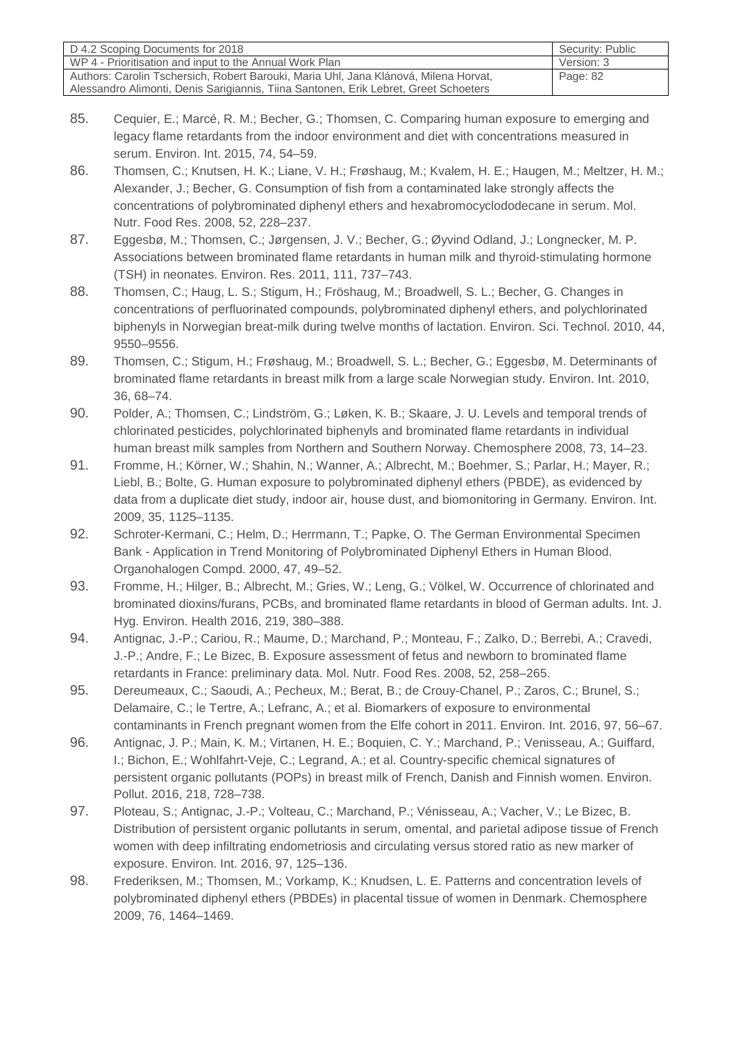85. Cequier, E.; Marcé, R. M.; Becher, G.; Thomsen, C. Comparing human exposure to emerging and legacy flame retardants from the indoor environment and diet with concentrations measured in serum. Environ. Int. 2015, 74, 54–59.
86. Thomsen, C.; Knutsen, H. K.; Liane, V. H.; Frøshaug, M.; Kvalem, H. E.; Haugen, M.; Meltzer, H. M.; Alexander, J.; Becher, G. Consumption of fish from a contaminated lake strongly affects the concentrations of polybrominated diphenyl ethers and hexabromocyclododecane in serum. Mol. Nutr. Food Res. 2008, 52, 228–237.
87. Eggesbø, M.; Thomsen, C.; Jørgensen, J. V.; Becher, G.; Øyvind Odland, J.; Longnecker, M. P. Associations between brominated flame retardants in human milk and thyroid-stimulating hormone (TSH) in neonates. Environ. Res. 2011, 111, 737–743.
88. Thomsen, C.; Haug, L. S.; Stigum, H.; Fröshaug, M.; Broadwell, S. L.; Becher, G. Changes in concentrations of perfluorinated compounds, polybrominated diphenyl ethers, and polychlorinated biphenyls in Norwegian breat-milk during twelve months of lactation. Environ. Sci. Technol. 2010, 44, 9550–9556.
89. Thomsen, C.; Stigum, H.; Frøshaug, M.; Broadwell, S. L.; Becher, G.; Eggesbø, M. Determinants of brominated flame retardants in breast milk from a large scale Norwegian study. Environ. Int. 2010, 36, 68–74.
90. Polder, A.; Thomsen, C.; Lindström, G.; Løken, K. B.; Skaare, J. U. Levels and temporal trends of chlorinated pesticides, polychlorinated biphenyls and brominated flame retardants in individual human breast milk samples from Northern and Southern Norway. Chemosphere 2008, 73, 14–23.
91. Fromme, H.; Körner, W.; Shahin, N.; Wanner, A.; Albrecht, M.; Boehmer, S.; Parlar, H.; Mayer, R.; Liebl, B.; Bolte, G. Human exposure to polybrominated diphenyl ethers (PBDE), as evidenced by data from a duplicate diet study, indoor air, house dust, and biomonitoring in Germany. Environ. Int. 2009, 35, 1125–1135.
92. Schroter-Kermani, C.; Helm, D.; Herrmann, T.; Papke, O. The German Environmental Specimen Bank - Application in Trend Monitoring of Polybrominated Diphenyl Ethers in Human Blood. Organohalogen Compd. 2000, 47, 49–52.
93. Fromme, H.; Hilger, B.; Albrecht, M.; Gries, W.; Leng, G.; Völkel, W. Occurrence of chlorinated and brominated dioxins/furans, PCBs, and brominated flame retardants in blood of German adults. Int. J. Hyg. Environ. Health 2016, 219, 380–388.
94. Antignac, J.-P.; Cariou, R.; Maume, D.; Marchand, P.; Monteau, F.; Zalko, D.; Berrebi, A.; Cravedi, J.-P.; Andre, F.; Le Bizec, B. Exposure assessment of fetus and newborn to brominated flame retardants in France: preliminary data. Mol. Nutr. Food Res. 2008, 52, 258–265.
95. Dereumeaux, C.; Saoudi, A.; Pecheux, M.; Berat, B.; de Crouy-Chanel, P.; Zaros, C.; Brunel, S.; Delamaire, C.; le Tertre, A.; Lefranc, A.; et al. Biomarkers of exposure to environmental contaminants in French pregnant women from the Elfe cohort in 2011. Environ. Int. 2016, 97, 56–67.
96. Antignac, J. P.; Main, K. M.; Virtanen, H. E.; Boquien, C. Y.; Marchand, P.; Venisseau, A.; Guiffard, I.; Bichon, E.; Wohlfahrt-Veje, C.; Legrand, A.; et al. Country-specific chemical signatures of persistent organic pollutants (POPs) in breast milk of French, Danish and Finnish women. Environ. Pollut. 2016, 218, 728–738.
97. Ploteau, S.; Antignac, J.-P.; Volteau, C.; Marchand, P.; Vénisseau, A.; Vacher, V.; Le Bizec, B. Distribution of persistent organic pollutants in serum, omental, and parietal adipose tissue of French women with deep infiltrating endometriosis and circulating versus stored ratio as new marker of exposure. Environ. Int. 2016, 97, 125–136.
98. Frederiksen, M.; Thomsen, M.; Vorkamp, K.; Knudsen, L. E. Patterns and concentration levels of polybrominated diphenyl ethers (PBDEs) in placental tissue of women in Denmark. Chemosphere 2009, 76, 1464–1469.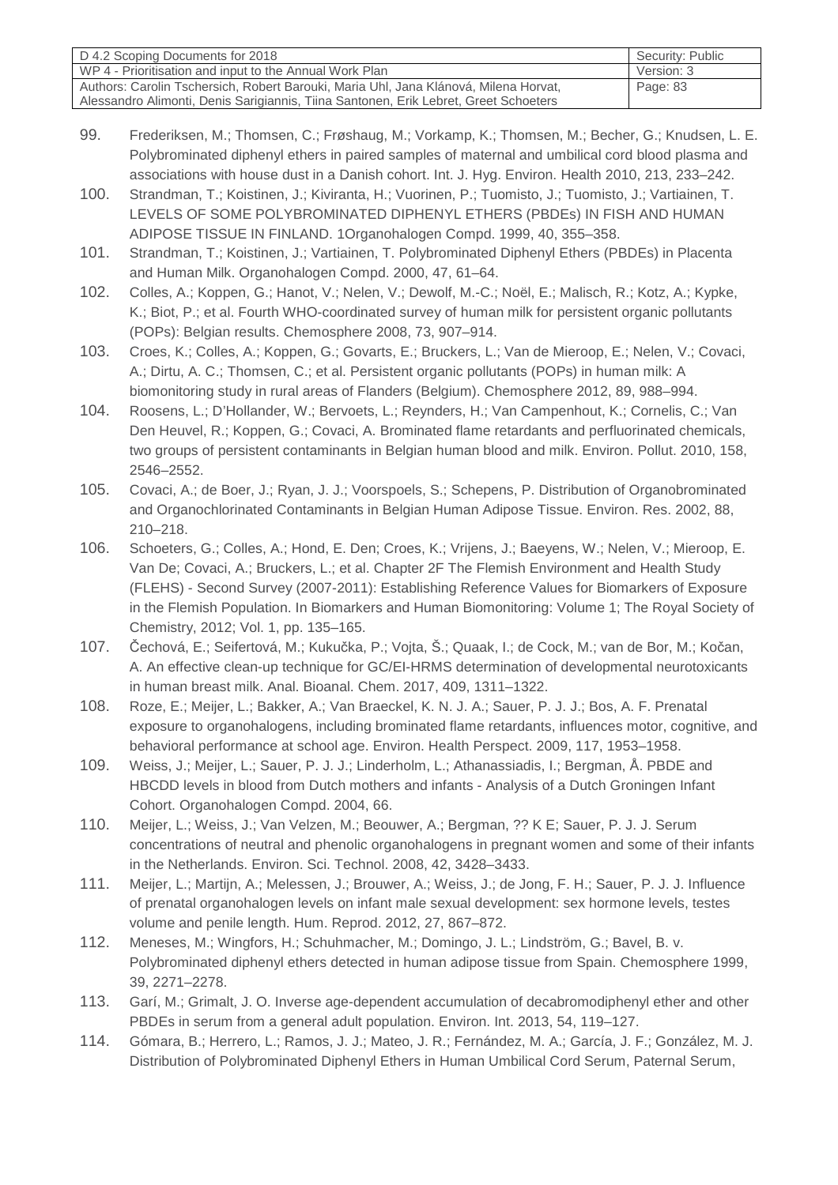99. Frederiksen, M.; Thomsen, C.; Frøshaug, M.; Vorkamp, K.; Thomsen, M.; Becher, G.; Knudsen, L. E. Polybrominated diphenyl ethers in paired samples of maternal and umbilical cord blood plasma and associations with house dust in a Danish cohort. Int. J. Hyg. Environ. Health 2010, 213, 233–242.
100. Strandman, T.; Koistinen, J.; Kiviranta, H.; Vuorinen, P.; Tuomisto, J.; Tuomisto, J.; Vartiainen, T. LEVELS OF SOME POLYBROMINATED DIPHENYL ETHERS (PBDEs) IN FISH AND HUMAN ADIPOSE TISSUE IN FINLAND. 1Organohalogen Compd. 1999, 40, 355–358.
101. Strandman, T.; Koistinen, J.; Vartiainen, T. Polybrominated Diphenyl Ethers (PBDEs) in Placenta and Human Milk. Organohalogen Compd. 2000, 47, 61–64.
102. Colles, A.; Koppen, G.; Hanot, V.; Nelen, V.; Dewolf, M.-C.; Noël, E.; Malisch, R.; Kotz, A.; Kypke, K.; Biot, P.; et al. Fourth WHO-coordinated survey of human milk for persistent organic pollutants (POPs): Belgian results. Chemosphere 2008, 73, 907–914.
103. Croes, K.; Colles, A.; Koppen, G.; Govarts, E.; Bruckers, L.; Van de Mieroop, E.; Nelen, V.; Covaci, A.; Dirtu, A. C.; Thomsen, C.; et al. Persistent organic pollutants (POPs) in human milk: A biomonitoring study in rural areas of Flanders (Belgium). Chemosphere 2012, 89, 988–994.
104. Roosens, L.; D'Hollander, W.; Bervoets, L.; Reynders, H.; Van Campenhout, K.; Cornelis, C.; Van Den Heuvel, R.; Koppen, G.; Covaci, A. Brominated flame retardants and perfluorinated chemicals, two groups of persistent contaminants in Belgian human blood and milk. Environ. Pollut. 2010, 158, 2546–2552.
105. Covaci, A.; de Boer, J.; Ryan, J. J.; Voorspoels, S.; Schepens, P. Distribution of Organobrominated and Organochlorinated Contaminants in Belgian Human Adipose Tissue. Environ. Res. 2002, 88, 210–218.
106. Schoeters, G.; Colles, A.; Hond, E. Den; Croes, K.; Vrijens, J.; Baeyens, W.; Nelen, V.; Mieroop, E. Van De; Covaci, A.; Bruckers, L.; et al. Chapter 2F The Flemish Environment and Health Study (FLEHS) - Second Survey (2007-2011): Establishing Reference Values for Biomarkers of Exposure in the Flemish Population. In Biomarkers and Human Biomonitoring: Volume 1; The Royal Society of Chemistry, 2012; Vol. 1, pp. 135–165.
107. Čechová, E.; Seifertová, M.; Kukučka, P.; Vojta, Š.; Quaak, I.; de Cock, M.; van de Bor, M.; Kočan, A. An effective clean-up technique for GC/EI-HRMS determination of developmental neurotoxicants in human breast milk. Anal. Bioanal. Chem. 2017, 409, 1311–1322.
108. Roze, E.; Meijer, L.; Bakker, A.; Van Braeckel, K. N. J. A.; Sauer, P. J. J.; Bos, A. F. Prenatal exposure to organohalogens, including brominated flame retardants, influences motor, cognitive, and behavioral performance at school age. Environ. Health Perspect. 2009, 117, 1953–1958.
109. Weiss, J.; Meijer, L.; Sauer, P. J. J.; Linderholm, L.; Athanassiadis, I.; Bergman, Å. PBDE and HBCDD levels in blood from Dutch mothers and infants - Analysis of a Dutch Groningen Infant Cohort. Organohalogen Compd. 2004, 66.
110. Meijer, L.; Weiss, J.; Van Velzen, M.; Beouwer, A.; Bergman, ?? K E; Sauer, P. J. J. Serum concentrations of neutral and phenolic organohalogens in pregnant women and some of their infants in the Netherlands. Environ. Sci. Technol. 2008, 42, 3428–3433.
111. Meijer, L.; Martijn, A.; Melessen, J.; Brouwer, A.; Weiss, J.; de Jong, F. H.; Sauer, P. J. J. Influence of prenatal organohalogen levels on infant male sexual development: sex hormone levels, testes volume and penile length. Hum. Reprod. 2012, 27, 867–872.
112. Meneses, M.; Wingfors, H.; Schuhmacher, M.; Domingo, J. L.; Lindström, G.; Bavel, B. v. Polybrominated diphenyl ethers detected in human adipose tissue from Spain. Chemosphere 1999, 39, 2271–2278.
113. Garí, M.; Grimalt, J. O. Inverse age-dependent accumulation of decabromodiphenyl ether and other PBDEs in serum from a general adult population. Environ. Int. 2013, 54, 119–127.
114. Gómara, B.; Herrero, L.; Ramos, J. J.; Mateo, J. R.; Fernández, M. A.; García, J. F.; González, M. J. Distribution of Polybrominated Diphenyl Ethers in Human Umbilical Cord Serum, Paternal Serum,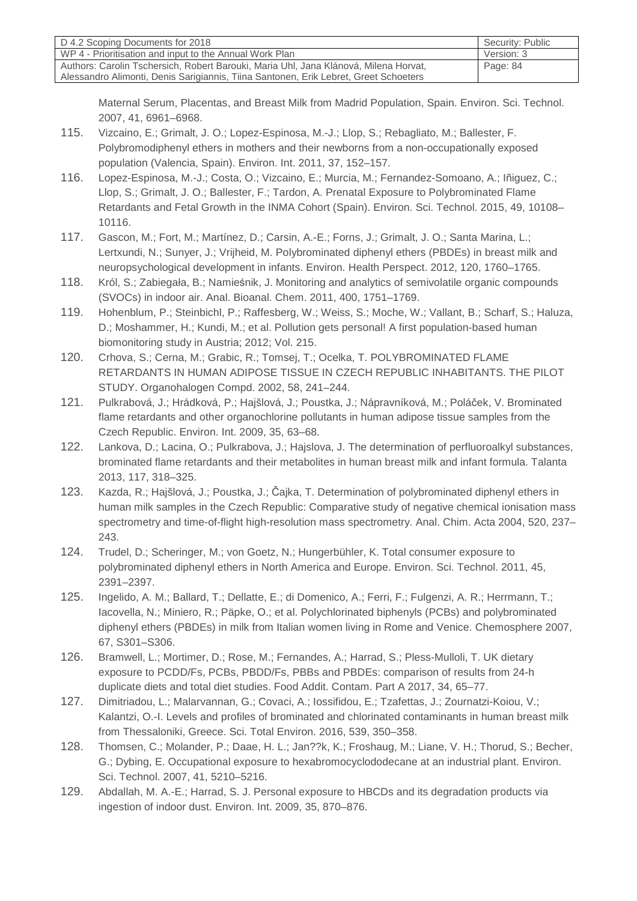Maternal Serum, Placentas, and Breast Milk from Madrid Population, Spain. Environ. Sci. Technol. 2007, 41, 6961–6968.

115. Vizcaino, E.; Grimalt, J. O.; Lopez-Espinosa, M.-J.; Llop, S.; Rebagliato, M.; Ballester, F. Polybromodiphenyl ethers in mothers and their newborns from a non-occupationally exposed population (Valencia, Spain). Environ. Int. 2011, 37, 152–157.
116. Lopez-Espinosa, M.-J.; Costa, O.; Vizcaino, E.; Murcia, M.; Fernandez-Somoano, A.; Iñiguez, C.; Llop, S.; Grimalt, J. O.; Ballester, F.; Tardon, A. Prenatal Exposure to Polybrominated Flame Retardants and Fetal Growth in the INMA Cohort (Spain). Environ. Sci. Technol. 2015, 49, 10108–10116.
117. Gascon, M.; Fort, M.; Martínez, D.; Carsin, A.-E.; Forns, J.; Grimalt, J. O.; Santa Marina, L.; Lertxundi, N.; Sunyer, J.; Vrijheid, M. Polybrominated diphenyl ethers (PBDEs) in breast milk and neuropsychological development in infants. Environ. Health Perspect. 2012, 120, 1760–1765.
118. Król, S.; Zabiegała, B.; Namieśnik, J. Monitoring and analytics of semivolatile organic compounds (SVOCs) in indoor air. Anal. Bioanal. Chem. 2011, 400, 1751–1769.
119. Hohenblum, P.; Steinbichl, P.; Raffesberg, W.; Weiss, S.; Moche, W.; Vallant, B.; Scharf, S.; Haluza, D.; Moshammer, H.; Kundi, M.; et al. Pollution gets personal! A first population-based human biomonitoring study in Austria; 2012; Vol. 215.
120. Crhova, S.; Cerna, M.; Grabic, R.; Tomsej, T.; Ocelka, T. POLYBROMINATED FLAME RETARDANTS IN HUMAN ADIPOSE TISSUE IN CZECH REPUBLIC INHABITANTS. THE PILOT STUDY. Organohalogen Compd. 2002, 58, 241–244.
121. Pulkrabová, J.; Hrádková, P.; Hajšlová, J.; Poustka, J.; Nápravníková, M.; Poláček, V. Brominated flame retardants and other organochlorine pollutants in human adipose tissue samples from the Czech Republic. Environ. Int. 2009, 35, 63–68.
122. Lankova, D.; Lacina, O.; Pulkrabova, J.; Hajslova, J. The determination of perfluoroalkyl substances, brominated flame retardants and their metabolites in human breast milk and infant formula. Talanta 2013, 117, 318–325.
123. Kazda, R.; Hajšlová, J.; Poustka, J.; Čajka, T. Determination of polybrominated diphenyl ethers in human milk samples in the Czech Republic: Comparative study of negative chemical ionisation mass spectrometry and time-of-flight high-resolution mass spectrometry. Anal. Chim. Acta 2004, 520, 237–243.
124. Trudel, D.; Scheringer, M.; von Goetz, N.; Hungerbühler, K. Total consumer exposure to polybrominated diphenyl ethers in North America and Europe. Environ. Sci. Technol. 2011, 45, 2391–2397.
125. Ingelido, A. M.; Ballard, T.; Dellatte, E.; di Domenico, A.; Ferri, F.; Fulgenzi, A. R.; Herrmann, T.; Iacovella, N.; Miniero, R.; Päpke, O.; et al. Polychlorinated biphenyls (PCBs) and polybrominated diphenyl ethers (PBDEs) in milk from Italian women living in Rome and Venice. Chemosphere 2007, 67, S301–S306.
126. Bramwell, L.; Mortimer, D.; Rose, M.; Fernandes, A.; Harrad, S.; Pless-Mulloli, T. UK dietary exposure to PCDD/Fs, PCBs, PBDD/Fs, PBBs and PBDEs: comparison of results from 24-h duplicate diets and total diet studies. Food Addit. Contam. Part A 2017, 34, 65–77.
127. Dimitriadou, L.; Malarvannan, G.; Covaci, A.; Iossifidou, E.; Tzafettas, J.; Zournatzi-Koiou, V.; Kalantzi, O.-I. Levels and profiles of brominated and chlorinated contaminants in human breast milk from Thessaloniki, Greece. Sci. Total Environ. 2016, 539, 350–358.
128. Thomsen, C.; Molander, P.; Daae, H. L.; Jan??k, K.; Froshaug, M.; Liane, V. H.; Thorud, S.; Becher, G.; Dybing, E. Occupational exposure to hexabromocyclododecane at an industrial plant. Environ. Sci. Technol. 2007, 41, 5210–5216.
129. Abdallah, M. A.-E.; Harrad, S. J. Personal exposure to HBCDs and its degradation products via ingestion of indoor dust. Environ. Int. 2009, 35, 870–876.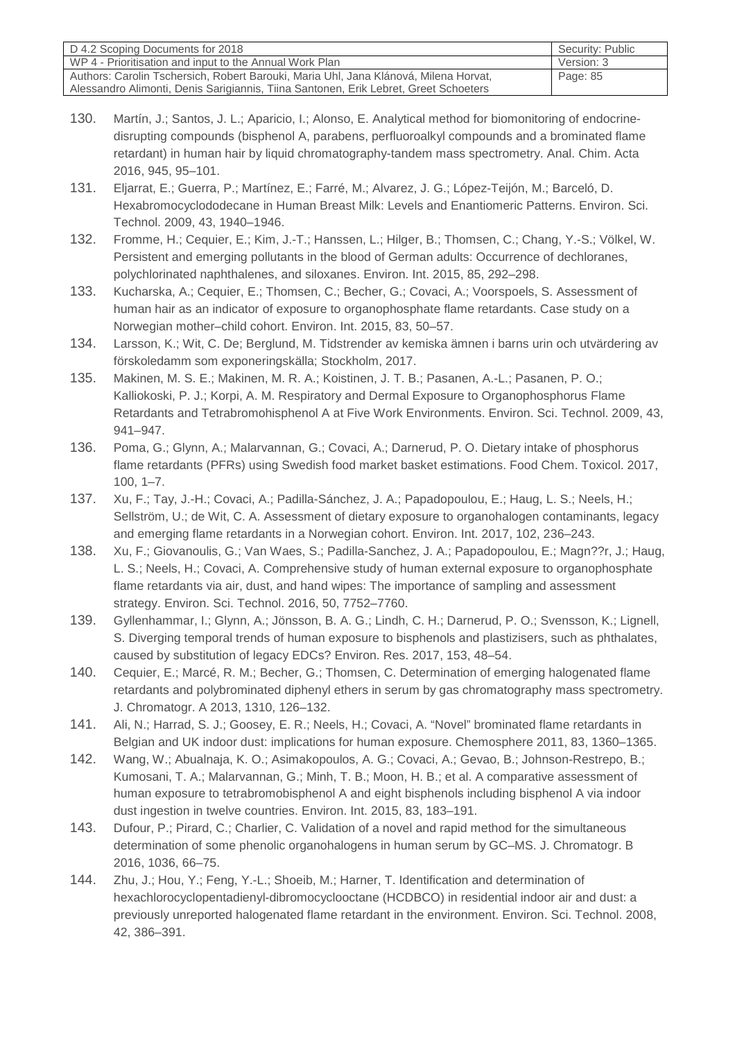130. Martín, J.; Santos, J. L.; Aparicio, I.; Alonso, E. Analytical method for biomonitoring of endocrine-disrupting compounds (bisphenol A, parabens, perfluoroalkyl compounds and a brominated flame retardant) in human hair by liquid chromatography-tandem mass spectrometry. Anal. Chim. Acta 2016, 945, 95–101.
131. Eljarrat, E.; Guerra, P.; Martínez, E.; Farré, M.; Alvarez, J. G.; López-Teijón, M.; Barceló, D. Hexabromocyclododecane in Human Breast Milk: Levels and Enantiomeric Patterns. Environ. Sci. Technol. 2009, 43, 1940–1946.
132. Fromme, H.; Cequier, E.; Kim, J.-T.; Hanssen, L.; Hilger, B.; Thomsen, C.; Chang, Y.-S.; Völkel, W. Persistent and emerging pollutants in the blood of German adults: Occurrence of dechloranes, polychlorinated naphthalenes, and siloxanes. Environ. Int. 2015, 85, 292–298.
133. Kucharska, A.; Cequier, E.; Thomsen, C.; Becher, G.; Covaci, A.; Voorspoels, S. Assessment of human hair as an indicator of exposure to organophosphate flame retardants. Case study on a Norwegian mother–child cohort. Environ. Int. 2015, 83, 50–57.
134. Larsson, K.; Wit, C. De; Berglund, M. Tidstrender av kemiska ämnen i barns urin och utvärdering av förskoledamm som exponeringskälla; Stockholm, 2017.
135. Makinen, M. S. E.; Makinen, M. R. A.; Koistinen, J. T. B.; Pasanen, A.-L.; Pasanen, P. O.; Kalliokoski, P. J.; Korpi, A. M. Respiratory and Dermal Exposure to Organophosphorus Flame Retardants and Tetrabromohisphenol A at Five Work Environments. Environ. Sci. Technol. 2009, 43, 941–947.
136. Poma, G.; Glynn, A.; Malarvannan, G.; Covaci, A.; Darnerud, P. O. Dietary intake of phosphorus flame retardants (PFRs) using Swedish food market basket estimations. Food Chem. Toxicol. 2017, 100, 1–7.
137. Xu, F.; Tay, J.-H.; Covaci, A.; Padilla-Sánchez, J. A.; Papadopoulou, E.; Haug, L. S.; Neels, H.; Sellström, U.; de Wit, C. A. Assessment of dietary exposure to organohalogen contaminants, legacy and emerging flame retardants in a Norwegian cohort. Environ. Int. 2017, 102, 236–243.
138. Xu, F.; Giovanoulis, G.; Van Waes, S.; Padilla-Sanchez, J. A.; Papadopoulou, E.; Magn??r, J.; Haug, L. S.; Neels, H.; Covaci, A. Comprehensive study of human external exposure to organophosphate flame retardants via air, dust, and hand wipes: The importance of sampling and assessment strategy. Environ. Sci. Technol. 2016, 50, 7752–7760.
139. Gyllenhammar, I.; Glynn, A.; Jönsson, B. A. G.; Lindh, C. H.; Darnerud, P. O.; Svensson, K.; Lignell, S. Diverging temporal trends of human exposure to bisphenols and plastizisers, such as phthalates, caused by substitution of legacy EDCs? Environ. Res. 2017, 153, 48–54.
140. Cequier, E.; Marcé, R. M.; Becher, G.; Thomsen, C. Determination of emerging halogenated flame retardants and polybrominated diphenyl ethers in serum by gas chromatography mass spectrometry. J. Chromatogr. A 2013, 1310, 126–132.
141. Ali, N.; Harrad, S. J.; Goosey, E. R.; Neels, H.; Covaci, A. "Novel" brominated flame retardants in Belgian and UK indoor dust: implications for human exposure. Chemosphere 2011, 83, 1360–1365.
142. Wang, W.; Abualnaja, K. O.; Asimakopoulos, A. G.; Covaci, A.; Gevao, B.; Johnson-Restrepo, B.; Kumosani, T. A.; Malarvannan, G.; Minh, T. B.; Moon, H. B.; et al. A comparative assessment of human exposure to tetrabromobisphenol A and eight bisphenols including bisphenol A via indoor dust ingestion in twelve countries. Environ. Int. 2015, 83, 183–191.
143. Dufour, P.; Pirard, C.; Charlier, C. Validation of a novel and rapid method for the simultaneous determination of some phenolic organohalogens in human serum by GC–MS. J. Chromatogr. B 2016, 1036, 66–75.
144. Zhu, J.; Hou, Y.; Feng, Y.-L.; Shoeib, M.; Harner, T. Identification and determination of hexachlorocyclopentadienyl-dibromocyclooctane (HCDBCO) in residential indoor air and dust: a previously unreported halogenated flame retardant in the environment. Environ. Sci. Technol. 2008, 42, 386–391.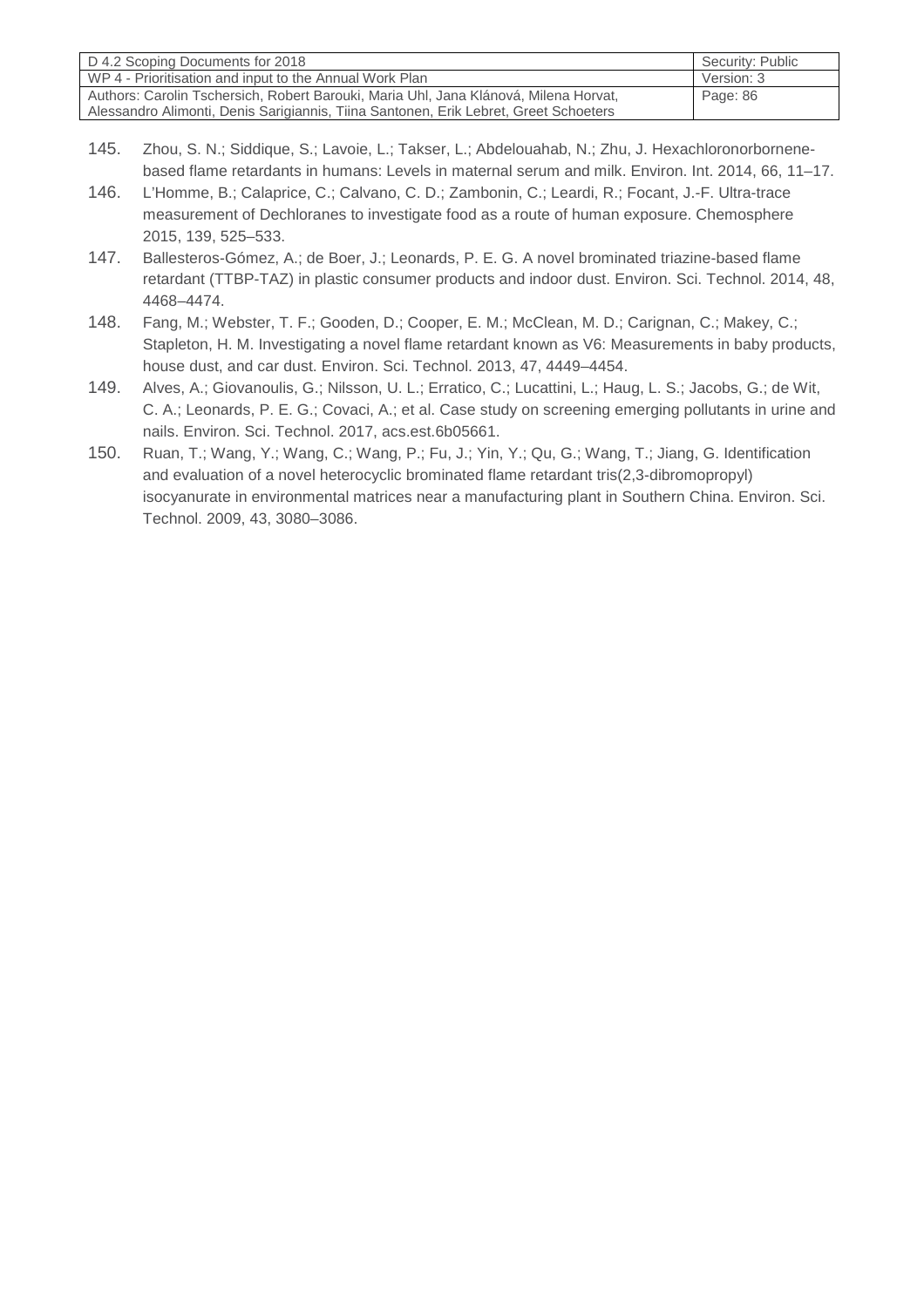145. Zhou, S. N.; Siddique, S.; Lavoie, L.; Takser, L.; Abdelouahab, N.; Zhu, J. Hexachloronorbornene-based flame retardants in humans: Levels in maternal serum and milk. Environ. Int. 2014, 66, 11–17.
146. L'Homme, B.; Calaprice, C.; Calvano, C. D.; Zambonin, C.; Leardi, R.; Focant, J.-F. Ultra-trace measurement of Dechloranes to investigate food as a route of human exposure. Chemosphere 2015, 139, 525–533.
147. Ballesteros-Gómez, A.; de Boer, J.; Leonards, P. E. G. A novel brominated triazine-based flame retardant (TTBP-TAZ) in plastic consumer products and indoor dust. Environ. Sci. Technol. 2014, 48, 4468–4474.
148. Fang, M.; Webster, T. F.; Gooden, D.; Cooper, E. M.; McClean, M. D.; Carignan, C.; Makey, C.; Stapleton, H. M. Investigating a novel flame retardant known as V6: Measurements in baby products, house dust, and car dust. Environ. Sci. Technol. 2013, 47, 4449–4454.
149. Alves, A.; Giovanoulis, G.; Nilsson, U. L.; Erratico, C.; Lucattini, L.; Haug, L. S.; Jacobs, G.; de Wit, C. A.; Leonards, P. E. G.; Covaci, A.; et al. Case study on screening emerging pollutants in urine and nails. Environ. Sci. Technol. 2017, acs.est.6b05661.
150. Ruan, T.; Wang, Y.; Wang, C.; Wang, P.; Fu, J.; Yin, Y.; Qu, G.; Wang, T.; Jiang, G. Identification and evaluation of a novel heterocyclic brominated flame retardant tris(2,3-dibromopropyl) isocyanurate in environmental matrices near a manufacturing plant in Southern China. Environ. Sci. Technol. 2009, 43, 3080–3086.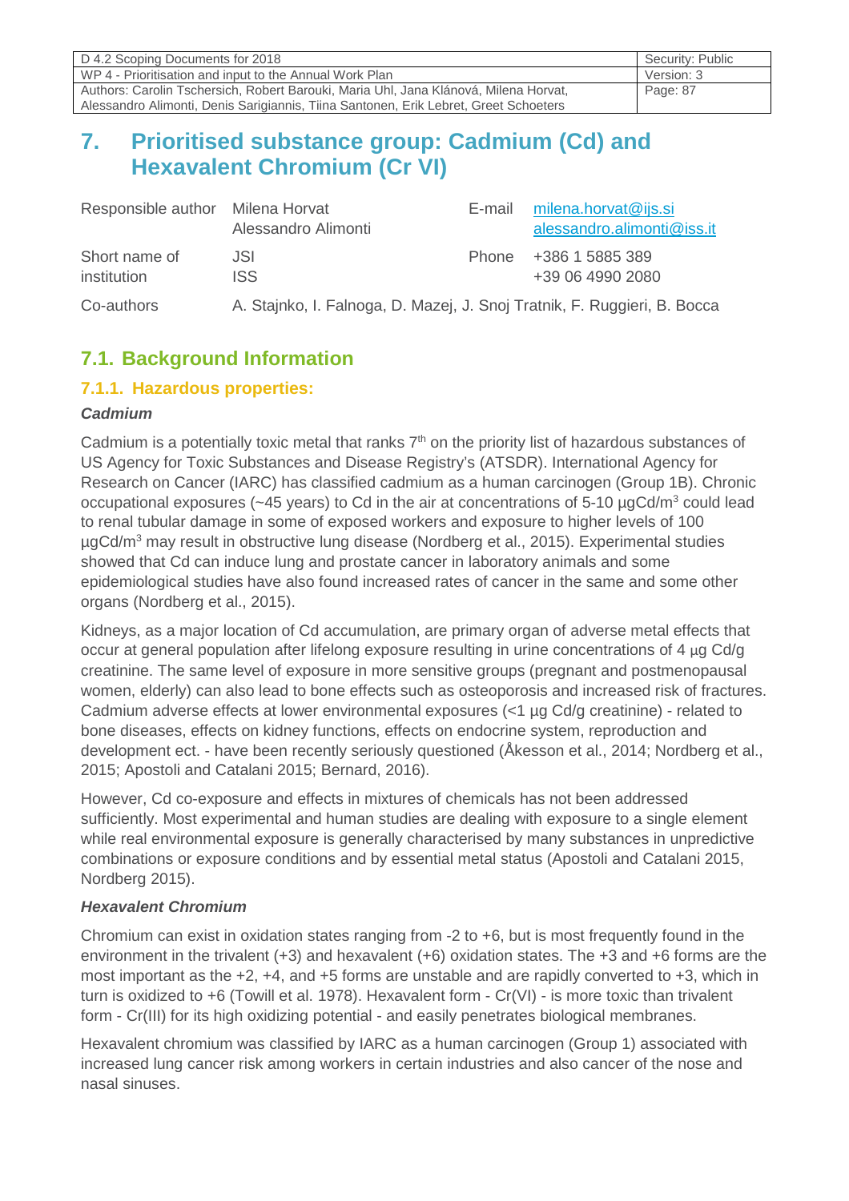# 7. Prioritised substance group: Cadmium (Cd) and Hexavalent Chromium (Cr VI)

| Responsible author | Milena Horvat<br>Alessandro Alimonti | E-mail | milena.horvat@ijs.si<br>alessandro.alimonti@iss.it |
|---|---|---|---|
| Short name of institution | JSI<br>ISS | Phone | +386 1 5885 389<br>+39 06 4990 2080 |
| Co-authors | A. Stajnko, I. Falnoga, D. Mazej, J. Snoj Tratnik, F. Ruggieri, B. Bocca | | |

## 7.1. Background Information

### 7.1.1. Hazardous properties:

***Cadmium***

Cadmium is a potentially toxic metal that ranks 7th on the priority list of hazardous substances of US Agency for Toxic Substances and Disease Registry's (ATSDR). International Agency for Research on Cancer (IARC) has classified cadmium as a human carcinogen (Group 1B). Chronic occupational exposures (~45 years) to Cd in the air at concentrations of 5-10 µgCd/m$^3$ could lead to renal tubular damage in some of exposed workers and exposure to higher levels of 100 µgCd/m$^3$ may result in obstructive lung disease (Nordberg et al., 2015). Experimental studies showed that Cd can induce lung and prostate cancer in laboratory animals and some epidemiological studies have also found increased rates of cancer in the same and some other organs (Nordberg et al., 2015).

Kidneys, as a major location of Cd accumulation, are primary organ of adverse metal effects that occur at general population after lifelong exposure resulting in urine concentrations of 4 µg Cd/g creatinine. The same level of exposure in more sensitive groups (pregnant and postmenopausal women, elderly) can also lead to bone effects such as osteoporosis and increased risk of fractures. Cadmium adverse effects at lower environmental exposures (<1 µg Cd/g creatinine) - related to bone diseases, effects on kidney functions, effects on endocrine system, reproduction and development ect. - have been recently seriously questioned (Åkesson et al., 2014; Nordberg et al., 2015; Apostoli and Catalani 2015; Bernard, 2016).

However, Cd co-exposure and effects in mixtures of chemicals has not been addressed sufficiently. Most experimental and human studies are dealing with exposure to a single element while real environmental exposure is generally characterised by many substances in unpredictive combinations or exposure conditions and by essential metal status (Apostoli and Catalani 2015, Nordberg 2015).

***Hexavalent Chromium***

Chromium can exist in oxidation states ranging from -2 to +6, but is most frequently found in the environment in the trivalent (+3) and hexavalent (+6) oxidation states. The +3 and +6 forms are the most important as the +2, +4, and +5 forms are unstable and are rapidly converted to +3, which in turn is oxidized to +6 (Towill et al. 1978). Hexavalent form - Cr(VI) - is more toxic than trivalent form - Cr(III) for its high oxidizing potential - and easily penetrates biological membranes.

Hexavalent chromium was classified by IARC as a human carcinogen (Group 1) associated with increased lung cancer risk among workers in certain industries and also cancer of the nose and nasal sinuses.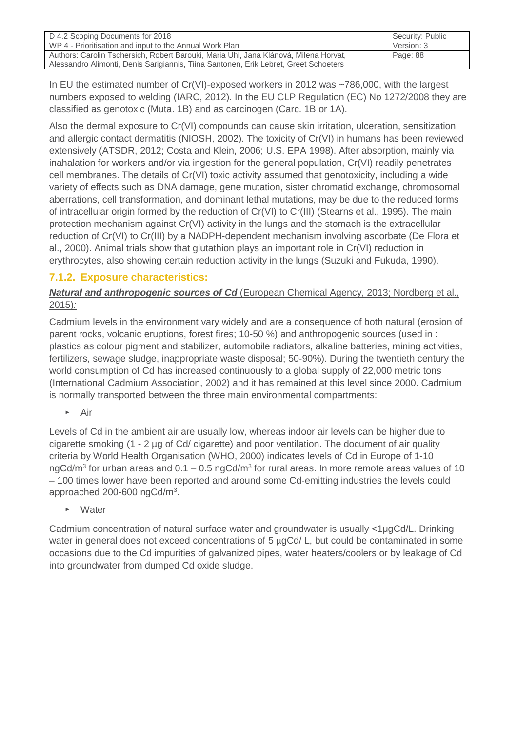In EU the estimated number of Cr(VI)-exposed workers in 2012 was ~786,000, with the largest numbers exposed to welding (IARC, 2012). In the EU CLP Regulation (EC) No 1272/2008 they are classified as genotoxic (Muta. 1B) and as carcinogen (Carc. 1B or 1A).

Also the dermal exposure to Cr(VI) compounds can cause skin irritation, ulceration, sensitization, and allergic contact dermatitis (NIOSH, 2002). The toxicity of Cr(VI) in humans has been reviewed extensively (ATSDR, 2012; Costa and Klein, 2006; U.S. EPA 1998). After absorption, mainly via inahalation for workers and/or via ingestion for the general population, Cr(VI) readily penetrates cell membranes. The details of Cr(VI) toxic activity assumed that genotoxicity, including a wide variety of effects such as DNA damage, gene mutation, sister chromatid exchange, chromosomal aberrations, cell transformation, and dominant lethal mutations, may be due to the reduced forms of intracellular origin formed by the reduction of Cr(VI) to Cr(III) (Stearns et al., 1995). The main protection mechanism against Cr(VI) activity in the lungs and the stomach is the extracellular reduction of Cr(VI) to Cr(III) by a NADPH-dependent mechanism involving ascorbate (De Flora et al., 2000). Animal trials show that glutathion plays an important role in Cr(VI) reduction in erythrocytes, also showing certain reduction activity in the lungs (Suzuki and Fukuda, 1990).

### 7.1.2. Exposure characteristics:

***Natural and anthropogenic sources of Cd*** (European Chemical Agency, 2013; Nordberg et al., 2015)*:*

Cadmium levels in the environment vary widely and are a consequence of both natural (erosion of parent rocks, volcanic eruptions, forest fires; 10-50 %) and anthropogenic sources (used in : plastics as colour pigment and stabilizer, automobile radiators, alkaline batteries, mining activities, fertilizers, sewage sludge, inappropriate waste disposal; 50-90%). During the twentieth century the world consumption of Cd has increased continuously to a global supply of 22,000 metric tons (International Cadmium Association, 2002) and it has remained at this level since 2000. Cadmium is normally transported between the three main environmental compartments:

- Air

Levels of Cd in the ambient air are usually low, whereas indoor air levels can be higher due to cigarette smoking (1 - 2 µg of Cd/ cigarette) and poor ventilation. The document of air quality criteria by World Health Organisation (WHO, 2000) indicates levels of Cd in Europe of 1-10 ngCd/m$^3$ for urban areas and 0.1 – 0.5 ngCd/m$^3$ for rural areas. In more remote areas values of 10 – 100 times lower have been reported and around some Cd-emitting industries the levels could approached 200-600 ngCd/m$^3$.

- Water

Cadmium concentration of natural surface water and groundwater is usually <1µgCd/L. Drinking water in general does not exceed concentrations of 5 µgCd/ L, but could be contaminated in some occasions due to the Cd impurities of galvanized pipes, water heaters/coolers or by leakage of Cd into groundwater from dumped Cd oxide sludge.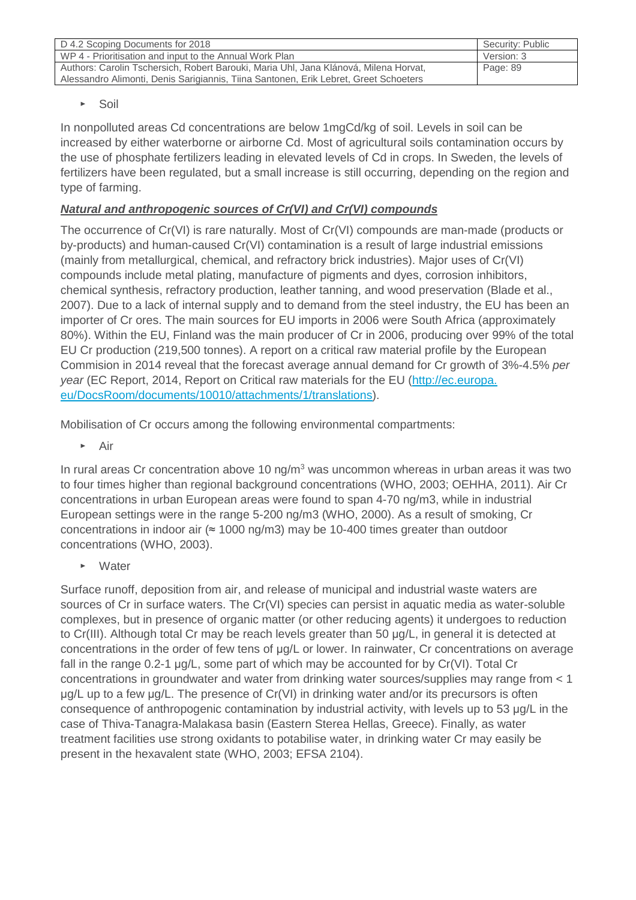- Soil

In nonpolluted areas Cd concentrations are below 1mgCd/kg of soil. Levels in soil can be increased by either waterborne or airborne Cd. Most of agricultural soils contamination occurs by the use of phosphate fertilizers leading in elevated levels of Cd in crops. In Sweden, the levels of fertilizers have been regulated, but a small increase is still occurring, depending on the region and type of farming.

***Natural and anthropogenic sources of Cr(VI) and Cr(VI) compounds***

The occurrence of Cr(VI) is rare naturally. Most of Cr(VI) compounds are man-made (products or by-products) and human-caused Cr(VI) contamination is a result of large industrial emissions (mainly from metallurgical, chemical, and refractory brick industries). Major uses of Cr(VI) compounds include metal plating, manufacture of pigments and dyes, corrosion inhibitors, chemical synthesis, refractory production, leather tanning, and wood preservation (Blade et al., 2007). Due to a lack of internal supply and to demand from the steel industry, the EU has been an importer of Cr ores. The main sources for EU imports in 2006 were South Africa (approximately 80%). Within the EU, Finland was the main producer of Cr in 2006, producing over 99% of the total EU Cr production (219,500 tonnes). A report on a critical raw material profile by the European Commision in 2014 reveal that the forecast average annual demand for Cr growth of 3%-4.5% *per year* (EC Report, 2014, Report on Critical raw materials for the EU (http://ec.europa.eu/DocsRoom/documents/10010/attachments/1/translations).

Mobilisation of Cr occurs among the following environmental compartments:

- Air

In rural areas Cr concentration above 10 ng/m$^3$ was uncommon whereas in urban areas it was two to four times higher than regional background concentrations (WHO, 2003; OEHHA, 2011). Air Cr concentrations in urban European areas were found to span 4-70 ng/m3, while in industrial European settings were in the range 5-200 ng/m3 (WHO, 2000). As a result of smoking, Cr concentrations in indoor air (≈ 1000 ng/m3) may be 10-400 times greater than outdoor concentrations (WHO, 2003).

- Water

Surface runoff, deposition from air, and release of municipal and industrial waste waters are sources of Cr in surface waters. The Cr(VI) species can persist in aquatic media as water-soluble complexes, but in presence of organic matter (or other reducing agents) it undergoes to reduction to Cr(III). Although total Cr may be reach levels greater than 50 µg/L, in general it is detected at concentrations in the order of few tens of µg/L or lower. In rainwater, Cr concentrations on average fall in the range 0.2-1 µg/L, some part of which may be accounted for by Cr(VI). Total Cr concentrations in groundwater and water from drinking water sources/supplies may range from < 1 µg/L up to a few µg/L. The presence of Cr(VI) in drinking water and/or its precursors is often consequence of anthropogenic contamination by industrial activity, with levels up to 53 µg/L in the case of Thiva-Tanagra-Malakasa basin (Eastern Sterea Hellas, Greece). Finally, as water treatment facilities use strong oxidants to potabilise water, in drinking water Cr may easily be present in the hexavalent state (WHO, 2003; EFSA 2104).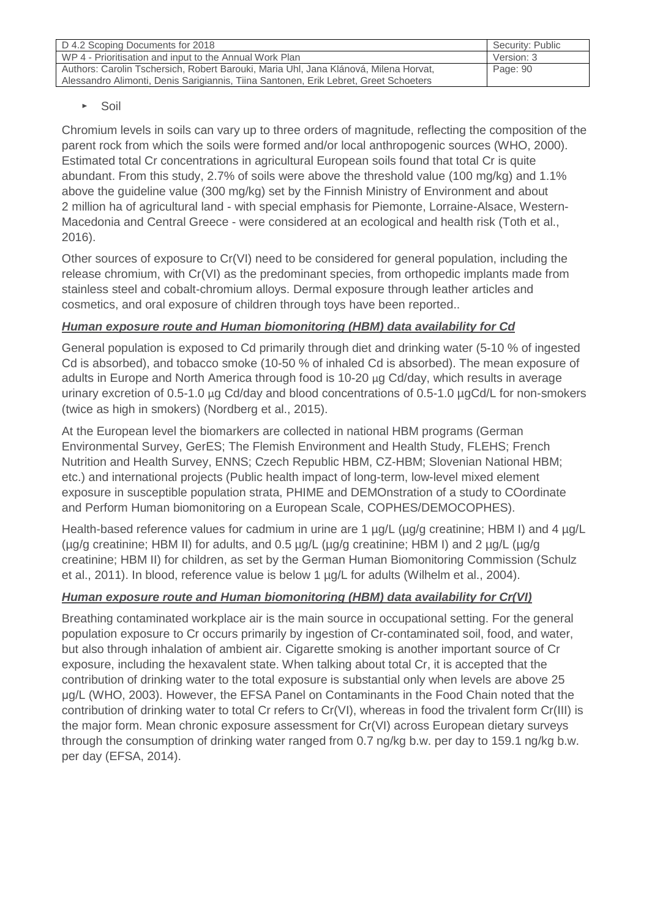- Soil

Chromium levels in soils can vary up to three orders of magnitude, reflecting the composition of the parent rock from which the soils were formed and/or local anthropogenic sources (WHO, 2000). Estimated total Cr concentrations in agricultural European soils found that total Cr is quite abundant. From this study, 2.7% of soils were above the threshold value (100 mg/kg) and 1.1% above the guideline value (300 mg/kg) set by the Finnish Ministry of Environment and about 2 million ha of agricultural land - with special emphasis for Piemonte, Lorraine-Alsace, Western-Macedonia and Central Greece - were considered at an ecological and health risk (Toth et al., 2016).

Other sources of exposure to Cr(VI) need to be considered for general population, including the release chromium, with Cr(VI) as the predominant species, from orthopedic implants made from stainless steel and cobalt-chromium alloys. Dermal exposure through leather articles and cosmetics, and oral exposure of children through toys have been reported..

***Human exposure route and Human biomonitoring (HBM) data availability for Cd***

General population is exposed to Cd primarily through diet and drinking water (5-10 % of ingested Cd is absorbed), and tobacco smoke (10-50 % of inhaled Cd is absorbed). The mean exposure of adults in Europe and North America through food is 10-20 µg Cd/day, which results in average urinary excretion of 0.5-1.0 µg Cd/day and blood concentrations of 0.5-1.0 µgCd/L for non-smokers (twice as high in smokers) (Nordberg et al., 2015).

At the European level the biomarkers are collected in national HBM programs (German Environmental Survey, GerES; The Flemish Environment and Health Study, FLEHS; French Nutrition and Health Survey, ENNS; Czech Republic HBM, CZ-HBM; Slovenian National HBM; etc.) and international projects (Public health impact of long-term, low-level mixed element exposure in susceptible population strata, PHIME and DEMOnstration of a study to COordinate and Perform Human biomonitoring on a European Scale, COPHES/DEMOCOPHES).

Health-based reference values for cadmium in urine are 1 µg/L (µg/g creatinine; HBM I) and 4 µg/L (µg/g creatinine; HBM II) for adults, and 0.5 µg/L (µg/g creatinine; HBM I) and 2 µg/L (µg/g creatinine; HBM II) for children, as set by the German Human Biomonitoring Commission (Schulz et al., 2011). In blood, reference value is below 1 µg/L for adults (Wilhelm et al., 2004).

***Human exposure route and Human biomonitoring (HBM) data availability for Cr(VI)***

Breathing contaminated workplace air is the main source in occupational setting. For the general population exposure to Cr occurs primarily by ingestion of Cr-contaminated soil, food, and water, but also through inhalation of ambient air. Cigarette smoking is another important source of Cr exposure, including the hexavalent state. When talking about total Cr, it is accepted that the contribution of drinking water to the total exposure is substantial only when levels are above 25 µg/L (WHO, 2003). However, the EFSA Panel on Contaminants in the Food Chain noted that the contribution of drinking water to total Cr refers to Cr(VI), whereas in food the trivalent form Cr(III) is the major form. Mean chronic exposure assessment for Cr(VI) across European dietary surveys through the consumption of drinking water ranged from 0.7 ng/kg b.w. per day to 159.1 ng/kg b.w. per day (EFSA, 2014).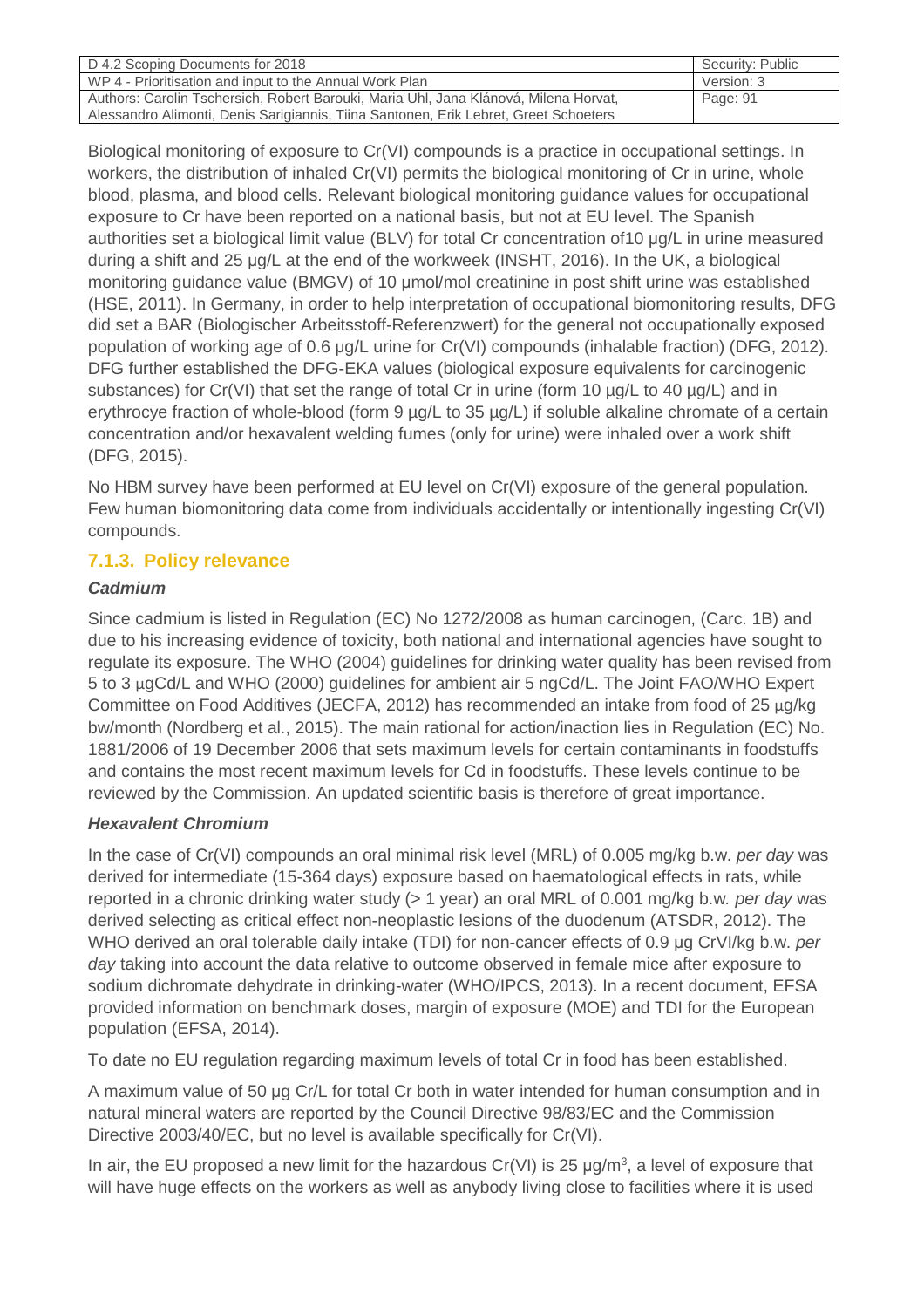Biological monitoring of exposure to Cr(VI) compounds is a practice in occupational settings. In workers, the distribution of inhaled Cr(VI) permits the biological monitoring of Cr in urine, whole blood, plasma, and blood cells. Relevant biological monitoring guidance values for occupational exposure to Cr have been reported on a national basis, but not at EU level. The Spanish authorities set a biological limit value (BLV) for total Cr concentration of10 µg/L in urine measured during a shift and 25 µg/L at the end of the workweek (INSHT, 2016). In the UK, a biological monitoring guidance value (BMGV) of 10 µmol/mol creatinine in post shift urine was established (HSE, 2011). In Germany, in order to help interpretation of occupational biomonitoring results, DFG did set a BAR (Biologischer Arbeitsstoff-Referenzwert) for the general not occupationally exposed population of working age of 0.6 µg/L urine for Cr(VI) compounds (inhalable fraction) (DFG, 2012). DFG further established the DFG-EKA values (biological exposure equivalents for carcinogenic substances) for Cr(VI) that set the range of total Cr in urine (form 10 µg/L to 40 µg/L) and in erythrocye fraction of whole-blood (form 9 µg/L to 35 µg/L) if soluble alkaline chromate of a certain concentration and/or hexavalent welding fumes (only for urine) were inhaled over a work shift (DFG, 2015).

No HBM survey have been performed at EU level on Cr(VI) exposure of the general population. Few human biomonitoring data come from individuals accidentally or intentionally ingesting Cr(VI) compounds.

### 7.1.3. Policy relevance

#### *Cadmium*

Since cadmium is listed in Regulation (EC) No 1272/2008 as human carcinogen, (Carc. 1B) and due to his increasing evidence of toxicity, both national and international agencies have sought to regulate its exposure. The WHO (2004) guidelines for drinking water quality has been revised from 5 to 3 µgCd/L and WHO (2000) guidelines for ambient air 5 ngCd/L. The Joint FAO/WHO Expert Committee on Food Additives (JECFA, 2012) has recommended an intake from food of 25 µg/kg bw/month (Nordberg et al., 2015). The main rational for action/inaction lies in Regulation (EC) No. 1881/2006 of 19 December 2006 that sets maximum levels for certain contaminants in foodstuffs and contains the most recent maximum levels for Cd in foodstuffs. These levels continue to be reviewed by the Commission. An updated scientific basis is therefore of great importance.

#### *Hexavalent Chromium*

In the case of Cr(VI) compounds an oral minimal risk level (MRL) of 0.005 mg/kg b.w. *per day* was derived for intermediate (15-364 days) exposure based on haematological effects in rats, while reported in a chronic drinking water study (> 1 year) an oral MRL of 0.001 mg/kg b.w. *per day* was derived selecting as critical effect non-neoplastic lesions of the duodenum (ATSDR, 2012). The WHO derived an oral tolerable daily intake (TDI) for non-cancer effects of 0.9 µg CrVI/kg b.w. *per day* taking into account the data relative to outcome observed in female mice after exposure to sodium dichromate dehydrate in drinking-water (WHO/IPCS, 2013). In a recent document, EFSA provided information on benchmark doses, margin of exposure (MOE) and TDI for the European population (EFSA, 2014).

To date no EU regulation regarding maximum levels of total Cr in food has been established.

A maximum value of 50 µg Cr/L for total Cr both in water intended for human consumption and in natural mineral waters are reported by the Council Directive 98/83/EC and the Commission Directive 2003/40/EC, but no level is available specifically for Cr(VI).

In air, the EU proposed a new limit for the hazardous Cr(VI) is 25 µg/m$^3$, a level of exposure that will have huge effects on the workers as well as anybody living close to facilities where it is used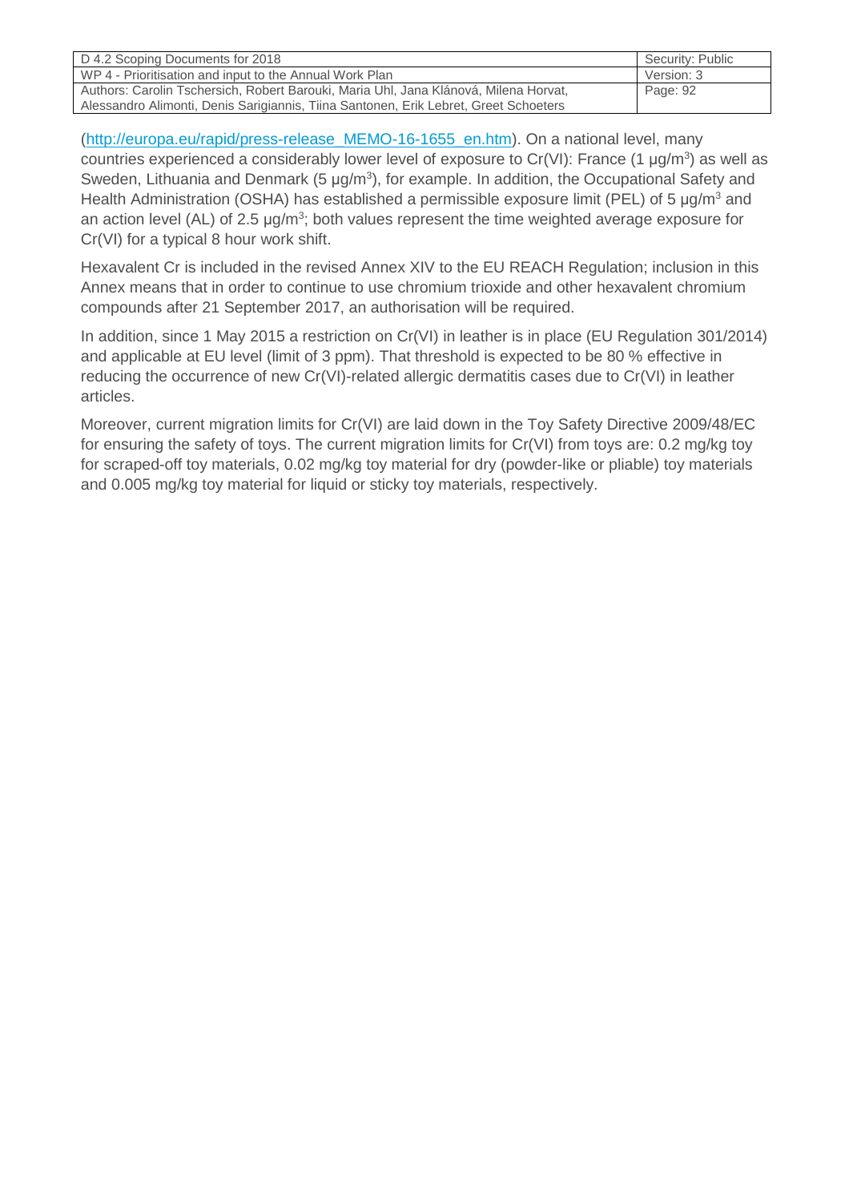(http://europa.eu/rapid/press-release_MEMO-16-1655_en.htm). On a national level, many countries experienced a considerably lower level of exposure to Cr(VI): France (1 µg/$m^3$) as well as Sweden, Lithuania and Denmark (5 µg/$m^3$), for example. In addition, the Occupational Safety and Health Administration (OSHA) has established a permissible exposure limit (PEL) of 5 µg/$m^3$ and an action level (AL) of 2.5 µg/$m^3$; both values represent the time weighted average exposure for Cr(VI) for a typical 8 hour work shift.

Hexavalent Cr is included in the revised Annex XIV to the EU REACH Regulation; inclusion in this Annex means that in order to continue to use chromium trioxide and other hexavalent chromium compounds after 21 September 2017, an authorisation will be required.

In addition, since 1 May 2015 a restriction on Cr(VI) in leather is in place (EU Regulation 301/2014) and applicable at EU level (limit of 3 ppm). That threshold is expected to be 80 % effective in reducing the occurrence of new Cr(VI)-related allergic dermatitis cases due to Cr(VI) in leather articles.

Moreover, current migration limits for Cr(VI) are laid down in the Toy Safety Directive 2009/48/EC for ensuring the safety of toys. The current migration limits for Cr(VI) from toys are: 0.2 mg/kg toy for scraped-off toy materials, 0.02 mg/kg toy material for dry (powder-like or pliable) toy materials and 0.005 mg/kg toy material for liquid or sticky toy materials, respectively.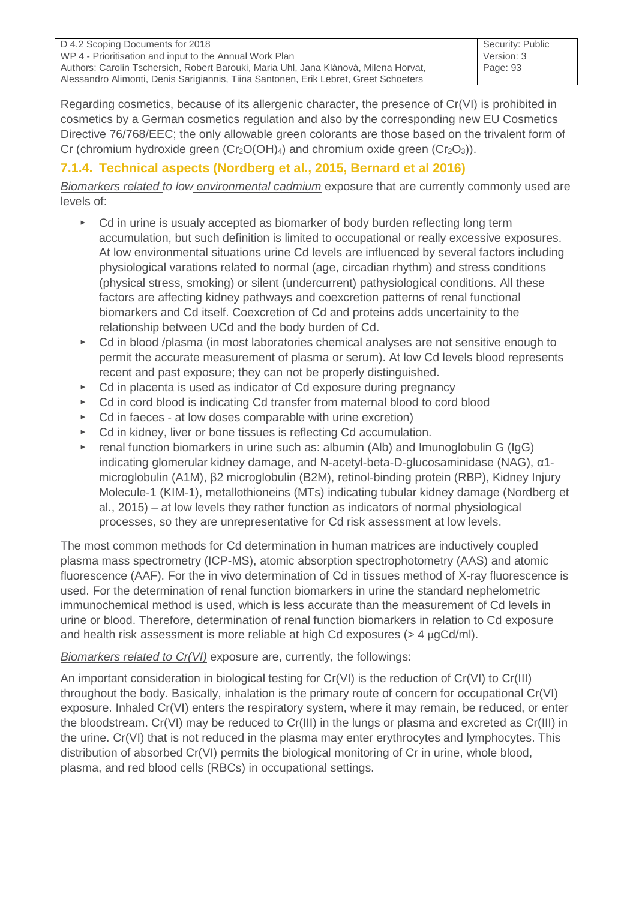Regarding cosmetics, because of its allergenic character, the presence of Cr(VI) is prohibited in cosmetics by a German cosmetics regulation and also by the corresponding new EU Cosmetics Directive 76/768/EEC; the only allowable green colorants are those based on the trivalent form of Cr (chromium hydroxide green ($Cr_2O(OH)_4$) and chromium oxide green ($Cr_2O_3$)).

### 7.1.4. Technical aspects (Nordberg et al., 2015, Bernard et al 2016)

*Biomarkers related to low environmental cadmium* exposure that are currently commonly used are levels of:

- Cd in urine is usualy accepted as biomarker of body burden reflecting long term accumulation, but such definition is limited to occupational or really excessive exposures. At low environmental situations urine Cd levels are influenced by several factors including physiological varations related to normal (age, circadian rhythm) and stress conditions (physical stress, smoking) or silent (undercurrent) pathysiological conditions. All these factors are affecting kidney pathways and coexcretion patterns of renal functional biomarkers and Cd itself. Coexcretion of Cd and proteins adds uncertainity to the relationship between UCd and the body burden of Cd.
- Cd in blood /plasma (in most laboratories chemical analyses are not sensitive enough to permit the accurate measurement of plasma or serum). At low Cd levels blood represents recent and past exposure; they can not be properly distinguished.
- Cd in placenta is used as indicator of Cd exposure during pregnancy
- Cd in cord blood is indicating Cd transfer from maternal blood to cord blood
- Cd in faeces - at low doses comparable with urine excretion)
- Cd in kidney, liver or bone tissues is reflecting Cd accumulation.
- renal function biomarkers in urine such as: albumin (Alb) and Imunoglobulin G (IgG) indicating glomerular kidney damage, and N-acetyl-beta-D-glucosaminidase (NAG), α1-microglobulin (A1M), β2 microglobulin (B2M), retinol-binding protein (RBP), Kidney Injury Molecule-1 (KIM-1), metallothioneins (MTs) indicating tubular kidney damage (Nordberg et al., 2015) – at low levels they rather function as indicators of normal physiological processes, so they are unrepresentative for Cd risk assessment at low levels.

The most common methods for Cd determination in human matrices are inductively coupled plasma mass spectrometry (ICP-MS), atomic absorption spectrophotometry (AAS) and atomic fluorescence (AAF). For the in vivo determination of Cd in tissues method of X-ray fluorescence is used. For the determination of renal function biomarkers in urine the standard nephelometric immunochemical method is used, which is less accurate than the measurement of Cd levels in urine or blood. Therefore, determination of renal function biomarkers in relation to Cd exposure and health risk assessment is more reliable at high Cd exposures (> 4 μgCd/ml).

*Biomarkers related to Cr(VI)* exposure are, currently, the followings:

An important consideration in biological testing for Cr(VI) is the reduction of Cr(VI) to Cr(III) throughout the body. Basically, inhalation is the primary route of concern for occupational Cr(VI) exposure. Inhaled Cr(VI) enters the respiratory system, where it may remain, be reduced, or enter the bloodstream. Cr(VI) may be reduced to Cr(III) in the lungs or plasma and excreted as Cr(III) in the urine. Cr(VI) that is not reduced in the plasma may enter erythrocytes and lymphocytes. This distribution of absorbed Cr(VI) permits the biological monitoring of Cr in urine, whole blood, plasma, and red blood cells (RBCs) in occupational settings.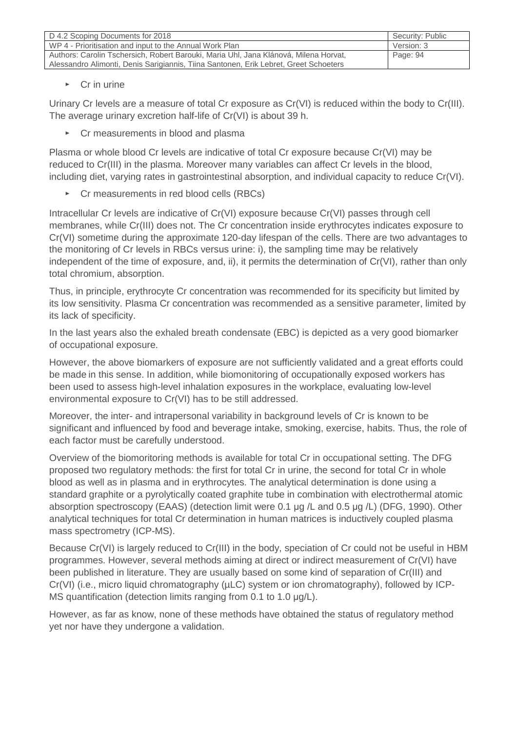- Cr in urine

Urinary Cr levels are a measure of total Cr exposure as Cr(VI) is reduced within the body to Cr(III). The average urinary excretion half-life of Cr(VI) is about 39 h.

- Cr measurements in blood and plasma

Plasma or whole blood Cr levels are indicative of total Cr exposure because Cr(VI) may be reduced to Cr(III) in the plasma. Moreover many variables can affect Cr levels in the blood, including diet, varying rates in gastrointestinal absorption, and individual capacity to reduce Cr(VI).

- Cr measurements in red blood cells (RBCs)

Intracellular Cr levels are indicative of Cr(VI) exposure because Cr(VI) passes through cell membranes, while Cr(III) does not. The Cr concentration inside erythrocytes indicates exposure to Cr(VI) sometime during the approximate 120-day lifespan of the cells. There are two advantages to the monitoring of Cr levels in RBCs versus urine: i), the sampling time may be relatively independent of the time of exposure, and, ii), it permits the determination of Cr(VI), rather than only total chromium, absorption.

Thus, in principle, erythrocyte Cr concentration was recommended for its specificity but limited by its low sensitivity. Plasma Cr concentration was recommended as a sensitive parameter, limited by its lack of specificity.

In the last years also the exhaled breath condensate (EBC) is depicted as a very good biomarker of occupational exposure.

However, the above biomarkers of exposure are not sufficiently validated and a great efforts could be made in this sense. In addition, while biomonitoring of occupationally exposed workers has been used to assess high-level inhalation exposures in the workplace, evaluating low-level environmental exposure to Cr(VI) has to be still addressed.

Moreover, the inter- and intrapersonal variability in background levels of Cr is known to be significant and influenced by food and beverage intake, smoking, exercise, habits. Thus, the role of each factor must be carefully understood.

Overview of the biomoritoring methods is available for total Cr in occupational setting. The DFG proposed two regulatory methods: the first for total Cr in urine, the second for total Cr in whole blood as well as in plasma and in erythrocytes. The analytical determination is done using a standard graphite or a pyrolytically coated graphite tube in combination with electrothermal atomic absorption spectroscopy (EAAS) (detection limit were 0.1 µg /L and 0.5 µg /L) (DFG, 1990). Other analytical techniques for total Cr determination in human matrices is inductively coupled plasma mass spectrometry (ICP-MS).

Because Cr(VI) is largely reduced to Cr(III) in the body, speciation of Cr could not be useful in HBM programmes. However, several methods aiming at direct or indirect measurement of Cr(VI) have been published in literature. They are usually based on some kind of separation of Cr(III) and Cr(VI) (i.e., micro liquid chromatography (µLC) system or ion chromatography), followed by ICP-MS quantification (detection limits ranging from 0.1 to 1.0 µg/L).

However, as far as know, none of these methods have obtained the status of regulatory method yet nor have they undergone a validation.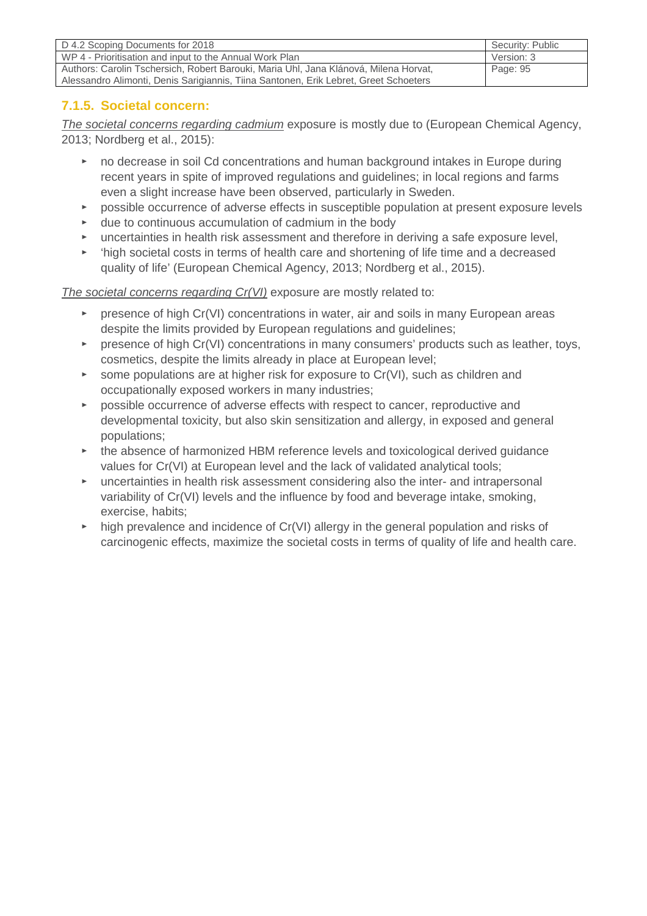### 7.1.5. Societal concern:

*The societal concerns regarding cadmium* exposure is mostly due to (European Chemical Agency, 2013; Nordberg et al., 2015):

- no decrease in soil Cd concentrations and human background intakes in Europe during recent years in spite of improved regulations and guidelines; in local regions and farms even a slight increase have been observed, particularly in Sweden.
- possible occurrence of adverse effects in susceptible population at present exposure levels
- due to continuous accumulation of cadmium in the body
- uncertainties in health risk assessment and therefore in deriving a safe exposure level,
- 'high societal costs in terms of health care and shortening of life time and a decreased quality of life' (European Chemical Agency, 2013; Nordberg et al., 2015).

*The societal concerns regarding Cr(VI)* exposure are mostly related to:

- presence of high Cr(VI) concentrations in water, air and soils in many European areas despite the limits provided by European regulations and guidelines;
- presence of high Cr(VI) concentrations in many consumers' products such as leather, toys, cosmetics, despite the limits already in place at European level;
- some populations are at higher risk for exposure to Cr(VI), such as children and occupationally exposed workers in many industries;
- possible occurrence of adverse effects with respect to cancer, reproductive and developmental toxicity, but also skin sensitization and allergy, in exposed and general populations;
- the absence of harmonized HBM reference levels and toxicological derived guidance values for Cr(VI) at European level and the lack of validated analytical tools;
- uncertainties in health risk assessment considering also the inter- and intrapersonal variability of Cr(VI) levels and the influence by food and beverage intake, smoking, exercise, habits;
- high prevalence and incidence of Cr(VI) allergy in the general population and risks of carcinogenic effects, maximize the societal costs in terms of quality of life and health care.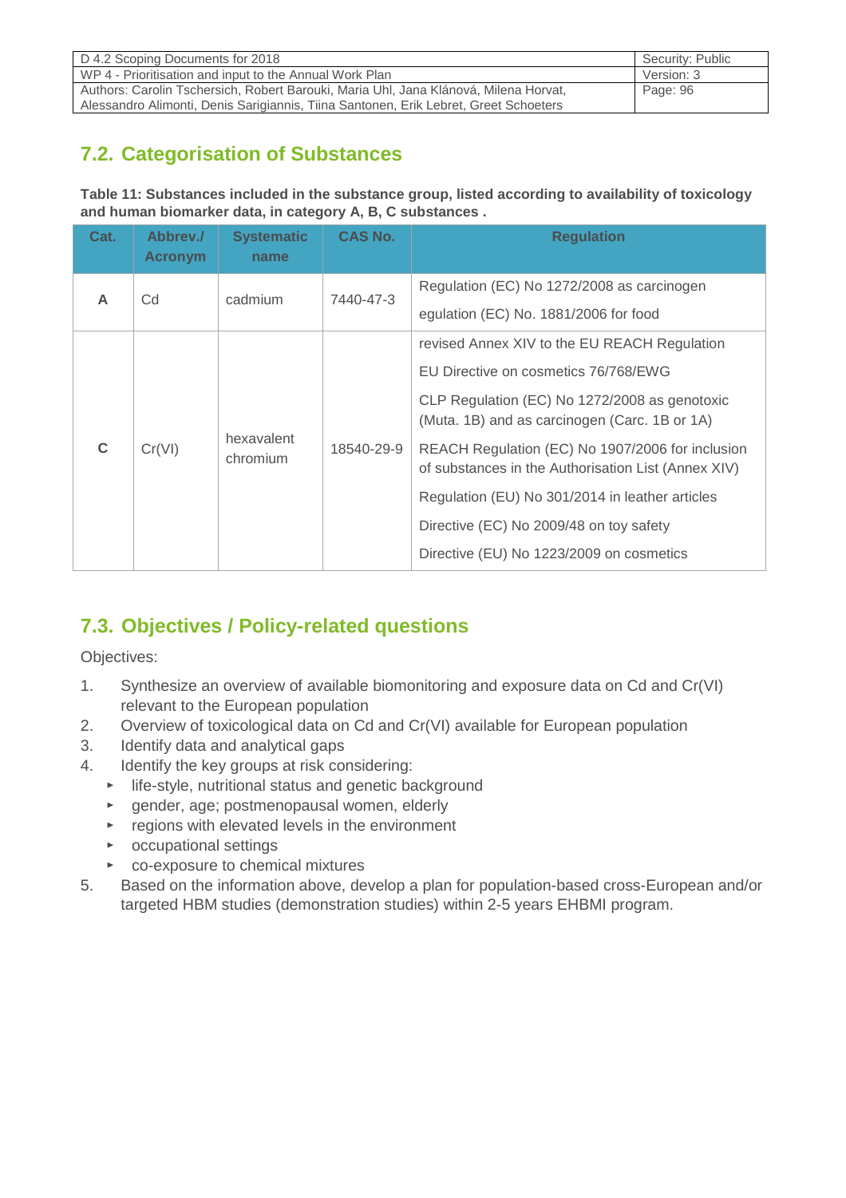## 7.2. Categorisation of Substances

**Table 11: Substances included in the substance group, listed according to availability of toxicology and human biomarker data, in category A, B, C substances .**

| Cat. | Abbrev./ Acronym | Systematic name | CAS No. | Regulation |
|---|---|---|---|---|
| A | Cd | cadmium | 7440-47-3 | Regulation (EC) No 1272/2008 as carcinogen<br>egulation (EC) No. 1881/2006 for food |
| C | Cr(VI) | hexavalent chromium | 18540-29-9 | revised Annex XIV to the EU REACH Regulation<br>EU Directive on cosmetics 76/768/EWG<br>CLP Regulation (EC) No 1272/2008 as genotoxic (Muta. 1B) and as carcinogen (Carc. 1B or 1A)<br>REACH Regulation (EC) No 1907/2006 for inclusion of substances in the Authorisation List (Annex XIV)<br>Regulation (EU) No 301/2014 in leather articles<br>Directive (EC) No 2009/48 on toy safety<br>Directive (EU) No 1223/2009 on cosmetics |

## 7.3. Objectives / Policy-related questions

Objectives:

1. Synthesize an overview of available biomonitoring and exposure data on Cd and Cr(VI) relevant to the European population
2. Overview of toxicological data on Cd and Cr(VI) available for European population
3. Identify data and analytical gaps
4. Identify the key groups at risk considering:
   - life-style, nutritional status and genetic background
   - gender, age; postmenopausal women, elderly
   - regions with elevated levels in the environment
   - occupational settings
   - co-exposure to chemical mixtures
5. Based on the information above, develop a plan for population-based cross-European and/or targeted HBM studies (demonstration studies) within 2-5 years EHBMI program.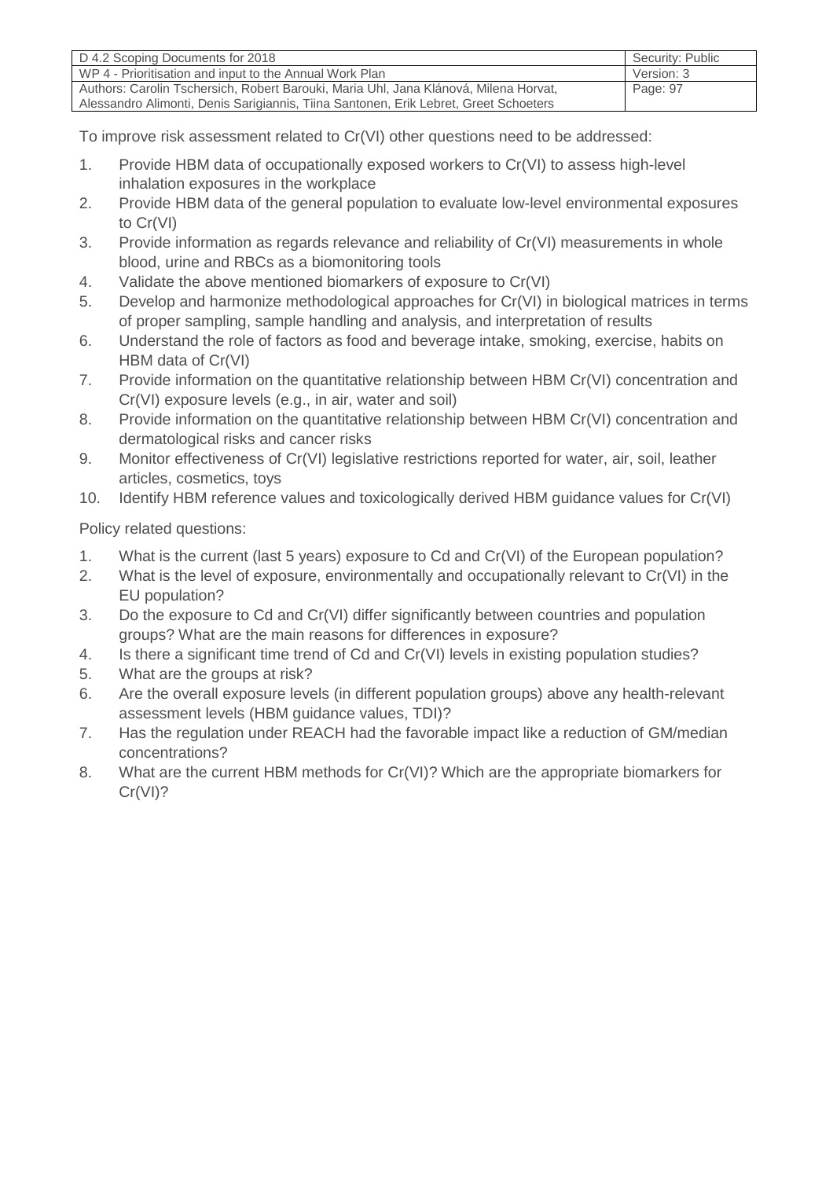To improve risk assessment related to Cr(VI) other questions need to be addressed:

1. Provide HBM data of occupationally exposed workers to Cr(VI) to assess high-level inhalation exposures in the workplace
2. Provide HBM data of the general population to evaluate low-level environmental exposures to Cr(VI)
3. Provide information as regards relevance and reliability of Cr(VI) measurements in whole blood, urine and RBCs as a biomonitoring tools
4. Validate the above mentioned biomarkers of exposure to Cr(VI)
5. Develop and harmonize methodological approaches for Cr(VI) in biological matrices in terms of proper sampling, sample handling and analysis, and interpretation of results
6. Understand the role of factors as food and beverage intake, smoking, exercise, habits on HBM data of Cr(VI)
7. Provide information on the quantitative relationship between HBM Cr(VI) concentration and Cr(VI) exposure levels (e.g., in air, water and soil)
8. Provide information on the quantitative relationship between HBM Cr(VI) concentration and dermatological risks and cancer risks
9. Monitor effectiveness of Cr(VI) legislative restrictions reported for water, air, soil, leather articles, cosmetics, toys
10. Identify HBM reference values and toxicologically derived HBM guidance values for Cr(VI)

Policy related questions:

1. What is the current (last 5 years) exposure to Cd and Cr(VI) of the European population?
2. What is the level of exposure, environmentally and occupationally relevant to Cr(VI) in the EU population?
3. Do the exposure to Cd and Cr(VI) differ significantly between countries and population groups? What are the main reasons for differences in exposure?
4. Is there a significant time trend of Cd and Cr(VI) levels in existing population studies?
5. What are the groups at risk?
6. Are the overall exposure levels (in different population groups) above any health-relevant assessment levels (HBM guidance values, TDI)?
7. Has the regulation under REACH had the favorable impact like a reduction of GM/median concentrations?
8. What are the current HBM methods for Cr(VI)? Which are the appropriate biomarkers for Cr(VI)?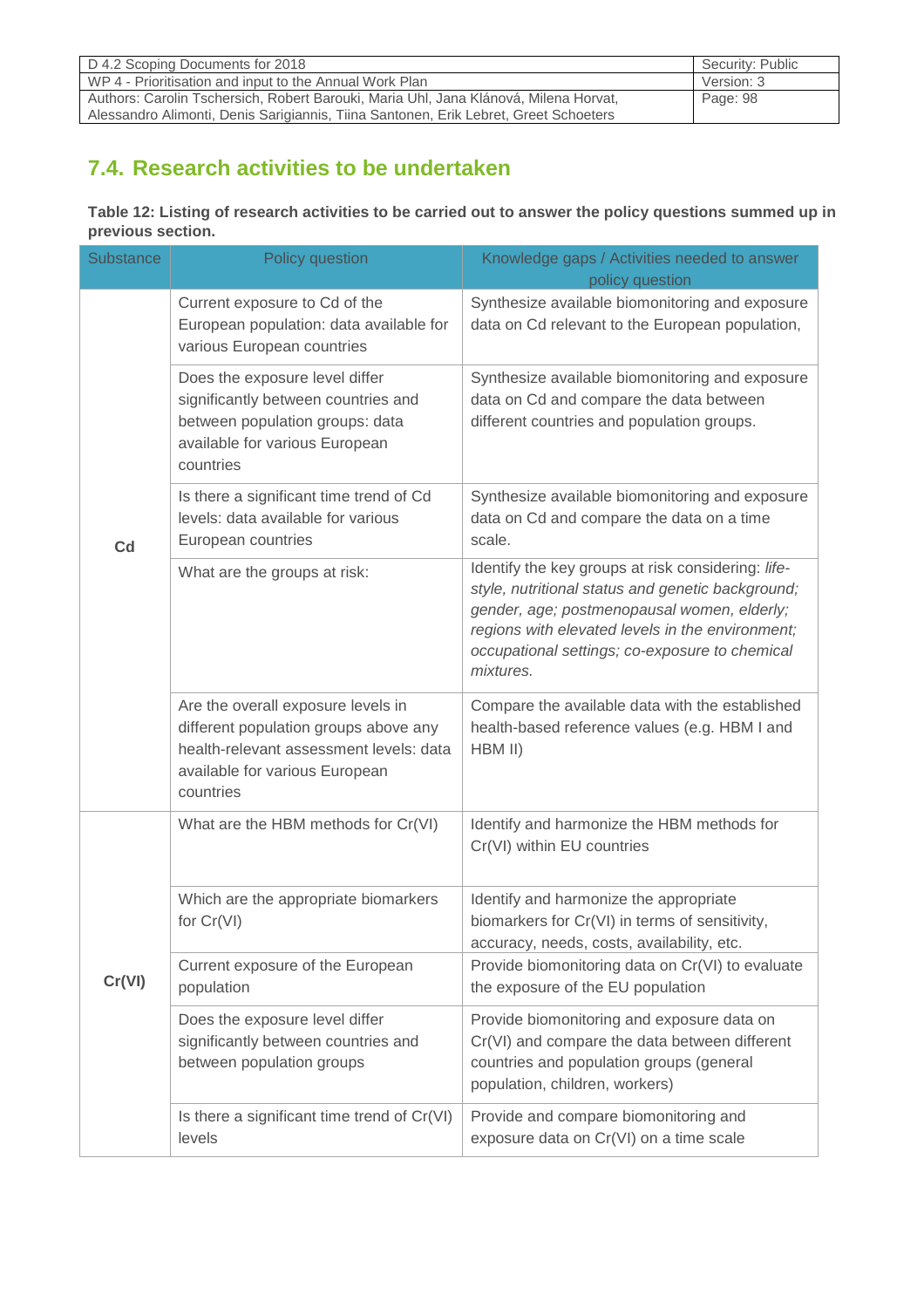## 7.4. Research activities to be undertaken

**Table 12: Listing of research activities to be carried out to answer the policy questions summed up in previous section.**

| Substance | Policy question | Knowledge gaps / Activities needed to answer policy question |
|---|---|---|
| Cd | Current exposure to Cd of the European population: data available for various European countries | Synthesize available biomonitoring and exposure data on Cd relevant to the European population, |
| | Does the exposure level differ significantly between countries and between population groups: data available for various European countries | Synthesize available biomonitoring and exposure data on Cd and compare the data between different countries and population groups. |
| | Is there a significant time trend of Cd levels: data available for various European countries | Synthesize available biomonitoring and exposure data on Cd and compare the data on a time scale. |
| | What are the groups at risk: | Identify the key groups at risk considering: *life-style, nutritional status and genetic background; gender, age; postmenopausal women, elderly; regions with elevated levels in the environment; occupational settings; co-exposure to chemical mixtures.* |
| | Are the overall exposure levels in different population groups above any health-relevant assessment levels: data available for various European countries | Compare the available data with the established health-based reference values (e.g. HBM I and HBM II) |
| Cr(VI) | What are the HBM methods for Cr(VI) | Identify and harmonize the HBM methods for Cr(VI) within EU countries |
| | Which are the appropriate biomarkers for Cr(VI) | Identify and harmonize the appropriate biomarkers for Cr(VI) in terms of sensitivity, accuracy, needs, costs, availability, etc. |
| | Current exposure of the European population | Provide biomonitoring data on Cr(VI) to evaluate the exposure of the EU population |
| | Does the exposure level differ significantly between countries and between population groups | Provide biomonitoring and exposure data on Cr(VI) and compare the data between different countries and population groups (general population, children, workers) |
| | Is there a significant time trend of Cr(VI) levels | Provide and compare biomonitoring and exposure data on Cr(VI) on a time scale |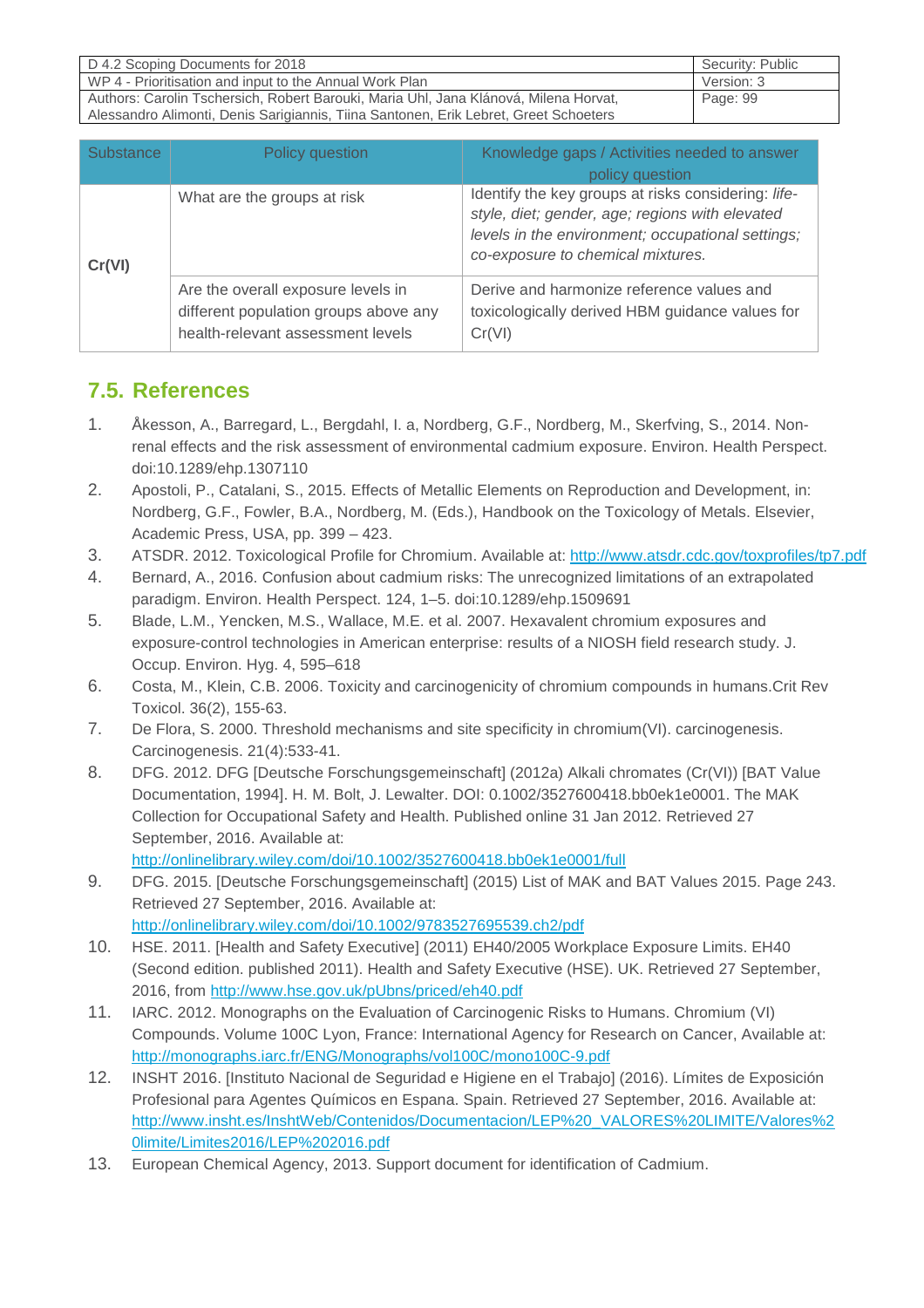| Substance | Policy question | Knowledge gaps / Activities needed to answer policy question |
|---|---|---|
| **Cr(VI)** | What are the groups at risk | Identify the key groups at risks considering: *life-style, diet; gender, age; regions with elevated levels in the environment; occupational settings; co-exposure to chemical mixtures.* |
| | Are the overall exposure levels in different population groups above any health-relevant assessment levels | Derive and harmonize reference values and toxicologically derived HBM guidance values for Cr(VI) |

## 7.5. References

1. Åkesson, A., Barregard, L., Bergdahl, I. a, Nordberg, G.F., Nordberg, M., Skerfving, S., 2014. Non-renal effects and the risk assessment of environmental cadmium exposure. Environ. Health Perspect. doi:10.1289/ehp.1307110
2. Apostoli, P., Catalani, S., 2015. Effects of Metallic Elements on Reproduction and Development, in: Nordberg, G.F., Fowler, B.A., Nordberg, M. (Eds.), Handbook on the Toxicology of Metals. Elsevier, Academic Press, USA, pp. 399 – 423.
3. ATSDR. 2012. Toxicological Profile for Chromium. Available at: http://www.atsdr.cdc.gov/toxprofiles/tp7.pdf
4. Bernard, A., 2016. Confusion about cadmium risks: The unrecognized limitations of an extrapolated paradigm. Environ. Health Perspect. 124, 1–5. doi:10.1289/ehp.1509691
5. Blade, L.M., Yencken, M.S., Wallace, M.E. et al. 2007. Hexavalent chromium exposures and exposure-control technologies in American enterprise: results of a NIOSH field research study. J. Occup. Environ. Hyg. 4, 595–618
6. Costa, M., Klein, C.B. 2006. Toxicity and carcinogenicity of chromium compounds in humans.Crit Rev Toxicol. 36(2), 155-63.
7. De Flora, S. 2000. Threshold mechanisms and site specificity in chromium(VI). carcinogenesis. Carcinogenesis. 21(4):533-41.
8. DFG. 2012. DFG [Deutsche Forschungsgemeinschaft] (2012a) Alkali chromates (Cr(VI)) [BAT Value Documentation, 1994]. H. M. Bolt, J. Lewalter. DOI: 0.1002/3527600418.bb0ek1e0001. The MAK Collection for Occupational Safety and Health. Published online 31 Jan 2012. Retrieved 27 September, 2016. Available at: http://onlinelibrary.wiley.com/doi/10.1002/3527600418.bb0ek1e0001/full
9. DFG. 2015. [Deutsche Forschungsgemeinschaft] (2015) List of MAK and BAT Values 2015. Page 243. Retrieved 27 September, 2016. Available at: http://onlinelibrary.wiley.com/doi/10.1002/9783527695539.ch2/pdf
10. HSE. 2011. [Health and Safety Executive] (2011) EH40/2005 Workplace Exposure Limits. EH40 (Second edition. published 2011). Health and Safety Executive (HSE). UK. Retrieved 27 September, 2016, from http://www.hse.gov.uk/pUbns/priced/eh40.pdf
11. IARC. 2012. Monographs on the Evaluation of Carcinogenic Risks to Humans. Chromium (VI) Compounds. Volume 100C Lyon, France: International Agency for Research on Cancer, Available at: http://monographs.iarc.fr/ENG/Monographs/vol100C/mono100C-9.pdf
12. INSHT 2016. [Instituto Nacional de Seguridad e Higiene en el Trabajo] (2016). Límites de Exposición Profesional para Agentes Químicos en Espana. Spain. Retrieved 27 September, 2016. Available at: http://www.insht.es/InshtWeb/Contenidos/Documentacion/LEP%20_VALORES%20LIMITE/Valores%20limite/Limites2016/LEP%202016.pdf
13. European Chemical Agency, 2013. Support document for identification of Cadmium.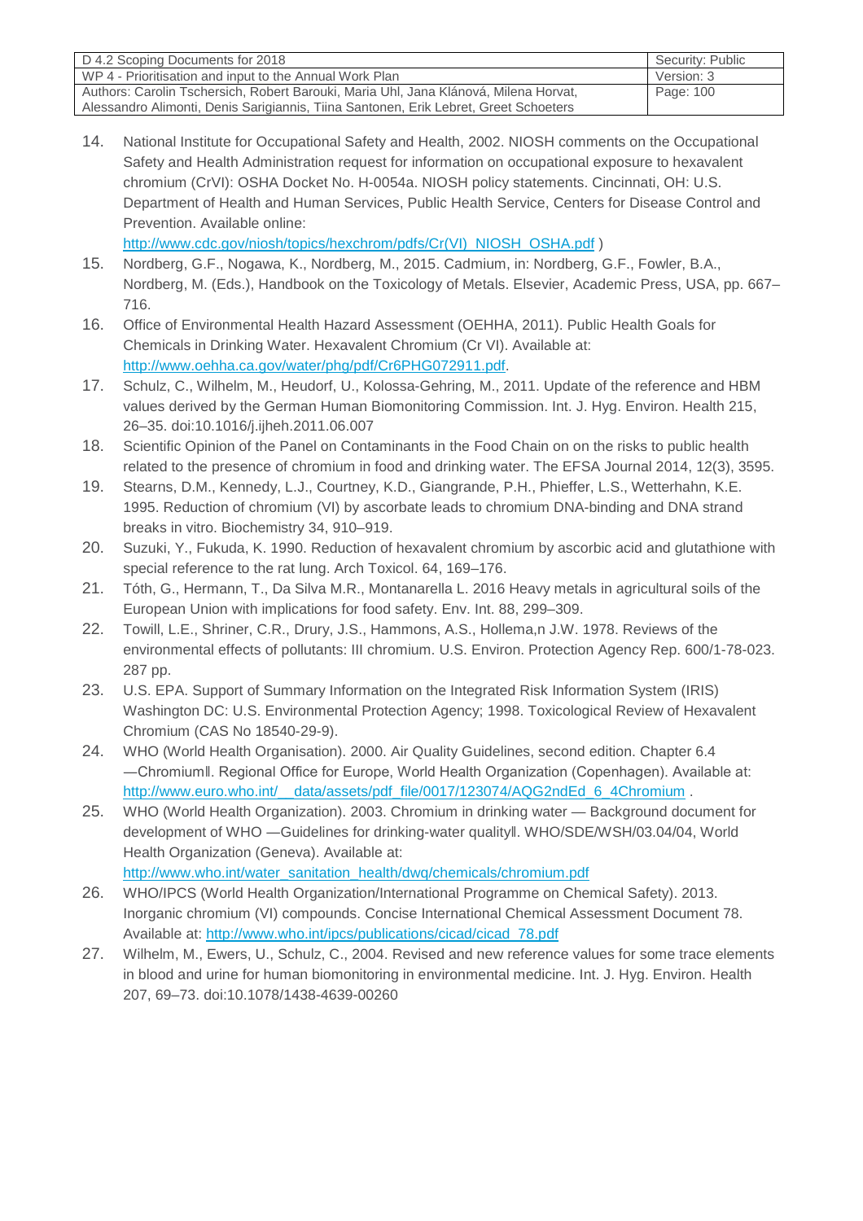14. National Institute for Occupational Safety and Health, 2002. NIOSH comments on the Occupational Safety and Health Administration request for information on occupational exposure to hexavalent chromium (CrVI): OSHA Docket No. H-0054a. NIOSH policy statements. Cincinnati, OH: U.S. Department of Health and Human Services, Public Health Service, Centers for Disease Control and Prevention. Available online: http://www.cdc.gov/niosh/topics/hexchrom/pdfs/Cr(VI)_NIOSH_OSHA.pdf )
15. Nordberg, G.F., Nogawa, K., Nordberg, M., 2015. Cadmium, in: Nordberg, G.F., Fowler, B.A., Nordberg, M. (Eds.), Handbook on the Toxicology of Metals. Elsevier, Academic Press, USA, pp. 667–716.
16. Office of Environmental Health Hazard Assessment (OEHHA, 2011). Public Health Goals for Chemicals in Drinking Water. Hexavalent Chromium (Cr VI). Available at: http://www.oehha.ca.gov/water/phg/pdf/Cr6PHG072911.pdf.
17. Schulz, C., Wilhelm, M., Heudorf, U., Kolossa-Gehring, M., 2011. Update of the reference and HBM values derived by the German Human Biomonitoring Commission. Int. J. Hyg. Environ. Health 215, 26–35. doi:10.1016/j.ijheh.2011.06.007
18. Scientific Opinion of the Panel on Contaminants in the Food Chain on on the risks to public health related to the presence of chromium in food and drinking water. The EFSA Journal 2014, 12(3), 3595.
19. Stearns, D.M., Kennedy, L.J., Courtney, K.D., Giangrande, P.H., Phieffer, L.S., Wetterhahn, K.E. 1995. Reduction of chromium (VI) by ascorbate leads to chromium DNA-binding and DNA strand breaks in vitro. Biochemistry 34, 910–919.
20. Suzuki, Y., Fukuda, K. 1990. Reduction of hexavalent chromium by ascorbic acid and glutathione with special reference to the rat lung. Arch Toxicol. 64, 169–176.
21. Tóth, G., Hermann, T., Da Silva M.R., Montanarella L. 2016 Heavy metals in agricultural soils of the European Union with implications for food safety. Env. Int. 88, 299–309.
22. Towill, L.E., Shriner, C.R., Drury, J.S., Hammons, A.S., Hollema,n J.W. 1978. Reviews of the environmental effects of pollutants: III chromium. U.S. Environ. Protection Agency Rep. 600/1-78-023. 287 pp.
23. U.S. EPA. Support of Summary Information on the Integrated Risk Information System (IRIS) Washington DC: U.S. Environmental Protection Agency; 1998. Toxicological Review of Hexavalent Chromium (CAS No 18540-29-9).
24. WHO (World Health Organisation). 2000. Air Quality Guidelines, second edition. Chapter 6.4 —Chromiumǁ. Regional Office for Europe, World Health Organization (Copenhagen). Available at: http://www.euro.who.int/__data/assets/pdf_file/0017/123074/AQG2ndEd_6_4Chromium .
25. WHO (World Health Organization). 2003. Chromium in drinking water — Background document for development of WHO —Guidelines for drinking-water qualityǁ. WHO/SDE/WSH/03.04/04, World Health Organization (Geneva). Available at: http://www.who.int/water_sanitation_health/dwq/chemicals/chromium.pdf
26. WHO/IPCS (World Health Organization/International Programme on Chemical Safety). 2013. Inorganic chromium (VI) compounds. Concise International Chemical Assessment Document 78. Available at: http://www.who.int/ipcs/publications/cicad/cicad_78.pdf
27. Wilhelm, M., Ewers, U., Schulz, C., 2004. Revised and new reference values for some trace elements in blood and urine for human biomonitoring in environmental medicine. Int. J. Hyg. Environ. Health 207, 69–73. doi:10.1078/1438-4639-00260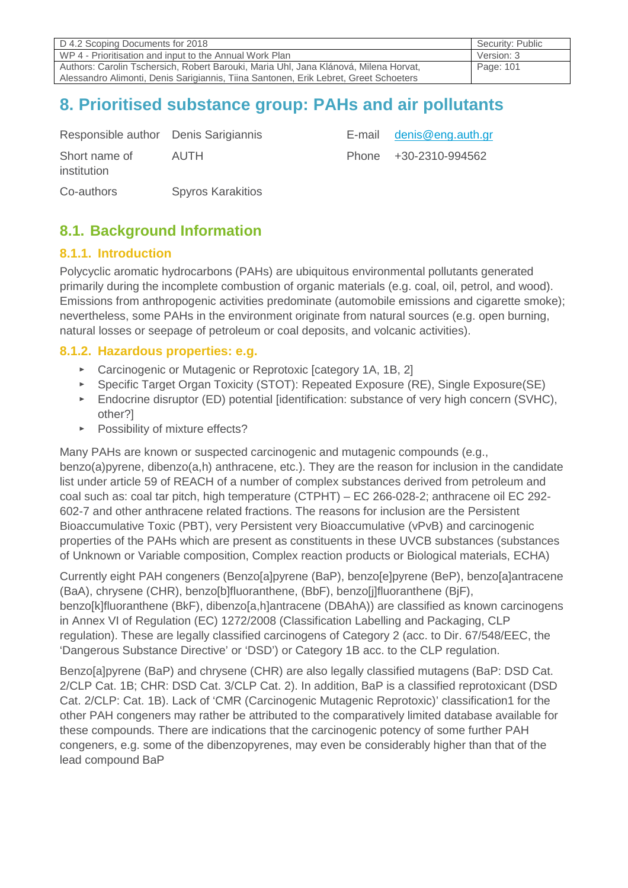# 8. Prioritised substance group: PAHs and air pollutants

| Responsible author | Denis Sarigiannis | E-mail | denis@eng.auth.gr |
|---|---|---|---|
| Short name of institution | AUTH | Phone | +30-2310-994562 |
| Co-authors | Spyros Karakitios | | |

## 8.1. Background Information

### 8.1.1. Introduction

Polycyclic aromatic hydrocarbons (PAHs) are ubiquitous environmental pollutants generated primarily during the incomplete combustion of organic materials (e.g. coal, oil, petrol, and wood). Emissions from anthropogenic activities predominate (automobile emissions and cigarette smoke); nevertheless, some PAHs in the environment originate from natural sources (e.g. open burning, natural losses or seepage of petroleum or coal deposits, and volcanic activities).

### 8.1.2. Hazardous properties: e.g.

- Carcinogenic or Mutagenic or Reprotoxic [category 1A, 1B, 2]
- Specific Target Organ Toxicity (STOT): Repeated Exposure (RE), Single Exposure(SE)
- Endocrine disruptor (ED) potential [identification: substance of very high concern (SVHC), other?]
- Possibility of mixture effects?

Many PAHs are known or suspected carcinogenic and mutagenic compounds (e.g., benzo(a)pyrene, dibenzo(a,h) anthracene, etc.). They are the reason for inclusion in the candidate list under article 59 of REACH of a number of complex substances derived from petroleum and coal such as: coal tar pitch, high temperature (CTPHT) – EC 266-028-2; anthracene oil EC 292-602-7 and other anthracene related fractions. The reasons for inclusion are the Persistent Bioaccumulative Toxic (PBT), very Persistent very Bioaccumulative (vPvB) and carcinogenic properties of the PAHs which are present as constituents in these UVCB substances (substances of Unknown or Variable composition, Complex reaction products or Biological materials, ECHA)

Currently eight PAH congeners (Benzo[a]pyrene (BaP), benzo[e]pyrene (BeP), benzo[a]antracene (BaA), chrysene (CHR), benzo[b]fluoranthene, (BbF), benzo[j]fluoranthene (BjF), benzo[k]fluoranthene (BkF), dibenzo[a,h]antracene (DBAhA)) are classified as known carcinogens in Annex VI of Regulation (EC) 1272/2008 (Classification Labelling and Packaging, CLP regulation). These are legally classified carcinogens of Category 2 (acc. to Dir. 67/548/EEC, the 'Dangerous Substance Directive' or 'DSD') or Category 1B acc. to the CLP regulation.

Benzo[a]pyrene (BaP) and chrysene (CHR) are also legally classified mutagens (BaP: DSD Cat. 2/CLP Cat. 1B; CHR: DSD Cat. 3/CLP Cat. 2). In addition, BaP is a classified reprotoxicant (DSD Cat. 2/CLP: Cat. 1B). Lack of 'CMR (Carcinogenic Mutagenic Reprotoxic)' classification1 for the other PAH congeners may rather be attributed to the comparatively limited database available for these compounds. There are indications that the carcinogenic potency of some further PAH congeners, e.g. some of the dibenzopyrenes, may even be considerably higher than that of the lead compound BaP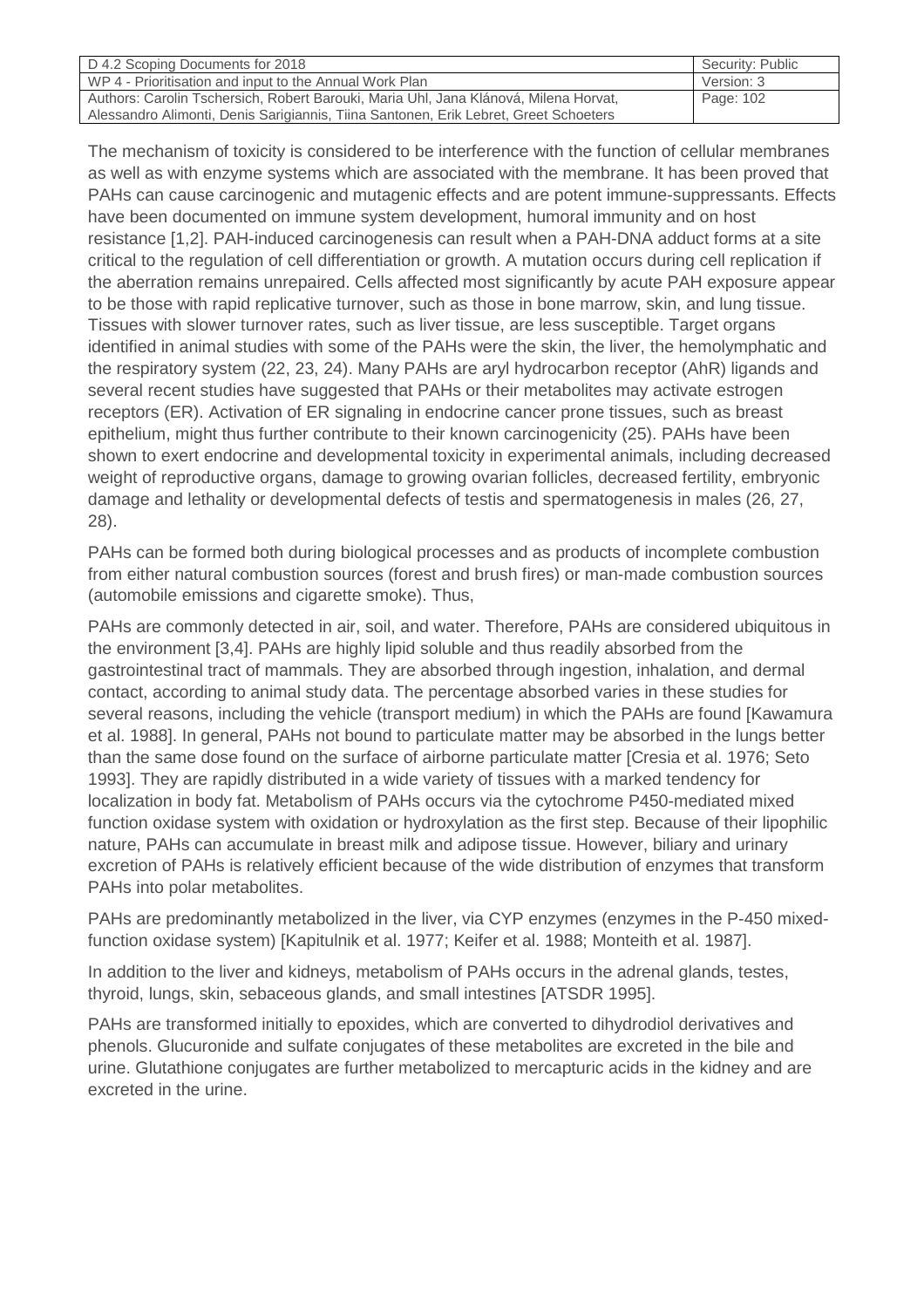The mechanism of toxicity is considered to be interference with the function of cellular membranes as well as with enzyme systems which are associated with the membrane. It has been proved that PAHs can cause carcinogenic and mutagenic effects and are potent immune-suppressants. Effects have been documented on immune system development, humoral immunity and on host resistance [1,2]. PAH-induced carcinogenesis can result when a PAH-DNA adduct forms at a site critical to the regulation of cell differentiation or growth. A mutation occurs during cell replication if the aberration remains unrepaired. Cells affected most significantly by acute PAH exposure appear to be those with rapid replicative turnover, such as those in bone marrow, skin, and lung tissue. Tissues with slower turnover rates, such as liver tissue, are less susceptible. Target organs identified in animal studies with some of the PAHs were the skin, the liver, the hemolymphatic and the respiratory system (22, 23, 24). Many PAHs are aryl hydrocarbon receptor (AhR) ligands and several recent studies have suggested that PAHs or their metabolites may activate estrogen receptors (ER). Activation of ER signaling in endocrine cancer prone tissues, such as breast epithelium, might thus further contribute to their known carcinogenicity (25). PAHs have been shown to exert endocrine and developmental toxicity in experimental animals, including decreased weight of reproductive organs, damage to growing ovarian follicles, decreased fertility, embryonic damage and lethality or developmental defects of testis and spermatogenesis in males (26, 27, 28).

PAHs can be formed both during biological processes and as products of incomplete combustion from either natural combustion sources (forest and brush fires) or man-made combustion sources (automobile emissions and cigarette smoke). Thus,

PAHs are commonly detected in air, soil, and water. Therefore, PAHs are considered ubiquitous in the environment [3,4]. PAHs are highly lipid soluble and thus readily absorbed from the gastrointestinal tract of mammals. They are absorbed through ingestion, inhalation, and dermal contact, according to animal study data. The percentage absorbed varies in these studies for several reasons, including the vehicle (transport medium) in which the PAHs are found [Kawamura et al. 1988]. In general, PAHs not bound to particulate matter may be absorbed in the lungs better than the same dose found on the surface of airborne particulate matter [Cresia et al. 1976; Seto 1993]. They are rapidly distributed in a wide variety of tissues with a marked tendency for localization in body fat. Metabolism of PAHs occurs via the cytochrome P450-mediated mixed function oxidase system with oxidation or hydroxylation as the first step. Because of their lipophilic nature, PAHs can accumulate in breast milk and adipose tissue. However, biliary and urinary excretion of PAHs is relatively efficient because of the wide distribution of enzymes that transform PAHs into polar metabolites.

PAHs are predominantly metabolized in the liver, via CYP enzymes (enzymes in the P-450 mixed-function oxidase system) [Kapitulnik et al. 1977; Keifer et al. 1988; Monteith et al. 1987].

In addition to the liver and kidneys, metabolism of PAHs occurs in the adrenal glands, testes, thyroid, lungs, skin, sebaceous glands, and small intestines [ATSDR 1995].

PAHs are transformed initially to epoxides, which are converted to dihydrodiol derivatives and phenols. Glucuronide and sulfate conjugates of these metabolites are excreted in the bile and urine. Glutathione conjugates are further metabolized to mercapturic acids in the kidney and are excreted in the urine.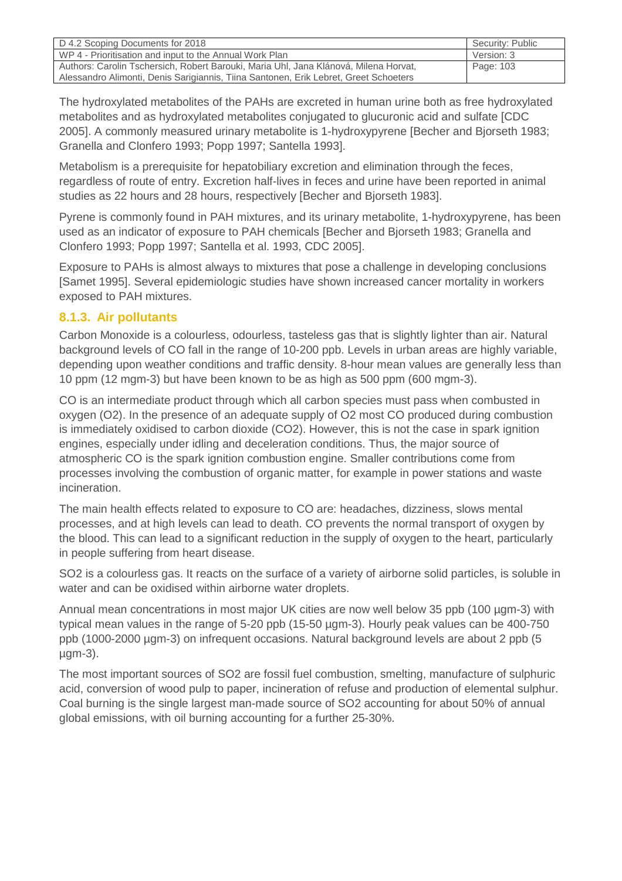The hydroxylated metabolites of the PAHs are excreted in human urine both as free hydroxylated metabolites and as hydroxylated metabolites conjugated to glucuronic acid and sulfate [CDC 2005]. A commonly measured urinary metabolite is 1-hydroxypyrene [Becher and Bjorseth 1983; Granella and Clonfero 1993; Popp 1997; Santella 1993].

Metabolism is a prerequisite for hepatobiliary excretion and elimination through the feces, regardless of route of entry. Excretion half-lives in feces and urine have been reported in animal studies as 22 hours and 28 hours, respectively [Becher and Bjorseth 1983].

Pyrene is commonly found in PAH mixtures, and its urinary metabolite, 1-hydroxypyrene, has been used as an indicator of exposure to PAH chemicals [Becher and Bjorseth 1983; Granella and Clonfero 1993; Popp 1997; Santella et al. 1993, CDC 2005].

Exposure to PAHs is almost always to mixtures that pose a challenge in developing conclusions [Samet 1995]. Several epidemiologic studies have shown increased cancer mortality in workers exposed to PAH mixtures.

### 8.1.3. Air pollutants

Carbon Monoxide is a colourless, odourless, tasteless gas that is slightly lighter than air. Natural background levels of CO fall in the range of 10-200 ppb. Levels in urban areas are highly variable, depending upon weather conditions and traffic density. 8-hour mean values are generally less than 10 ppm (12 mgm-3) but have been known to be as high as 500 ppm (600 mgm-3).

CO is an intermediate product through which all carbon species must pass when combusted in oxygen ($O_2$). In the presence of an adequate supply of $O_2$ most CO produced during combustion is immediately oxidised to carbon dioxide ($CO_2$). However, this is not the case in spark ignition engines, especially under idling and deceleration conditions. Thus, the major source of atmospheric CO is the spark ignition combustion engine. Smaller contributions come from processes involving the combustion of organic matter, for example in power stations and waste incineration.

The main health effects related to exposure to CO are: headaches, dizziness, slows mental processes, and at high levels can lead to death. CO prevents the normal transport of oxygen by the blood. This can lead to a significant reduction in the supply of oxygen to the heart, particularly in people suffering from heart disease.

$SO_2$ is a colourless gas. It reacts on the surface of a variety of airborne solid particles, is soluble in water and can be oxidised within airborne water droplets.

Annual mean concentrations in most major UK cities are now well below 35 ppb (100 µgm-3) with typical mean values in the range of 5-20 ppb (15-50 µgm-3). Hourly peak values can be 400-750 ppb (1000-2000 µgm-3) on infrequent occasions. Natural background levels are about 2 ppb (5 µgm-3).

The most important sources of $SO_2$ are fossil fuel combustion, smelting, manufacture of sulphuric acid, conversion of wood pulp to paper, incineration of refuse and production of elemental sulphur. Coal burning is the single largest man-made source of $SO_2$ accounting for about 50% of annual global emissions, with oil burning accounting for a further 25-30%.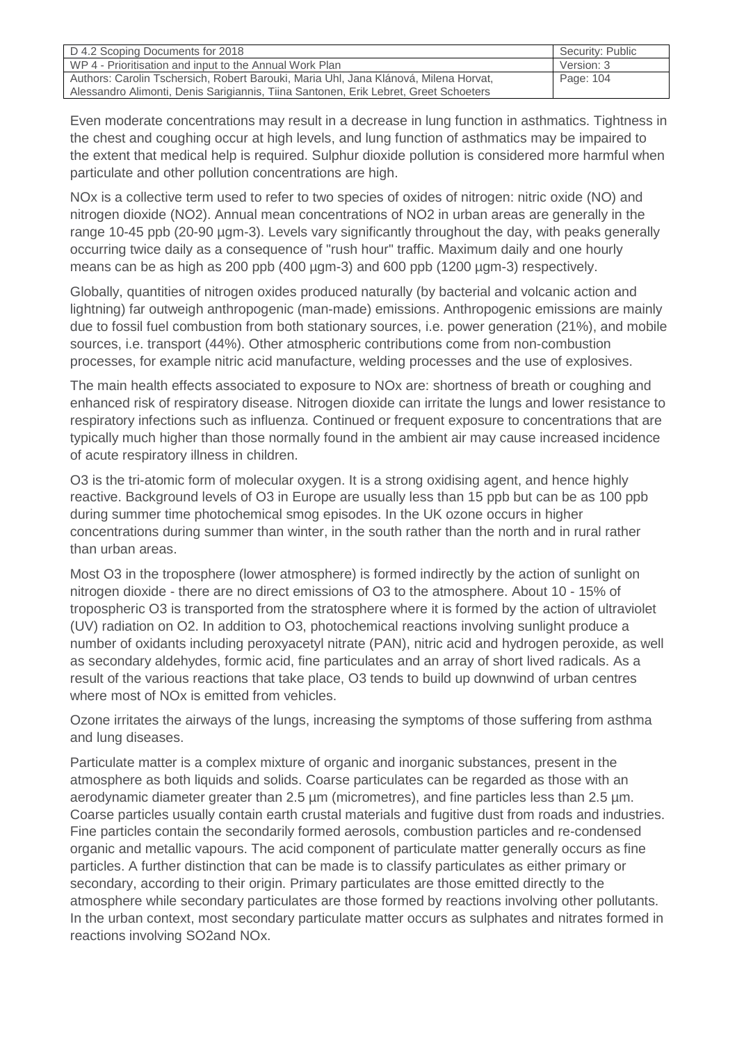Even moderate concentrations may result in a decrease in lung function in asthmatics. Tightness in the chest and coughing occur at high levels, and lung function of asthmatics may be impaired to the extent that medical help is required. Sulphur dioxide pollution is considered more harmful when particulate and other pollution concentrations are high.

NOx is a collective term used to refer to two species of oxides of nitrogen: nitric oxide (NO) and nitrogen dioxide (NO2). Annual mean concentrations of NO2 in urban areas are generally in the range 10-45 ppb (20-90 µgm-3). Levels vary significantly throughout the day, with peaks generally occurring twice daily as a consequence of "rush hour" traffic. Maximum daily and one hourly means can be as high as 200 ppb (400 µgm-3) and 600 ppb (1200 µgm-3) respectively.

Globally, quantities of nitrogen oxides produced naturally (by bacterial and volcanic action and lightning) far outweigh anthropogenic (man-made) emissions. Anthropogenic emissions are mainly due to fossil fuel combustion from both stationary sources, i.e. power generation (21%), and mobile sources, i.e. transport (44%). Other atmospheric contributions come from non-combustion processes, for example nitric acid manufacture, welding processes and the use of explosives.

The main health effects associated to exposure to NOx are: shortness of breath or coughing and enhanced risk of respiratory disease. Nitrogen dioxide can irritate the lungs and lower resistance to respiratory infections such as influenza. Continued or frequent exposure to concentrations that are typically much higher than those normally found in the ambient air may cause increased incidence of acute respiratory illness in children.

O3 is the tri-atomic form of molecular oxygen. It is a strong oxidising agent, and hence highly reactive. Background levels of O3 in Europe are usually less than 15 ppb but can be as 100 ppb during summer time photochemical smog episodes. In the UK ozone occurs in higher concentrations during summer than winter, in the south rather than the north and in rural rather than urban areas.

Most O3 in the troposphere (lower atmosphere) is formed indirectly by the action of sunlight on nitrogen dioxide - there are no direct emissions of O3 to the atmosphere. About 10 - 15% of tropospheric O3 is transported from the stratosphere where it is formed by the action of ultraviolet (UV) radiation on O2. In addition to O3, photochemical reactions involving sunlight produce a number of oxidants including peroxyacetyl nitrate (PAN), nitric acid and hydrogen peroxide, as well as secondary aldehydes, formic acid, fine particulates and an array of short lived radicals. As a result of the various reactions that take place, O3 tends to build up downwind of urban centres where most of NOx is emitted from vehicles.

Ozone irritates the airways of the lungs, increasing the symptoms of those suffering from asthma and lung diseases.

Particulate matter is a complex mixture of organic and inorganic substances, present in the atmosphere as both liquids and solids. Coarse particulates can be regarded as those with an aerodynamic diameter greater than 2.5 µm (micrometres), and fine particles less than 2.5 µm. Coarse particles usually contain earth crustal materials and fugitive dust from roads and industries. Fine particles contain the secondarily formed aerosols, combustion particles and re-condensed organic and metallic vapours. The acid component of particulate matter generally occurs as fine particles. A further distinction that can be made is to classify particulates as either primary or secondary, according to their origin. Primary particulates are those emitted directly to the atmosphere while secondary particulates are those formed by reactions involving other pollutants. In the urban context, most secondary particulate matter occurs as sulphates and nitrates formed in reactions involving SO2and NOx.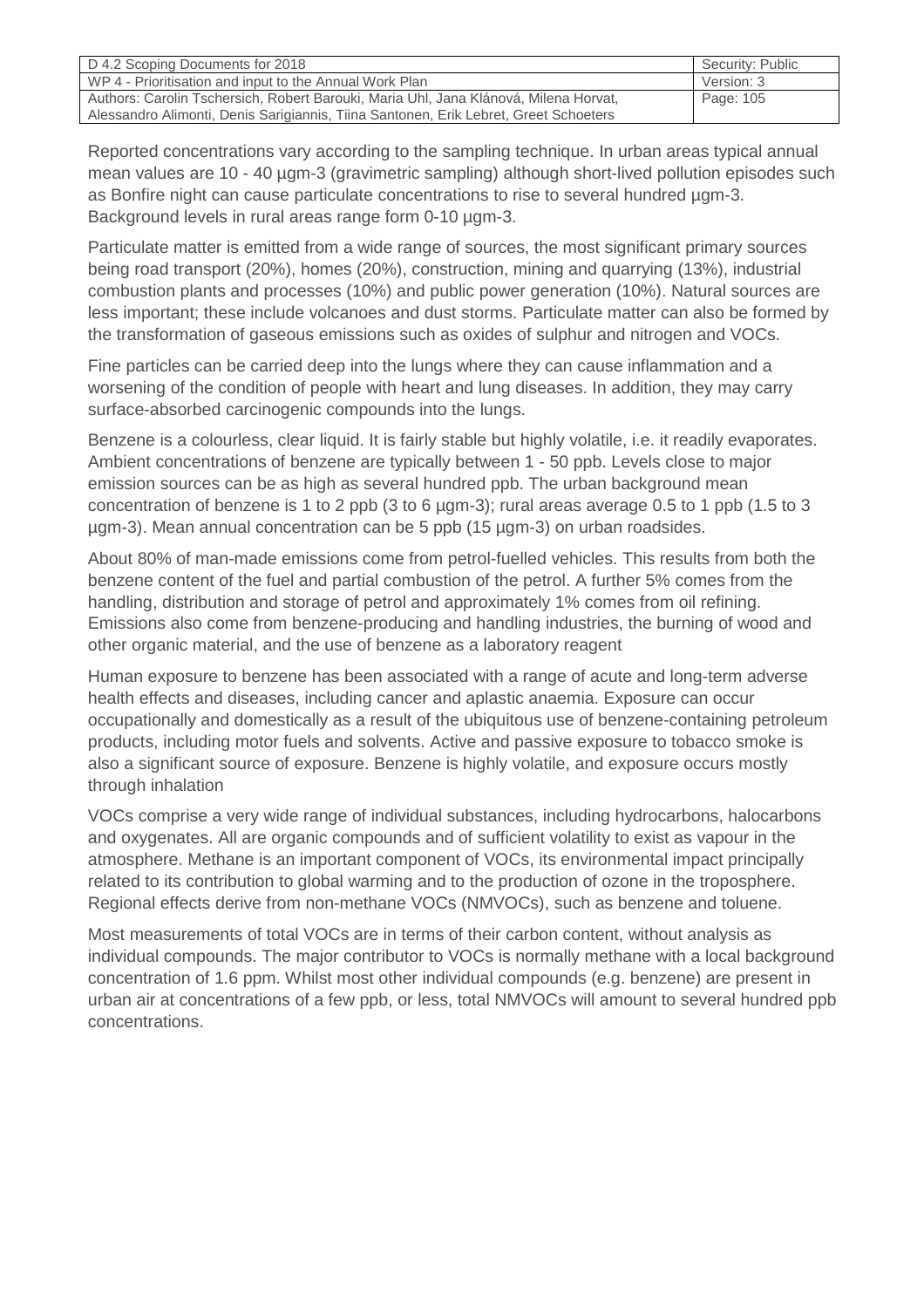Reported concentrations vary according to the sampling technique. In urban areas typical annual mean values are 10 - 40 µgm-3 (gravimetric sampling) although short-lived pollution episodes such as Bonfire night can cause particulate concentrations to rise to several hundred µgm-3. Background levels in rural areas range form 0-10 µgm-3.

Particulate matter is emitted from a wide range of sources, the most significant primary sources being road transport (20%), homes (20%), construction, mining and quarrying (13%), industrial combustion plants and processes (10%) and public power generation (10%). Natural sources are less important; these include volcanoes and dust storms. Particulate matter can also be formed by the transformation of gaseous emissions such as oxides of sulphur and nitrogen and VOCs.

Fine particles can be carried deep into the lungs where they can cause inflammation and a worsening of the condition of people with heart and lung diseases. In addition, they may carry surface-absorbed carcinogenic compounds into the lungs.

Benzene is a colourless, clear liquid. It is fairly stable but highly volatile, i.e. it readily evaporates. Ambient concentrations of benzene are typically between 1 - 50 ppb. Levels close to major emission sources can be as high as several hundred ppb. The urban background mean concentration of benzene is 1 to 2 ppb (3 to 6 µgm-3); rural areas average 0.5 to 1 ppb (1.5 to 3 µgm-3). Mean annual concentration can be 5 ppb (15 µgm-3) on urban roadsides.

About 80% of man-made emissions come from petrol-fuelled vehicles. This results from both the benzene content of the fuel and partial combustion of the petrol. A further 5% comes from the handling, distribution and storage of petrol and approximately 1% comes from oil refining. Emissions also come from benzene-producing and handling industries, the burning of wood and other organic material, and the use of benzene as a laboratory reagent

Human exposure to benzene has been associated with a range of acute and long-term adverse health effects and diseases, including cancer and aplastic anaemia. Exposure can occur occupationally and domestically as a result of the ubiquitous use of benzene-containing petroleum products, including motor fuels and solvents. Active and passive exposure to tobacco smoke is also a significant source of exposure. Benzene is highly volatile, and exposure occurs mostly through inhalation

VOCs comprise a very wide range of individual substances, including hydrocarbons, halocarbons and oxygenates. All are organic compounds and of sufficient volatility to exist as vapour in the atmosphere. Methane is an important component of VOCs, its environmental impact principally related to its contribution to global warming and to the production of ozone in the troposphere. Regional effects derive from non-methane VOCs (NMVOCs), such as benzene and toluene.

Most measurements of total VOCs are in terms of their carbon content, without analysis as individual compounds. The major contributor to VOCs is normally methane with a local background concentration of 1.6 ppm. Whilst most other individual compounds (e.g. benzene) are present in urban air at concentrations of a few ppb, or less, total NMVOCs will amount to several hundred ppb concentrations.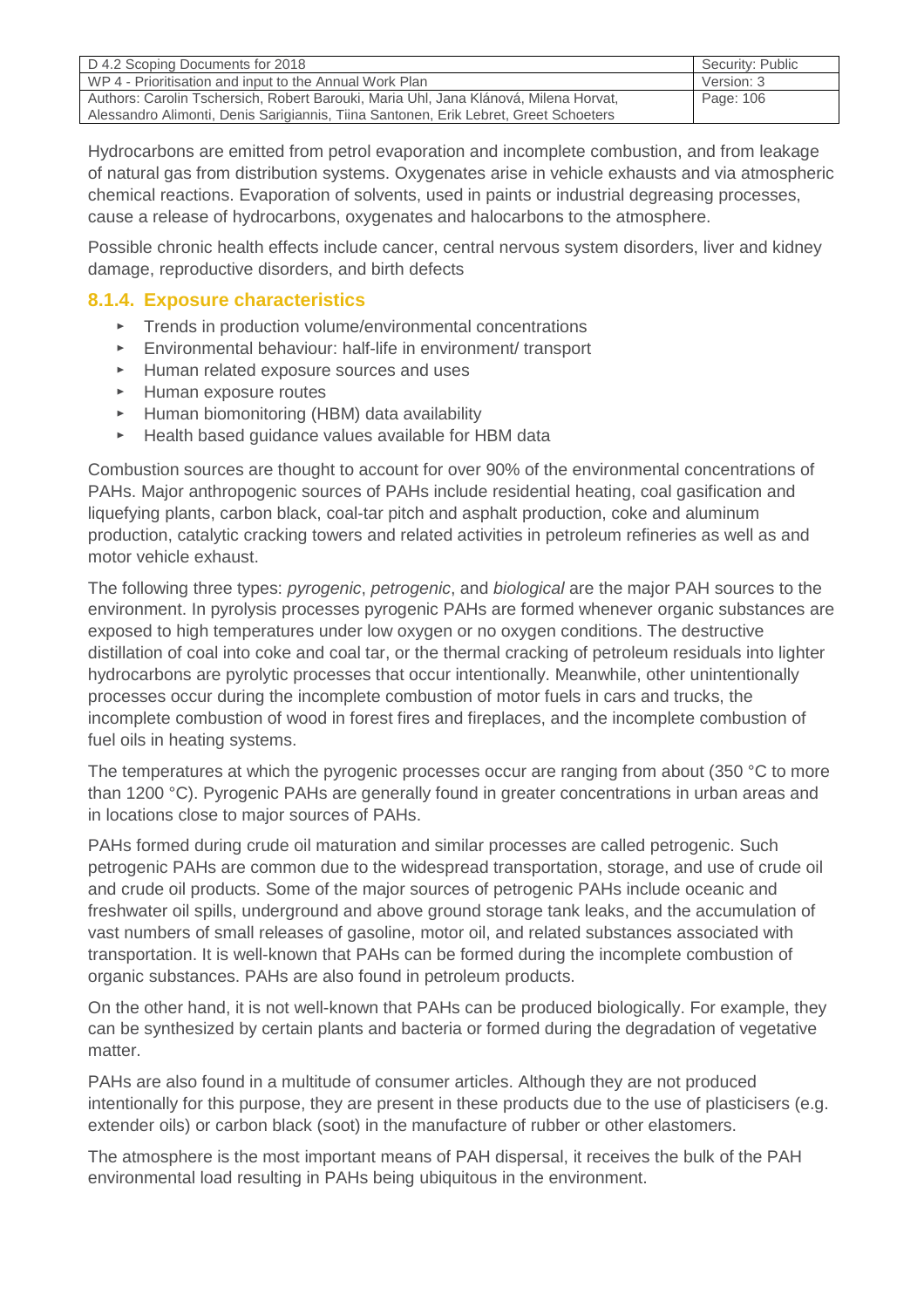Hydrocarbons are emitted from petrol evaporation and incomplete combustion, and from leakage of natural gas from distribution systems. Oxygenates arise in vehicle exhausts and via atmospheric chemical reactions. Evaporation of solvents, used in paints or industrial degreasing processes, cause a release of hydrocarbons, oxygenates and halocarbons to the atmosphere.

Possible chronic health effects include cancer, central nervous system disorders, liver and kidney damage, reproductive disorders, and birth defects

### 8.1.4. Exposure characteristics

- Trends in production volume/environmental concentrations
- Environmental behaviour: half-life in environment/ transport
- Human related exposure sources and uses
- Human exposure routes
- Human biomonitoring (HBM) data availability
- Health based guidance values available for HBM data

Combustion sources are thought to account for over 90% of the environmental concentrations of PAHs. Major anthropogenic sources of PAHs include residential heating, coal gasification and liquefying plants, carbon black, coal-tar pitch and asphalt production, coke and aluminum production, catalytic cracking towers and related activities in petroleum refineries as well as and motor vehicle exhaust.

The following three types: *pyrogenic*, *petrogenic*, and *biological* are the major PAH sources to the environment. In pyrolysis processes pyrogenic PAHs are formed whenever organic substances are exposed to high temperatures under low oxygen or no oxygen conditions. The destructive distillation of coal into coke and coal tar, or the thermal cracking of petroleum residuals into lighter hydrocarbons are pyrolytic processes that occur intentionally. Meanwhile, other unintentionally processes occur during the incomplete combustion of motor fuels in cars and trucks, the incomplete combustion of wood in forest fires and fireplaces, and the incomplete combustion of fuel oils in heating systems.

The temperatures at which the pyrogenic processes occur are ranging from about (350 °C to more than 1200 °C). Pyrogenic PAHs are generally found in greater concentrations in urban areas and in locations close to major sources of PAHs.

PAHs formed during crude oil maturation and similar processes are called petrogenic. Such petrogenic PAHs are common due to the widespread transportation, storage, and use of crude oil and crude oil products. Some of the major sources of petrogenic PAHs include oceanic and freshwater oil spills, underground and above ground storage tank leaks, and the accumulation of vast numbers of small releases of gasoline, motor oil, and related substances associated with transportation. It is well-known that PAHs can be formed during the incomplete combustion of organic substances. PAHs are also found in petroleum products.

On the other hand, it is not well-known that PAHs can be produced biologically. For example, they can be synthesized by certain plants and bacteria or formed during the degradation of vegetative matter.

PAHs are also found in a multitude of consumer articles. Although they are not produced intentionally for this purpose, they are present in these products due to the use of plasticisers (e.g. extender oils) or carbon black (soot) in the manufacture of rubber or other elastomers.

The atmosphere is the most important means of PAH dispersal, it receives the bulk of the PAH environmental load resulting in PAHs being ubiquitous in the environment.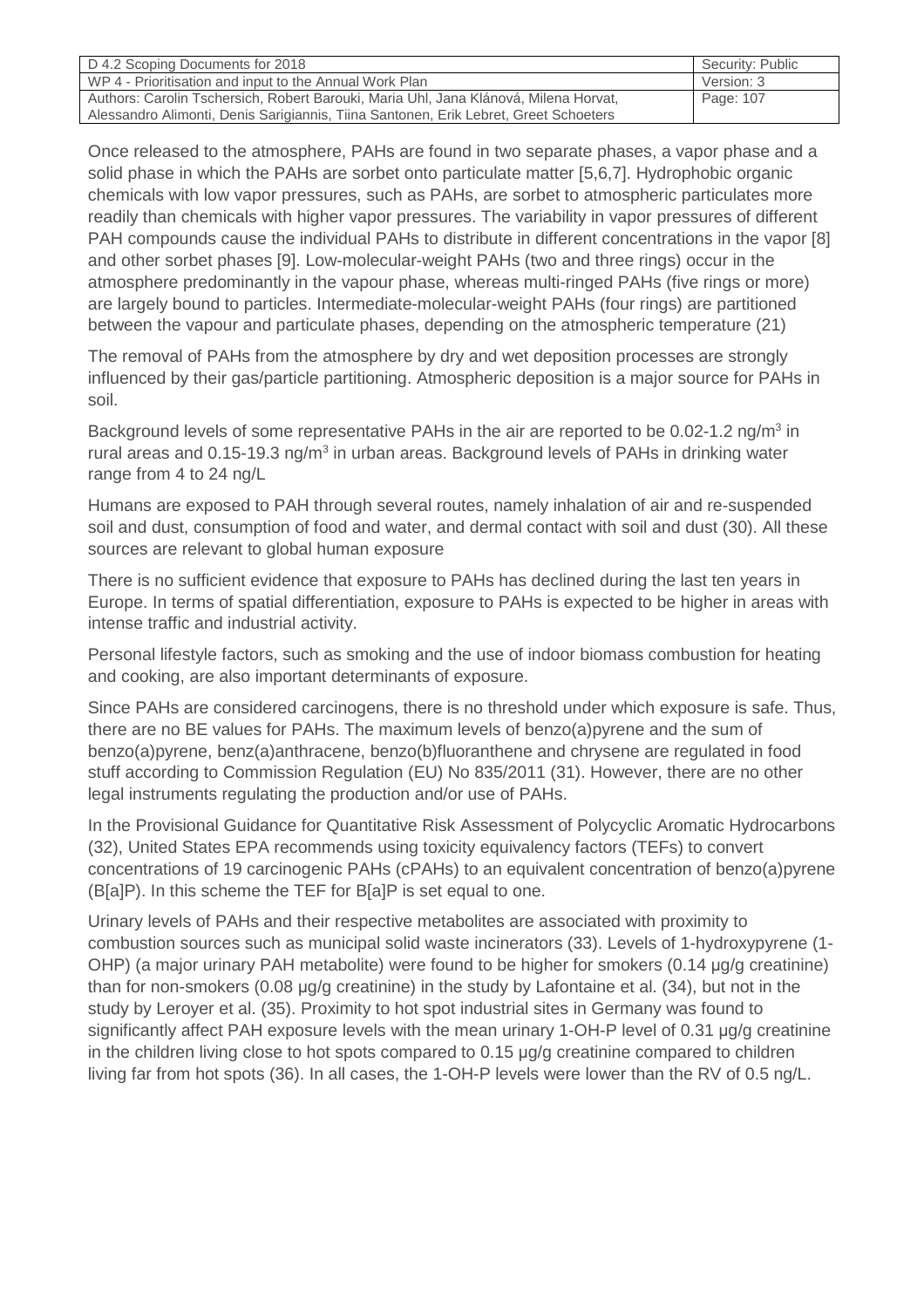Once released to the atmosphere, PAHs are found in two separate phases, a vapor phase and a solid phase in which the PAHs are sorbet onto particulate matter [5,6,7]. Hydrophobic organic chemicals with low vapor pressures, such as PAHs, are sorbet to atmospheric particulates more readily than chemicals with higher vapor pressures. The variability in vapor pressures of different PAH compounds cause the individual PAHs to distribute in different concentrations in the vapor [8] and other sorbet phases [9]. Low-molecular-weight PAHs (two and three rings) occur in the atmosphere predominantly in the vapour phase, whereas multi-ringed PAHs (five rings or more) are largely bound to particles. Intermediate-molecular-weight PAHs (four rings) are partitioned between the vapour and particulate phases, depending on the atmospheric temperature (21)

The removal of PAHs from the atmosphere by dry and wet deposition processes are strongly influenced by their gas/particle partitioning. Atmospheric deposition is a major source for PAHs in soil.

Background levels of some representative PAHs in the air are reported to be 0.02-1.2 ng/m$^3$ in rural areas and 0.15-19.3 ng/m$^3$ in urban areas. Background levels of PAHs in drinking water range from 4 to 24 ng/L

Humans are exposed to PAH through several routes, namely inhalation of air and re-suspended soil and dust, consumption of food and water, and dermal contact with soil and dust (30). All these sources are relevant to global human exposure

There is no sufficient evidence that exposure to PAHs has declined during the last ten years in Europe. In terms of spatial differentiation, exposure to PAHs is expected to be higher in areas with intense traffic and industrial activity.

Personal lifestyle factors, such as smoking and the use of indoor biomass combustion for heating and cooking, are also important determinants of exposure.

Since PAHs are considered carcinogens, there is no threshold under which exposure is safe. Thus, there are no BE values for PAHs. The maximum levels of benzo(a)pyrene and the sum of benzo(a)pyrene, benz(a)anthracene, benzo(b)fluoranthene and chrysene are regulated in food stuff according to Commission Regulation (EU) No 835/2011 (31). However, there are no other legal instruments regulating the production and/or use of PAHs.

In the Provisional Guidance for Quantitative Risk Assessment of Polycyclic Aromatic Hydrocarbons (32), United States EPA recommends using toxicity equivalency factors (TEFs) to convert concentrations of 19 carcinogenic PAHs (cPAHs) to an equivalent concentration of benzo(a)pyrene (B[a]P). In this scheme the TEF for B[a]P is set equal to one.

Urinary levels of PAHs and their respective metabolites are associated with proximity to combustion sources such as municipal solid waste incinerators (33). Levels of 1-hydroxypyrene (1-OHP) (a major urinary PAH metabolite) were found to be higher for smokers (0.14 µg/g creatinine) than for non-smokers (0.08 µg/g creatinine) in the study by Lafontaine et al. (34), but not in the study by Leroyer et al. (35). Proximity to hot spot industrial sites in Germany was found to significantly affect PAH exposure levels with the mean urinary 1-OH-P level of 0.31 µg/g creatinine in the children living close to hot spots compared to 0.15 µg/g creatinine compared to children living far from hot spots (36). In all cases, the 1-OH-P levels were lower than the RV of 0.5 ng/L.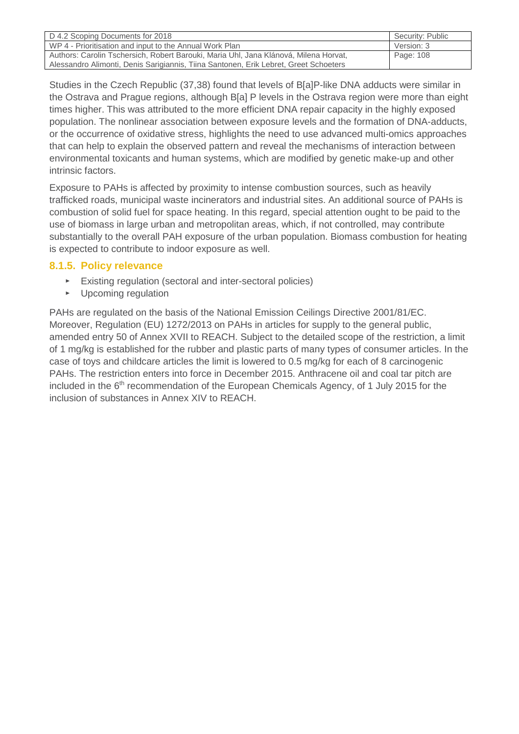Studies in the Czech Republic (37,38) found that levels of B[a]P-like DNA adducts were similar in the Ostrava and Prague regions, although B[a] P levels in the Ostrava region were more than eight times higher. This was attributed to the more efficient DNA repair capacity in the highly exposed population. The nonlinear association between exposure levels and the formation of DNA-adducts, or the occurrence of oxidative stress, highlights the need to use advanced multi-omics approaches that can help to explain the observed pattern and reveal the mechanisms of interaction between environmental toxicants and human systems, which are modified by genetic make-up and other intrinsic factors.

Exposure to PAHs is affected by proximity to intense combustion sources, such as heavily trafficked roads, municipal waste incinerators and industrial sites. An additional source of PAHs is combustion of solid fuel for space heating. In this regard, special attention ought to be paid to the use of biomass in large urban and metropolitan areas, which, if not controlled, may contribute substantially to the overall PAH exposure of the urban population. Biomass combustion for heating is expected to contribute to indoor exposure as well.

### 8.1.5. Policy relevance

- Existing regulation (sectoral and inter-sectoral policies)
- Upcoming regulation

PAHs are regulated on the basis of the National Emission Ceilings Directive 2001/81/EC. Moreover, Regulation (EU) 1272/2013 on PAHs in articles for supply to the general public, amended entry 50 of Annex XVII to REACH. Subject to the detailed scope of the restriction, a limit of 1 mg/kg is established for the rubber and plastic parts of many types of consumer articles. In the case of toys and childcare articles the limit is lowered to 0.5 mg/kg for each of 8 carcinogenic PAHs. The restriction enters into force in December 2015. Anthracene oil and coal tar pitch are included in the 6th recommendation of the European Chemicals Agency, of 1 July 2015 for the inclusion of substances in Annex XIV to REACH.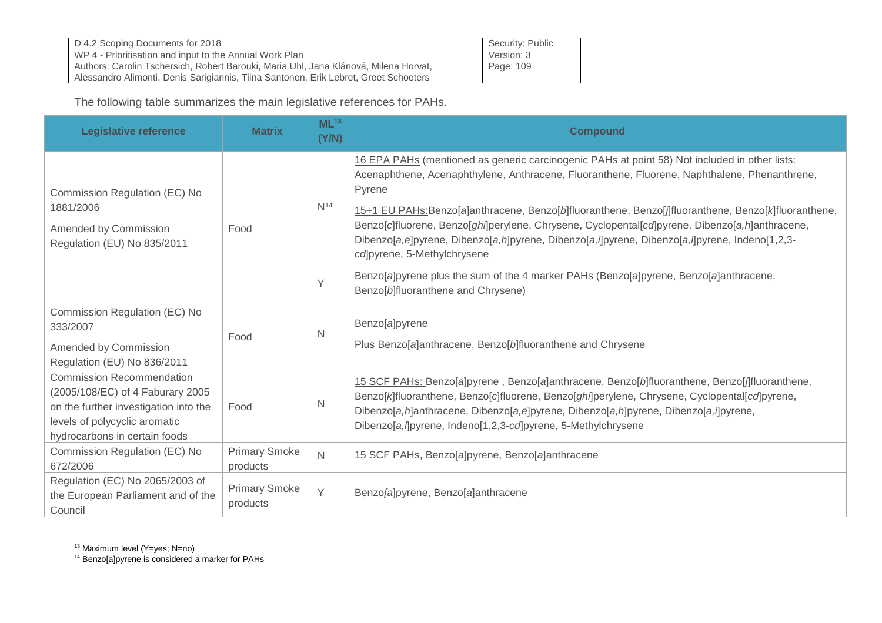The following table summarizes the main legislative references for PAHs.

| Legislative reference | Matrix | ML[13] (Y/N) | Compound |
|---|---|---|---|
| Commission Regulation (EC) No 1881/2006<br>Amended by Commission Regulation (EU) No 835/2011 | Food | N[14] | 16 EPA PAHs (mentioned as generic carcinogenic PAHs at point 58) Not included in other lists: Acenaphthene, Acenaphthylene, Anthracene, Fluoranthene, Fluorene, Naphthalene, Phenanthrene, Pyrene<br>15+1 EU PAHs:Benzo[*a*]anthracene, Benzo[*b*]fluoranthene, Benzo[*j*]fluoranthene, Benzo[*k*]fluoranthene, Benzo[*c*]fluorene, Benzo[*ghi*]perylene, Chrysene, Cyclopental[*cd*]pyrene, Dibenzo[*a,h*]anthracene, Dibenzo[*a,e*]pyrene, Dibenzo[*a,h*]pyrene, Dibenzo[*a,i*]pyrene, Dibenzo[*a,l*]pyrene, Indeno[1,2,3-*cd*]pyrene, 5-Methylchrysene |
| | | Y | Benzo[*a*]pyrene plus the sum of the 4 marker PAHs (Benzo[*a*]pyrene, Benzo[*a*]anthracene, Benzo[*b*]fluoranthene and Chrysene) |
| Commission Regulation (EC) No 333/2007<br>Amended by Commission Regulation (EU) No 836/2011 | Food | N | Benzo[*a*]pyrene<br>Plus Benzo[*a*]anthracene, Benzo[*b*]fluoranthene and Chrysene |
| Commission Recommendation (2005/108/EC) of 4 Faburary 2005 on the further investigation into the levels of polycyclic aromatic hydrocarbons in certain foods | Food | N | 15 SCF PAHs: Benzo[*a*]pyrene , Benzo[*a*]anthracene, Benzo[*b*]fluoranthene, Benzo[*j*]fluoranthene, Benzo[*k*]fluoranthene, Benzo[*c*]fluorene, Benzo[*ghi*]perylene, Chrysene, Cyclopental[*cd*]pyrene, Dibenzo[*a,h*]anthracene, Dibenzo[*a,e*]pyrene, Dibenzo[*a,h*]pyrene, Dibenzo[*a,i*]pyrene, Dibenzo[*a,l*]pyrene, Indeno[1,2,3-*cd*]pyrene, 5-Methylchrysene |
| Commission Regulation (EC) No 672/2006 | Primary Smoke products | N | 15 SCF PAHs, Benzo[*a*]pyrene, Benzo[*a*]anthracene |
| Regulation (EC) No 2065/2003 of the European Parliament and of the Council | Primary Smoke products | Y | Benzo*[a*]pyrene, Benzo[*a*]anthracene |

[13] Maximum level (Y=yes; N=no)

[14] Benzo[a]pyrene is considered a marker for PAHs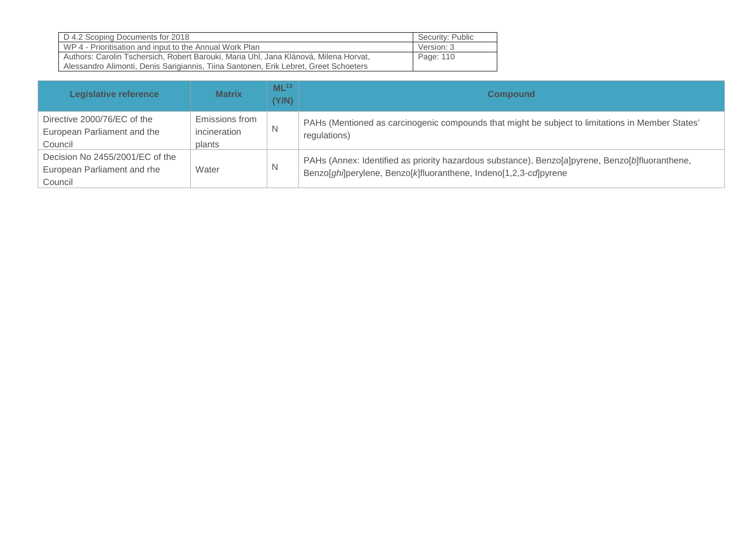| Legislative reference | Matrix | ML[13] (Y/N) | Compound |
|---|---|---|---|
| Directive 2000/76/EC of the European Parliament and the Council | Emissions from incineration plants | N | PAHs (Mentioned as carcinogenic compounds that might be subject to limitations in Member States' regulations) |
| Decision No 2455/2001/EC of the European Parliament and rhe Council | Water | N | PAHs (Annex: Identified as priority hazardous substance), Benzo[*a*]pyrene, Benzo[*b*]fluoranthene, Benzo[*ghi*]perylene, Benzo[*k*]fluoranthene, Indeno[1,2,3-*cd*]pyrene |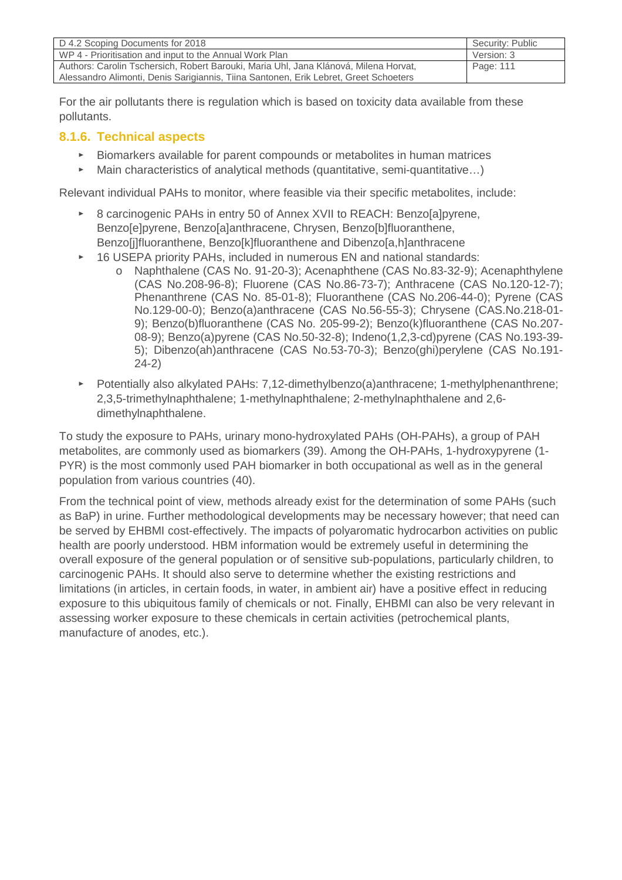For the air pollutants there is regulation which is based on toxicity data available from these pollutants.

### 8.1.6. Technical aspects

- Biomarkers available for parent compounds or metabolites in human matrices
- Main characteristics of analytical methods (quantitative, semi-quantitative…)

Relevant individual PAHs to monitor, where feasible via their specific metabolites, include:

- 8 carcinogenic PAHs in entry 50 of Annex XVII to REACH: Benzo[a]pyrene, Benzo[e]pyrene, Benzo[a]anthracene, Chrysen, Benzo[b]fluoranthene, Benzo[j]fluoranthene, Benzo[k]fluoranthene and Dibenzo[a,h]anthracene
- 16 USEPA priority PAHs, included in numerous EN and national standards:
  - Naphthalene (CAS No. 91-20-3); Acenaphthene (CAS No.83-32-9); Acenaphthylene (CAS No.208-96-8); Fluorene (CAS No.86-73-7); Anthracene (CAS No.120-12-7); Phenanthrene (CAS No. 85-01-8); Fluoranthene (CAS No.206-44-0); Pyrene (CAS No.129-00-0); Benzo(a)anthracene (CAS No.56-55-3); Chrysene (CAS.No.218-01-9); Benzo(b)fluoranthene (CAS No. 205-99-2); Benzo(k)fluoranthene (CAS No.207-08-9); Benzo(a)pyrene (CAS No.50-32-8); Indeno(1,2,3-cd)pyrene (CAS No.193-39-5); Dibenzo(ah)anthracene (CAS No.53-70-3); Benzo(ghi)perylene (CAS No.191-24-2)
- Potentially also alkylated PAHs: 7,12-dimethylbenzo(a)anthracene; 1-methylphenanthrene; 2,3,5-trimethylnaphthalene; 1-methylnaphthalene; 2-methylnaphthalene and 2,6-dimethylnaphthalene.

To study the exposure to PAHs, urinary mono-hydroxylated PAHs (OH-PAHs), a group of PAH metabolites, are commonly used as biomarkers (39). Among the OH-PAHs, 1-hydroxypyrene (1-PYR) is the most commonly used PAH biomarker in both occupational as well as in the general population from various countries (40).

From the technical point of view, methods already exist for the determination of some PAHs (such as BaP) in urine. Further methodological developments may be necessary however; that need can be served by EHBMI cost-effectively. The impacts of polyaromatic hydrocarbon activities on public health are poorly understood. HBM information would be extremely useful in determining the overall exposure of the general population or of sensitive sub-populations, particularly children, to carcinogenic PAHs. It should also serve to determine whether the existing restrictions and limitations (in articles, in certain foods, in water, in ambient air) have a positive effect in reducing exposure to this ubiquitous family of chemicals or not. Finally, EHBMI can also be very relevant in assessing worker exposure to these chemicals in certain activities (petrochemical plants, manufacture of anodes, etc.).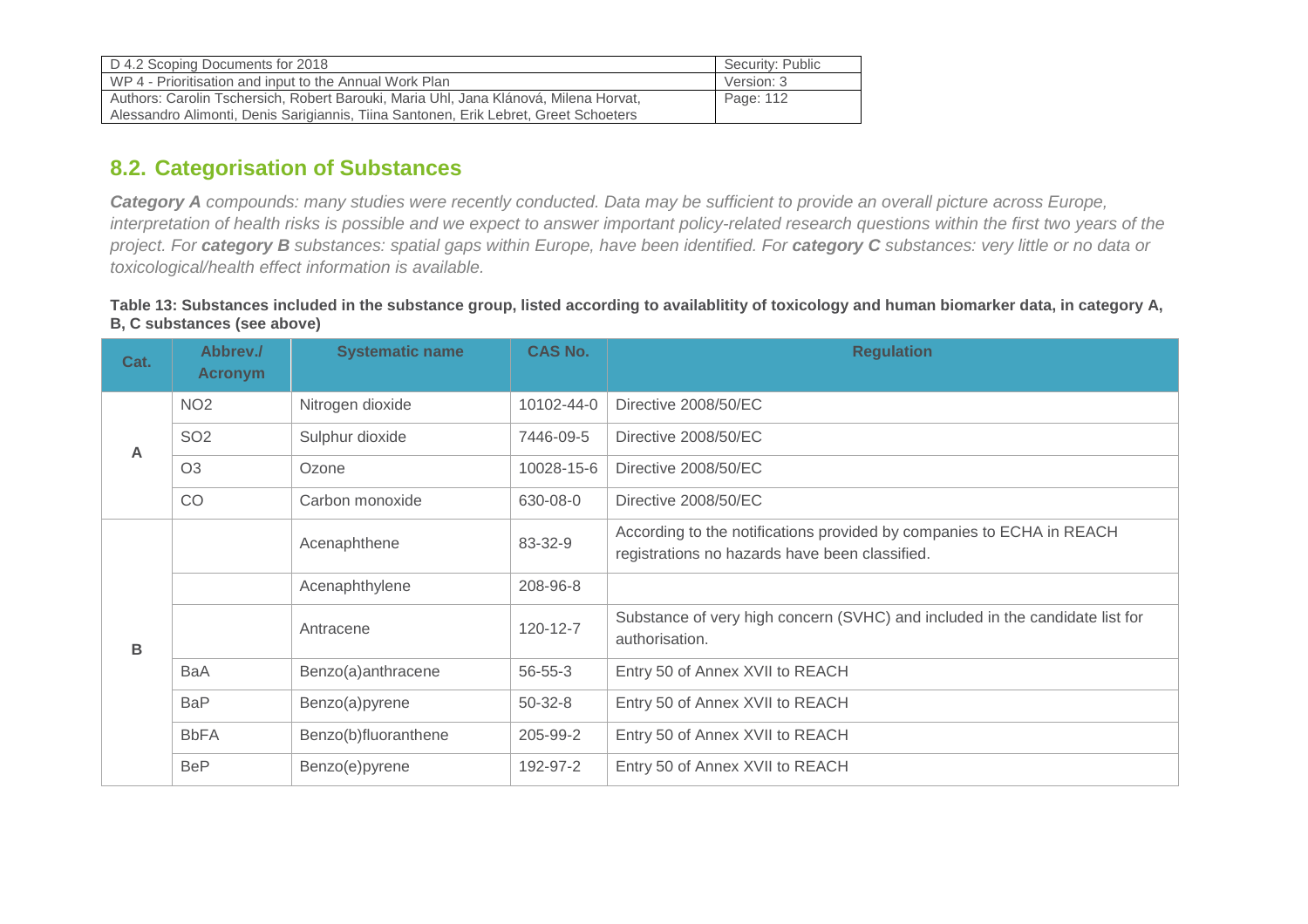## 8.2. Categorisation of Substances

***Category A*** *compounds: many studies were recently conducted. Data may be sufficient to provide an overall picture across Europe, interpretation of health risks is possible and we expect to answer important policy-related research questions within the first two years of the project. For* ***category B*** *substances: spatial gaps within Europe, have been identified. For* ***category C*** *substances: very little or no data or toxicological/health effect information is available.*

**Table 13: Substances included in the substance group, listed according to availablitity of toxicology and human biomarker data, in category A, B, C substances (see above)**

| Cat. | Abbrev./ Acronym | Systematic name | CAS No. | Regulation |
|---|---|---|---|---|
| A | NO2 | Nitrogen dioxide | 10102-44-0 | Directive 2008/50/EC |
| | SO2 | Sulphur dioxide | 7446-09-5 | Directive 2008/50/EC |
| | O3 | Ozone | 10028-15-6 | Directive 2008/50/EC |
| | CO | Carbon monoxide | 630-08-0 | Directive 2008/50/EC |
| B | | Acenaphthene | 83-32-9 | According to the notifications provided by companies to ECHA in REACH registrations no hazards have been classified. |
| | | Acenaphthylene | 208-96-8 | |
| | | Antracene | 120-12-7 | Substance of very high concern (SVHC) and included in the candidate list for authorisation. |
| | BaA | Benzo(a)anthracene | 56-55-3 | Entry 50 of Annex XVII to REACH |
| | BaP | Benzo(a)pyrene | 50-32-8 | Entry 50 of Annex XVII to REACH |
| | BbFA | Benzo(b)fluoranthene | 205-99-2 | Entry 50 of Annex XVII to REACH |
| | BeP | Benzo(e)pyrene | 192-97-2 | Entry 50 of Annex XVII to REACH |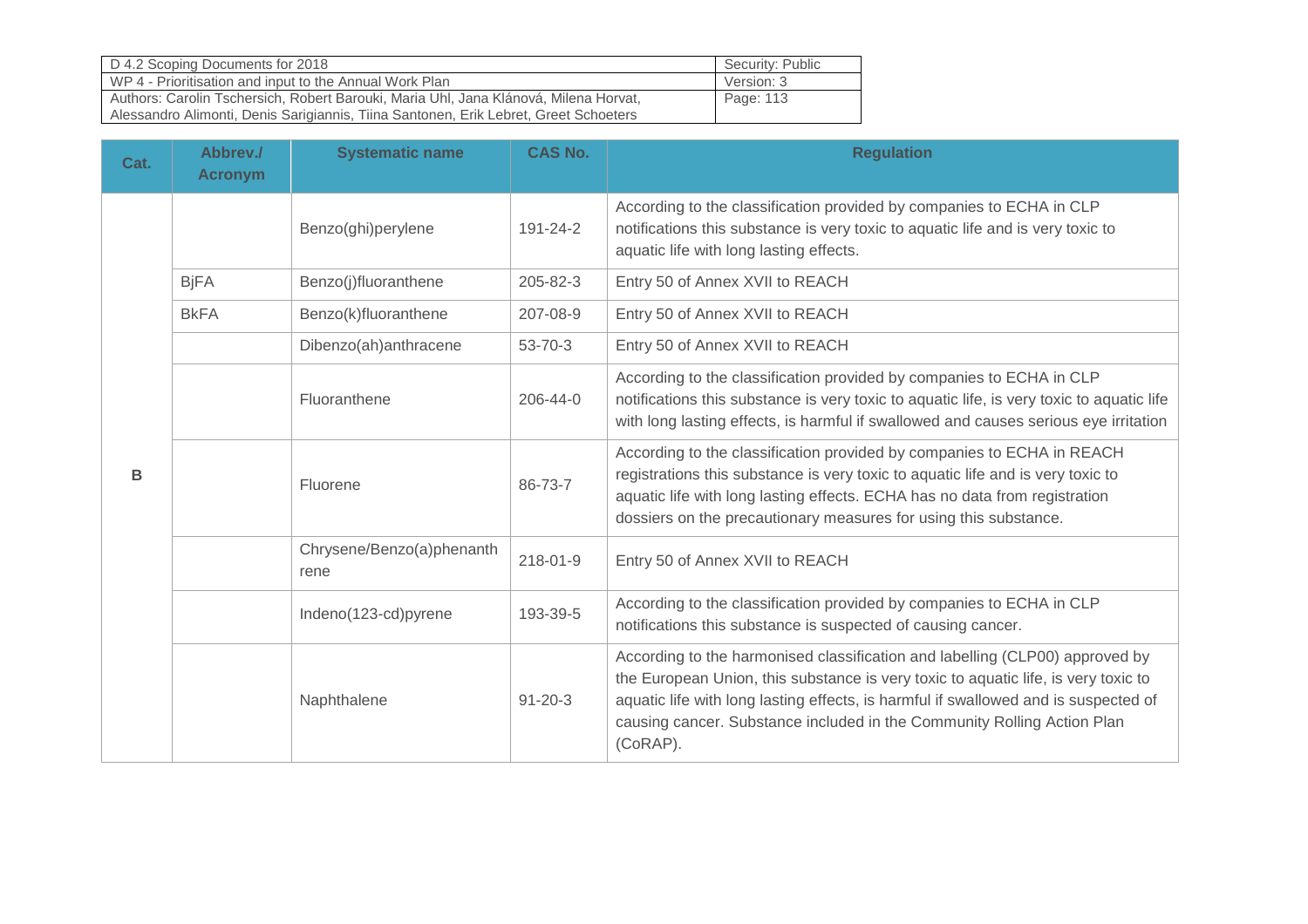| Cat. | Abbrev./ Acronym | Systematic name | CAS No. | Regulation |
|---|---|---|---|---|
| B | | Benzo(ghi)perylene | 191-24-2 | According to the classification provided by companies to ECHA in CLP notifications this substance is very toxic to aquatic life and is very toxic to aquatic life with long lasting effects. |
| | BjFA | Benzo(j)fluoranthene | 205-82-3 | Entry 50 of Annex XVII to REACH |
| | BkFA | Benzo(k)fluoranthene | 207-08-9 | Entry 50 of Annex XVII to REACH |
| | | Dibenzo(ah)anthracene | 53-70-3 | Entry 50 of Annex XVII to REACH |
| | | Fluoranthene | 206-44-0 | According to the classification provided by companies to ECHA in CLP notifications this substance is very toxic to aquatic life, is very toxic to aquatic life with long lasting effects, is harmful if swallowed and causes serious eye irritation |
| | | Fluorene | 86-73-7 | According to the classification provided by companies to ECHA in REACH registrations this substance is very toxic to aquatic life and is very toxic to aquatic life with long lasting effects. ECHA has no data from registration dossiers on the precautionary measures for using this substance. |
| | | Chrysene/Benzo(a)phenanthrene | 218-01-9 | Entry 50 of Annex XVII to REACH |
| | | Indeno(123-cd)pyrene | 193-39-5 | According to the classification provided by companies to ECHA in CLP notifications this substance is suspected of causing cancer. |
| | | Naphthalene | 91-20-3 | According to the harmonised classification and labelling (CLP00) approved by the European Union, this substance is very toxic to aquatic life, is very toxic to aquatic life with long lasting effects, is harmful if swallowed and is suspected of causing cancer. Substance included in the Community Rolling Action Plan (CoRAP). |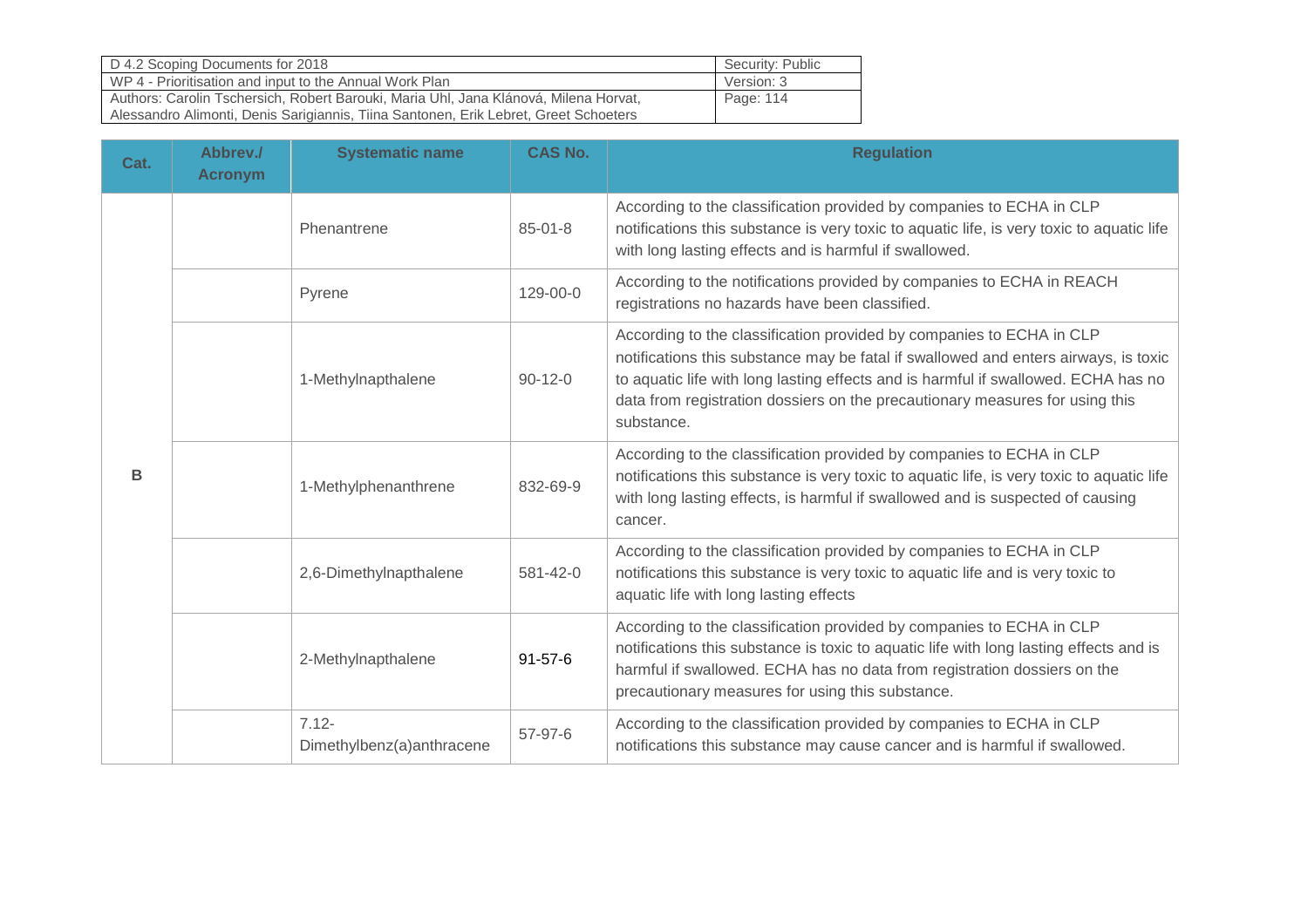| Cat. | Abbrev./ Acronym | Systematic name | CAS No. | Regulation |
|---|---|---|---|---|
| B | | Phenantrene | 85-01-8 | According to the classification provided by companies to ECHA in CLP notifications this substance is very toxic to aquatic life, is very toxic to aquatic life with long lasting effects and is harmful if swallowed. |
| | | Pyrene | 129-00-0 | According to the notifications provided by companies to ECHA in REACH registrations no hazards have been classified. |
| | | 1-Methylnapthalene | 90-12-0 | According to the classification provided by companies to ECHA in CLP notifications this substance may be fatal if swallowed and enters airways, is toxic to aquatic life with long lasting effects and is harmful if swallowed. ECHA has no data from registration dossiers on the precautionary measures for using this substance. |
| | | 1-Methylphenanthrene | 832-69-9 | According to the classification provided by companies to ECHA in CLP notifications this substance is very toxic to aquatic life, is very toxic to aquatic life with long lasting effects, is harmful if swallowed and is suspected of causing cancer. |
| | | 2,6-Dimethylnapthalene | 581-42-0 | According to the classification provided by companies to ECHA in CLP notifications this substance is very toxic to aquatic life and is very toxic to aquatic life with long lasting effects |
| | | 2-Methylnapthalene | 91-57-6 | According to the classification provided by companies to ECHA in CLP notifications this substance is toxic to aquatic life with long lasting effects and is harmful if swallowed. ECHA has no data from registration dossiers on the precautionary measures for using this substance. |
| | | 7.12-Dimethylbenz(a)anthracene | 57-97-6 | According to the classification provided by companies to ECHA in CLP notifications this substance may cause cancer and is harmful if swallowed. |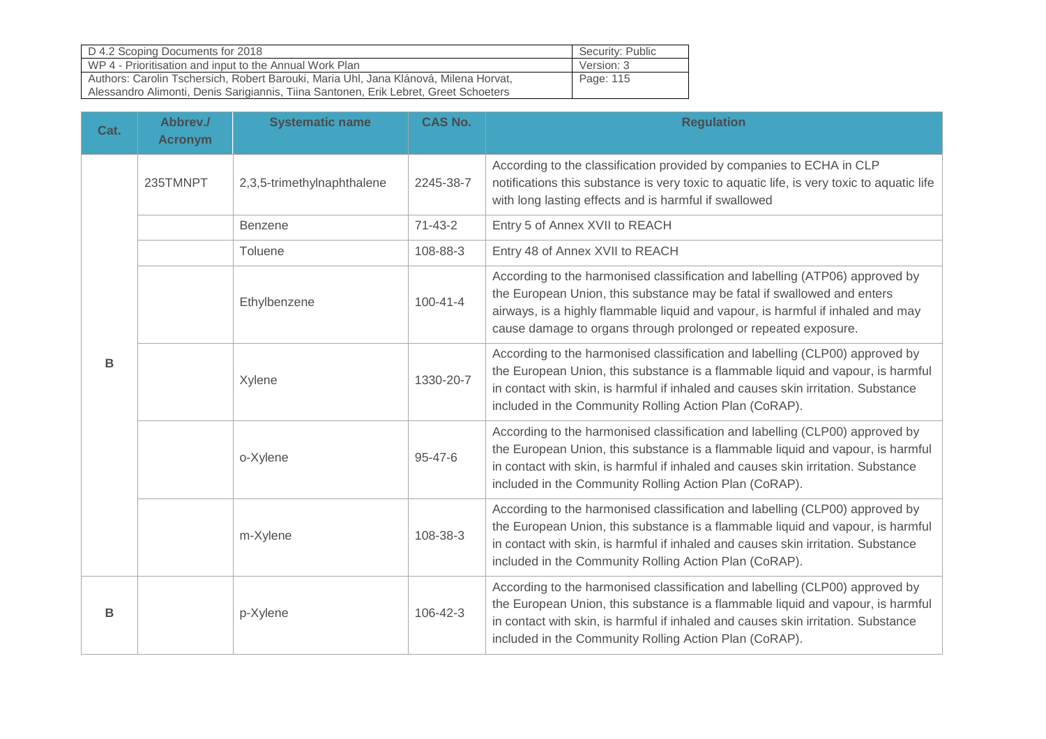| Cat. | Abbrev./ Acronym | Systematic name | CAS No. | Regulation |
|---|---|---|---|---|
| B | 235TMNPT | 2,3,5-trimethylnaphthalene | 2245-38-7 | According to the classification provided by companies to ECHA in CLP notifications this substance is very toxic to aquatic life, is very toxic to aquatic life with long lasting effects and is harmful if swallowed |
| | | Benzene | 71-43-2 | Entry 5 of Annex XVII to REACH |
| | | Toluene | 108-88-3 | Entry 48 of Annex XVII to REACH |
| | | Ethylbenzene | 100-41-4 | According to the harmonised classification and labelling (ATP06) approved by the European Union, this substance may be fatal if swallowed and enters airways, is a highly flammable liquid and vapour, is harmful if inhaled and may cause damage to organs through prolonged or repeated exposure. |
| | | Xylene | 1330-20-7 | According to the harmonised classification and labelling (CLP00) approved by the European Union, this substance is a flammable liquid and vapour, is harmful in contact with skin, is harmful if inhaled and causes skin irritation. Substance included in the Community Rolling Action Plan (CoRAP). |
| | | o-Xylene | 95-47-6 | According to the harmonised classification and labelling (CLP00) approved by the European Union, this substance is a flammable liquid and vapour, is harmful in contact with skin, is harmful if inhaled and causes skin irritation. Substance included in the Community Rolling Action Plan (CoRAP). |
| | | m-Xylene | 108-38-3 | According to the harmonised classification and labelling (CLP00) approved by the European Union, this substance is a flammable liquid and vapour, is harmful in contact with skin, is harmful if inhaled and causes skin irritation. Substance included in the Community Rolling Action Plan (CoRAP). |
| B | | p-Xylene | 106-42-3 | According to the harmonised classification and labelling (CLP00) approved by the European Union, this substance is a flammable liquid and vapour, is harmful in contact with skin, is harmful if inhaled and causes skin irritation. Substance included in the Community Rolling Action Plan (CoRAP). |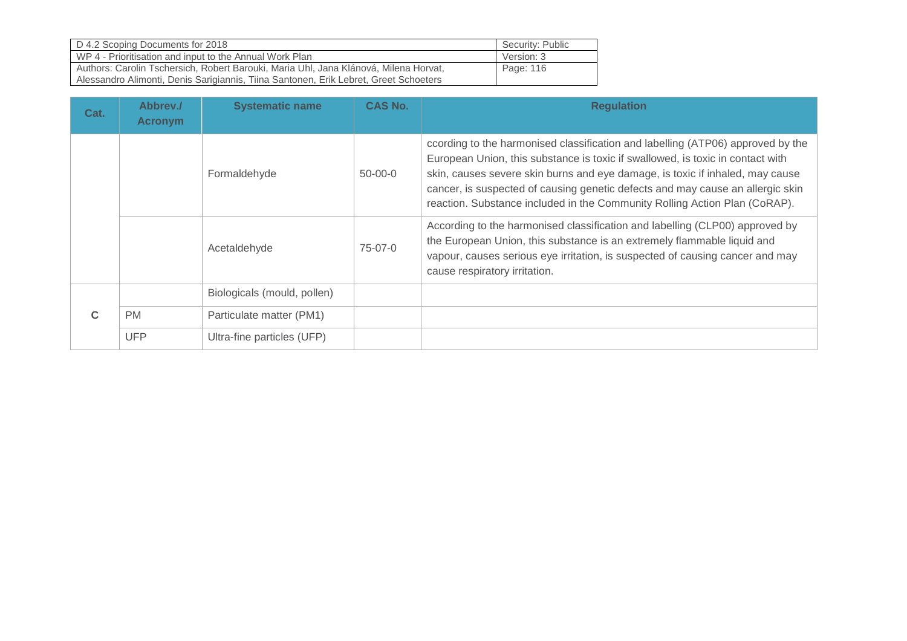| Cat. | Abbrev./ Acronym | Systematic name | CAS No. | Regulation |
|---|---|---|---|---|
| | | Formaldehyde | 50-00-0 | ccording to the harmonised classification and labelling (ATP06) approved by the European Union, this substance is toxic if swallowed, is toxic in contact with skin, causes severe skin burns and eye damage, is toxic if inhaled, may cause cancer, is suspected of causing genetic defects and may cause an allergic skin reaction. Substance included in the Community Rolling Action Plan (CoRAP). |
| | | Acetaldehyde | 75-07-0 | According to the harmonised classification and labelling (CLP00) approved by the European Union, this substance is an extremely flammable liquid and vapour, causes serious eye irritation, is suspected of causing cancer and may cause respiratory irritation. |
| C | | Biologicals (mould, pollen) | | |
| | PM | Particulate matter (PM1) | | |
| | UFP | Ultra-fine particles (UFP) | | |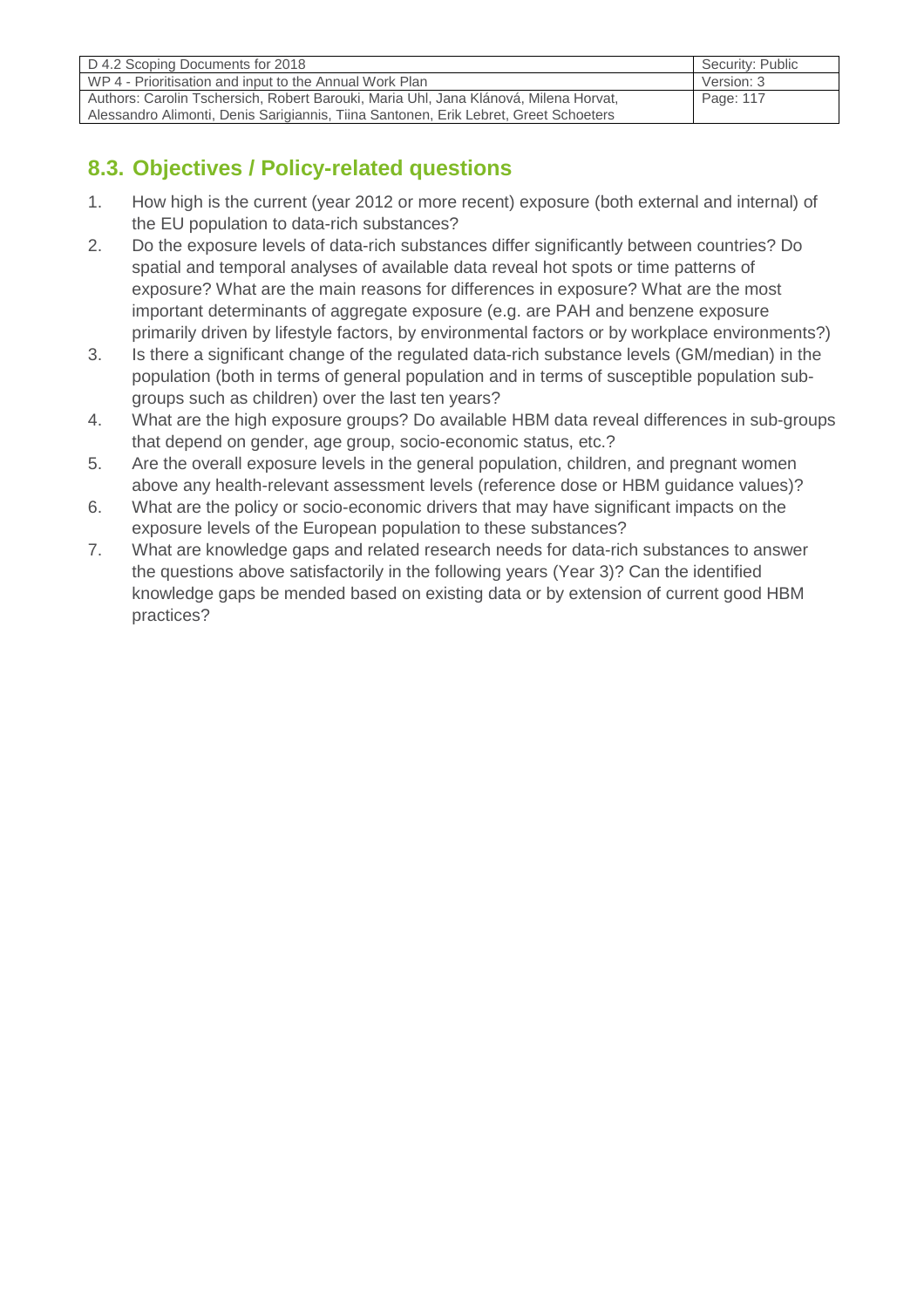## 8.3. Objectives / Policy-related questions

1. How high is the current (year 2012 or more recent) exposure (both external and internal) of the EU population to data-rich substances?
2. Do the exposure levels of data-rich substances differ significantly between countries? Do spatial and temporal analyses of available data reveal hot spots or time patterns of exposure? What are the main reasons for differences in exposure? What are the most important determinants of aggregate exposure (e.g. are PAH and benzene exposure primarily driven by lifestyle factors, by environmental factors or by workplace environments?)
3. Is there a significant change of the regulated data-rich substance levels (GM/median) in the population (both in terms of general population and in terms of susceptible population sub-groups such as children) over the last ten years?
4. What are the high exposure groups? Do available HBM data reveal differences in sub-groups that depend on gender, age group, socio-economic status, etc.?
5. Are the overall exposure levels in the general population, children, and pregnant women above any health-relevant assessment levels (reference dose or HBM guidance values)?
6. What are the policy or socio-economic drivers that may have significant impacts on the exposure levels of the European population to these substances?
7. What are knowledge gaps and related research needs for data-rich substances to answer the questions above satisfactorily in the following years (Year 3)? Can the identified knowledge gaps be mended based on existing data or by extension of current good HBM practices?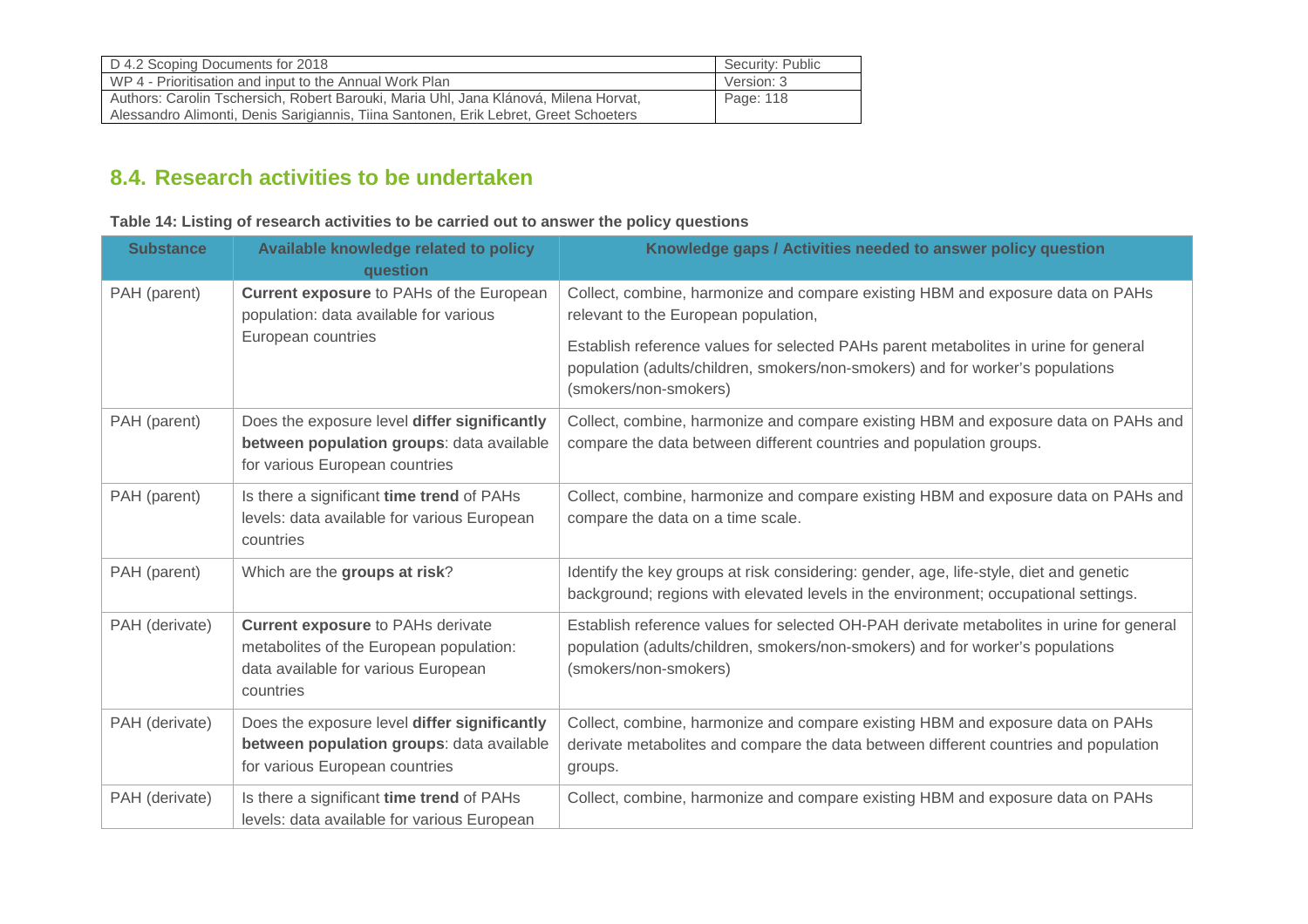## 8.4. Research activities to be undertaken

**Table 14: Listing of research activities to be carried out to answer the policy questions**

| Substance | Available knowledge related to policy question | Knowledge gaps / Activities needed to answer policy question |
|---|---|---|
| PAH (parent) | **Current exposure** to PAHs of the European population: data available for various European countries | Collect, combine, harmonize and compare existing HBM and exposure data on PAHs relevant to the European population,<br><br>Establish reference values for selected PAHs parent metabolites in urine for general population (adults/children, smokers/non-smokers) and for worker's populations (smokers/non-smokers) |
| PAH (parent) | Does the exposure level **differ significantly between population groups**: data available for various European countries | Collect, combine, harmonize and compare existing HBM and exposure data on PAHs and compare the data between different countries and population groups. |
| PAH (parent) | Is there a significant **time trend** of PAHs levels: data available for various European countries | Collect, combine, harmonize and compare existing HBM and exposure data on PAHs and compare the data on a time scale. |
| PAH (parent) | Which are the **groups at risk**? | Identify the key groups at risk considering: gender, age, life-style, diet and genetic background; regions with elevated levels in the environment; occupational settings. |
| PAH (derivate) | **Current exposure** to PAHs derivate metabolites of the European population: data available for various European countries | Establish reference values for selected OH-PAH derivate metabolites in urine for general population (adults/children, smokers/non-smokers) and for worker's populations (smokers/non-smokers) |
| PAH (derivate) | Does the exposure level **differ significantly between population groups**: data available for various European countries | Collect, combine, harmonize and compare existing HBM and exposure data on PAHs derivate metabolites and compare the data between different countries and population groups. |
| PAH (derivate) | Is there a significant **time trend** of PAHs levels: data available for various European | Collect, combine, harmonize and compare existing HBM and exposure data on PAHs |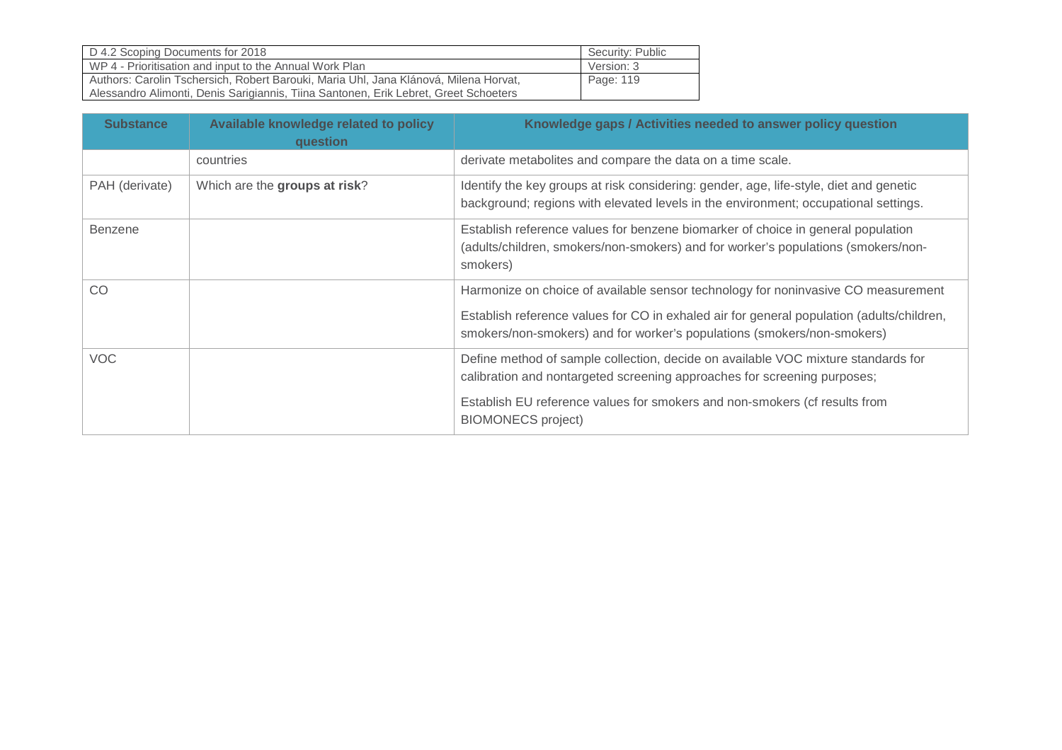| Substance | Available knowledge related to policy question | Knowledge gaps / Activities needed to answer policy question |
|---|---|---|
| | countries | derivate metabolites and compare the data on a time scale. |
| PAH (derivate) | Which are the **groups at risk**? | Identify the key groups at risk considering: gender, age, life-style, diet and genetic background; regions with elevated levels in the environment; occupational settings. |
| Benzene | | Establish reference values for benzene biomarker of choice in general population (adults/children, smokers/non-smokers) and for worker's populations (smokers/non-smokers) |
| CO | | Harmonize on choice of available sensor technology for noninvasive CO measurement<br><br>Establish reference values for CO in exhaled air for general population (adults/children, smokers/non-smokers) and for worker's populations (smokers/non-smokers) |
| VOC | | Define method of sample collection, decide on available VOC mixture standards for calibration and nontargeted screening approaches for screening purposes;<br><br>Establish EU reference values for smokers and non-smokers (cf results from BIOMONECS project) |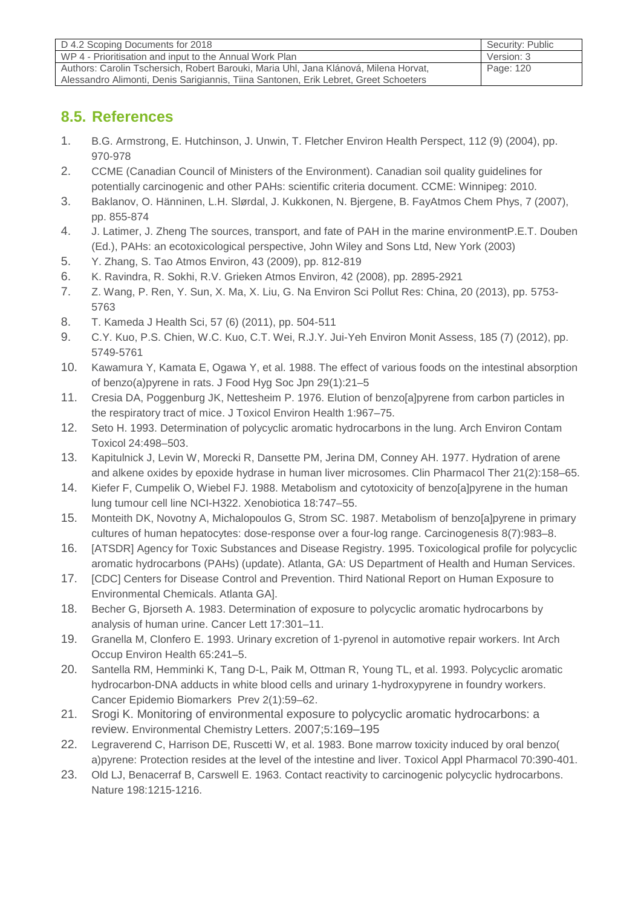## 8.5. References

1. B.G. Armstrong, E. Hutchinson, J. Unwin, T. Fletcher Environ Health Perspect, 112 (9) (2004), pp. 970-978
2. CCME (Canadian Council of Ministers of the Environment). Canadian soil quality guidelines for potentially carcinogenic and other PAHs: scientific criteria document. CCME: Winnipeg: 2010.
3. Baklanov, O. Hänninen, L.H. Slørdal, J. Kukkonen, N. Bjergene, B. FayAtmos Chem Phys, 7 (2007), pp. 855-874
4. J. Latimer, J. Zheng The sources, transport, and fate of PAH in the marine environmentP.E.T. Douben (Ed.), PAHs: an ecotoxicological perspective, John Wiley and Sons Ltd, New York (2003)
5. Y. Zhang, S. Tao Atmos Environ, 43 (2009), pp. 812-819
6. K. Ravindra, R. Sokhi, R.V. Grieken Atmos Environ, 42 (2008), pp. 2895-2921
7. Z. Wang, P. Ren, Y. Sun, X. Ma, X. Liu, G. Na Environ Sci Pollut Res: China, 20 (2013), pp. 5753-5763
8. T. Kameda J Health Sci, 57 (6) (2011), pp. 504-511
9. C.Y. Kuo, P.S. Chien, W.C. Kuo, C.T. Wei, R.J.Y. Jui-Yeh Environ Monit Assess, 185 (7) (2012), pp. 5749-5761
10. Kawamura Y, Kamata E, Ogawa Y, et al. 1988. The effect of various foods on the intestinal absorption of benzo(a)pyrene in rats. J Food Hyg Soc Jpn 29(1):21–5
11. Cresia DA, Poggenburg JK, Nettesheim P. 1976. Elution of benzo[a]pyrene from carbon particles in the respiratory tract of mice. J Toxicol Environ Health 1:967–75.
12. Seto H. 1993. Determination of polycyclic aromatic hydrocarbons in the lung. Arch Environ Contam Toxicol 24:498–503.
13. Kapitulnick J, Levin W, Morecki R, Dansette PM, Jerina DM, Conney AH. 1977. Hydration of arene and alkene oxides by epoxide hydrase in human liver microsomes. Clin Pharmacol Ther 21(2):158–65.
14. Kiefer F, Cumpelik O, Wiebel FJ. 1988. Metabolism and cytotoxicity of benzo[a]pyrene in the human lung tumour cell line NCI-H322. Xenobiotica 18:747–55.
15. Monteith DK, Novotny A, Michalopoulos G, Strom SC. 1987. Metabolism of benzo[a]pyrene in primary cultures of human hepatocytes: dose-response over a four-log range. Carcinogenesis 8(7):983–8.
16. [ATSDR] Agency for Toxic Substances and Disease Registry. 1995. Toxicological profile for polycyclic aromatic hydrocarbons (PAHs) (update). Atlanta, GA: US Department of Health and Human Services.
17. [CDC] Centers for Disease Control and Prevention. Third National Report on Human Exposure to Environmental Chemicals. Atlanta GA].
18. Becher G, Bjorseth A. 1983. Determination of exposure to polycyclic aromatic hydrocarbons by analysis of human urine. Cancer Lett 17:301–11.
19. Granella M, Clonfero E. 1993. Urinary excretion of 1-pyrenol in automotive repair workers. Int Arch Occup Environ Health 65:241–5.
20. Santella RM, Hemminki K, Tang D-L, Paik M, Ottman R, Young TL, et al. 1993. Polycyclic aromatic hydrocarbon-DNA adducts in white blood cells and urinary 1-hydroxypyrene in foundry workers. Cancer Epidemio Biomarkers Prev 2(1):59–62.
21. Srogi K. Monitoring of environmental exposure to polycyclic aromatic hydrocarbons: a review. Environmental Chemistry Letters. 2007;5:169–195
22. Legraverend C, Harrison DE, Ruscetti W, et al. 1983. Bone marrow toxicity induced by oral benzo( a)pyrene: Protection resides at the level of the intestine and liver. Toxicol Appl Pharmacol 70:390-401.
23. Old LJ, Benacerraf B, Carswell E. 1963. Contact reactivity to carcinogenic polycyclic hydrocarbons. Nature 198:1215-1216.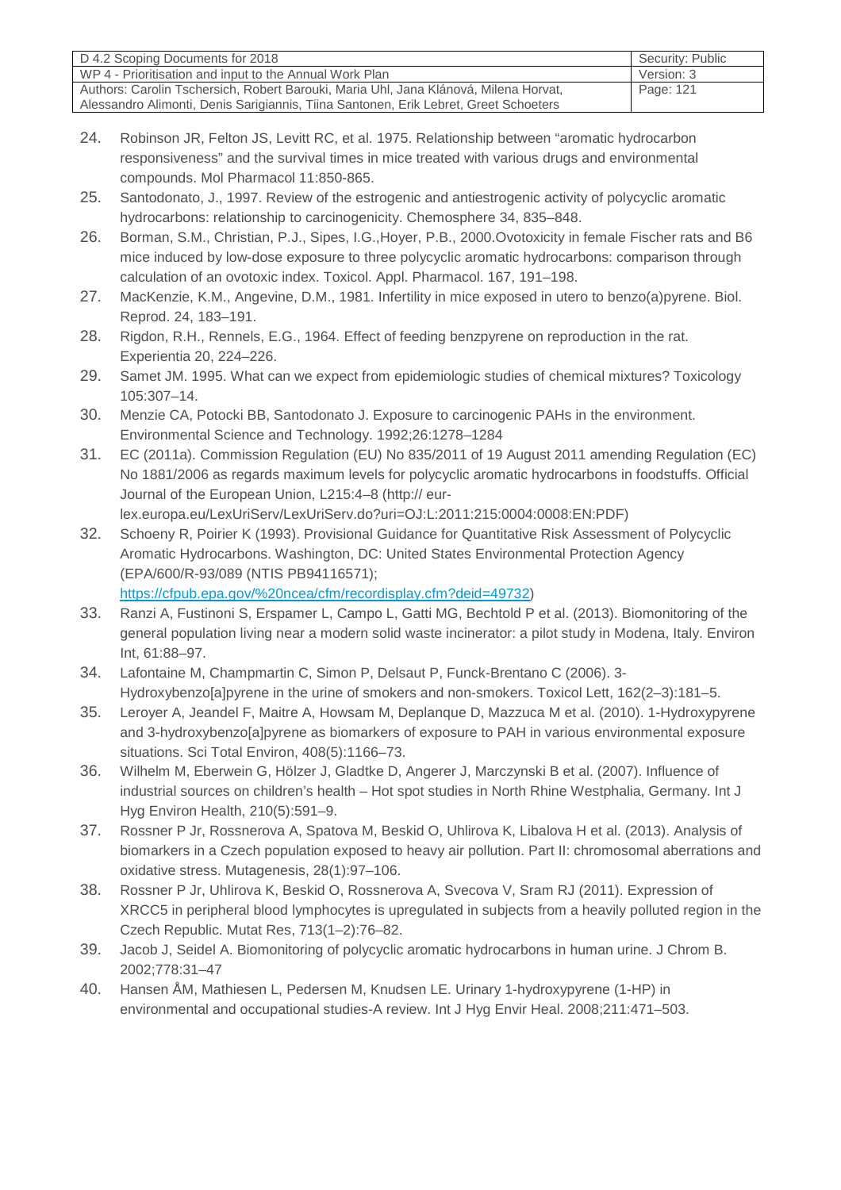24. Robinson JR, Felton JS, Levitt RC, et al. 1975. Relationship between “aromatic hydrocarbon responsiveness” and the survival times in mice treated with various drugs and environmental compounds. Mol Pharmacol 11:850-865.
25. Santodonato, J., 1997. Review of the estrogenic and antiestrogenic activity of polycyclic aromatic hydrocarbons: relationship to carcinogenicity. Chemosphere 34, 835–848.
26. Borman, S.M., Christian, P.J., Sipes, I.G.,Hoyer, P.B., 2000.Ovotoxicity in female Fischer rats and B6 mice induced by low-dose exposure to three polycyclic aromatic hydrocarbons: comparison through calculation of an ovotoxic index. Toxicol. Appl. Pharmacol. 167, 191–198.
27. MacKenzie, K.M., Angevine, D.M., 1981. Infertility in mice exposed in utero to benzo(a)pyrene. Biol. Reprod. 24, 183–191.
28. Rigdon, R.H., Rennels, E.G., 1964. Effect of feeding benzpyrene on reproduction in the rat. Experientia 20, 224–226.
29. Samet JM. 1995. What can we expect from epidemiologic studies of chemical mixtures? Toxicology 105:307–14.
30. Menzie CA, Potocki BB, Santodonato J. Exposure to carcinogenic PAHs in the environment. Environmental Science and Technology. 1992;26:1278–1284
31. EC (2011a). Commission Regulation (EU) No 835/2011 of 19 August 2011 amending Regulation (EC) No 1881/2006 as regards maximum levels for polycyclic aromatic hydrocarbons in foodstuffs. Official Journal of the European Union, L215:4–8 (http:// eur-lex.europa.eu/LexUriServ/LexUriServ.do?uri=OJ:L:2011:215:0004:0008:EN:PDF)
32. Schoeny R, Poirier K (1993). Provisional Guidance for Quantitative Risk Assessment of Polycyclic Aromatic Hydrocarbons. Washington, DC: United States Environmental Protection Agency (EPA/600/R-93/089 (NTIS PB94116571); https://cfpub.epa.gov/%20ncea/cfm/recordisplay.cfm?deid=49732)
33. Ranzi A, Fustinoni S, Erspamer L, Campo L, Gatti MG, Bechtold P et al. (2013). Biomonitoring of the general population living near a modern solid waste incinerator: a pilot study in Modena, Italy. Environ Int, 61:88–97.
34. Lafontaine M, Champmartin C, Simon P, Delsaut P, Funck-Brentano C (2006). 3-Hydroxybenzo[a]pyrene in the urine of smokers and non-smokers. Toxicol Lett, 162(2–3):181–5.
35. Leroyer A, Jeandel F, Maitre A, Howsam M, Deplanque D, Mazzuca M et al. (2010). 1-Hydroxypyrene and 3-hydroxybenzo[a]pyrene as biomarkers of exposure to PAH in various environmental exposure situations. Sci Total Environ, 408(5):1166–73.
36. Wilhelm M, Eberwein G, Hölzer J, Gladtke D, Angerer J, Marczynski B et al. (2007). Influence of industrial sources on children’s health – Hot spot studies in North Rhine Westphalia, Germany. Int J Hyg Environ Health, 210(5):591–9.
37. Rossner P Jr, Rossnerova A, Spatova M, Beskid O, Uhlirova K, Libalova H et al. (2013). Analysis of biomarkers in a Czech population exposed to heavy air pollution. Part II: chromosomal aberrations and oxidative stress. Mutagenesis, 28(1):97–106.
38. Rossner P Jr, Uhlirova K, Beskid O, Rossnerova A, Svecova V, Sram RJ (2011). Expression of XRCC5 in peripheral blood lymphocytes is upregulated in subjects from a heavily polluted region in the Czech Republic. Mutat Res, 713(1–2):76–82.
39. Jacob J, Seidel A. Biomonitoring of polycyclic aromatic hydrocarbons in human urine. J Chrom B. 2002;778:31–47
40. Hansen ÅM, Mathiesen L, Pedersen M, Knudsen LE. Urinary 1-hydroxypyrene (1-HP) in environmental and occupational studies-A review. Int J Hyg Envir Heal. 2008;211:471–503.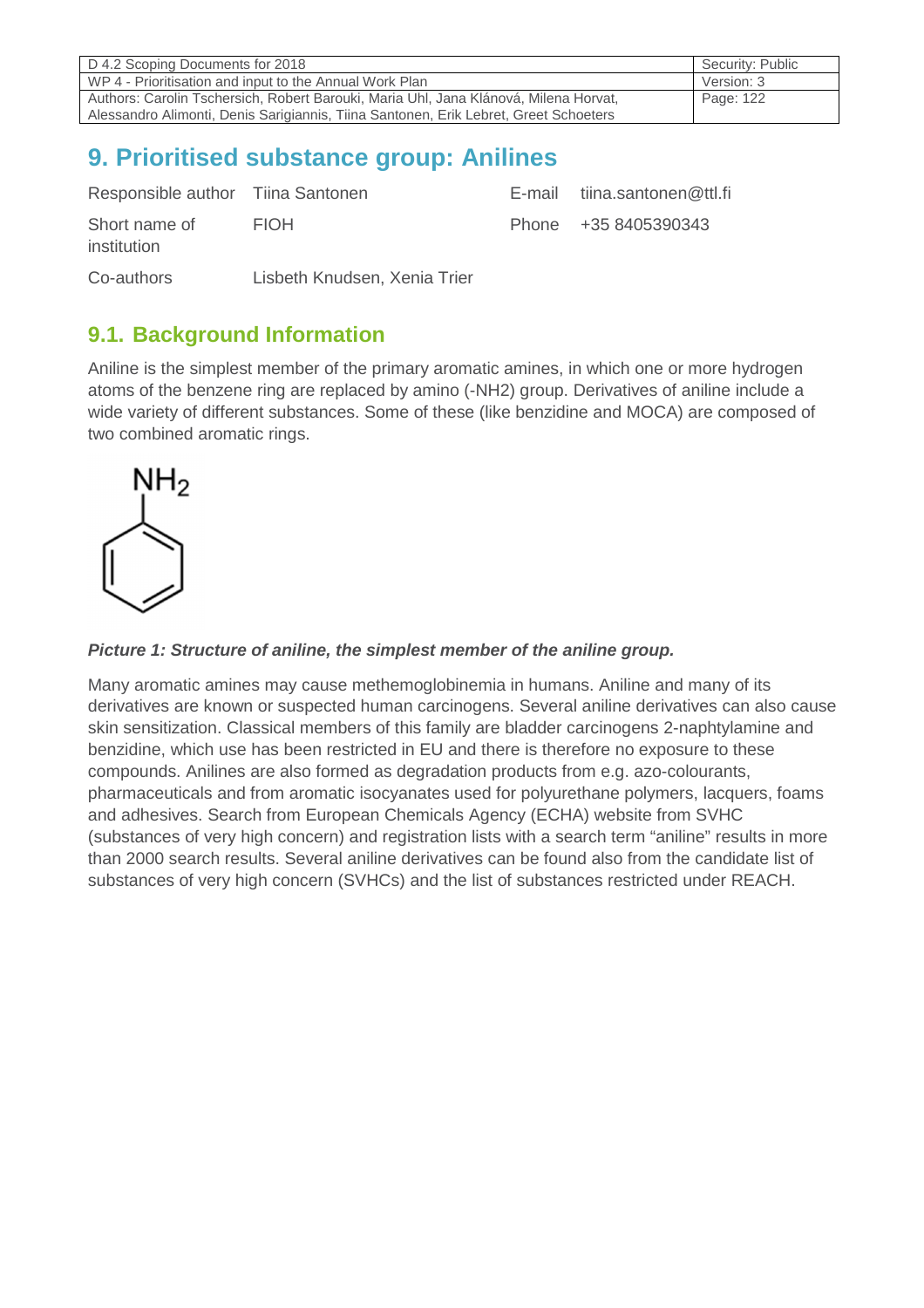# 9. Prioritised substance group: Anilines

| Responsible author | Tiina Santonen | E-mail | tiina.santonen@ttl.fi |
|---|---|---|---|
| Short name of institution | FIOH | Phone | +35 8405390343 |
| Co-authors | Lisbeth Knudsen, Xenia Trier | | |

## 9.1. Background Information

Aniline is the simplest member of the primary aromatic amines, in which one or more hydrogen atoms of the benzene ring are replaced by amino (-NH2) group. Derivatives of aniline include a wide variety of different substances. Some of these (like benzidine and MOCA) are composed of two combined aromatic rings.

***Picture 1: Structure of aniline, the simplest member of the aniline group.***

Many aromatic amines may cause methemoglobinemia in humans. Aniline and many of its derivatives are known or suspected human carcinogens. Several aniline derivatives can also cause skin sensitization. Classical members of this family are bladder carcinogens 2-naphtylamine and benzidine, which use has been restricted in EU and there is therefore no exposure to these compounds. Anilines are also formed as degradation products from e.g. azo-colourants, pharmaceuticals and from aromatic isocyanates used for polyurethane polymers, lacquers, foams and adhesives. Search from European Chemicals Agency (ECHA) website from SVHC (substances of very high concern) and registration lists with a search term "aniline" results in more than 2000 search results. Several aniline derivatives can be found also from the candidate list of substances of very high concern (SVHCs) and the list of substances restricted under REACH.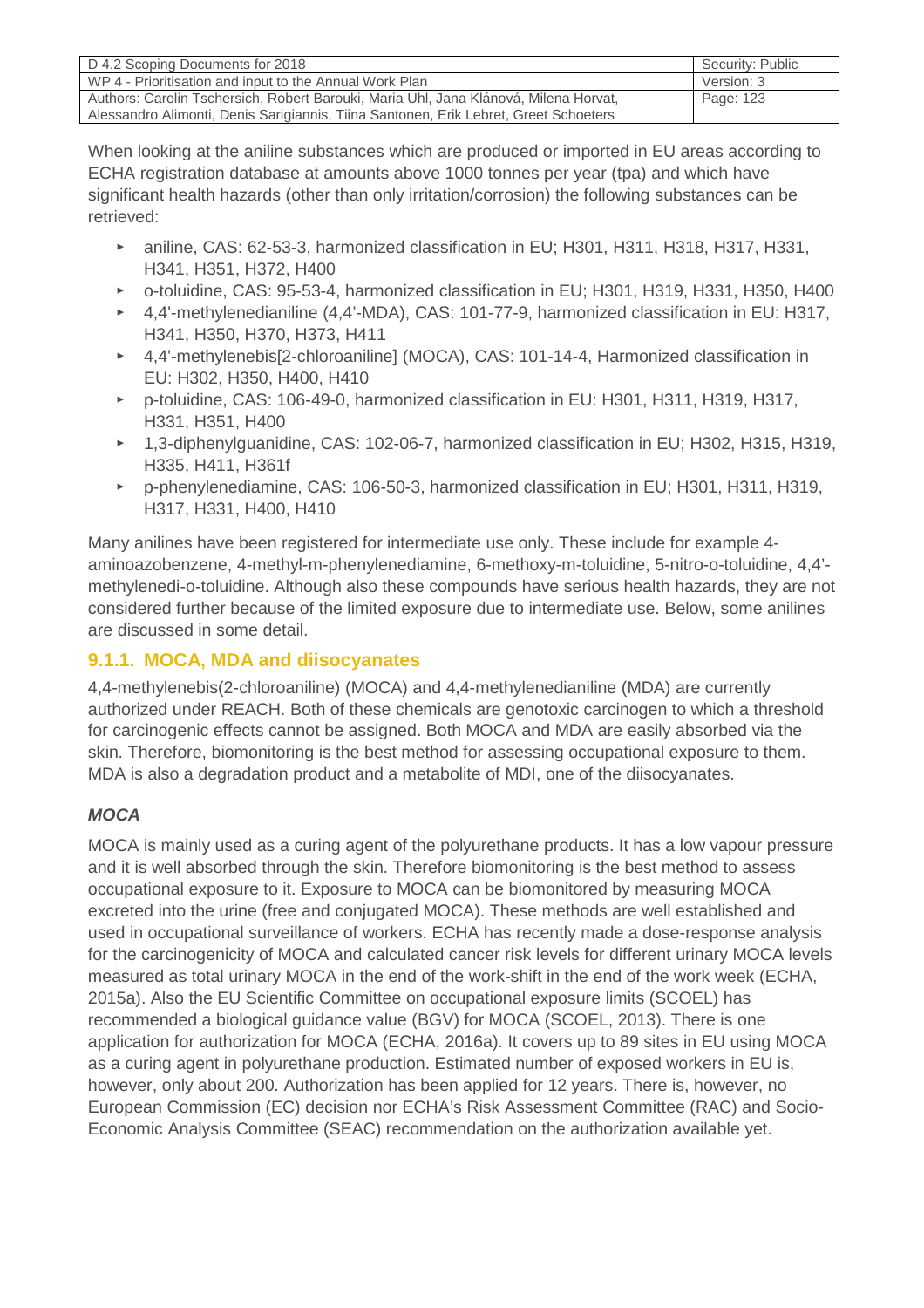When looking at the aniline substances which are produced or imported in EU areas according to ECHA registration database at amounts above 1000 tonnes per year (tpa) and which have significant health hazards (other than only irritation/corrosion) the following substances can be retrieved:

- aniline, CAS: 62-53-3, harmonized classification in EU; H301, H311, H318, H317, H331, H341, H351, H372, H400
- o-toluidine, CAS: 95-53-4, harmonized classification in EU; H301, H319, H331, H350, H400
- 4,4'-methylenedianiline (4,4'-MDA), CAS: 101-77-9, harmonized classification in EU: H317, H341, H350, H370, H373, H411
- 4,4'-methylenebis[2-chloroaniline] (MOCA), CAS: 101-14-4, Harmonized classification in EU: H302, H350, H400, H410
- p-toluidine, CAS: 106-49-0, harmonized classification in EU: H301, H311, H319, H317, H331, H351, H400
- 1,3-diphenylguanidine, CAS: 102-06-7, harmonized classification in EU; H302, H315, H319, H335, H411, H361f
- p-phenylenediamine, CAS: 106-50-3, harmonized classification in EU; H301, H311, H319, H317, H331, H400, H410

Many anilines have been registered for intermediate use only. These include for example 4-aminoazobenzene, 4-methyl-m-phenylenediamine, 6-methoxy-m-toluidine, 5-nitro-o-toluidine, 4,4'-methylenedi-o-toluidine. Although also these compounds have serious health hazards, they are not considered further because of the limited exposure due to intermediate use. Below, some anilines are discussed in some detail.

### 9.1.1. MOCA, MDA and diisocyanates

4,4-methylenebis(2-chloroaniline) (MOCA) and 4,4-methylenedianiline (MDA) are currently authorized under REACH. Both of these chemicals are genotoxic carcinogen to which a threshold for carcinogenic effects cannot be assigned. Both MOCA and MDA are easily absorbed via the skin. Therefore, biomonitoring is the best method for assessing occupational exposure to them. MDA is also a degradation product and a metabolite of MDI, one of the diisocyanates.

***MOCA***

MOCA is mainly used as a curing agent of the polyurethane products. It has a low vapour pressure and it is well absorbed through the skin. Therefore biomonitoring is the best method to assess occupational exposure to it. Exposure to MOCA can be biomonitored by measuring MOCA excreted into the urine (free and conjugated MOCA). These methods are well established and used in occupational surveillance of workers. ECHA has recently made a dose-response analysis for the carcinogenicity of MOCA and calculated cancer risk levels for different urinary MOCA levels measured as total urinary MOCA in the end of the work-shift in the end of the work week (ECHA, 2015a). Also the EU Scientific Committee on occupational exposure limits (SCOEL) has recommended a biological guidance value (BGV) for MOCA (SCOEL, 2013). There is one application for authorization for MOCA (ECHA, 2016a). It covers up to 89 sites in EU using MOCA as a curing agent in polyurethane production. Estimated number of exposed workers in EU is, however, only about 200. Authorization has been applied for 12 years. There is, however, no European Commission (EC) decision nor ECHA's Risk Assessment Committee (RAC) and Socio-Economic Analysis Committee (SEAC) recommendation on the authorization available yet.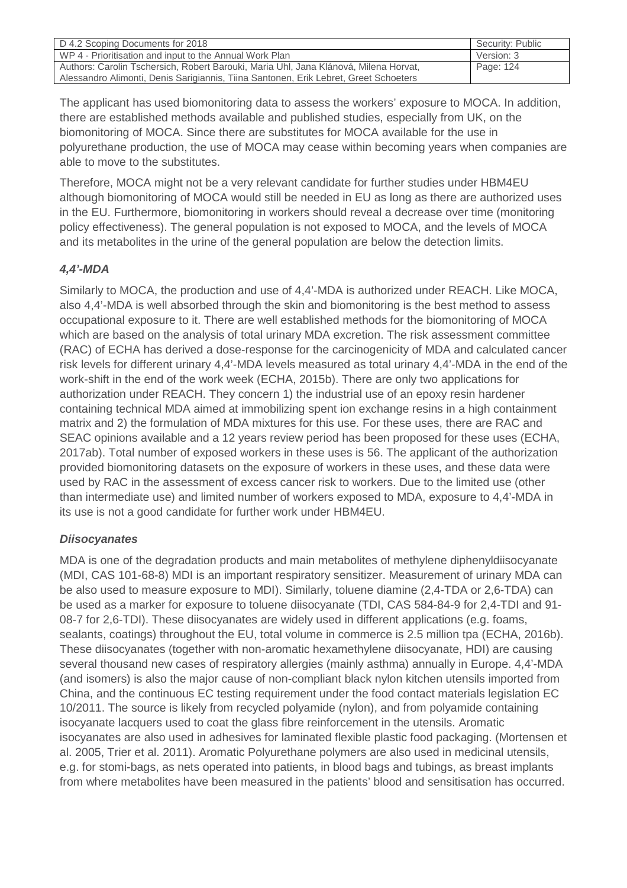The applicant has used biomonitoring data to assess the workers' exposure to MOCA. In addition, there are established methods available and published studies, especially from UK, on the biomonitoring of MOCA. Since there are substitutes for MOCA available for the use in polyurethane production, the use of MOCA may cease within becoming years when companies are able to move to the substitutes.

Therefore, MOCA might not be a very relevant candidate for further studies under HBM4EU although biomonitoring of MOCA would still be needed in EU as long as there are authorized uses in the EU. Furthermore, biomonitoring in workers should reveal a decrease over time (monitoring policy effectiveness). The general population is not exposed to MOCA, and the levels of MOCA and its metabolites in the urine of the general population are below the detection limits.

### *4,4'-MDA*

Similarly to MOCA, the production and use of 4,4'-MDA is authorized under REACH. Like MOCA, also 4,4'-MDA is well absorbed through the skin and biomonitoring is the best method to assess occupational exposure to it. There are well established methods for the biomonitoring of MOCA which are based on the analysis of total urinary MDA excretion. The risk assessment committee (RAC) of ECHA has derived a dose-response for the carcinogenicity of MDA and calculated cancer risk levels for different urinary 4,4'-MDA levels measured as total urinary 4,4'-MDA in the end of the work-shift in the end of the work week (ECHA, 2015b). There are only two applications for authorization under REACH. They concern 1) the industrial use of an epoxy resin hardener containing technical MDA aimed at immobilizing spent ion exchange resins in a high containment matrix and 2) the formulation of MDA mixtures for this use. For these uses, there are RAC and SEAC opinions available and a 12 years review period has been proposed for these uses (ECHA, 2017ab). Total number of exposed workers in these uses is 56. The applicant of the authorization provided biomonitoring datasets on the exposure of workers in these uses, and these data were used by RAC in the assessment of excess cancer risk to workers. Due to the limited use (other than intermediate use) and limited number of workers exposed to MDA, exposure to 4,4'-MDA in its use is not a good candidate for further work under HBM4EU.

### *Diisocyanates*

MDA is one of the degradation products and main metabolites of methylene diphenyldiisocyanate (MDI, CAS 101-68-8) MDI is an important respiratory sensitizer. Measurement of urinary MDA can be also used to measure exposure to MDI). Similarly, toluene diamine (2,4-TDA or 2,6-TDA) can be used as a marker for exposure to toluene diisocyanate (TDI, CAS 584-84-9 for 2,4-TDI and 91-08-7 for 2,6-TDI). These diisocyanates are widely used in different applications (e.g. foams, sealants, coatings) throughout the EU, total volume in commerce is 2.5 million tpa (ECHA, 2016b). These diisocyanates (together with non-aromatic hexamethylene diisocyanate, HDI) are causing several thousand new cases of respiratory allergies (mainly asthma) annually in Europe. 4,4'-MDA (and isomers) is also the major cause of non-compliant black nylon kitchen utensils imported from China, and the continuous EC testing requirement under the food contact materials legislation EC 10/2011. The source is likely from recycled polyamide (nylon), and from polyamide containing isocyanate lacquers used to coat the glass fibre reinforcement in the utensils. Aromatic isocyanates are also used in adhesives for laminated flexible plastic food packaging. (Mortensen et al. 2005, Trier et al. 2011). Aromatic Polyurethane polymers are also used in medicinal utensils, e.g. for stomi-bags, as nets operated into patients, in blood bags and tubings, as breast implants from where metabolites have been measured in the patients' blood and sensitisation has occurred.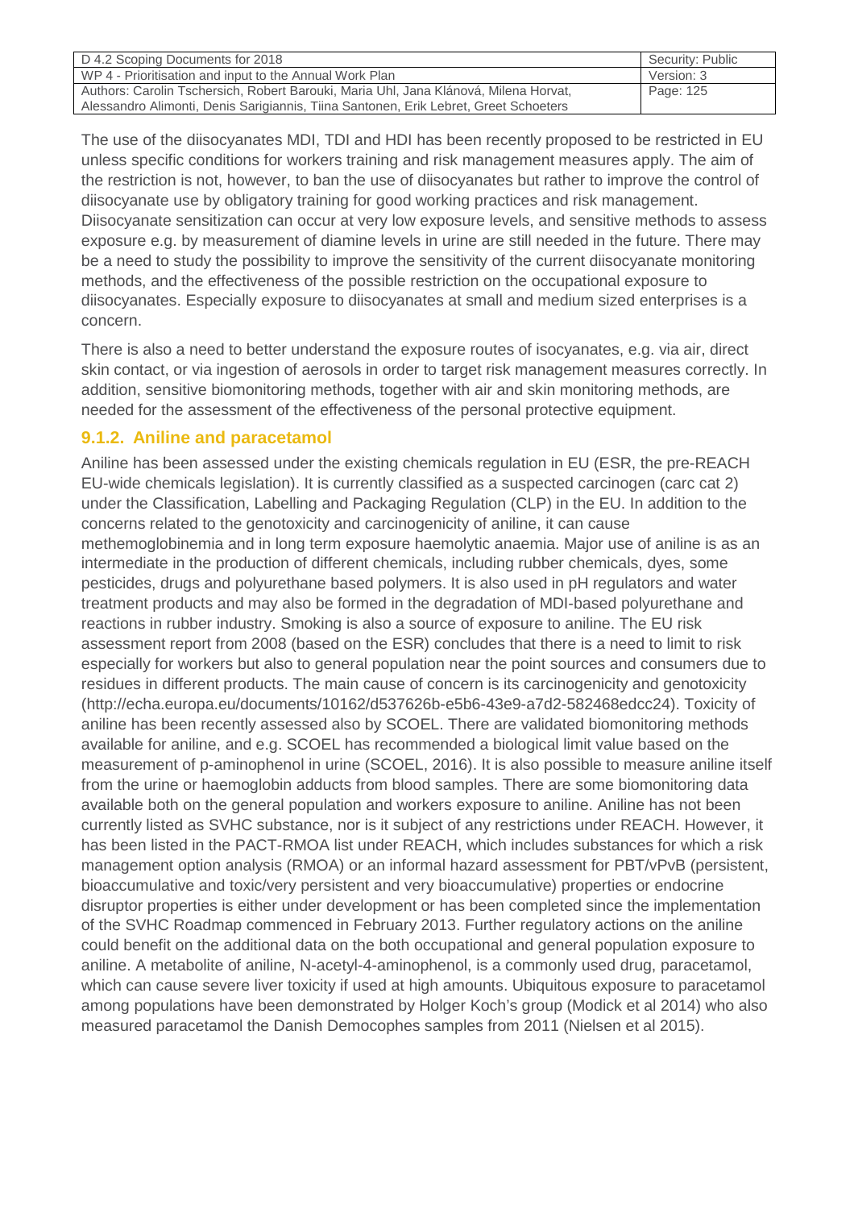The use of the diisocyanates MDI, TDI and HDI has been recently proposed to be restricted in EU unless specific conditions for workers training and risk management measures apply. The aim of the restriction is not, however, to ban the use of diisocyanates but rather to improve the control of diisocyanate use by obligatory training for good working practices and risk management. Diisocyanate sensitization can occur at very low exposure levels, and sensitive methods to assess exposure e.g. by measurement of diamine levels in urine are still needed in the future. There may be a need to study the possibility to improve the sensitivity of the current diisocyanate monitoring methods, and the effectiveness of the possible restriction on the occupational exposure to diisocyanates. Especially exposure to diisocyanates at small and medium sized enterprises is a concern.

There is also a need to better understand the exposure routes of isocyanates, e.g. via air, direct skin contact, or via ingestion of aerosols in order to target risk management measures correctly. In addition, sensitive biomonitoring methods, together with air and skin monitoring methods, are needed for the assessment of the effectiveness of the personal protective equipment.

### 9.1.2. Aniline and paracetamol

Aniline has been assessed under the existing chemicals regulation in EU (ESR, the pre-REACH EU-wide chemicals legislation). It is currently classified as a suspected carcinogen (carc cat 2) under the Classification, Labelling and Packaging Regulation (CLP) in the EU. In addition to the concerns related to the genotoxicity and carcinogenicity of aniline, it can cause methemoglobinemia and in long term exposure haemolytic anaemia. Major use of aniline is as an intermediate in the production of different chemicals, including rubber chemicals, dyes, some pesticides, drugs and polyurethane based polymers. It is also used in pH regulators and water treatment products and may also be formed in the degradation of MDI-based polyurethane and reactions in rubber industry. Smoking is also a source of exposure to aniline. The EU risk assessment report from 2008 (based on the ESR) concludes that there is a need to limit to risk especially for workers but also to general population near the point sources and consumers due to residues in different products. The main cause of concern is its carcinogenicity and genotoxicity (http://echa.europa.eu/documents/10162/d537626b-e5b6-43e9-a7d2-582468edcc24). Toxicity of aniline has been recently assessed also by SCOEL. There are validated biomonitoring methods available for aniline, and e.g. SCOEL has recommended a biological limit value based on the measurement of p-aminophenol in urine (SCOEL, 2016). It is also possible to measure aniline itself from the urine or haemoglobin adducts from blood samples. There are some biomonitoring data available both on the general population and workers exposure to aniline. Aniline has not been currently listed as SVHC substance, nor is it subject of any restrictions under REACH. However, it has been listed in the PACT-RMOA list under REACH, which includes substances for which a risk management option analysis (RMOA) or an informal hazard assessment for PBT/vPvB (persistent, bioaccumulative and toxic/very persistent and very bioaccumulative) properties or endocrine disruptor properties is either under development or has been completed since the implementation of the SVHC Roadmap commenced in February 2013. Further regulatory actions on the aniline could benefit on the additional data on the both occupational and general population exposure to aniline. A metabolite of aniline, N-acetyl-4-aminophenol, is a commonly used drug, paracetamol, which can cause severe liver toxicity if used at high amounts. Ubiquitous exposure to paracetamol among populations have been demonstrated by Holger Koch's group (Modick et al 2014) who also measured paracetamol the Danish Democophes samples from 2011 (Nielsen et al 2015).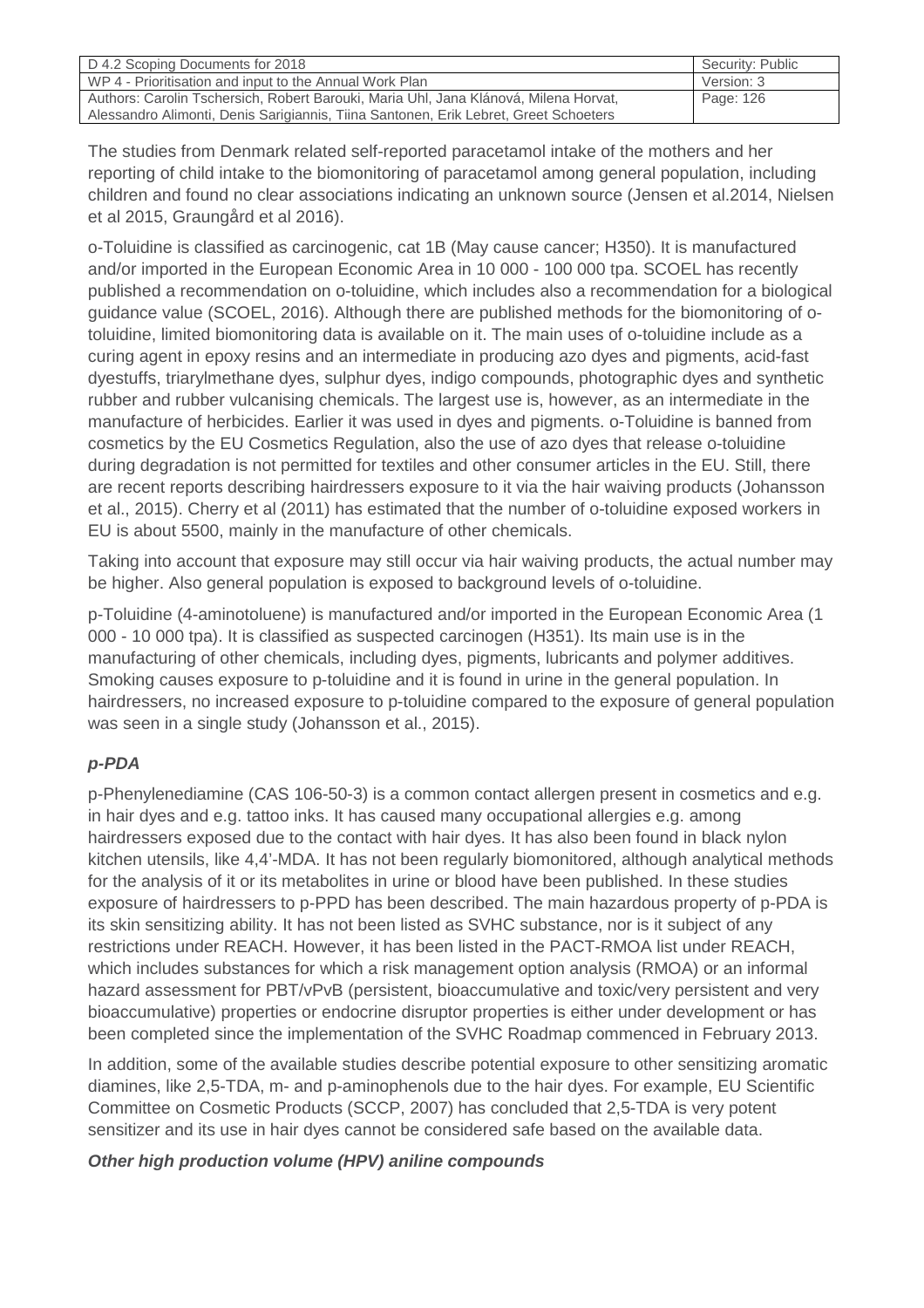The studies from Denmark related self-reported paracetamol intake of the mothers and her reporting of child intake to the biomonitoring of paracetamol among general population, including children and found no clear associations indicating an unknown source (Jensen et al.2014, Nielsen et al 2015, Graungård et al 2016).

o-Toluidine is classified as carcinogenic, cat 1B (May cause cancer; H350). It is manufactured and/or imported in the European Economic Area in 10 000 - 100 000 tpa. SCOEL has recently published a recommendation on o-toluidine, which includes also a recommendation for a biological guidance value (SCOEL, 2016). Although there are published methods for the biomonitoring of o-toluidine, limited biomonitoring data is available on it. The main uses of o-toluidine include as a curing agent in epoxy resins and an intermediate in producing azo dyes and pigments, acid-fast dyestuffs, triarylmethane dyes, sulphur dyes, indigo compounds, photographic dyes and synthetic rubber and rubber vulcanising chemicals. The largest use is, however, as an intermediate in the manufacture of herbicides. Earlier it was used in dyes and pigments. o-Toluidine is banned from cosmetics by the EU Cosmetics Regulation, also the use of azo dyes that release o-toluidine during degradation is not permitted for textiles and other consumer articles in the EU. Still, there are recent reports describing hairdressers exposure to it via the hair waiving products (Johansson et al., 2015). Cherry et al (2011) has estimated that the number of o-toluidine exposed workers in EU is about 5500, mainly in the manufacture of other chemicals.

Taking into account that exposure may still occur via hair waiving products, the actual number may be higher. Also general population is exposed to background levels of o-toluidine.

p-Toluidine (4-aminotoluene) is manufactured and/or imported in the European Economic Area (1 000 - 10 000 tpa). It is classified as suspected carcinogen (H351). Its main use is in the manufacturing of other chemicals, including dyes, pigments, lubricants and polymer additives. Smoking causes exposure to p-toluidine and it is found in urine in the general population. In hairdressers, no increased exposure to p-toluidine compared to the exposure of general population was seen in a single study (Johansson et al., 2015).

***p-PDA***

p-Phenylenediamine (CAS 106-50-3) is a common contact allergen present in cosmetics and e.g. in hair dyes and e.g. tattoo inks. It has caused many occupational allergies e.g. among hairdressers exposed due to the contact with hair dyes. It has also been found in black nylon kitchen utensils, like 4,4'-MDA. It has not been regularly biomonitored, although analytical methods for the analysis of it or its metabolites in urine or blood have been published. In these studies exposure of hairdressers to p-PPD has been described. The main hazardous property of p-PDA is its skin sensitizing ability. It has not been listed as SVHC substance, nor is it subject of any restrictions under REACH. However, it has been listed in the PACT-RMOA list under REACH, which includes substances for which a risk management option analysis (RMOA) or an informal hazard assessment for PBT/vPvB (persistent, bioaccumulative and toxic/very persistent and very bioaccumulative) properties or endocrine disruptor properties is either under development or has been completed since the implementation of the SVHC Roadmap commenced in February 2013.

In addition, some of the available studies describe potential exposure to other sensitizing aromatic diamines, like 2,5-TDA, m- and p-aminophenols due to the hair dyes. For example, EU Scientific Committee on Cosmetic Products (SCCP, 2007) has concluded that 2,5-TDA is very potent sensitizer and its use in hair dyes cannot be considered safe based on the available data.

***Other high production volume (HPV) aniline compounds***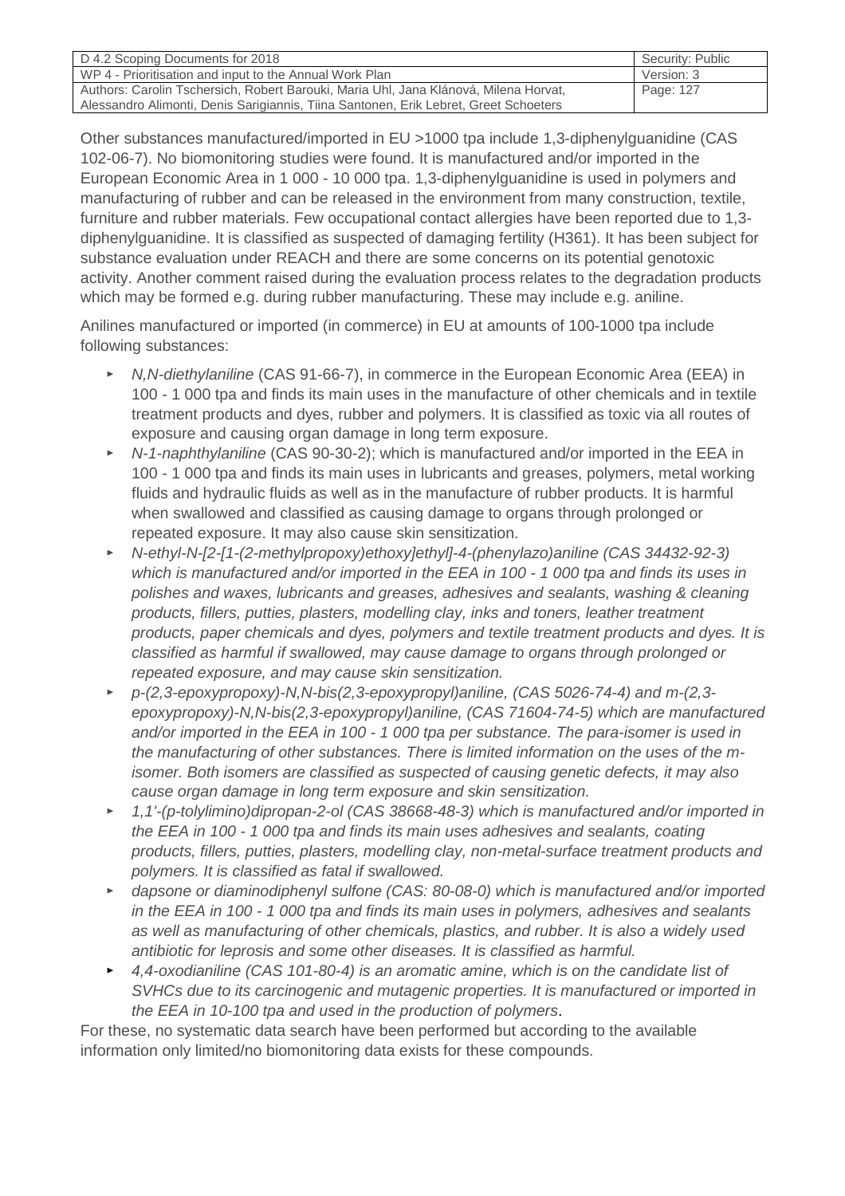Other substances manufactured/imported in EU >1000 tpa include 1,3-diphenylguanidine (CAS 102-06-7). No biomonitoring studies were found. It is manufactured and/or imported in the European Economic Area in 1 000 - 10 000 tpa. 1,3-diphenylguanidine is used in polymers and manufacturing of rubber and can be released in the environment from many construction, textile, furniture and rubber materials. Few occupational contact allergies have been reported due to 1,3-diphenylguanidine. It is classified as suspected of damaging fertility (H361). It has been subject for substance evaluation under REACH and there are some concerns on its potential genotoxic activity. Another comment raised during the evaluation process relates to the degradation products which may be formed e.g. during rubber manufacturing. These may include e.g. aniline.

Anilines manufactured or imported (in commerce) in EU at amounts of 100-1000 tpa include following substances:

- *N,N-diethylaniline* (CAS 91-66-7), in commerce in the European Economic Area (EEA) in 100 - 1 000 tpa and finds its main uses in the manufacture of other chemicals and in textile treatment products and dyes, rubber and polymers. It is classified as toxic via all routes of exposure and causing organ damage in long term exposure.
- *N-1-naphthylaniline* (CAS 90-30-2); which is manufactured and/or imported in the EEA in 100 - 1 000 tpa and finds its main uses in lubricants and greases, polymers, metal working fluids and hydraulic fluids as well as in the manufacture of rubber products. It is harmful when swallowed and classified as causing damage to organs through prolonged or repeated exposure. It may also cause skin sensitization.
- *N-ethyl-N-[2-[1-(2-methylpropoxy)ethoxy]ethyl]-4-(phenylazo)aniline (CAS 34432-92-3) which is manufactured and/or imported in the EEA in 100 - 1 000 tpa and finds its uses in polishes and waxes, lubricants and greases, adhesives and sealants, washing & cleaning products, fillers, putties, plasters, modelling clay, inks and toners, leather treatment products, paper chemicals and dyes, polymers and textile treatment products and dyes. It is classified as harmful if swallowed, may cause damage to organs through prolonged or repeated exposure, and may cause skin sensitization.*
- *p-(2,3-epoxypropoxy)-N,N-bis(2,3-epoxypropyl)aniline, (CAS 5026-74-4) and m-(2,3-epoxypropoxy)-N,N-bis(2,3-epoxypropyl)aniline, (CAS 71604-74-5) which are manufactured and/or imported in the EEA in 100 - 1 000 tpa per substance. The para-isomer is used in the manufacturing of other substances. There is limited information on the uses of the m-isomer. Both isomers are classified as suspected of causing genetic defects, it may also cause organ damage in long term exposure and skin sensitization.*
- *1,1'-(p-tolylimino)dipropan-2-ol (CAS 38668-48-3) which is manufactured and/or imported in the EEA in 100 - 1 000 tpa and finds its main uses adhesives and sealants, coating products, fillers, putties, plasters, modelling clay, non-metal-surface treatment products and polymers. It is classified as fatal if swallowed.*
- *dapsone or diaminodiphenyl sulfone (CAS: 80-08-0) which is manufactured and/or imported in the EEA in 100 - 1 000 tpa and finds its main uses in polymers, adhesives and sealants as well as manufacturing of other chemicals, plastics, and rubber. It is also a widely used antibiotic for leprosis and some other diseases. It is classified as harmful.*
- *4,4-oxodianiline (CAS 101-80-4) is an aromatic amine, which is on the candidate list of SVHCs due to its carcinogenic and mutagenic properties. It is manufactured or imported in the EEA in 10-100 tpa and used in the production of polymers*.

For these, no systematic data search have been performed but according to the available information only limited/no biomonitoring data exists for these compounds.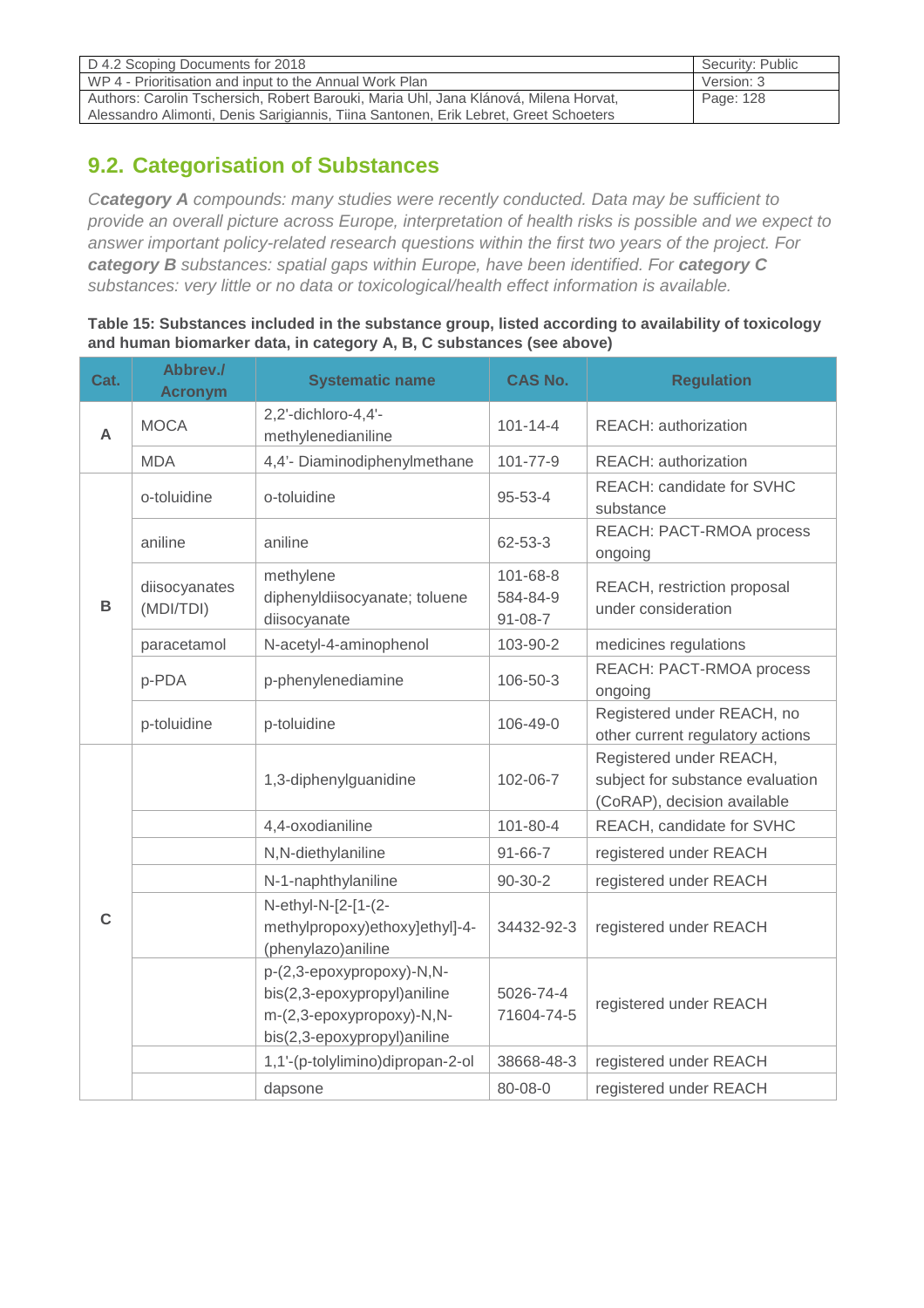## 9.2. Categorisation of Substances

*C**category A** compounds: many studies were recently conducted. Data may be sufficient to provide an overall picture across Europe, interpretation of health risks is possible and we expect to answer important policy-related research questions within the first two years of the project. For **category B** substances: spatial gaps within Europe, have been identified. For **category C** substances: very little or no data or toxicological/health effect information is available.*

**Table 15: Substances included in the substance group, listed according to availability of toxicology and human biomarker data, in category A, B, C substances (see above)**

| Cat. | Abbrev./ Acronym | Systematic name | CAS No. | Regulation |
|---|---|---|---|---|
| A | MOCA | 2,2'-dichloro-4,4'-methylenedianiline | 101-14-4 | REACH: authorization |
| | MDA | 4,4'- Diaminodiphenylmethane | 101-77-9 | REACH: authorization |
| B | o-toluidine | o-toluidine | 95-53-4 | REACH: candidate for SVHC substance |
| | aniline | aniline | 62-53-3 | REACH: PACT-RMOA process ongoing |
| | diisocyanates (MDI/TDI) | methylene diphenyldiisocyanate; toluene diisocyanate | 101-68-8 584-84-9 91-08-7 | REACH, restriction proposal under consideration |
| | paracetamol | N-acetyl-4-aminophenol | 103-90-2 | medicines regulations |
| | p-PDA | p-phenylenediamine | 106-50-3 | REACH: PACT-RMOA process ongoing |
| | p-toluidine | p-toluidine | 106-49-0 | Registered under REACH, no other current regulatory actions |
| C | | 1,3-diphenylguanidine | 102-06-7 | Registered under REACH, subject for substance evaluation (CoRAP), decision available |
| | | 4,4-oxodianiline | 101-80-4 | REACH, candidate for SVHC |
| | | N,N-diethylaniline | 91-66-7 | registered under REACH |
| | | N-1-naphthylaniline | 90-30-2 | registered under REACH |
| | | N-ethyl-N-[2-[1-(2-methylpropoxy)ethoxy]ethyl]-4-(phenylazo)aniline | 34432-92-3 | registered under REACH |
| | | p-(2,3-epoxypropoxy)-N,N-bis(2,3-epoxypropyl)aniline m-(2,3-epoxypropoxy)-N,N-bis(2,3-epoxypropyl)aniline | 5026-74-4 71604-74-5 | registered under REACH |
| | | 1,1'-(p-tolylimino)dipropan-2-ol | 38668-48-3 | registered under REACH |
| | | dapsone | 80-08-0 | registered under REACH |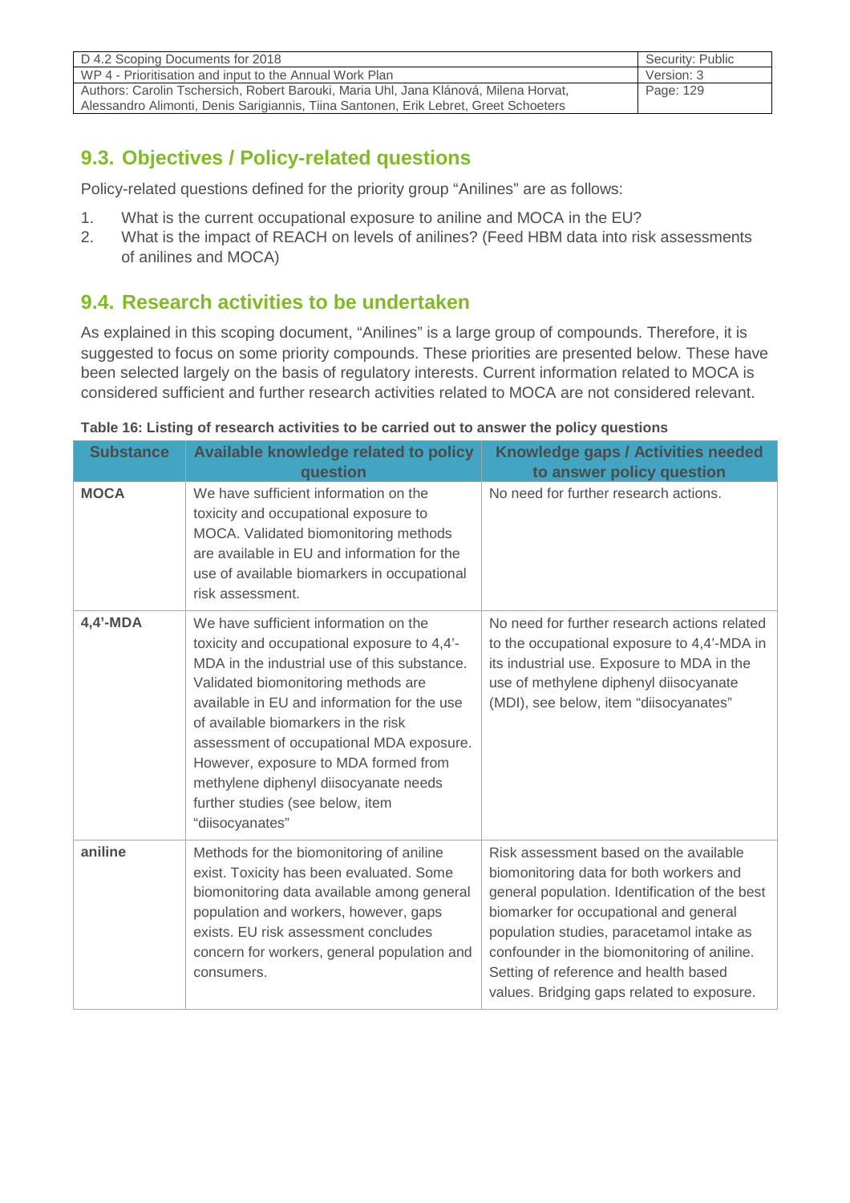## 9.3. Objectives / Policy-related questions

Policy-related questions defined for the priority group "Anilines" are as follows:

1. What is the current occupational exposure to aniline and MOCA in the EU?
2. What is the impact of REACH on levels of anilines? (Feed HBM data into risk assessments of anilines and MOCA)

## 9.4. Research activities to be undertaken

As explained in this scoping document, "Anilines" is a large group of compounds. Therefore, it is suggested to focus on some priority compounds. These priorities are presented below. These have been selected largely on the basis of regulatory interests. Current information related to MOCA is considered sufficient and further research activities related to MOCA are not considered relevant.

**Table 16: Listing of research activities to be carried out to answer the policy questions**

| Substance | Available knowledge related to policy question | Knowledge gaps / Activities needed to answer policy question |
| --- | --- | --- |
| **MOCA** | We have sufficient information on the toxicity and occupational exposure to MOCA. Validated biomonitoring methods are available in EU and information for the use of available biomarkers in occupational risk assessment. | No need for further research actions. |
| **4,4'-MDA** | We have sufficient information on the toxicity and occupational exposure to 4,4'-MDA in the industrial use of this substance. Validated biomonitoring methods are available in EU and information for the use of available biomarkers in the risk assessment of occupational MDA exposure. However, exposure to MDA formed from methylene diphenyl diisocyanate needs further studies (see below, item "diisocyanates" | No need for further research actions related to the occupational exposure to 4,4'-MDA in its industrial use. Exposure to MDA in the use of methylene diphenyl diisocyanate (MDI), see below, item "diisocyanates" |
| **aniline** | Methods for the biomonitoring of aniline exist. Toxicity has been evaluated. Some biomonitoring data available among general population and workers, however, gaps exists. EU risk assessment concludes concern for workers, general population and consumers. | Risk assessment based on the available biomonitoring data for both workers and general population. Identification of the best biomarker for occupational and general population studies, paracetamol intake as confounder in the biomonitoring of aniline. Setting of reference and health based values. Bridging gaps related to exposure. |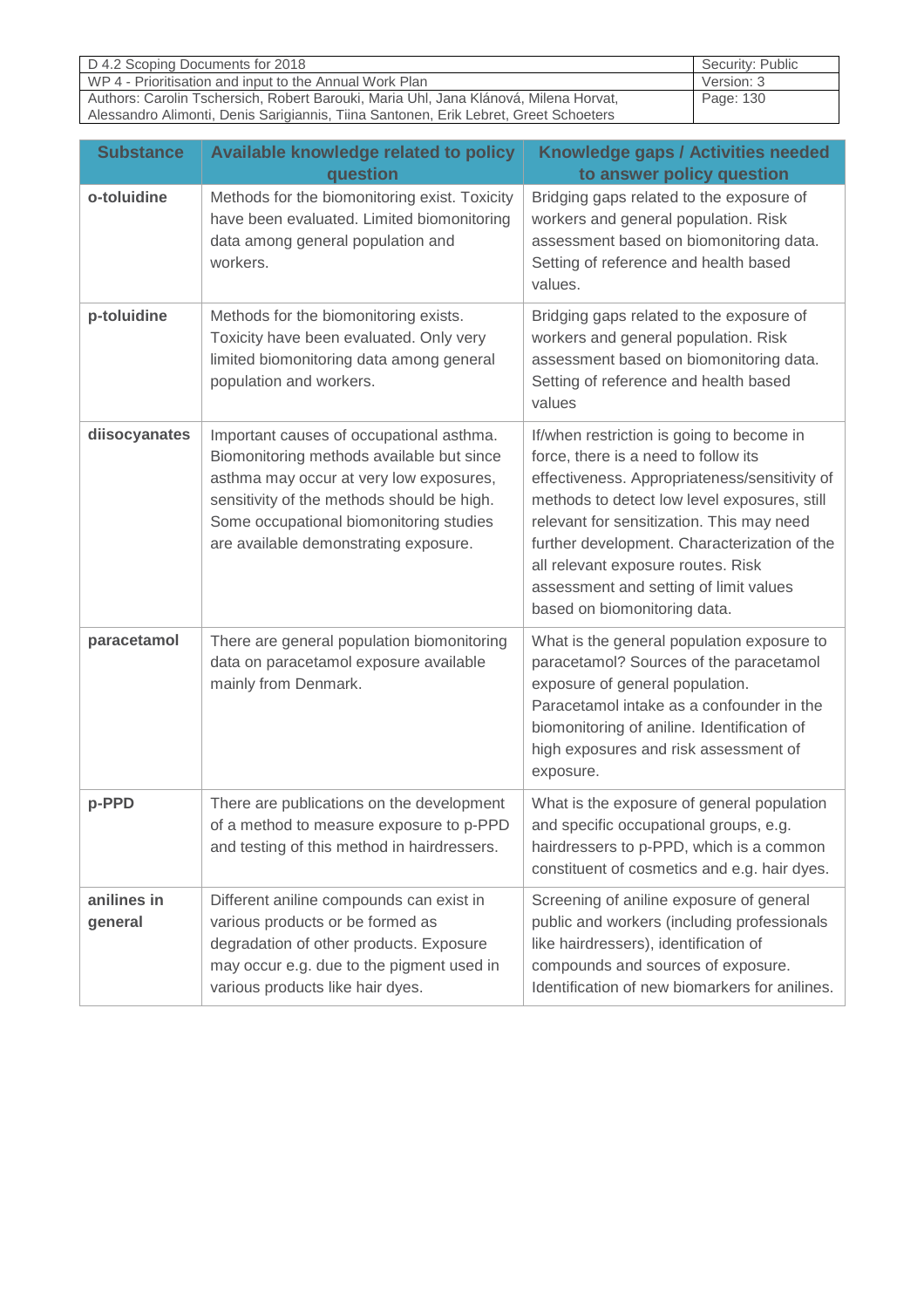| Substance | Available knowledge related to policy question | Knowledge gaps / Activities needed to answer policy question |
|---|---|---|
| **o-toluidine** | Methods for the biomonitoring exist. Toxicity have been evaluated. Limited biomonitoring data among general population and workers. | Bridging gaps related to the exposure of workers and general population. Risk assessment based on biomonitoring data. Setting of reference and health based values. |
| **p-toluidine** | Methods for the biomonitoring exists. Toxicity have been evaluated. Only very limited biomonitoring data among general population and workers. | Bridging gaps related to the exposure of workers and general population. Risk assessment based on biomonitoring data. Setting of reference and health based values |
| **diisocyanates** | Important causes of occupational asthma. Biomonitoring methods available but since asthma may occur at very low exposures, sensitivity of the methods should be high. Some occupational biomonitoring studies are available demonstrating exposure. | If/when restriction is going to become in force, there is a need to follow its effectiveness. Appropriateness/sensitivity of methods to detect low level exposures, still relevant for sensitization. This may need further development. Characterization of the all relevant exposure routes. Risk assessment and setting of limit values based on biomonitoring data. |
| **paracetamol** | There are general population biomonitoring data on paracetamol exposure available mainly from Denmark. | What is the general population exposure to paracetamol? Sources of the paracetamol exposure of general population. Paracetamol intake as a confounder in the biomonitoring of aniline. Identification of high exposures and risk assessment of exposure. |
| **p-PPD** | There are publications on the development of a method to measure exposure to p-PPD and testing of this method in hairdressers. | What is the exposure of general population and specific occupational groups, e.g. hairdressers to p-PPD, which is a common constituent of cosmetics and e.g. hair dyes. |
| **anilines in general** | Different aniline compounds can exist in various products or be formed as degradation of other products. Exposure may occur e.g. due to the pigment used in various products like hair dyes. | Screening of aniline exposure of general public and workers (including professionals like hairdressers), identification of compounds and sources of exposure. Identification of new biomarkers for anilines. |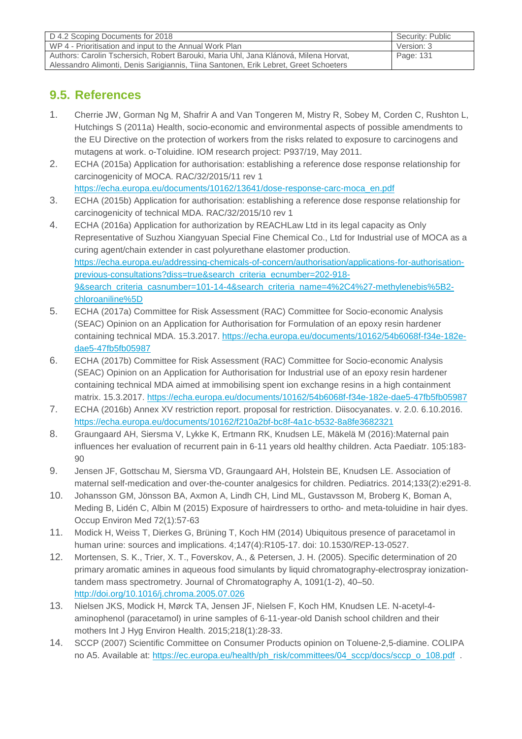## 9.5. References

1. Cherrie JW, Gorman Ng M, Shafrir A and Van Tongeren M, Mistry R, Sobey M, Corden C, Rushton L, Hutchings S (2011a) Health, socio-economic and environmental aspects of possible amendments to the EU Directive on the protection of workers from the risks related to exposure to carcinogens and mutagens at work. o-Toluidine. IOM research project: P937/19, May 2011.
2. ECHA (2015a) Application for authorisation: establishing a reference dose response relationship for carcinogenicity of MOCA. RAC/32/2015/11 rev 1 https://echa.europa.eu/documents/10162/13641/dose-response-carc-moca_en.pdf
3. ECHA (2015b) Application for authorisation: establishing a reference dose response relationship for carcinogenicity of technical MDA. RAC/32/2015/10 rev 1
4. ECHA (2016a) Application for authorization by REACHLaw Ltd in its legal capacity as Only Representative of Suzhou Xiangyuan Special Fine Chemical Co., Ltd for Industrial use of MOCA as a curing agent/chain extender in cast polyurethane elastomer production. https://echa.europa.eu/addressing-chemicals-of-concern/authorisation/applications-for-authorisation-previous-consultations?diss=true&search_criteria_ecnumber=202-918-9&search_criteria_casnumber=101-14-4&search_criteria_name=4%2C4%27-methylenebis%5B2-chloroaniline%5D
5. ECHA (2017a) Committee for Risk Assessment (RAC) Committee for Socio-economic Analysis (SEAC) Opinion on an Application for Authorisation for Formulation of an epoxy resin hardener containing technical MDA. 15.3.2017. https://echa.europa.eu/documents/10162/54b6068f-f34e-182e-dae5-47fb5fb05987
6. ECHA (2017b) Committee for Risk Assessment (RAC) Committee for Socio-economic Analysis (SEAC) Opinion on an Application for Authorisation for Industrial use of an epoxy resin hardener containing technical MDA aimed at immobilising spent ion exchange resins in a high containment matrix. 15.3.2017. https://echa.europa.eu/documents/10162/54b6068f-f34e-182e-dae5-47fb5fb05987
7. ECHA (2016b) Annex XV restriction report. proposal for restriction. Diisocyanates. v. 2.0. 6.10.2016. https://echa.europa.eu/documents/10162/f210a2bf-bc8f-4a1c-b532-8a8fe3682321
8. Graungaard AH, Siersma V, Lykke K, Ertmann RK, Knudsen LE, Mäkelä M (2016):Maternal pain influences her evaluation of recurrent pain in 6-11 years old healthy children. Acta Paediatr. 105:183-90
9. Jensen JF, Gottschau M, Siersma VD, Graungaard AH, Holstein BE, Knudsen LE. Association of maternal self-medication and over-the-counter analgesics for children. Pediatrics. 2014;133(2):e291-8.
10. Johansson GM, Jönsson BA, Axmon A, Lindh CH, Lind ML, Gustavsson M, Broberg K, Boman A, Meding B, Lidén C, Albin M (2015) Exposure of hairdressers to ortho- and meta-toluidine in hair dyes. Occup Environ Med 72(1):57-63
11. Modick H, Weiss T, Dierkes G, Brüning T, Koch HM (2014) Ubiquitous presence of paracetamol in human urine: sources and implications. 4;147(4):R105-17. doi: 10.1530/REP-13-0527.
12. Mortensen, S. K., Trier, X. T., Foverskov, A., & Petersen, J. H. (2005). Specific determination of 20 primary aromatic amines in aqueous food simulants by liquid chromatography-electrospray ionization-tandem mass spectrometry. Journal of Chromatography A, 1091(1-2), 40–50. http://doi.org/10.1016/j.chroma.2005.07.026
13. Nielsen JKS, Modick H, Mørck TA, Jensen JF, Nielsen F, Koch HM, Knudsen LE. N-acetyl-4-aminophenol (paracetamol) in urine samples of 6-11-year-old Danish school children and their mothers Int J Hyg Environ Health. 2015;218(1):28-33.
14. SCCP (2007) Scientific Committee on Consumer Products opinion on Toluene-2,5-diamine. COLIPA no A5. Available at: https://ec.europa.eu/health/ph_risk/committees/04_sccp/docs/sccp_o_108.pdf .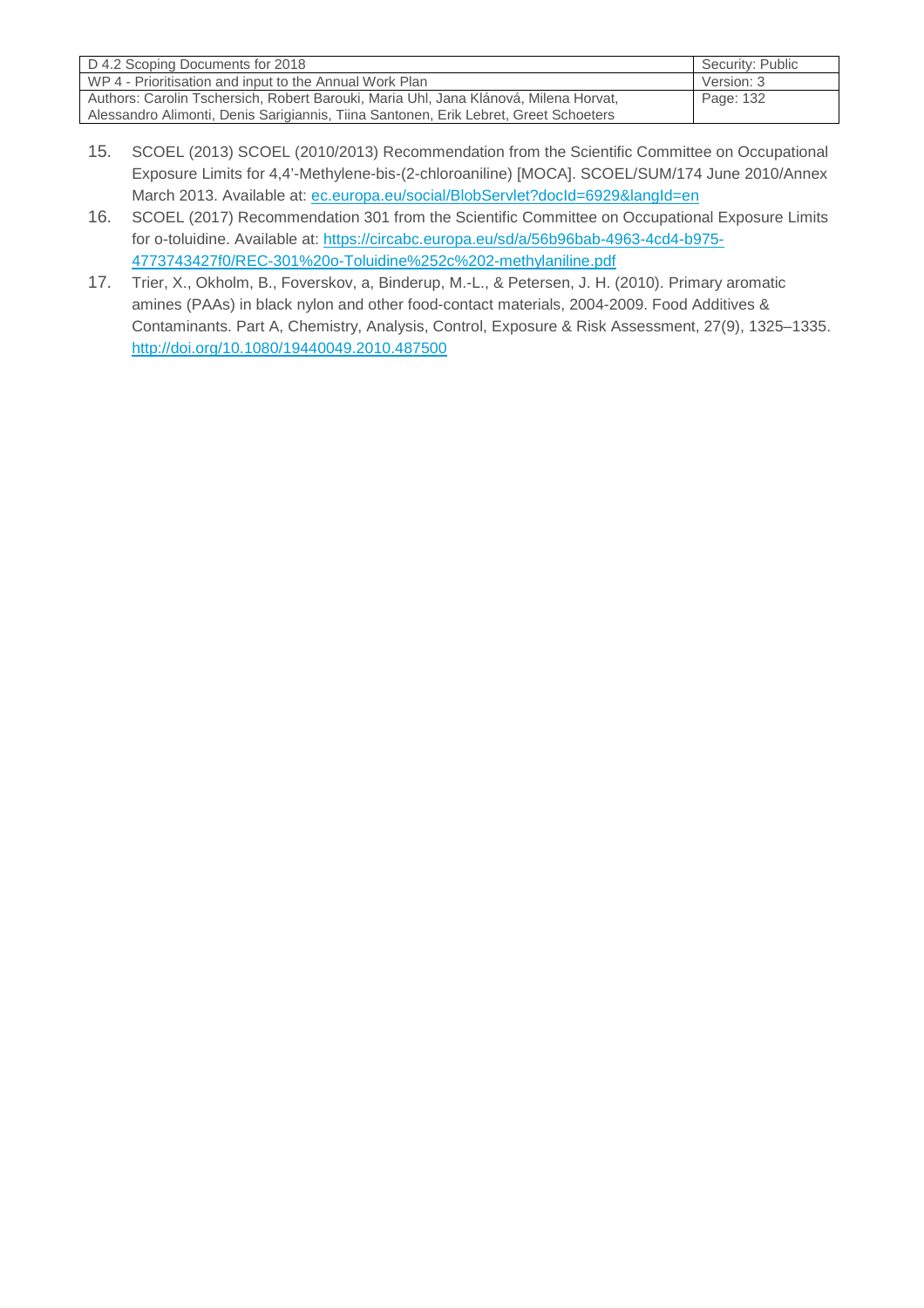15. SCOEL (2013) SCOEL (2010/2013) Recommendation from the Scientific Committee on Occupational Exposure Limits for 4,4'-Methylene-bis-(2-chloroaniline) [MOCA]. SCOEL/SUM/174 June 2010/Annex March 2013. Available at: [ec.europa.eu/social/BlobServlet?docId=6929&langId=en](ec.europa.eu/social/BlobServlet?docId=6929&langId=en)
16. SCOEL (2017) Recommendation 301 from the Scientific Committee on Occupational Exposure Limits for o-toluidine. Available at: [https://circabc.europa.eu/sd/a/56b96bab-4963-4cd4-b975-4773743427f0/REC-301%20o-Toluidine%252c%202-methylaniline.pdf](https://circabc.europa.eu/sd/a/56b96bab-4963-4cd4-b975-4773743427f0/REC-301%20o-Toluidine%252c%202-methylaniline.pdf)
17. Trier, X., Okholm, B., Foverskov, a, Binderup, M.-L., & Petersen, J. H. (2010). Primary aromatic amines (PAAs) in black nylon and other food-contact materials, 2004-2009. Food Additives & Contaminants. Part A, Chemistry, Analysis, Control, Exposure & Risk Assessment, 27(9), 1325–1335. [http://doi.org/10.1080/19440049.2010.487500](http://doi.org/10.1080/19440049.2010.487500)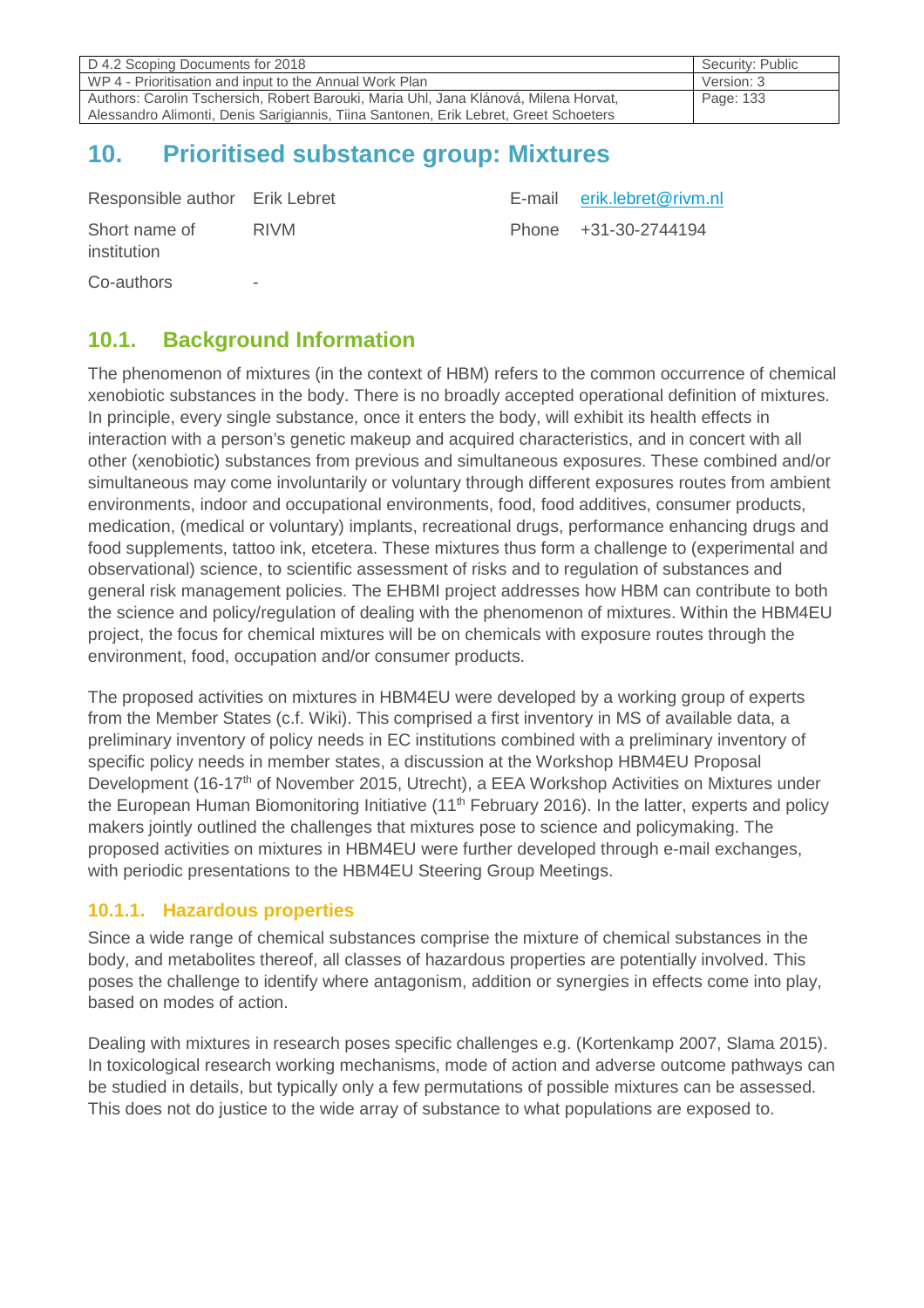# 10. Prioritised substance group: Mixtures

| Responsible author | Erik Lebret | E-mail | erik.lebret@rivm.nl |
|---|---|---|---|
| Short name of institution | RIVM | Phone | +31-30-2744194 |
| Co-authors | - | | |

## 10.1. Background Information

The phenomenon of mixtures (in the context of HBM) refers to the common occurrence of chemical xenobiotic substances in the body. There is no broadly accepted operational definition of mixtures. In principle, every single substance, once it enters the body, will exhibit its health effects in interaction with a person's genetic makeup and acquired characteristics, and in concert with all other (xenobiotic) substances from previous and simultaneous exposures. These combined and/or simultaneous may come involuntarily or voluntary through different exposures routes from ambient environments, indoor and occupational environments, food, food additives, consumer products, medication, (medical or voluntary) implants, recreational drugs, performance enhancing drugs and food supplements, tattoo ink, etcetera. These mixtures thus form a challenge to (experimental and observational) science, to scientific assessment of risks and to regulation of substances and general risk management policies. The EHBMI project addresses how HBM can contribute to both the science and policy/regulation of dealing with the phenomenon of mixtures. Within the HBM4EU project, the focus for chemical mixtures will be on chemicals with exposure routes through the environment, food, occupation and/or consumer products.

The proposed activities on mixtures in HBM4EU were developed by a working group of experts from the Member States (c.f. Wiki). This comprised a first inventory in MS of available data, a preliminary inventory of policy needs in EC institutions combined with a preliminary inventory of specific policy needs in member states, a discussion at the Workshop HBM4EU Proposal Development (16-17th of November 2015, Utrecht), a EEA Workshop Activities on Mixtures under the European Human Biomonitoring Initiative (11th February 2016). In the latter, experts and policy makers jointly outlined the challenges that mixtures pose to science and policymaking. The proposed activities on mixtures in HBM4EU were further developed through e-mail exchanges, with periodic presentations to the HBM4EU Steering Group Meetings.

### 10.1.1. Hazardous properties

Since a wide range of chemical substances comprise the mixture of chemical substances in the body, and metabolites thereof, all classes of hazardous properties are potentially involved. This poses the challenge to identify where antagonism, addition or synergies in effects come into play, based on modes of action.

Dealing with mixtures in research poses specific challenges e.g. (Kortenkamp 2007, Slama 2015). In toxicological research working mechanisms, mode of action and adverse outcome pathways can be studied in details, but typically only a few permutations of possible mixtures can be assessed. This does not do justice to the wide array of substance to what populations are exposed to.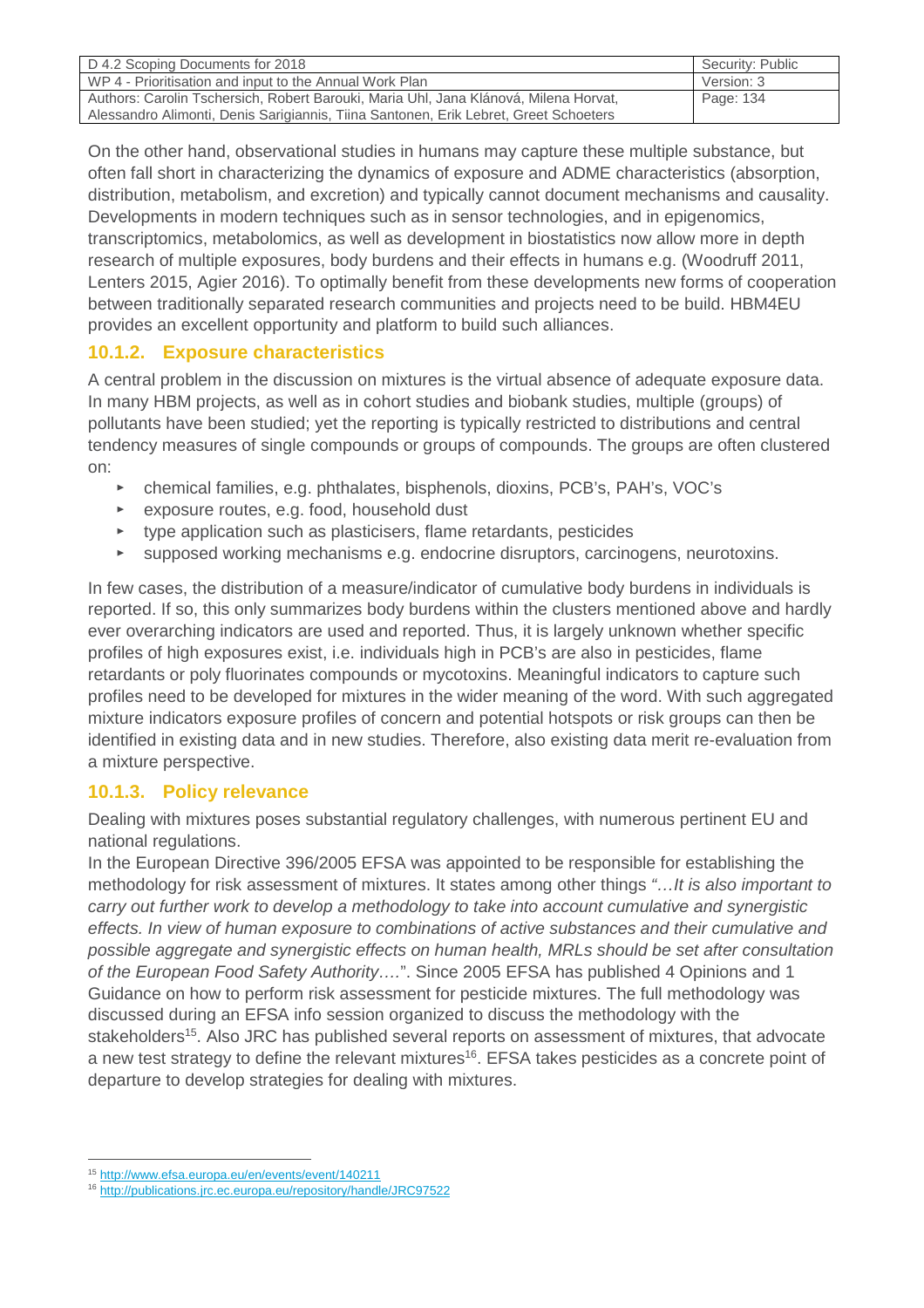On the other hand, observational studies in humans may capture these multiple substance, but often fall short in characterizing the dynamics of exposure and ADME characteristics (absorption, distribution, metabolism, and excretion) and typically cannot document mechanisms and causality. Developments in modern techniques such as in sensor technologies, and in epigenomics, transcriptomics, metabolomics, as well as development in biostatistics now allow more in depth research of multiple exposures, body burdens and their effects in humans e.g. (Woodruff 2011, Lenters 2015, Agier 2016). To optimally benefit from these developments new forms of cooperation between traditionally separated research communities and projects need to be build. HBM4EU provides an excellent opportunity and platform to build such alliances.

### 10.1.2. Exposure characteristics

A central problem in the discussion on mixtures is the virtual absence of adequate exposure data. In many HBM projects, as well as in cohort studies and biobank studies, multiple (groups) of pollutants have been studied; yet the reporting is typically restricted to distributions and central tendency measures of single compounds or groups of compounds. The groups are often clustered on:

- chemical families, e.g. phthalates, bisphenols, dioxins, PCB's, PAH's, VOC's
- exposure routes, e.g. food, household dust
- type application such as plasticisers, flame retardants, pesticides
- supposed working mechanisms e.g. endocrine disruptors, carcinogens, neurotoxins.

In few cases, the distribution of a measure/indicator of cumulative body burdens in individuals is reported. If so, this only summarizes body burdens within the clusters mentioned above and hardly ever overarching indicators are used and reported. Thus, it is largely unknown whether specific profiles of high exposures exist, i.e. individuals high in PCB's are also in pesticides, flame retardants or poly fluorinates compounds or mycotoxins. Meaningful indicators to capture such profiles need to be developed for mixtures in the wider meaning of the word. With such aggregated mixture indicators exposure profiles of concern and potential hotspots or risk groups can then be identified in existing data and in new studies. Therefore, also existing data merit re-evaluation from a mixture perspective.

### 10.1.3. Policy relevance

Dealing with mixtures poses substantial regulatory challenges, with numerous pertinent EU and national regulations.

In the European Directive 396/2005 EFSA was appointed to be responsible for establishing the methodology for risk assessment of mixtures. It states among other things *"…It is also important to carry out further work to develop a methodology to take into account cumulative and synergistic effects. In view of human exposure to combinations of active substances and their cumulative and possible aggregate and synergistic effects on human health, MRLs should be set after consultation of the European Food Safety Authority….*". Since 2005 EFSA has published 4 Opinions and 1 Guidance on how to perform risk assessment for pesticide mixtures. The full methodology was discussed during an EFSA info session organized to discuss the methodology with the stakeholders[15]. Also JRC has published several reports on assessment of mixtures, that advocate a new test strategy to define the relevant mixtures[16]. EFSA takes pesticides as a concrete point of departure to develop strategies for dealing with mixtures.

---

[15] http://www.efsa.europa.eu/en/events/event/140211

[16] http://publications.jrc.ec.europa.eu/repository/handle/JRC97522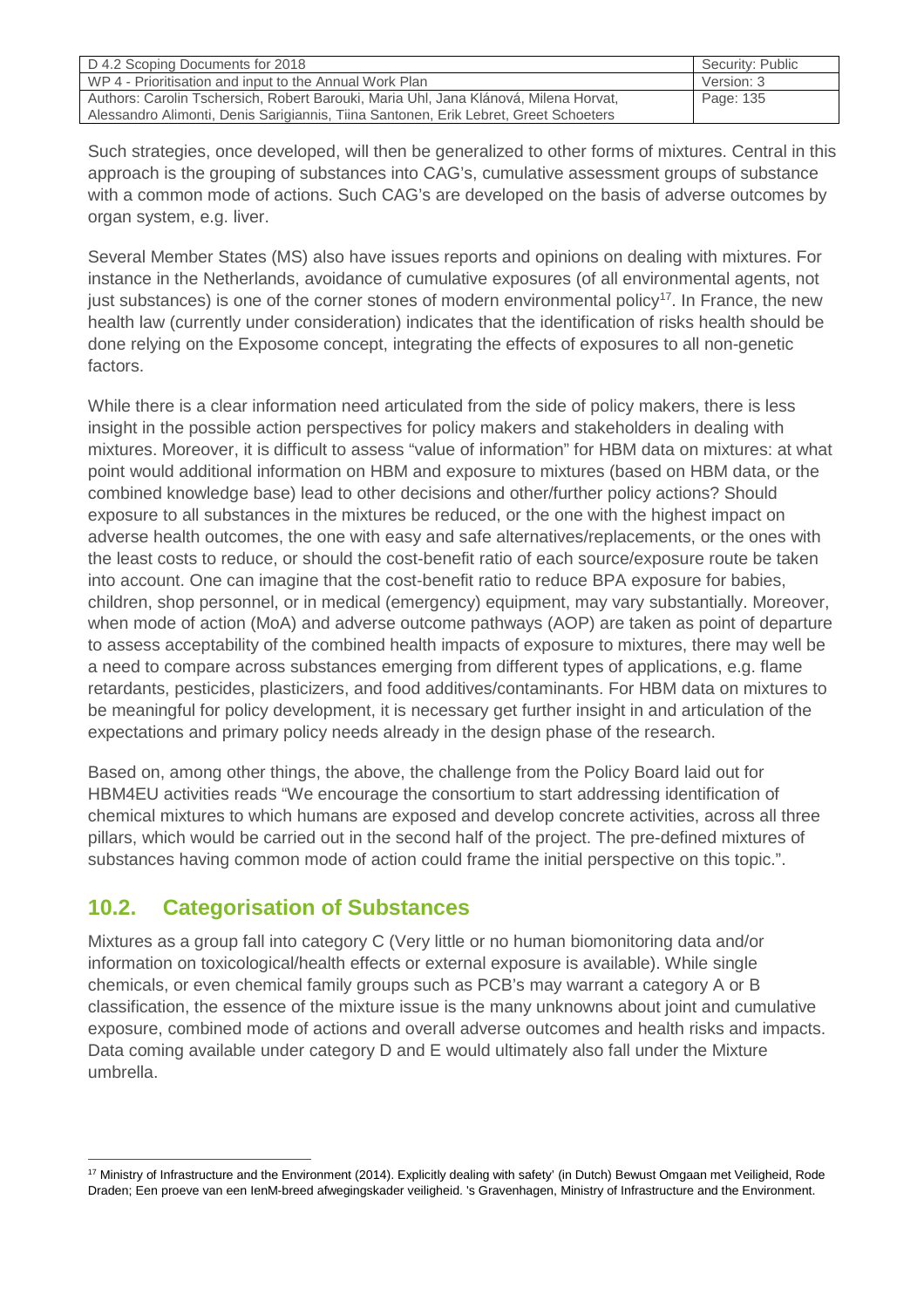Such strategies, once developed, will then be generalized to other forms of mixtures. Central in this approach is the grouping of substances into CAG's, cumulative assessment groups of substance with a common mode of actions. Such CAG's are developed on the basis of adverse outcomes by organ system, e.g. liver.

Several Member States (MS) also have issues reports and opinions on dealing with mixtures. For instance in the Netherlands, avoidance of cumulative exposures (of all environmental agents, not just substances) is one of the corner stones of modern environmental policy[17]. In France, the new health law (currently under consideration) indicates that the identification of risks health should be done relying on the Exposome concept, integrating the effects of exposures to all non-genetic factors.

While there is a clear information need articulated from the side of policy makers, there is less insight in the possible action perspectives for policy makers and stakeholders in dealing with mixtures. Moreover, it is difficult to assess "value of information" for HBM data on mixtures: at what point would additional information on HBM and exposure to mixtures (based on HBM data, or the combined knowledge base) lead to other decisions and other/further policy actions? Should exposure to all substances in the mixtures be reduced, or the one with the highest impact on adverse health outcomes, the one with easy and safe alternatives/replacements, or the ones with the least costs to reduce, or should the cost-benefit ratio of each source/exposure route be taken into account. One can imagine that the cost-benefit ratio to reduce BPA exposure for babies, children, shop personnel, or in medical (emergency) equipment, may vary substantially. Moreover, when mode of action (MoA) and adverse outcome pathways (AOP) are taken as point of departure to assess acceptability of the combined health impacts of exposure to mixtures, there may well be a need to compare across substances emerging from different types of applications, e.g. flame retardants, pesticides, plasticizers, and food additives/contaminants. For HBM data on mixtures to be meaningful for policy development, it is necessary get further insight in and articulation of the expectations and primary policy needs already in the design phase of the research.

Based on, among other things, the above, the challenge from the Policy Board laid out for HBM4EU activities reads "We encourage the consortium to start addressing identification of chemical mixtures to which humans are exposed and develop concrete activities, across all three pillars, which would be carried out in the second half of the project. The pre-defined mixtures of substances having common mode of action could frame the initial perspective on this topic.".

## 10.2. Categorisation of Substances

Mixtures as a group fall into category C (Very little or no human biomonitoring data and/or information on toxicological/health effects or external exposure is available). While single chemicals, or even chemical family groups such as PCB's may warrant a category A or B classification, the essence of the mixture issue is the many unknowns about joint and cumulative exposure, combined mode of actions and overall adverse outcomes and health risks and impacts. Data coming available under category D and E would ultimately also fall under the Mixture umbrella.

[17] Ministry of Infrastructure and the Environment (2014). Explicitly dealing with safety' (in Dutch) Bewust Omgaan met Veiligheid, Rode Draden; Een proeve van een IenM-breed afwegingskader veiligheid. 's Gravenhagen, Ministry of Infrastructure and the Environment.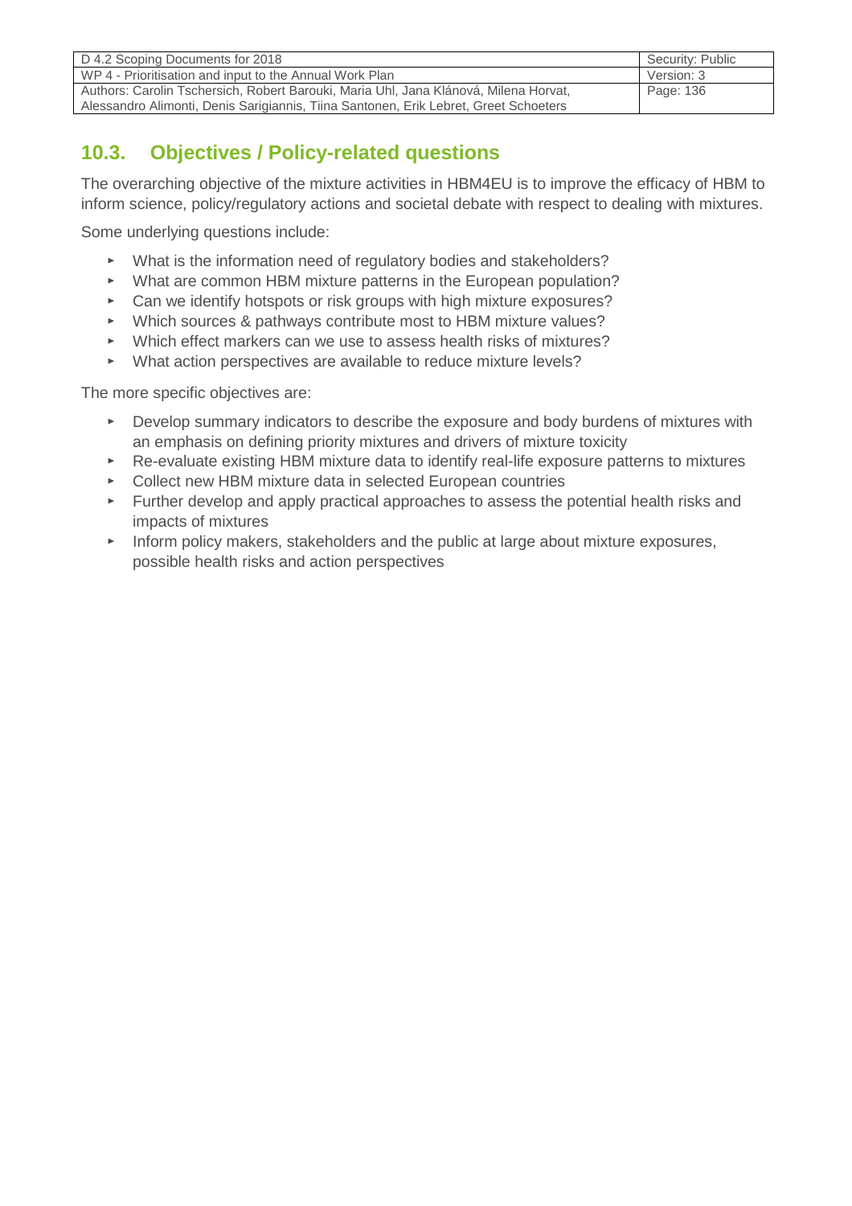## 10.3. Objectives / Policy-related questions

The overarching objective of the mixture activities in HBM4EU is to improve the efficacy of HBM to inform science, policy/regulatory actions and societal debate with respect to dealing with mixtures.

Some underlying questions include:

- What is the information need of regulatory bodies and stakeholders?
- What are common HBM mixture patterns in the European population?
- Can we identify hotspots or risk groups with high mixture exposures?
- Which sources & pathways contribute most to HBM mixture values?
- Which effect markers can we use to assess health risks of mixtures?
- What action perspectives are available to reduce mixture levels?

The more specific objectives are:

- Develop summary indicators to describe the exposure and body burdens of mixtures with an emphasis on defining priority mixtures and drivers of mixture toxicity
- Re-evaluate existing HBM mixture data to identify real-life exposure patterns to mixtures
- Collect new HBM mixture data in selected European countries
- Further develop and apply practical approaches to assess the potential health risks and impacts of mixtures
- Inform policy makers, stakeholders and the public at large about mixture exposures, possible health risks and action perspectives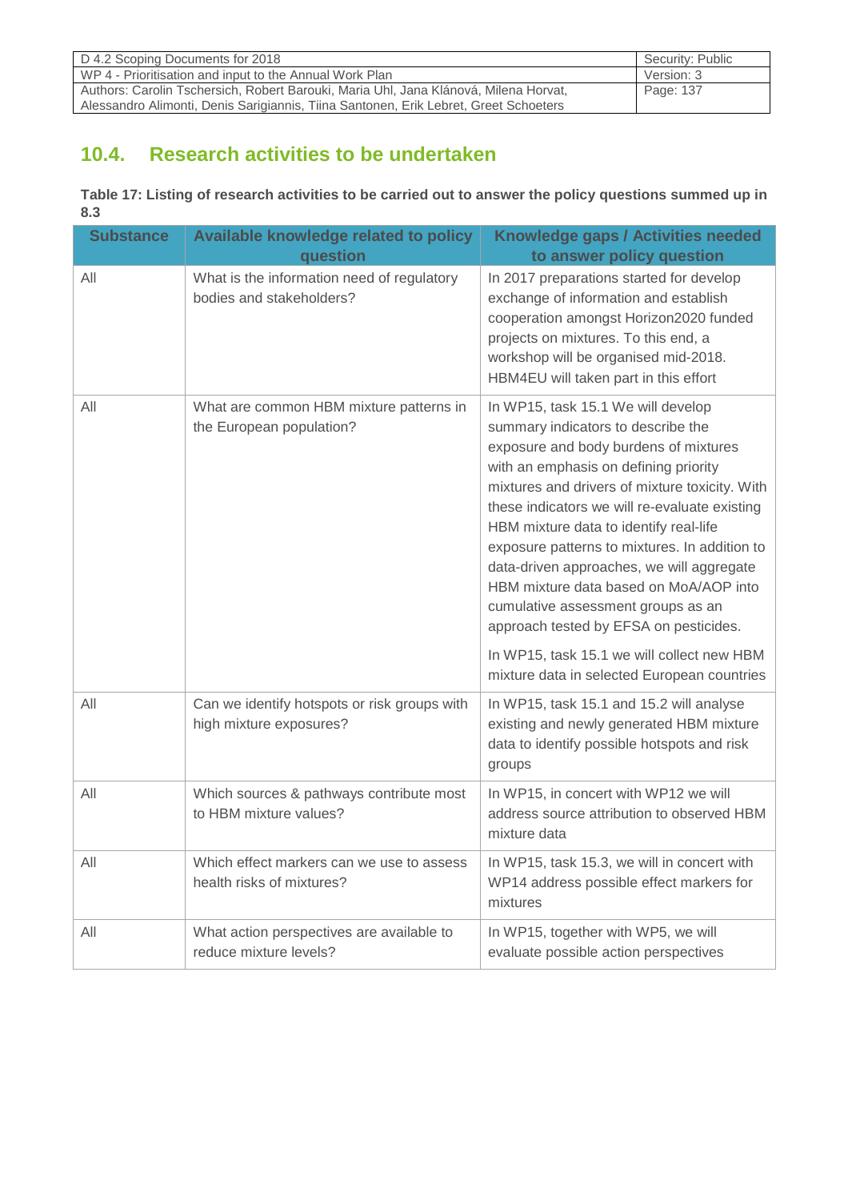## 10.4. Research activities to be undertaken

**Table 17: Listing of research activities to be carried out to answer the policy questions summed up in 8.3**

| Substance | Available knowledge related to policy question | Knowledge gaps / Activities needed to answer policy question |
|---|---|---|
| All | What is the information need of regulatory bodies and stakeholders? | In 2017 preparations started for develop exchange of information and establish cooperation amongst Horizon2020 funded projects on mixtures. To this end, a workshop will be organised mid-2018. HBM4EU will taken part in this effort |
| All | What are common HBM mixture patterns in the European population? | In WP15, task 15.1 We will develop summary indicators to describe the exposure and body burdens of mixtures with an emphasis on defining priority mixtures and drivers of mixture toxicity. With these indicators we will re-evaluate existing HBM mixture data to identify real-life exposure patterns to mixtures. In addition to data-driven approaches, we will aggregate HBM mixture data based on MoA/AOP into cumulative assessment groups as an approach tested by EFSA on pesticides.<br><br>In WP15, task 15.1 we will collect new HBM mixture data in selected European countries |
| All | Can we identify hotspots or risk groups with high mixture exposures? | In WP15, task 15.1 and 15.2 will analyse existing and newly generated HBM mixture data to identify possible hotspots and risk groups |
| All | Which sources & pathways contribute most to HBM mixture values? | In WP15, in concert with WP12 we will address source attribution to observed HBM mixture data |
| All | Which effect markers can we use to assess health risks of mixtures? | In WP15, task 15.3, we will in concert with WP14 address possible effect markers for mixtures |
| All | What action perspectives are available to reduce mixture levels? | In WP15, together with WP5, we will evaluate possible action perspectives |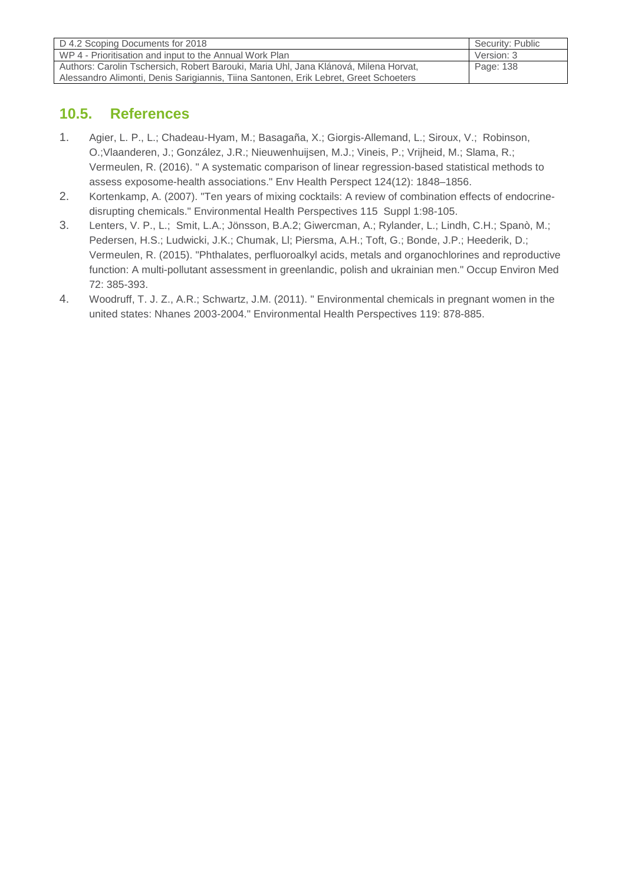## 10.5. References

1. Agier, L. P., L.; Chadeau-Hyam, M.; Basagaña, X.; Giorgis-Allemand, L.; Siroux, V.; Robinson, O.;Vlaanderen, J.; González, J.R.; Nieuwenhuijsen, M.J.; Vineis, P.; Vrijheid, M.; Slama, R.; Vermeulen, R. (2016). " A systematic comparison of linear regression-based statistical methods to assess exposome-health associations." Env Health Perspect 124(12): 1848–1856.
2. Kortenkamp, A. (2007). "Ten years of mixing cocktails: A review of combination effects of endocrine-disrupting chemicals." Environmental Health Perspectives 115 Suppl 1:98-105.
3. Lenters, V. P., L.; Smit, L.A.; Jönsson, B.A.2; Giwercman, A.; Rylander, L.; Lindh, C.H.; Spanò, M.; Pedersen, H.S.; Ludwicki, J.K.; Chumak, Ll; Piersma, A.H.; Toft, G.; Bonde, J.P.; Heederik, D.; Vermeulen, R. (2015). "Phthalates, perfluoroalkyl acids, metals and organochlorines and reproductive function: A multi-pollutant assessment in greenlandic, polish and ukrainian men." Occup Environ Med 72: 385-393.
4. Woodruff, T. J. Z., A.R.; Schwartz, J.M. (2011). " Environmental chemicals in pregnant women in the united states: Nhanes 2003-2004." Environmental Health Perspectives 119: 878-885.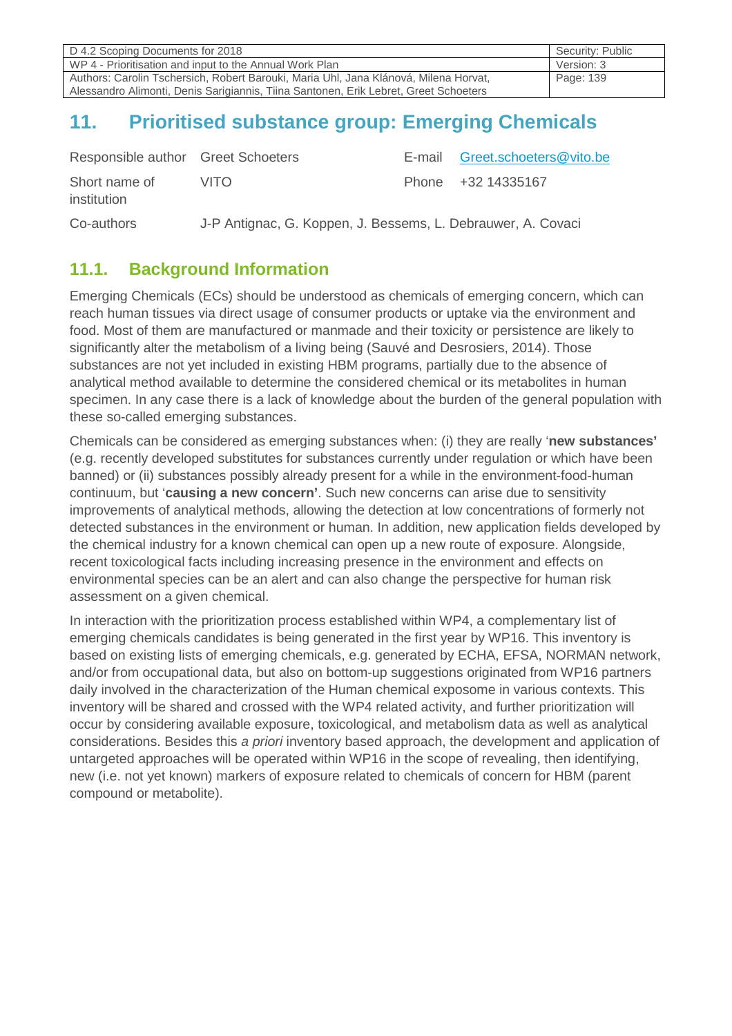# 11. Prioritised substance group: Emerging Chemicals

| | | | |
|---|---|---|---|
| Responsible author | Greet Schoeters | E-mail | Greet.schoeters@vito.be |
| Short name of institution | VITO | Phone | +32 14335167 |
| Co-authors | J-P Antignac, G. Koppen, J. Bessems, L. Debrauwer, A. Covaci | | |

## 11.1. Background Information

Emerging Chemicals (ECs) should be understood as chemicals of emerging concern, which can reach human tissues via direct usage of consumer products or uptake via the environment and food. Most of them are manufactured or manmade and their toxicity or persistence are likely to significantly alter the metabolism of a living being (Sauvé and Desrosiers, 2014). Those substances are not yet included in existing HBM programs, partially due to the absence of analytical method available to determine the considered chemical or its metabolites in human specimen. In any case there is a lack of knowledge about the burden of the general population with these so-called emerging substances.

Chemicals can be considered as emerging substances when: (i) they are really '**new substances'** (e.g. recently developed substitutes for substances currently under regulation or which have been banned) or (ii) substances possibly already present for a while in the environment-food-human continuum, but '**causing a new concern'**. Such new concerns can arise due to sensitivity improvements of analytical methods, allowing the detection at low concentrations of formerly not detected substances in the environment or human. In addition, new application fields developed by the chemical industry for a known chemical can open up a new route of exposure. Alongside, recent toxicological facts including increasing presence in the environment and effects on environmental species can be an alert and can also change the perspective for human risk assessment on a given chemical.

In interaction with the prioritization process established within WP4, a complementary list of emerging chemicals candidates is being generated in the first year by WP16. This inventory is based on existing lists of emerging chemicals, e.g. generated by ECHA, EFSA, NORMAN network, and/or from occupational data, but also on bottom-up suggestions originated from WP16 partners daily involved in the characterization of the Human chemical exposome in various contexts. This inventory will be shared and crossed with the WP4 related activity, and further prioritization will occur by considering available exposure, toxicological, and metabolism data as well as analytical considerations. Besides this *a priori* inventory based approach, the development and application of untargeted approaches will be operated within WP16 in the scope of revealing, then identifying, new (i.e. not yet known) markers of exposure related to chemicals of concern for HBM (parent compound or metabolite).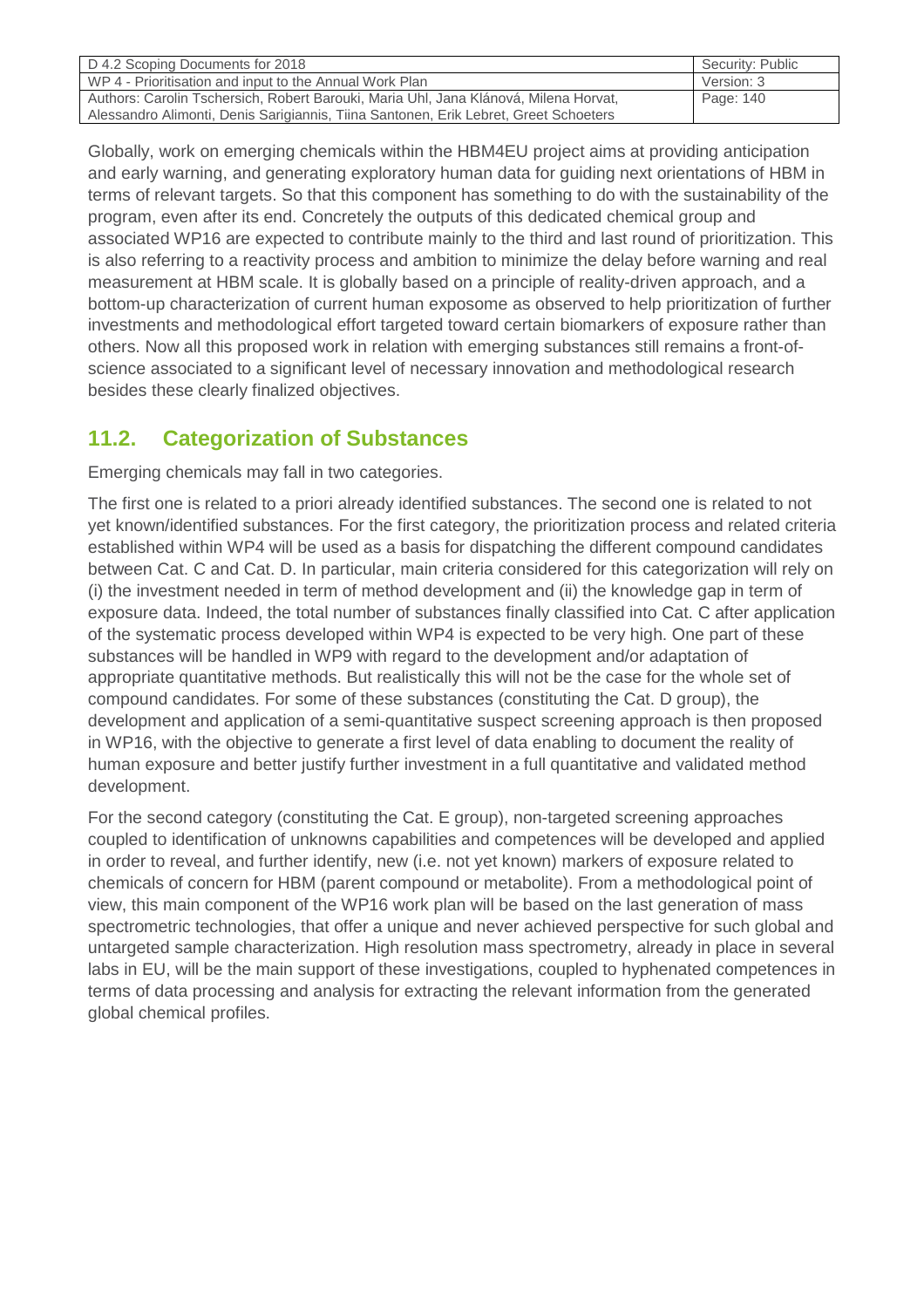Globally, work on emerging chemicals within the HBM4EU project aims at providing anticipation and early warning, and generating exploratory human data for guiding next orientations of HBM in terms of relevant targets. So that this component has something to do with the sustainability of the program, even after its end. Concretely the outputs of this dedicated chemical group and associated WP16 are expected to contribute mainly to the third and last round of prioritization. This is also referring to a reactivity process and ambition to minimize the delay before warning and real measurement at HBM scale. It is globally based on a principle of reality-driven approach, and a bottom-up characterization of current human exposome as observed to help prioritization of further investments and methodological effort targeted toward certain biomarkers of exposure rather than others. Now all this proposed work in relation with emerging substances still remains a front-of-science associated to a significant level of necessary innovation and methodological research besides these clearly finalized objectives.

## 11.2. Categorization of Substances

Emerging chemicals may fall in two categories.

The first one is related to a priori already identified substances. The second one is related to not yet known/identified substances. For the first category, the prioritization process and related criteria established within WP4 will be used as a basis for dispatching the different compound candidates between Cat. C and Cat. D. In particular, main criteria considered for this categorization will rely on (i) the investment needed in term of method development and (ii) the knowledge gap in term of exposure data. Indeed, the total number of substances finally classified into Cat. C after application of the systematic process developed within WP4 is expected to be very high. One part of these substances will be handled in WP9 with regard to the development and/or adaptation of appropriate quantitative methods. But realistically this will not be the case for the whole set of compound candidates. For some of these substances (constituting the Cat. D group), the development and application of a semi-quantitative suspect screening approach is then proposed in WP16, with the objective to generate a first level of data enabling to document the reality of human exposure and better justify further investment in a full quantitative and validated method development.

For the second category (constituting the Cat. E group), non-targeted screening approaches coupled to identification of unknowns capabilities and competences will be developed and applied in order to reveal, and further identify, new (i.e. not yet known) markers of exposure related to chemicals of concern for HBM (parent compound or metabolite). From a methodological point of view, this main component of the WP16 work plan will be based on the last generation of mass spectrometric technologies, that offer a unique and never achieved perspective for such global and untargeted sample characterization. High resolution mass spectrometry, already in place in several labs in EU, will be the main support of these investigations, coupled to hyphenated competences in terms of data processing and analysis for extracting the relevant information from the generated global chemical profiles.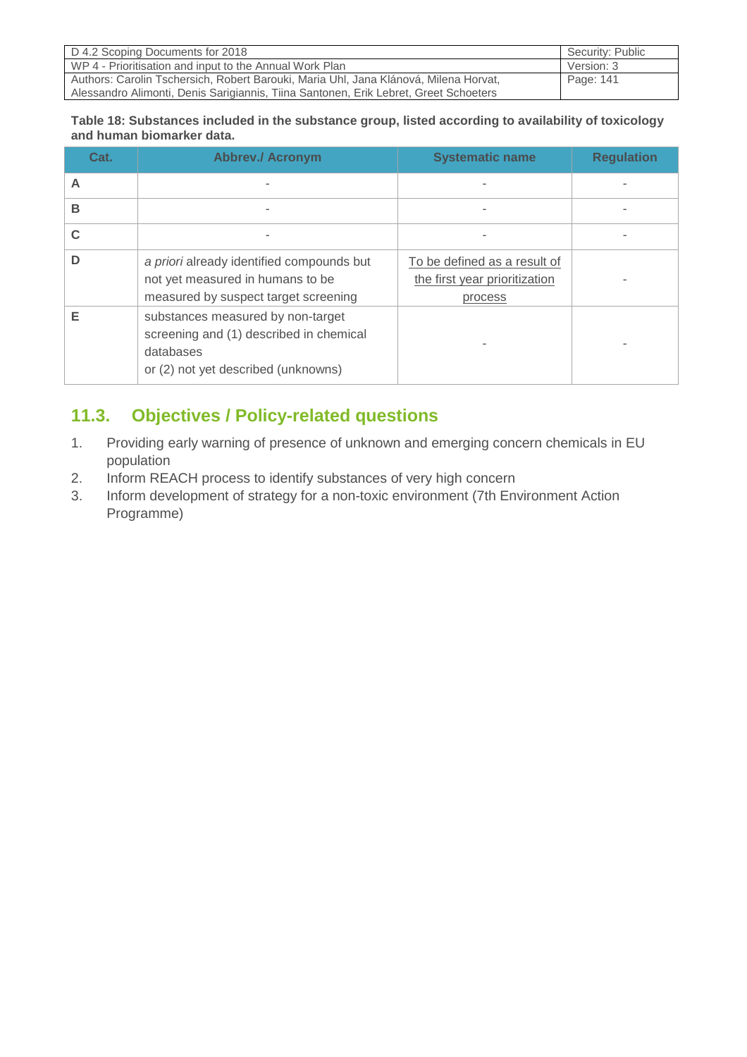**Table 18: Substances included in the substance group, listed according to availability of toxicology and human biomarker data.**

| Cat. | Abbrev./ Acronym | Systematic name | Regulation |
|---|---|---|---|
| A | - | - | - |
| B | - | - | - |
| C | - | - | - |
| D | *a priori* already identified compounds but not yet measured in humans to be measured by suspect target screening | To be defined as a result of the first year prioritization process | - |
| E | substances measured by non-target screening and (1) described in chemical databases or (2) not yet described (unknowns) | - | - |

## 11.3. Objectives / Policy-related questions

1. Providing early warning of presence of unknown and emerging concern chemicals in EU population
2. Inform REACH process to identify substances of very high concern
3. Inform development of strategy for a non-toxic environment (7th Environment Action Programme)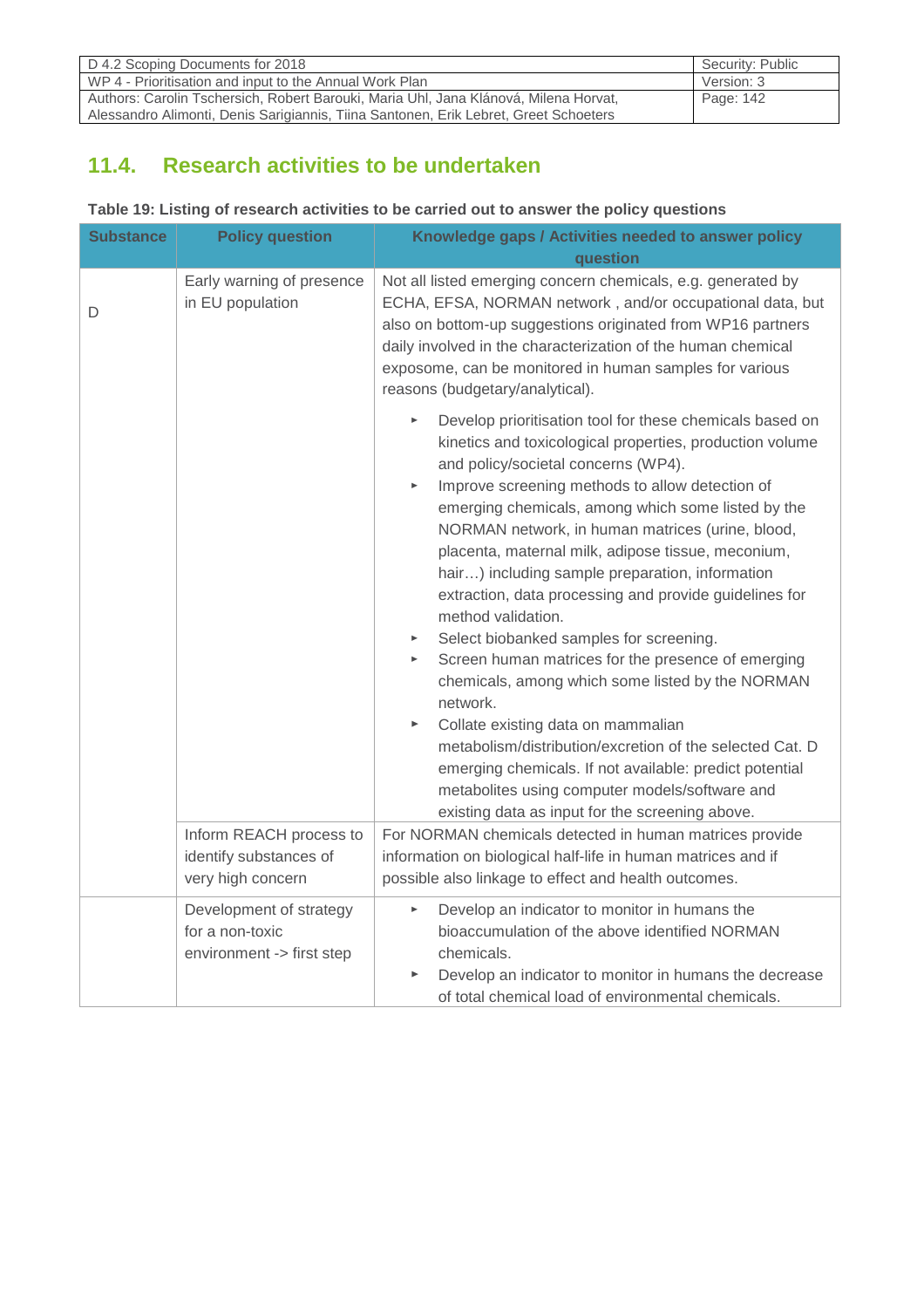## 11.4. Research activities to be undertaken

**Table 19: Listing of research activities to be carried out to answer the policy questions**

| Substance | Policy question | Knowledge gaps / Activities needed to answer policy question |
|---|---|---|
| D | Early warning of presence in EU population | Not all listed emerging concern chemicals, e.g. generated by ECHA, EFSA, NORMAN network , and/or occupational data, but also on bottom-up suggestions originated from WP16 partners daily involved in the characterization of the human chemical exposome, can be monitored in human samples for various reasons (budgetary/analytical).<br><br>▸ Develop prioritisation tool for these chemicals based on kinetics and toxicological properties, production volume and policy/societal concerns (WP4).<br>▸ Improve screening methods to allow detection of emerging chemicals, among which some listed by the NORMAN network, in human matrices (urine, blood, placenta, maternal milk, adipose tissue, meconium, hair…) including sample preparation, information extraction, data processing and provide guidelines for method validation.<br>▸ Select biobanked samples for screening.<br>▸ Screen human matrices for the presence of emerging chemicals, among which some listed by the NORMAN network.<br>▸ Collate existing data on mammalian metabolism/distribution/excretion of the selected Cat. D emerging chemicals. If not available: predict potential metabolites using computer models/software and existing data as input for the screening above. |
| | Inform REACH process to identify substances of very high concern | For NORMAN chemicals detected in human matrices provide information on biological half-life in human matrices and if possible also linkage to effect and health outcomes. |
| | Development of strategy for a non-toxic environment -> first step | ▸ Develop an indicator to monitor in humans the bioaccumulation of the above identified NORMAN chemicals.<br>▸ Develop an indicator to monitor in humans the decrease of total chemical load of environmental chemicals. |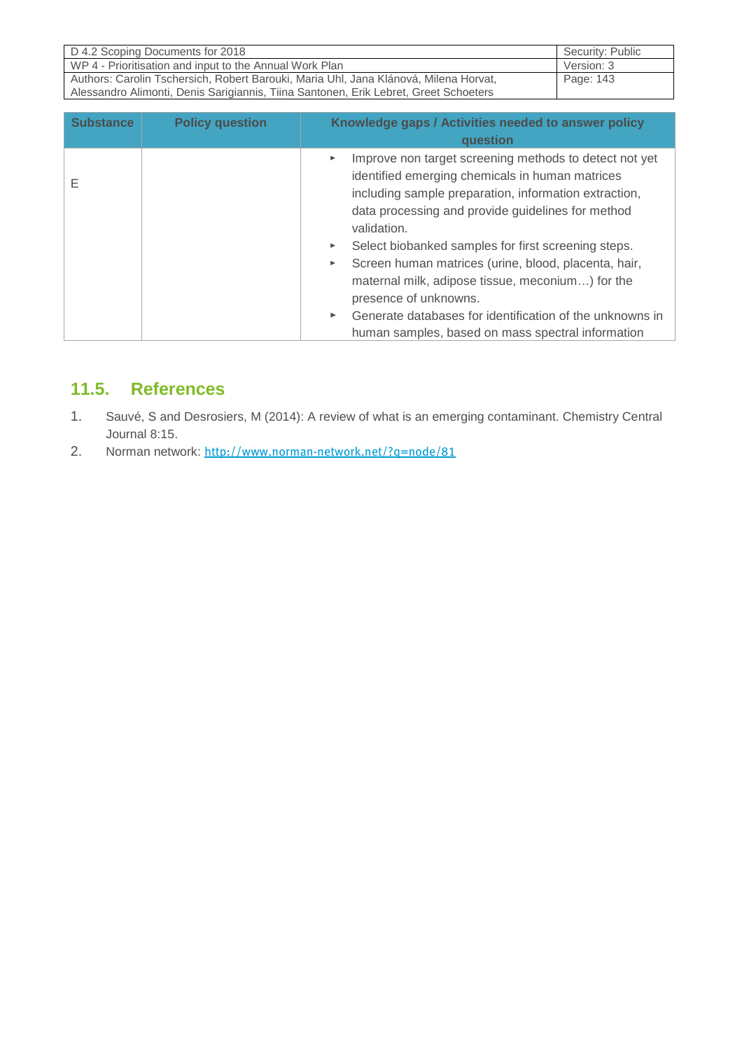| Substance | Policy question | Knowledge gaps / Activities needed to answer policy question |
|---|---|---|
| E | | ▸ Improve non target screening methods to detect not yet identified emerging chemicals in human matrices including sample preparation, information extraction, data processing and provide guidelines for method validation.<br>▸ Select biobanked samples for first screening steps.<br>▸ Screen human matrices (urine, blood, placenta, hair, maternal milk, adipose tissue, meconium…) for the presence of unknowns.<br>▸ Generate databases for identification of the unknowns in human samples, based on mass spectral information |

## 11.5. References

1. Sauvé, S and Desrosiers, M (2014): A review of what is an emerging contaminant. Chemistry Central Journal 8:15.
2. Norman network: http://www.norman-network.net/?q=node/81